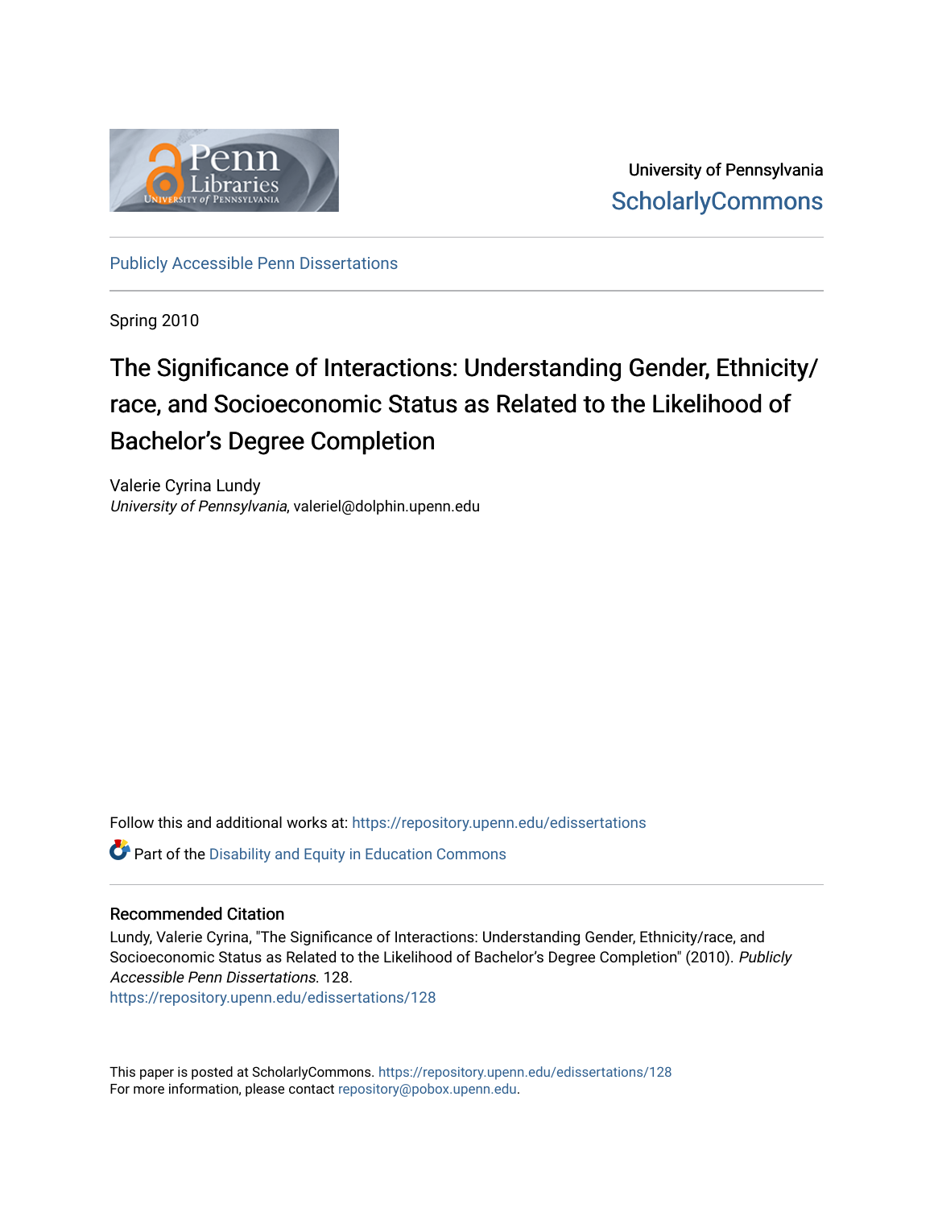University of Pennsylvania

ScholarlyCommons

Publicly Accessible Penn Dissertations

Spring 2010

# The Significance of Interactions: Understanding Gender, Ethnicity/race, and Socioeconomic Status as Related to the Likelihood of Bachelor's Degree Completion

Valerie Cyrina Lundy
*University of Pennsylvania*, valeriel@dolphin.upenn.edu

Follow this and additional works at: https://repository.upenn.edu/edissertations

Part of the Disability and Equity in Education Commons

## Recommended Citation

Lundy, Valerie Cyrina, "The Significance of Interactions: Understanding Gender, Ethnicity/race, and Socioeconomic Status as Related to the Likelihood of Bachelor's Degree Completion" (2010). *Publicly Accessible Penn Dissertations*. 128.
https://repository.upenn.edu/edissertations/128

This paper is posted at ScholarlyCommons. https://repository.upenn.edu/edissertations/128
For more information, please contact repository@pobox.upenn.edu.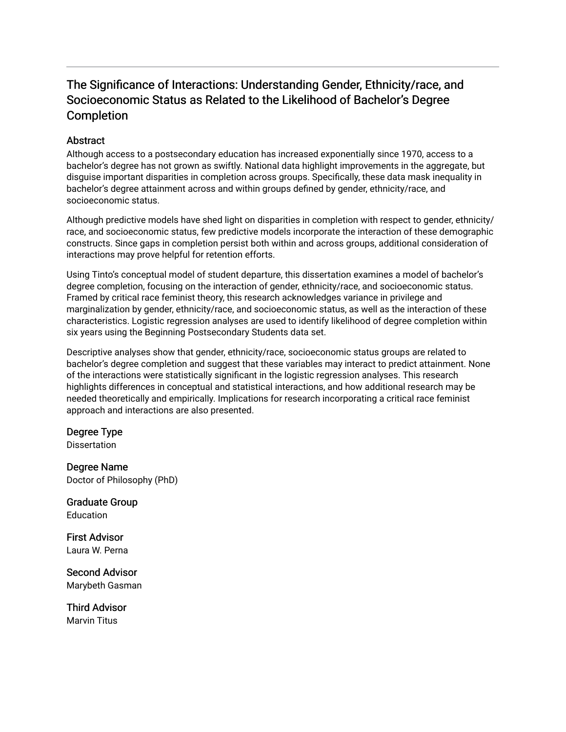# The Significance of Interactions: Understanding Gender, Ethnicity/race, and Socioeconomic Status as Related to the Likelihood of Bachelor's Degree Completion

## Abstract

Although access to a postsecondary education has increased exponentially since 1970, access to a bachelor's degree has not grown as swiftly. National data highlight improvements in the aggregate, but disguise important disparities in completion across groups. Specifically, these data mask inequality in bachelor's degree attainment across and within groups defined by gender, ethnicity/race, and socioeconomic status.

Although predictive models have shed light on disparities in completion with respect to gender, ethnicity/race, and socioeconomic status, few predictive models incorporate the interaction of these demographic constructs. Since gaps in completion persist both within and across groups, additional consideration of interactions may prove helpful for retention efforts.

Using Tinto's conceptual model of student departure, this dissertation examines a model of bachelor's degree completion, focusing on the interaction of gender, ethnicity/race, and socioeconomic status. Framed by critical race feminist theory, this research acknowledges variance in privilege and marginalization by gender, ethnicity/race, and socioeconomic status, as well as the interaction of these characteristics. Logistic regression analyses are used to identify likelihood of degree completion within six years using the Beginning Postsecondary Students data set.

Descriptive analyses show that gender, ethnicity/race, socioeconomic status groups are related to bachelor's degree completion and suggest that these variables may interact to predict attainment. None of the interactions were statistically significant in the logistic regression analyses. This research highlights differences in conceptual and statistical interactions, and how additional research may be needed theoretically and empirically. Implications for research incorporating a critical race feminist approach and interactions are also presented.

## Degree Type

Dissertation

## Degree Name

Doctor of Philosophy (PhD)

## Graduate Group

Education

## First Advisor

Laura W. Perna

## Second Advisor

Marybeth Gasman

## Third Advisor

Marvin Titus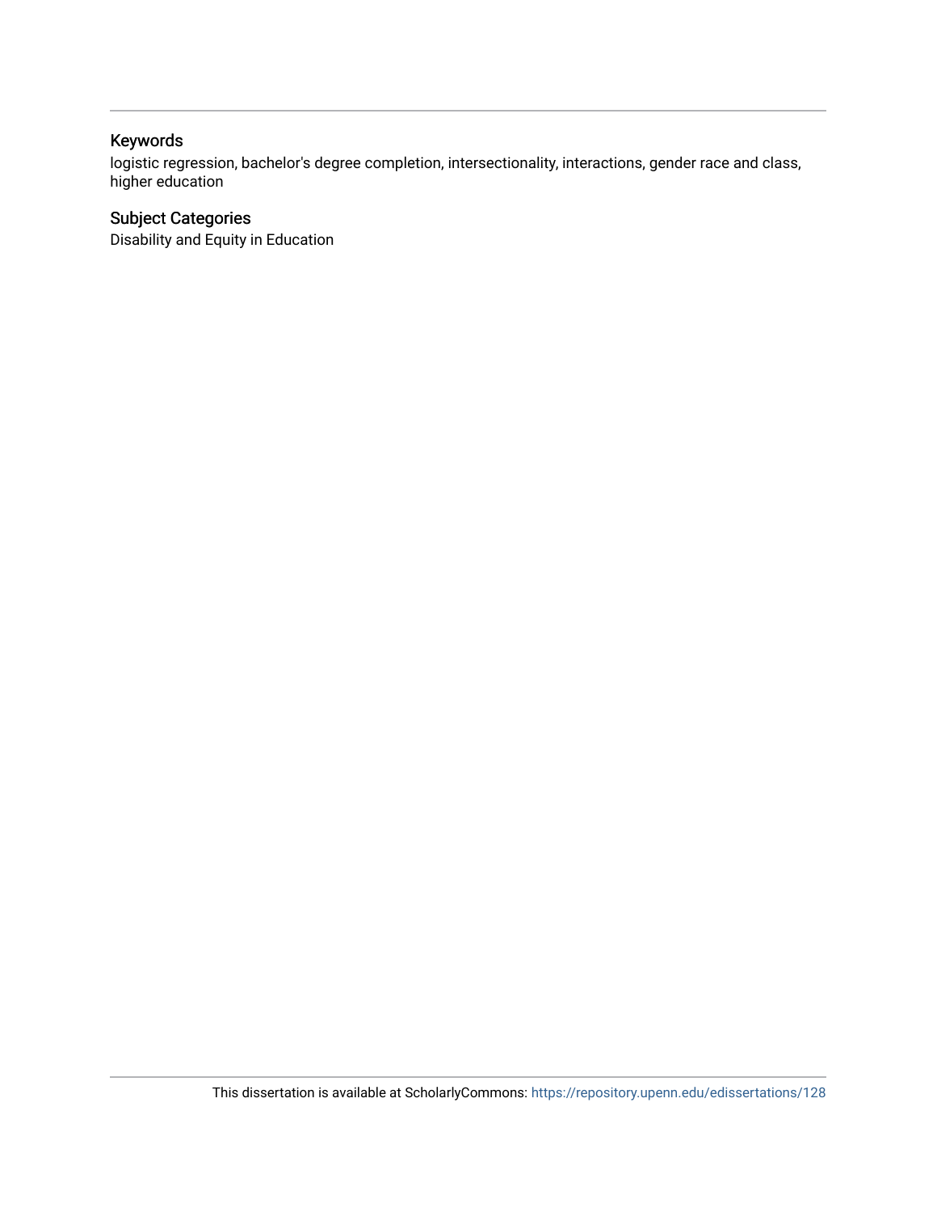## Keywords

logistic regression, bachelor's degree completion, intersectionality, interactions, gender race and class, higher education

## Subject Categories

Disability and Equity in Education

This dissertation is available at ScholarlyCommons: https://repository.upenn.edu/edissertations/128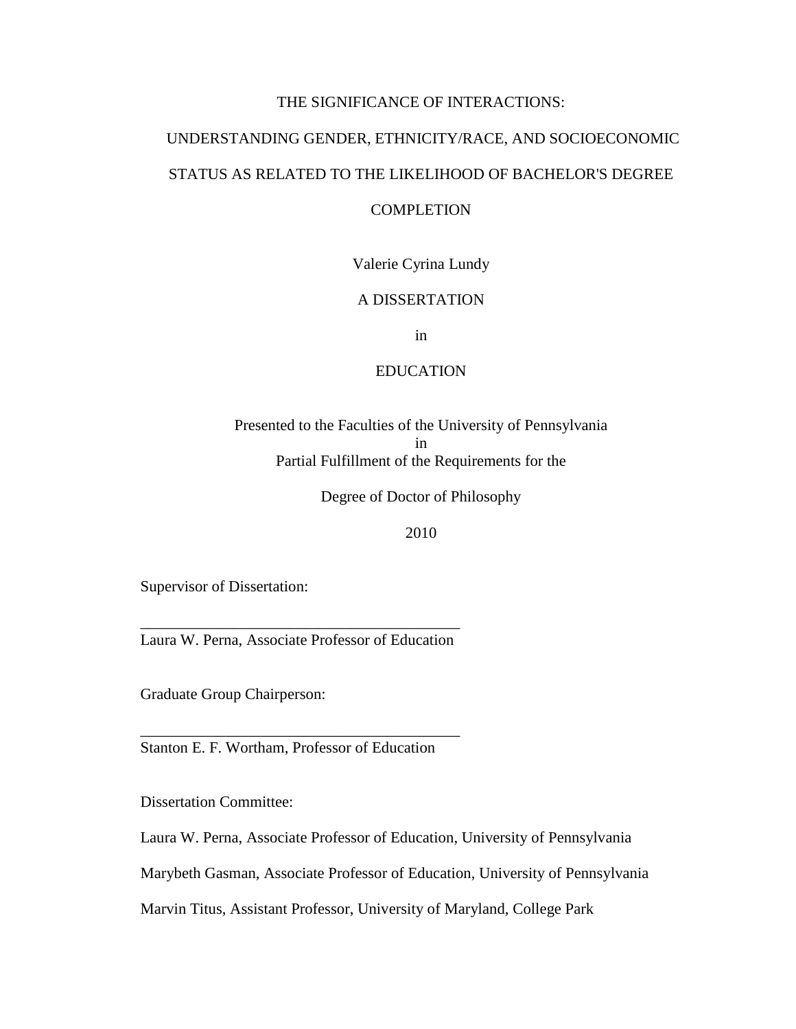# THE SIGNIFICANCE OF INTERACTIONS: UNDERSTANDING GENDER, ETHNICITY/RACE, AND SOCIOECONOMIC STATUS AS RELATED TO THE LIKELIHOOD OF BACHELOR'S DEGREE COMPLETION

Valerie Cyrina Lundy

A DISSERTATION

in

EDUCATION

Presented to the Faculties of the University of Pennsylvania
in
Partial Fulfillment of the Requirements for the

Degree of Doctor of Philosophy

2010

Supervisor of Dissertation:

_________________________________________
Laura W. Perna, Associate Professor of Education

Graduate Group Chairperson:

_________________________________________
Stanton E. F. Wortham, Professor of Education

Dissertation Committee:

Laura W. Perna, Associate Professor of Education, University of Pennsylvania

Marybeth Gasman, Associate Professor of Education, University of Pennsylvania

Marvin Titus, Assistant Professor, University of Maryland, College Park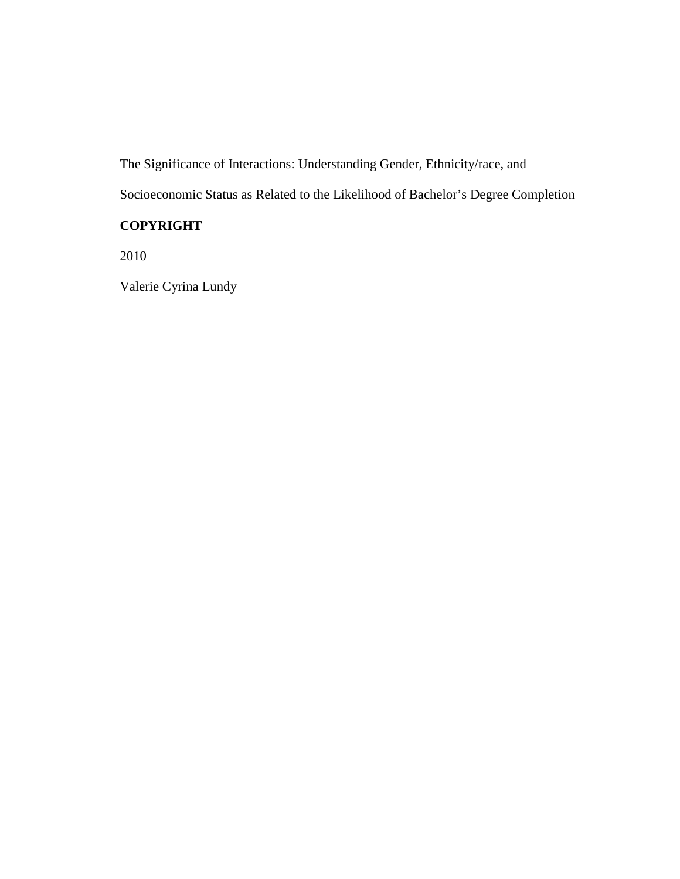The Significance of Interactions: Understanding Gender, Ethnicity/race, and Socioeconomic Status as Related to the Likelihood of Bachelor's Degree Completion

**COPYRIGHT**

2010

Valerie Cyrina Lundy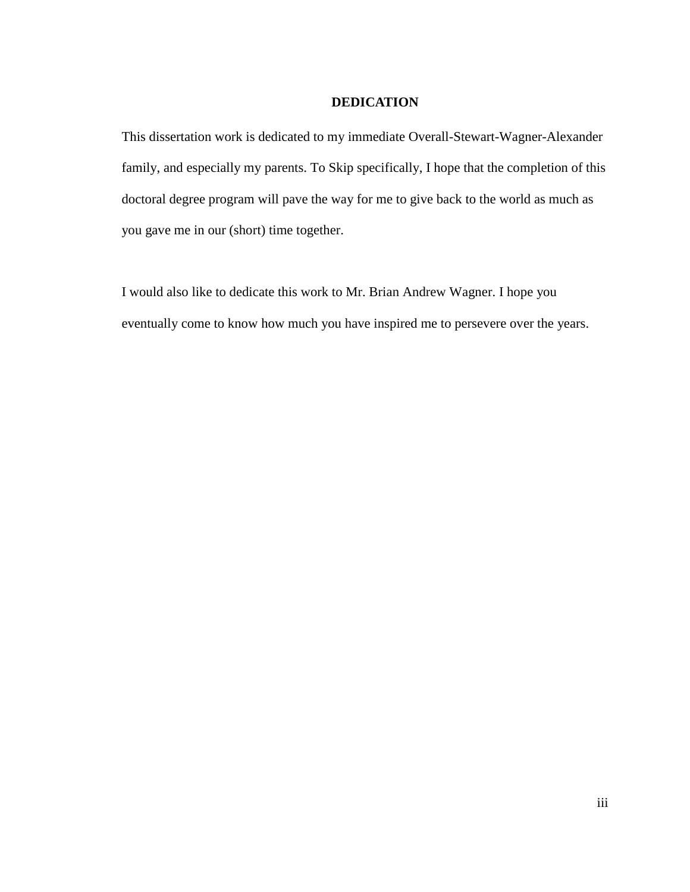# DEDICATION

This dissertation work is dedicated to my immediate Overall-Stewart-Wagner-Alexander family, and especially my parents. To Skip specifically, I hope that the completion of this doctoral degree program will pave the way for me to give back to the world as much as you gave me in our (short) time together.

I would also like to dedicate this work to Mr. Brian Andrew Wagner. I hope you eventually come to know how much you have inspired me to persevere over the years.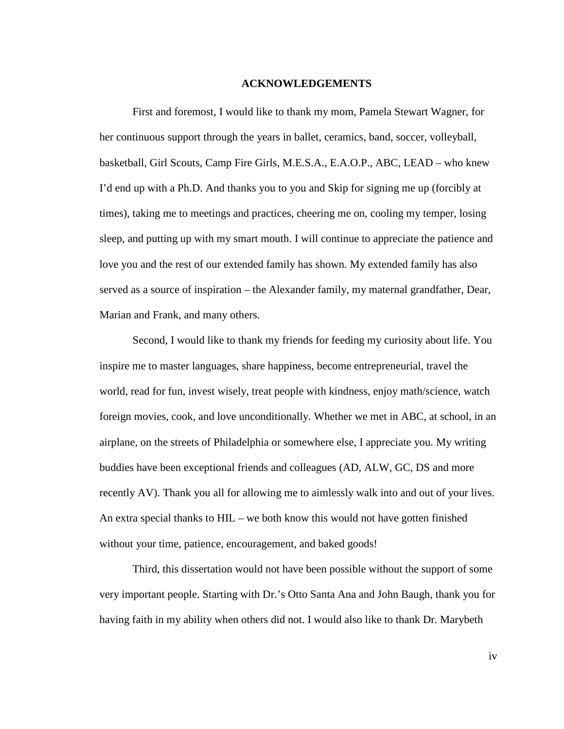## ACKNOWLEDGEMENTS

First and foremost, I would like to thank my mom, Pamela Stewart Wagner, for her continuous support through the years in ballet, ceramics, band, soccer, volleyball, basketball, Girl Scouts, Camp Fire Girls, M.E.S.A., E.A.O.P., ABC, LEAD – who knew I'd end up with a Ph.D. And thanks you to you and Skip for signing me up (forcibly at times), taking me to meetings and practices, cheering me on, cooling my temper, losing sleep, and putting up with my smart mouth. I will continue to appreciate the patience and love you and the rest of our extended family has shown. My extended family has also served as a source of inspiration – the Alexander family, my maternal grandfather, Dear, Marian and Frank, and many others.

Second, I would like to thank my friends for feeding my curiosity about life. You inspire me to master languages, share happiness, become entrepreneurial, travel the world, read for fun, invest wisely, treat people with kindness, enjoy math/science, watch foreign movies, cook, and love unconditionally. Whether we met in ABC, at school, in an airplane, on the streets of Philadelphia or somewhere else, I appreciate you. My writing buddies have been exceptional friends and colleagues (AD, ALW, GC, DS and more recently AV). Thank you all for allowing me to aimlessly walk into and out of your lives. An extra special thanks to HIL – we both know this would not have gotten finished without your time, patience, encouragement, and baked goods!

Third, this dissertation would not have been possible without the support of some very important people. Starting with Dr.'s Otto Santa Ana and John Baugh, thank you for having faith in my ability when others did not. I would also like to thank Dr. Marybeth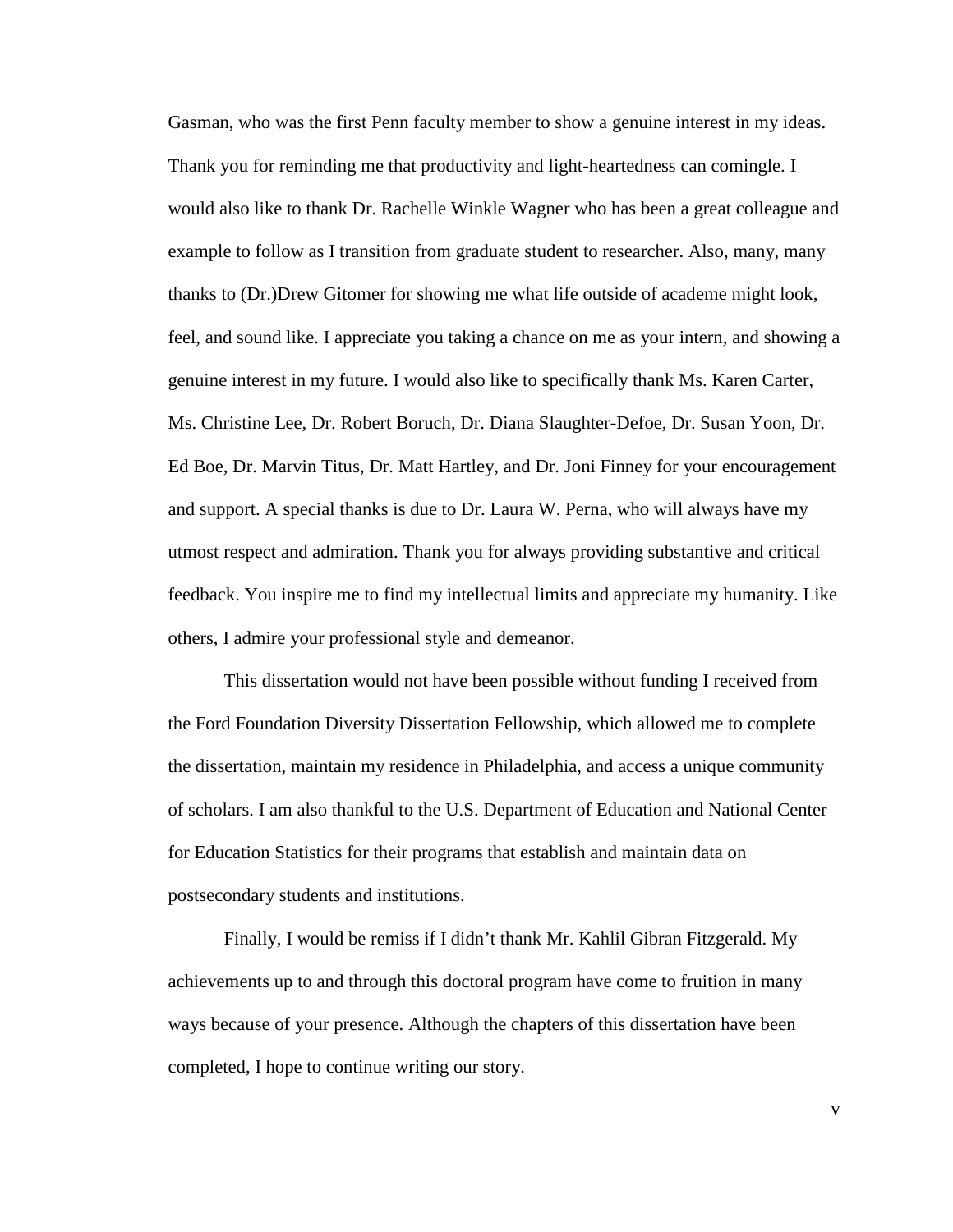Gasman, who was the first Penn faculty member to show a genuine interest in my ideas. Thank you for reminding me that productivity and light-heartedness can comingle. I would also like to thank Dr. Rachelle Winkle Wagner who has been a great colleague and example to follow as I transition from graduate student to researcher. Also, many, many thanks to (Dr.)Drew Gitomer for showing me what life outside of academe might look, feel, and sound like. I appreciate you taking a chance on me as your intern, and showing a genuine interest in my future. I would also like to specifically thank Ms. Karen Carter, Ms. Christine Lee, Dr. Robert Boruch, Dr. Diana Slaughter-Defoe, Dr. Susan Yoon, Dr. Ed Boe, Dr. Marvin Titus, Dr. Matt Hartley, and Dr. Joni Finney for your encouragement and support. A special thanks is due to Dr. Laura W. Perna, who will always have my utmost respect and admiration. Thank you for always providing substantive and critical feedback. You inspire me to find my intellectual limits and appreciate my humanity. Like others, I admire your professional style and demeanor.

This dissertation would not have been possible without funding I received from the Ford Foundation Diversity Dissertation Fellowship, which allowed me to complete the dissertation, maintain my residence in Philadelphia, and access a unique community of scholars. I am also thankful to the U.S. Department of Education and National Center for Education Statistics for their programs that establish and maintain data on postsecondary students and institutions.

Finally, I would be remiss if I didn't thank Mr. Kahlil Gibran Fitzgerald. My achievements up to and through this doctoral program have come to fruition in many ways because of your presence. Although the chapters of this dissertation have been completed, I hope to continue writing our story.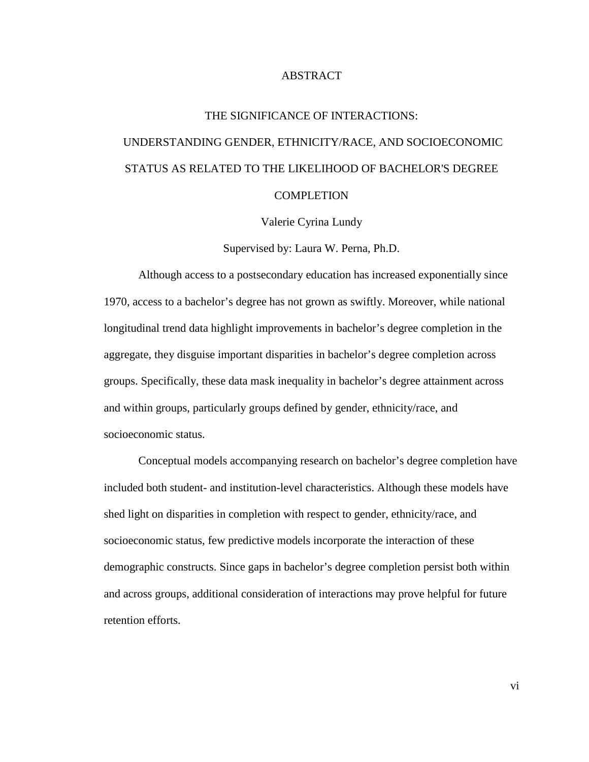# ABSTRACT

## THE SIGNIFICANCE OF INTERACTIONS: UNDERSTANDING GENDER, ETHNICITY/RACE, AND SOCIOECONOMIC STATUS AS RELATED TO THE LIKELIHOOD OF BACHELOR'S DEGREE COMPLETION

Valerie Cyrina Lundy

Supervised by: Laura W. Perna, Ph.D.

Although access to a postsecondary education has increased exponentially since 1970, access to a bachelor's degree has not grown as swiftly. Moreover, while national longitudinal trend data highlight improvements in bachelor's degree completion in the aggregate, they disguise important disparities in bachelor's degree completion across groups. Specifically, these data mask inequality in bachelor's degree attainment across and within groups, particularly groups defined by gender, ethnicity/race, and socioeconomic status.

Conceptual models accompanying research on bachelor's degree completion have included both student- and institution-level characteristics. Although these models have shed light on disparities in completion with respect to gender, ethnicity/race, and socioeconomic status, few predictive models incorporate the interaction of these demographic constructs. Since gaps in bachelor's degree completion persist both within and across groups, additional consideration of interactions may prove helpful for future retention efforts.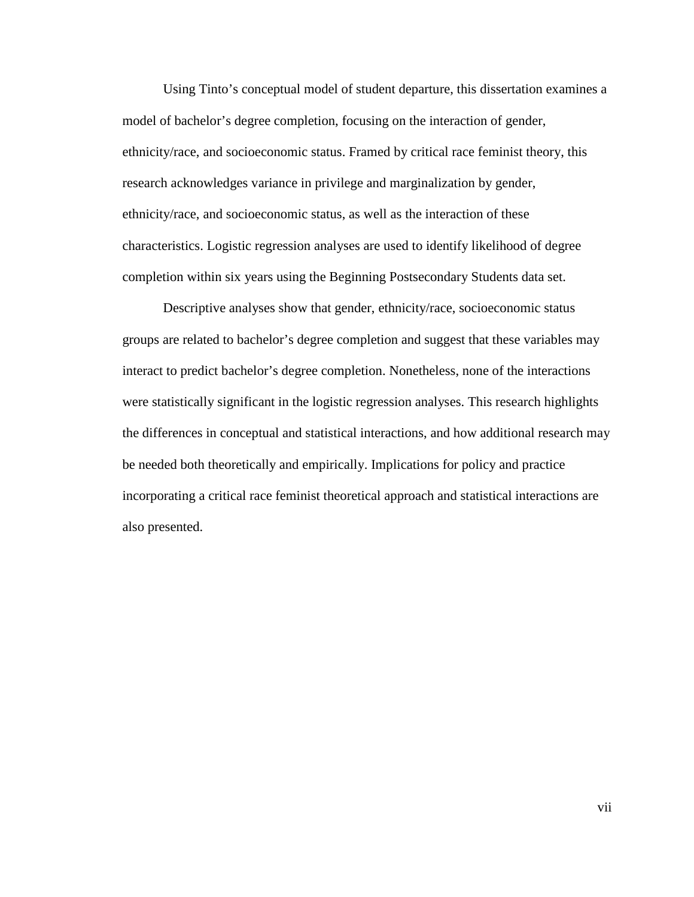Using Tinto's conceptual model of student departure, this dissertation examines a model of bachelor's degree completion, focusing on the interaction of gender, ethnicity/race, and socioeconomic status. Framed by critical race feminist theory, this research acknowledges variance in privilege and marginalization by gender, ethnicity/race, and socioeconomic status, as well as the interaction of these characteristics. Logistic regression analyses are used to identify likelihood of degree completion within six years using the Beginning Postsecondary Students data set.

Descriptive analyses show that gender, ethnicity/race, socioeconomic status groups are related to bachelor's degree completion and suggest that these variables may interact to predict bachelor's degree completion. Nonetheless, none of the interactions were statistically significant in the logistic regression analyses. This research highlights the differences in conceptual and statistical interactions, and how additional research may be needed both theoretically and empirically. Implications for policy and practice incorporating a critical race feminist theoretical approach and statistical interactions are also presented.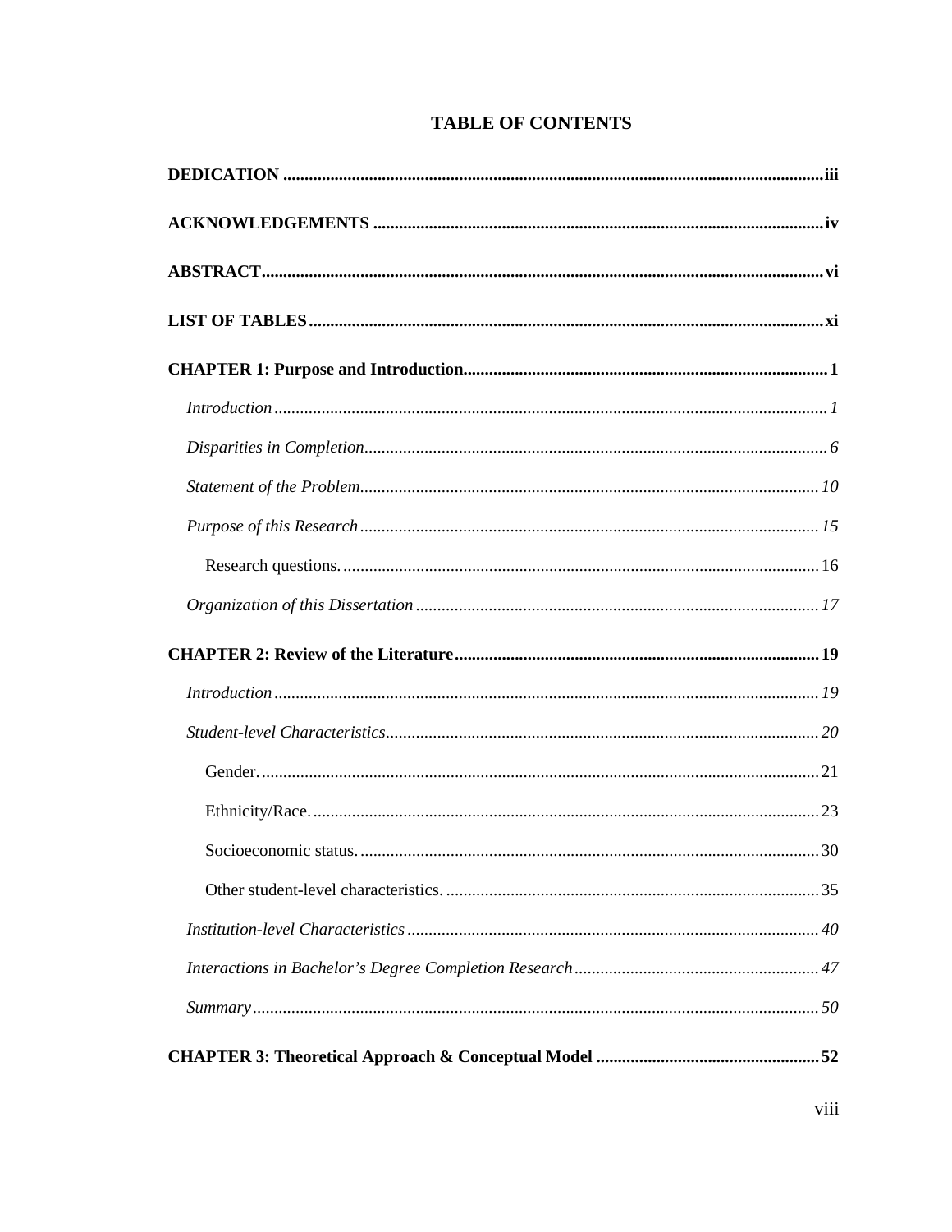# TABLE OF CONTENTS

**DEDICATION** ........................................................................................................... **iii**

**ACKNOWLEDGEMENTS** ......................................................................................... **iv**

**ABSTRACT** ............................................................................................................. **vi**

**LIST OF TABLES** ..................................................................................................... **xi**

**CHAPTER 1: Purpose and Introduction** ..................................................................... **1**

*Introduction* .......................................................................................................... *1*

*Disparities in Completion* ...................................................................................... *6*

*Statement of the Problem* ...................................................................................... *10*

*Purpose of this Research* ...................................................................................... *15*

Research questions. .............................................................................................. 16

*Organization of this Dissertation* ........................................................................... *17*

**CHAPTER 2: Review of the Literature** ..................................................................... **19**

*Introduction* .......................................................................................................... *19*

*Student-level Characteristics* ................................................................................ *20*

Gender. ................................................................................................................. 21

Ethnicity/Race. ...................................................................................................... 23

Socioeconomic status. ........................................................................................... 30

Other student-level characteristics. ....................................................................... 35

*Institution-level Characteristics* ........................................................................... *40*

*Interactions in Bachelor's Degree Completion Research* ......................................... *47*

*Summary* .............................................................................................................. *50*

**CHAPTER 3: Theoretical Approach & Conceptual Model** ......................................... **52**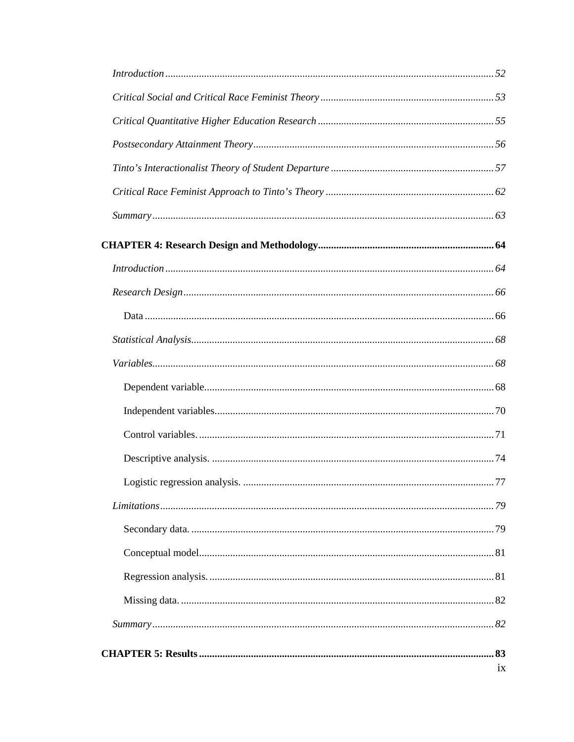*Introduction* 52

*Critical Social and Critical Race Feminist Theory* 53

*Critical Quantitative Higher Education Research* 55

*Postsecondary Attainment Theory* 56

*Tinto's Interactionalist Theory of Student Departure* 57

*Critical Race Feminist Approach to Tinto's Theory* 62

*Summary* 63

**CHAPTER 4: Research Design and Methodology** 64

*Introduction* 64

*Research Design* 66

Data 66

*Statistical Analysis* 68

*Variables* 68

Dependent variable 68

Independent variables 70

Control variables. 71

Descriptive analysis. 74

Logistic regression analysis. 77

*Limitations* 79

Secondary data. 79

Conceptual model 81

Regression analysis. 81

Missing data. 82

*Summary* 82

**CHAPTER 5: Results** 83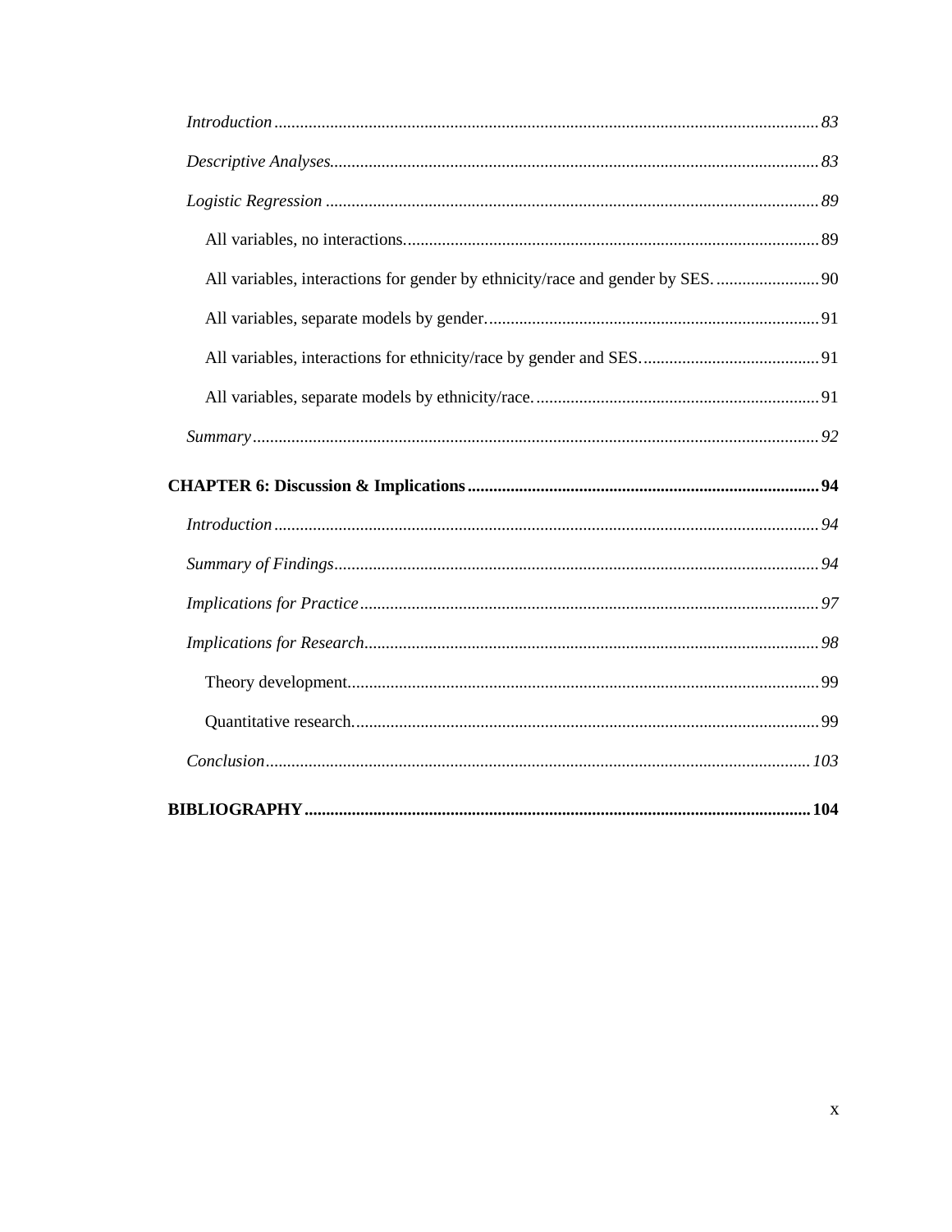*Introduction* .......... 83

*Descriptive Analyses* .......... 83

*Logistic Regression* .......... 89

All variables, no interactions. .......... 89

All variables, interactions for gender by ethnicity/race and gender by SES. .......... 90

All variables, separate models by gender. .......... 91

All variables, interactions for ethnicity/race by gender and SES. .......... 91

All variables, separate models by ethnicity/race. .......... 91

*Summary* .......... 92

**CHAPTER 6: Discussion & Implications .......... 94**

*Introduction* .......... 94

*Summary of Findings* .......... 94

*Implications for Practice* .......... 97

*Implications for Research* .......... 98

Theory development. .......... 99

Quantitative research. .......... 99

*Conclusion* .......... 103

**BIBLIOGRAPHY .......... 104**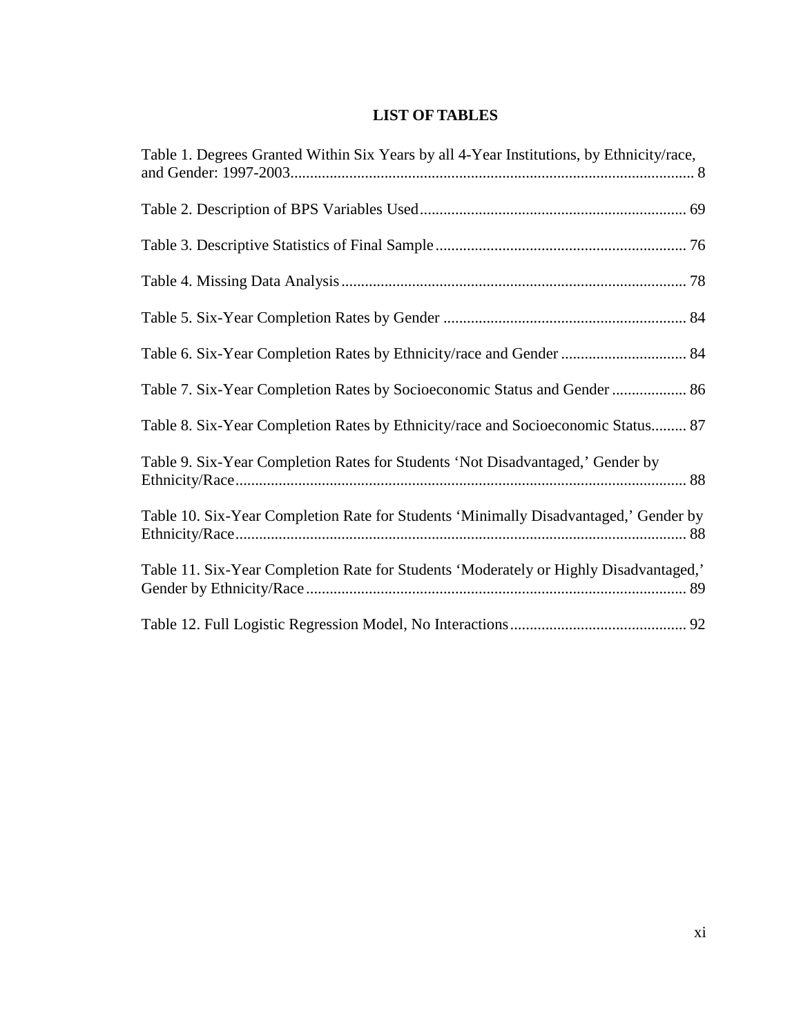# LIST OF TABLES

Table 1. Degrees Granted Within Six Years by all 4-Year Institutions, by Ethnicity/race, and Gender: 1997-2003....................................................................................................... 8

Table 2. Description of BPS Variables Used.................................................................... 69

Table 3. Descriptive Statistics of Final Sample ................................................................ 76

Table 4. Missing Data Analysis ........................................................................................ 78

Table 5. Six-Year Completion Rates by Gender .............................................................. 84

Table 6. Six-Year Completion Rates by Ethnicity/race and Gender ................................ 84

Table 7. Six-Year Completion Rates by Socioeconomic Status and Gender ................... 86

Table 8. Six-Year Completion Rates by Ethnicity/race and Socioeconomic Status......... 87

Table 9. Six-Year Completion Rates for Students ‘Not Disadvantaged,’ Gender by Ethnicity/Race................................................................................................................... 88

Table 10. Six-Year Completion Rate for Students ‘Minimally Disadvantaged,’ Gender by Ethnicity/Race................................................................................................................... 88

Table 11. Six-Year Completion Rate for Students ‘Moderately or Highly Disadvantaged,’ Gender by Ethnicity/Race ................................................................................................. 89

Table 12. Full Logistic Regression Model, No Interactions............................................. 92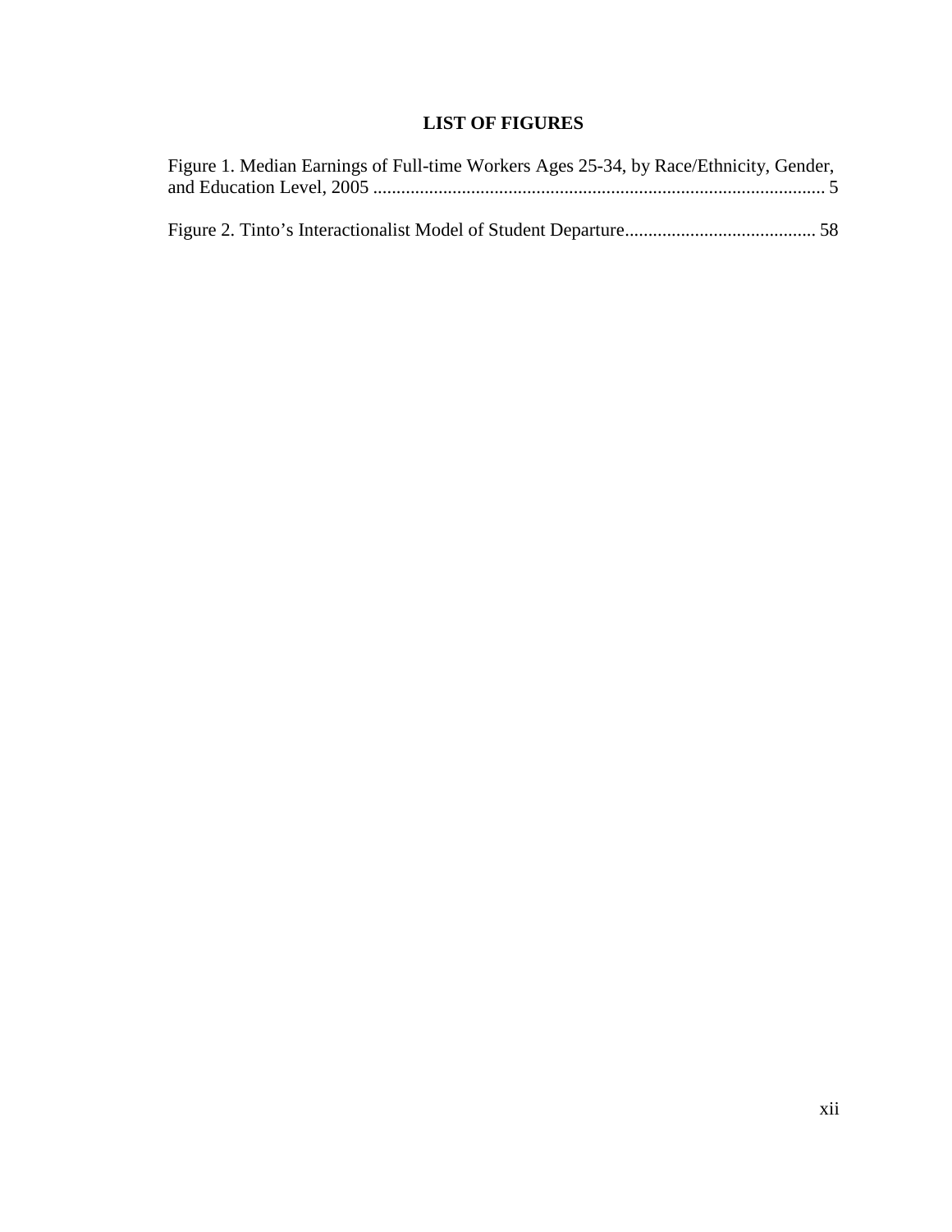## LIST OF FIGURES

Figure 1. Median Earnings of Full-time Workers Ages 25-34, by Race/Ethnicity, Gender, and Education Level, 2005 ................................................................................................ 5

Figure 2. Tinto's Interactionalist Model of Student Departure......................................... 58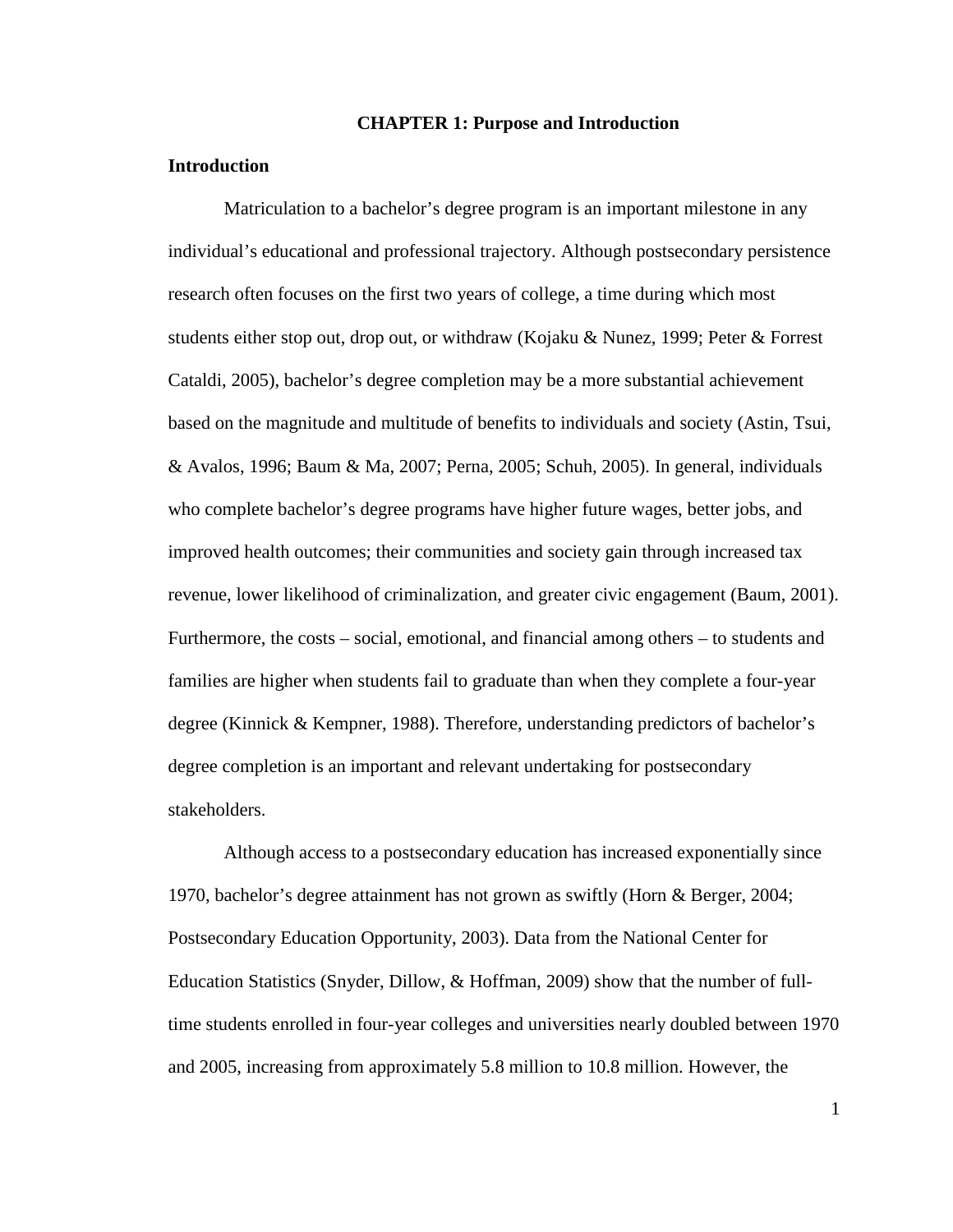# CHAPTER 1: Purpose and Introduction

## Introduction

Matriculation to a bachelor's degree program is an important milestone in any individual's educational and professional trajectory. Although postsecondary persistence research often focuses on the first two years of college, a time during which most students either stop out, drop out, or withdraw (Kojaku & Nunez, 1999; Peter & Forrest Cataldi, 2005), bachelor's degree completion may be a more substantial achievement based on the magnitude and multitude of benefits to individuals and society (Astin, Tsui, & Avalos, 1996; Baum & Ma, 2007; Perna, 2005; Schuh, 2005). In general, individuals who complete bachelor's degree programs have higher future wages, better jobs, and improved health outcomes; their communities and society gain through increased tax revenue, lower likelihood of criminalization, and greater civic engagement (Baum, 2001). Furthermore, the costs – social, emotional, and financial among others – to students and families are higher when students fail to graduate than when they complete a four-year degree (Kinnick & Kempner, 1988). Therefore, understanding predictors of bachelor's degree completion is an important and relevant undertaking for postsecondary stakeholders.

Although access to a postsecondary education has increased exponentially since 1970, bachelor's degree attainment has not grown as swiftly (Horn & Berger, 2004; Postsecondary Education Opportunity, 2003). Data from the National Center for Education Statistics (Snyder, Dillow, & Hoffman, 2009) show that the number of full-time students enrolled in four-year colleges and universities nearly doubled between 1970 and 2005, increasing from approximately 5.8 million to 10.8 million. However, the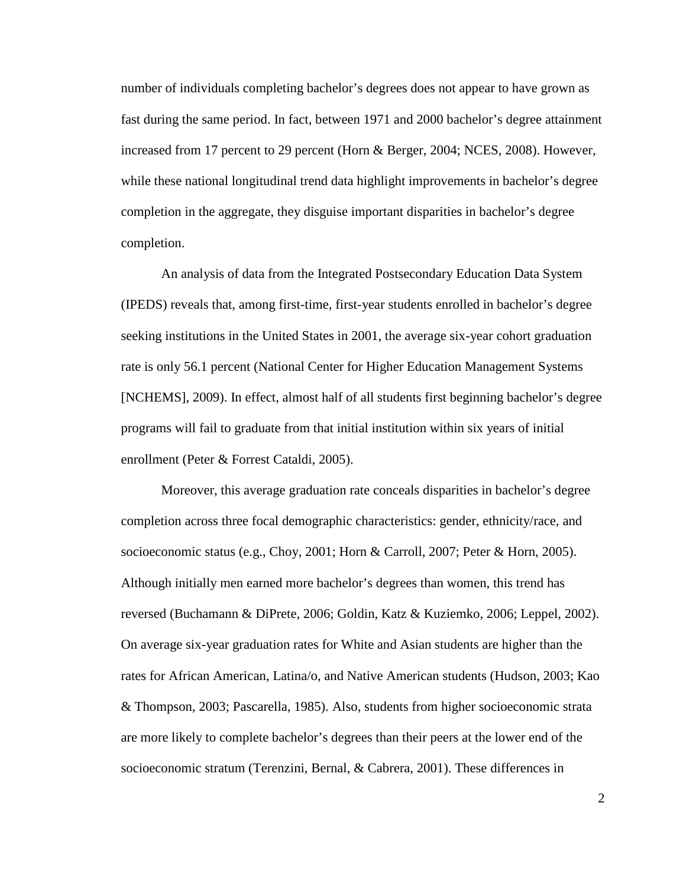number of individuals completing bachelor's degrees does not appear to have grown as fast during the same period. In fact, between 1971 and 2000 bachelor's degree attainment increased from 17 percent to 29 percent (Horn & Berger, 2004; NCES, 2008). However, while these national longitudinal trend data highlight improvements in bachelor's degree completion in the aggregate, they disguise important disparities in bachelor's degree completion.

An analysis of data from the Integrated Postsecondary Education Data System (IPEDS) reveals that, among first-time, first-year students enrolled in bachelor's degree seeking institutions in the United States in 2001, the average six-year cohort graduation rate is only 56.1 percent (National Center for Higher Education Management Systems [NCHEMS], 2009). In effect, almost half of all students first beginning bachelor's degree programs will fail to graduate from that initial institution within six years of initial enrollment (Peter & Forrest Cataldi, 2005).

Moreover, this average graduation rate conceals disparities in bachelor's degree completion across three focal demographic characteristics: gender, ethnicity/race, and socioeconomic status (e.g., Choy, 2001; Horn & Carroll, 2007; Peter & Horn, 2005). Although initially men earned more bachelor's degrees than women, this trend has reversed (Buchamann & DiPrete, 2006; Goldin, Katz & Kuziemko, 2006; Leppel, 2002). On average six-year graduation rates for White and Asian students are higher than the rates for African American, Latina/o, and Native American students (Hudson, 2003; Kao & Thompson, 2003; Pascarella, 1985). Also, students from higher socioeconomic strata are more likely to complete bachelor's degrees than their peers at the lower end of the socioeconomic stratum (Terenzini, Bernal, & Cabrera, 2001). These differences in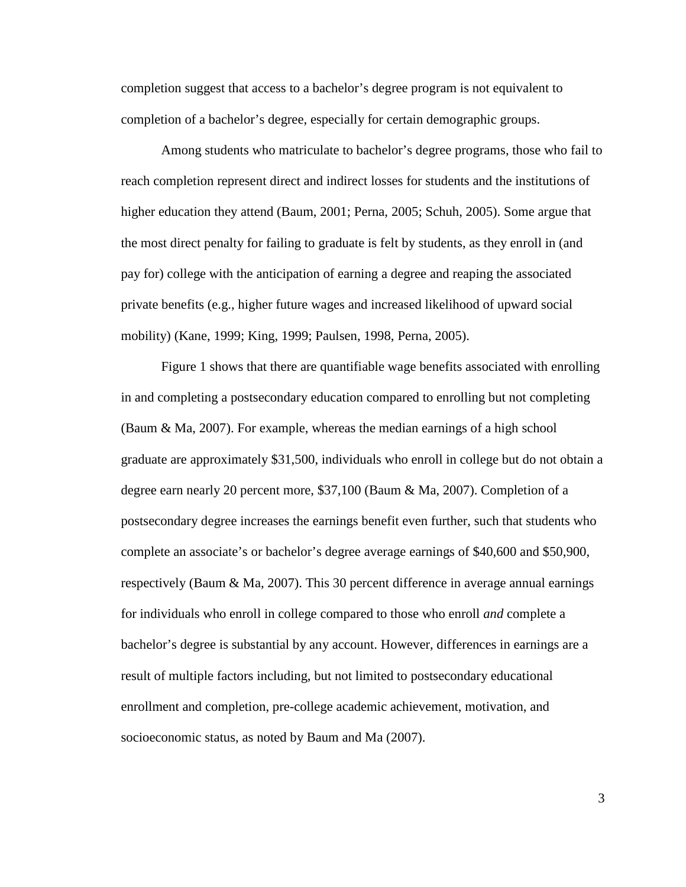completion suggest that access to a bachelor's degree program is not equivalent to completion of a bachelor's degree, especially for certain demographic groups.

Among students who matriculate to bachelor's degree programs, those who fail to reach completion represent direct and indirect losses for students and the institutions of higher education they attend (Baum, 2001; Perna, 2005; Schuh, 2005). Some argue that the most direct penalty for failing to graduate is felt by students, as they enroll in (and pay for) college with the anticipation of earning a degree and reaping the associated private benefits (e.g., higher future wages and increased likelihood of upward social mobility) (Kane, 1999; King, 1999; Paulsen, 1998, Perna, 2005).

Figure 1 shows that there are quantifiable wage benefits associated with enrolling in and completing a postsecondary education compared to enrolling but not completing (Baum & Ma, 2007). For example, whereas the median earnings of a high school graduate are approximately $31,500, individuals who enroll in college but do not obtain a degree earn nearly 20 percent more, $37,100 (Baum & Ma, 2007). Completion of a postsecondary degree increases the earnings benefit even further, such that students who complete an associate's or bachelor's degree average earnings of $40,600 and $50,900, respectively (Baum & Ma, 2007). This 30 percent difference in average annual earnings for individuals who enroll in college compared to those who enroll *and* complete a bachelor's degree is substantial by any account. However, differences in earnings are a result of multiple factors including, but not limited to postsecondary educational enrollment and completion, pre-college academic achievement, motivation, and socioeconomic status, as noted by Baum and Ma (2007).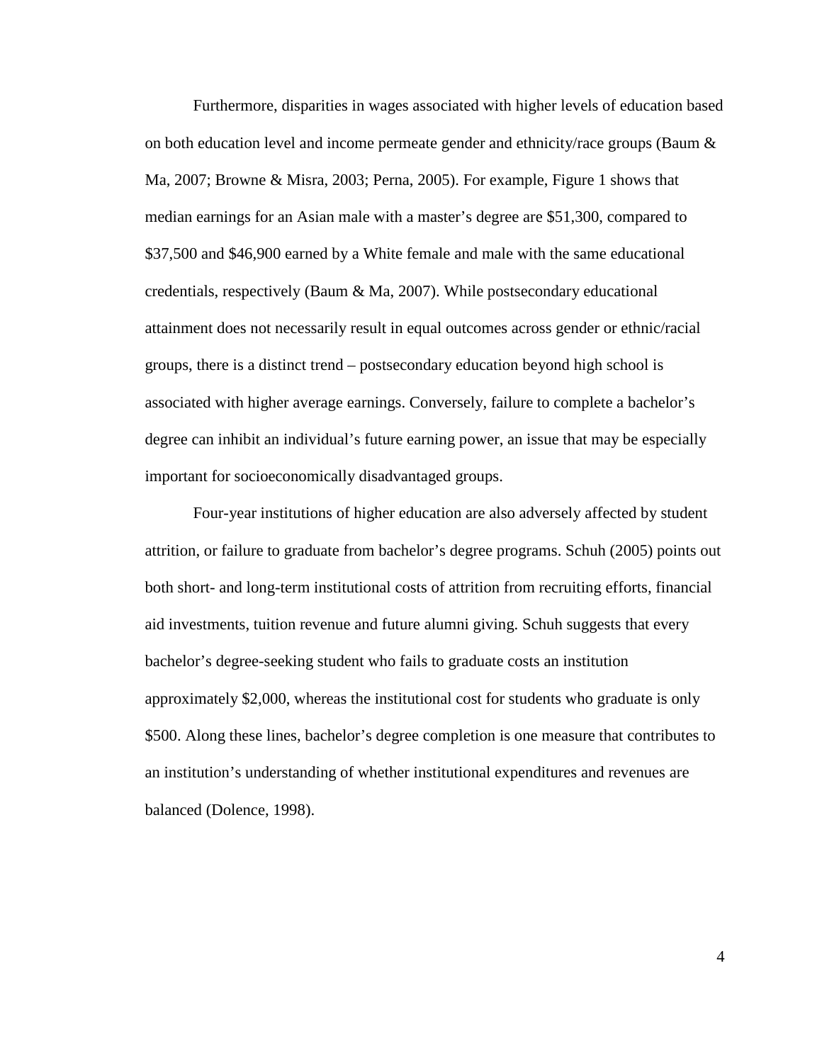Furthermore, disparities in wages associated with higher levels of education based on both education level and income permeate gender and ethnicity/race groups (Baum & Ma, 2007; Browne & Misra, 2003; Perna, 2005). For example, Figure 1 shows that median earnings for an Asian male with a master's degree are $51,300, compared to $37,500 and $46,900 earned by a White female and male with the same educational credentials, respectively (Baum & Ma, 2007). While postsecondary educational attainment does not necessarily result in equal outcomes across gender or ethnic/racial groups, there is a distinct trend – postsecondary education beyond high school is associated with higher average earnings. Conversely, failure to complete a bachelor's degree can inhibit an individual's future earning power, an issue that may be especially important for socioeconomically disadvantaged groups.

Four-year institutions of higher education are also adversely affected by student attrition, or failure to graduate from bachelor's degree programs. Schuh (2005) points out both short- and long-term institutional costs of attrition from recruiting efforts, financial aid investments, tuition revenue and future alumni giving. Schuh suggests that every bachelor's degree-seeking student who fails to graduate costs an institution approximately $2,000, whereas the institutional cost for students who graduate is only $500. Along these lines, bachelor's degree completion is one measure that contributes to an institution's understanding of whether institutional expenditures and revenues are balanced (Dolence, 1998).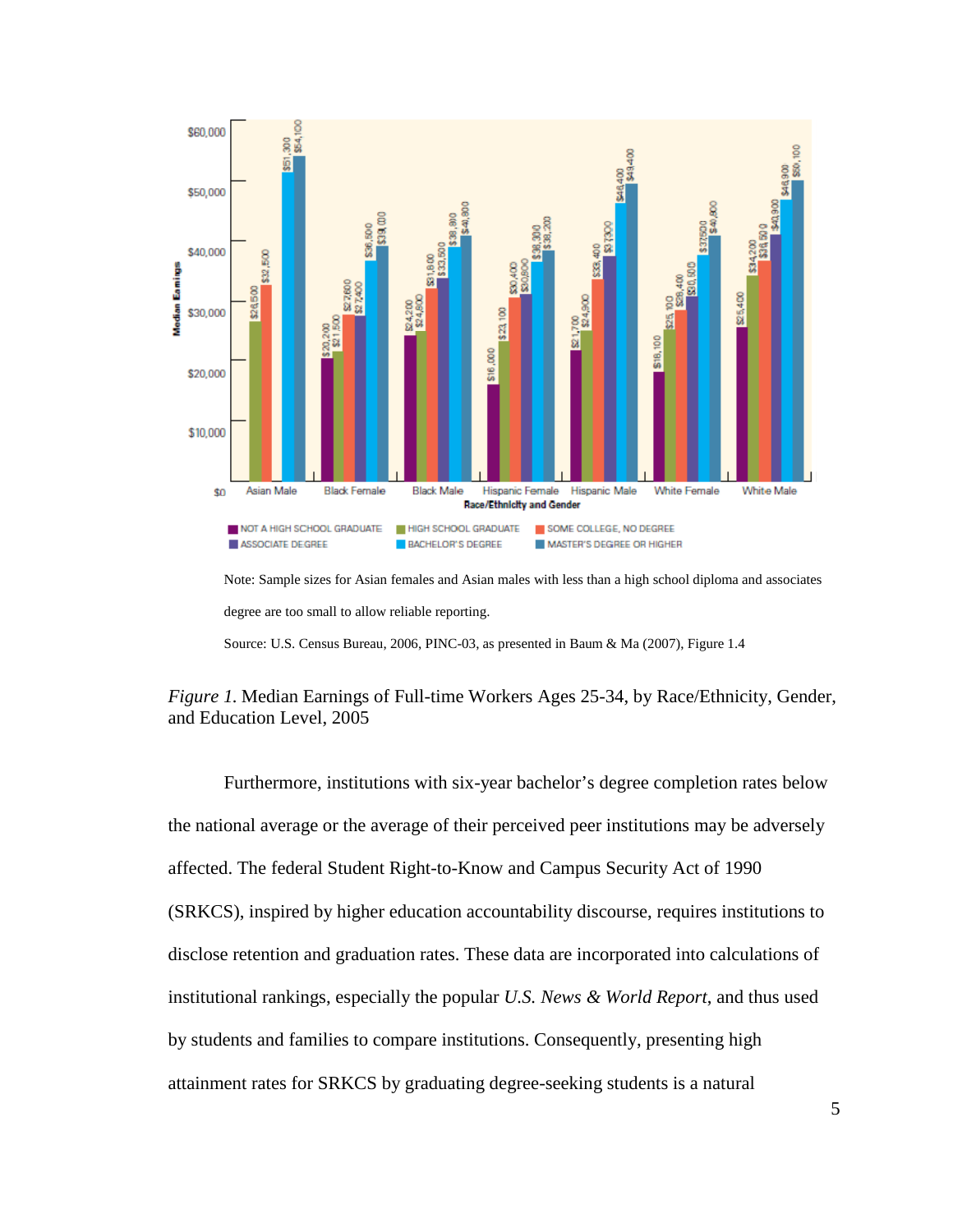Note: Sample sizes for Asian females and Asian males with less than a high school diploma and associates degree are too small to allow reliable reporting.

Source: U.S. Census Bureau, 2006, PINC-03, as presented in Baum & Ma (2007), Figure 1.4

*Figure 1.* Median Earnings of Full-time Workers Ages 25-34, by Race/Ethnicity, Gender, and Education Level, 2005

Furthermore, institutions with six-year bachelor's degree completion rates below the national average or the average of their perceived peer institutions may be adversely affected. The federal Student Right-to-Know and Campus Security Act of 1990 (SRKCS), inspired by higher education accountability discourse, requires institutions to disclose retention and graduation rates. These data are incorporated into calculations of institutional rankings, especially the popular *U.S. News & World Report*, and thus used by students and families to compare institutions. Consequently, presenting high attainment rates for SRKCS by graduating degree-seeking students is a natural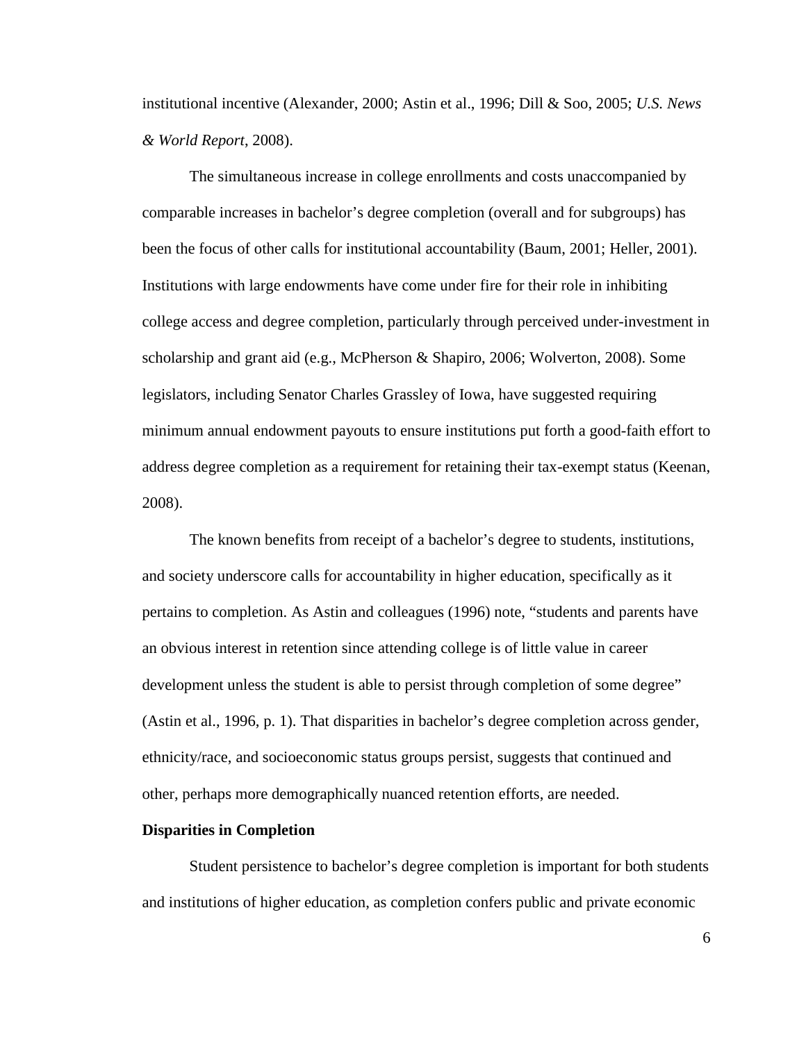institutional incentive (Alexander, 2000; Astin et al., 1996; Dill & Soo, 2005; *U.S. News & World Report*, 2008).

The simultaneous increase in college enrollments and costs unaccompanied by comparable increases in bachelor's degree completion (overall and for subgroups) has been the focus of other calls for institutional accountability (Baum, 2001; Heller, 2001). Institutions with large endowments have come under fire for their role in inhibiting college access and degree completion, particularly through perceived under-investment in scholarship and grant aid (e.g., McPherson & Shapiro, 2006; Wolverton, 2008). Some legislators, including Senator Charles Grassley of Iowa, have suggested requiring minimum annual endowment payouts to ensure institutions put forth a good-faith effort to address degree completion as a requirement for retaining their tax-exempt status (Keenan, 2008).

The known benefits from receipt of a bachelor's degree to students, institutions, and society underscore calls for accountability in higher education, specifically as it pertains to completion. As Astin and colleagues (1996) note, "students and parents have an obvious interest in retention since attending college is of little value in career development unless the student is able to persist through completion of some degree" (Astin et al., 1996, p. 1). That disparities in bachelor's degree completion across gender, ethnicity/race, and socioeconomic status groups persist, suggests that continued and other, perhaps more demographically nuanced retention efforts, are needed.

**Disparities in Completion**

Student persistence to bachelor's degree completion is important for both students and institutions of higher education, as completion confers public and private economic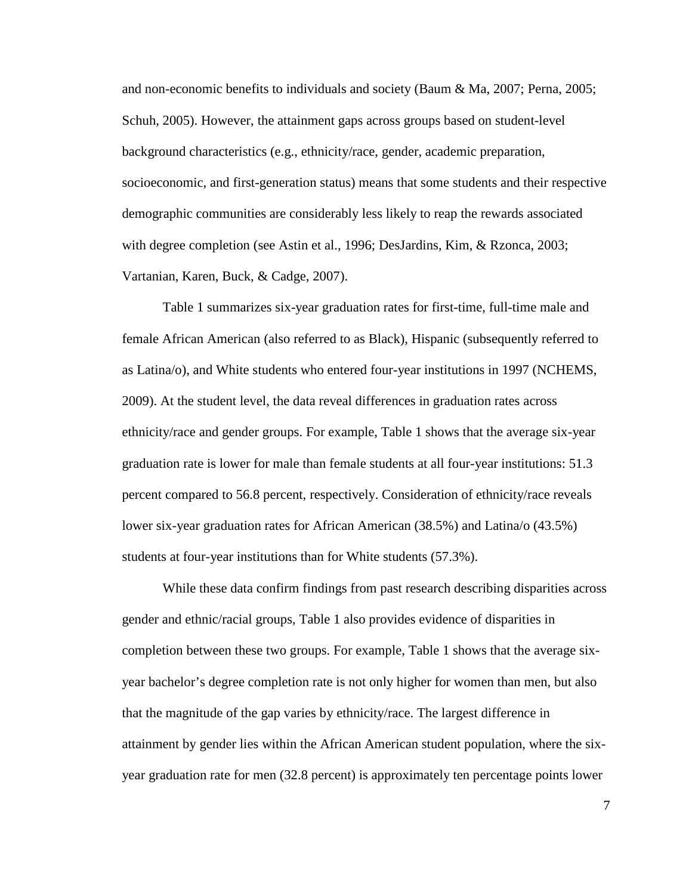and non-economic benefits to individuals and society (Baum & Ma, 2007; Perna, 2005; Schuh, 2005). However, the attainment gaps across groups based on student-level background characteristics (e.g., ethnicity/race, gender, academic preparation, socioeconomic, and first-generation status) means that some students and their respective demographic communities are considerably less likely to reap the rewards associated with degree completion (see Astin et al., 1996; DesJardins, Kim, & Rzonca, 2003; Vartanian, Karen, Buck, & Cadge, 2007).

Table 1 summarizes six-year graduation rates for first-time, full-time male and female African American (also referred to as Black), Hispanic (subsequently referred to as Latina/o), and White students who entered four-year institutions in 1997 (NCHEMS, 2009). At the student level, the data reveal differences in graduation rates across ethnicity/race and gender groups. For example, Table 1 shows that the average six-year graduation rate is lower for male than female students at all four-year institutions: 51.3 percent compared to 56.8 percent, respectively. Consideration of ethnicity/race reveals lower six-year graduation rates for African American (38.5%) and Latina/o (43.5%) students at four-year institutions than for White students (57.3%).

While these data confirm findings from past research describing disparities across gender and ethnic/racial groups, Table 1 also provides evidence of disparities in completion between these two groups. For example, Table 1 shows that the average six-year bachelor's degree completion rate is not only higher for women than men, but also that the magnitude of the gap varies by ethnicity/race. The largest difference in attainment by gender lies within the African American student population, where the six-year graduation rate for men (32.8 percent) is approximately ten percentage points lower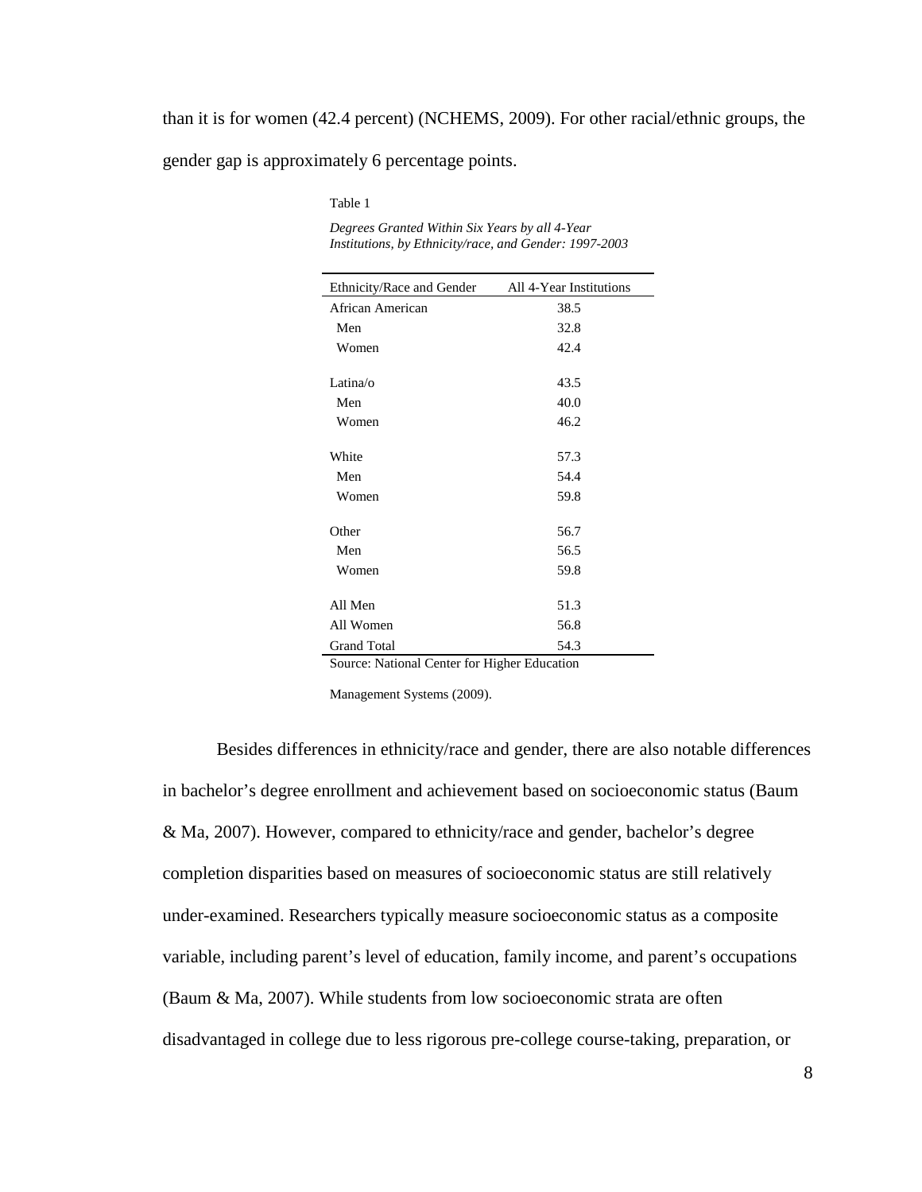than it is for women (42.4 percent) (NCHEMS, 2009). For other racial/ethnic groups, the gender gap is approximately 6 percentage points.

Table 1

*Degrees Granted Within Six Years by all 4-Year Institutions, by Ethnicity/race, and Gender: 1997-2003*

| Ethnicity/Race and Gender | All 4-Year Institutions |
|---|---|
| African American | 38.5 |
| Men | 32.8 |
| Women | 42.4 |
| Latina/o | 43.5 |
| Men | 40.0 |
| Women | 46.2 |
| White | 57.3 |
| Men | 54.4 |
| Women | 59.8 |
| Other | 56.7 |
| Men | 56.5 |
| Women | 59.8 |
| All Men | 51.3 |
| All Women | 56.8 |
| Grand Total | 54.3 |

Source: National Center for Higher Education Management Systems (2009).

Besides differences in ethnicity/race and gender, there are also notable differences in bachelor's degree enrollment and achievement based on socioeconomic status (Baum & Ma, 2007). However, compared to ethnicity/race and gender, bachelor's degree completion disparities based on measures of socioeconomic status are still relatively under-examined. Researchers typically measure socioeconomic status as a composite variable, including parent's level of education, family income, and parent's occupations (Baum & Ma, 2007). While students from low socioeconomic strata are often disadvantaged in college due to less rigorous pre-college course-taking, preparation, or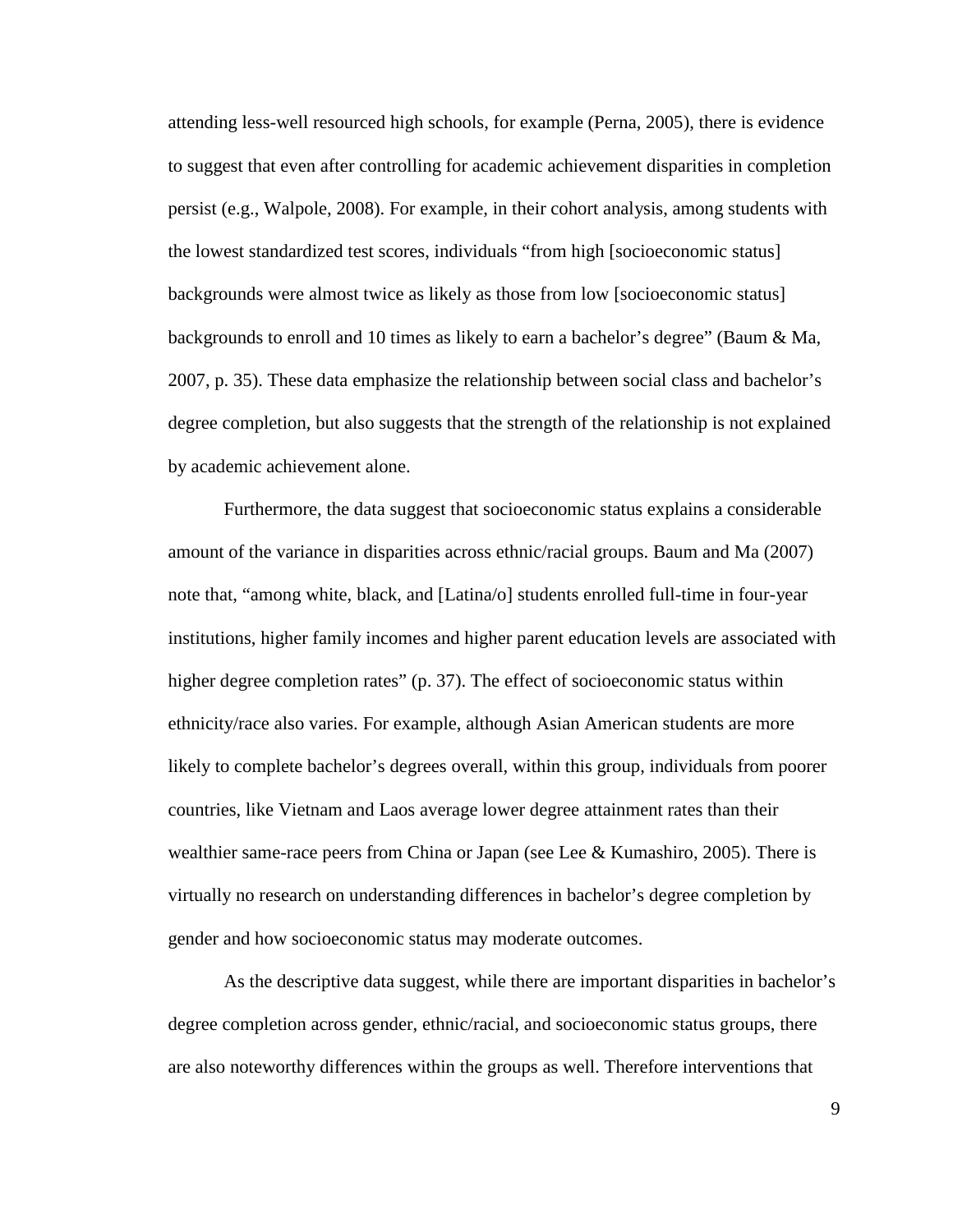attending less-well resourced high schools, for example (Perna, 2005), there is evidence to suggest that even after controlling for academic achievement disparities in completion persist (e.g., Walpole, 2008). For example, in their cohort analysis, among students with the lowest standardized test scores, individuals "from high [socioeconomic status] backgrounds were almost twice as likely as those from low [socioeconomic status] backgrounds to enroll and 10 times as likely to earn a bachelor's degree" (Baum & Ma, 2007, p. 35). These data emphasize the relationship between social class and bachelor's degree completion, but also suggests that the strength of the relationship is not explained by academic achievement alone.

Furthermore, the data suggest that socioeconomic status explains a considerable amount of the variance in disparities across ethnic/racial groups. Baum and Ma (2007) note that, "among white, black, and [Latina/o] students enrolled full-time in four-year institutions, higher family incomes and higher parent education levels are associated with higher degree completion rates" (p. 37). The effect of socioeconomic status within ethnicity/race also varies. For example, although Asian American students are more likely to complete bachelor's degrees overall, within this group, individuals from poorer countries, like Vietnam and Laos average lower degree attainment rates than their wealthier same-race peers from China or Japan (see Lee & Kumashiro, 2005). There is virtually no research on understanding differences in bachelor's degree completion by gender and how socioeconomic status may moderate outcomes.

As the descriptive data suggest, while there are important disparities in bachelor's degree completion across gender, ethnic/racial, and socioeconomic status groups, there are also noteworthy differences within the groups as well. Therefore interventions that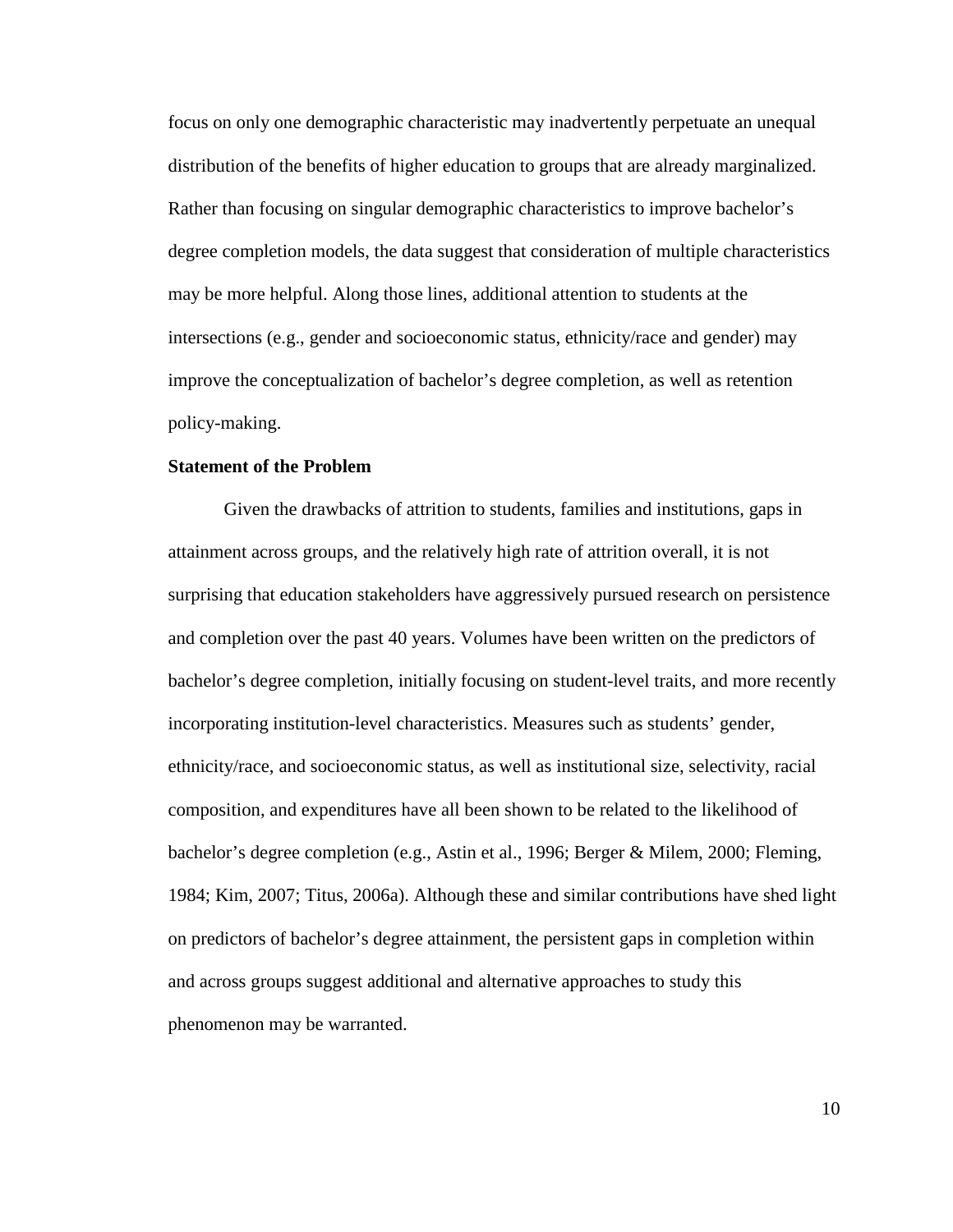focus on only one demographic characteristic may inadvertently perpetuate an unequal distribution of the benefits of higher education to groups that are already marginalized. Rather than focusing on singular demographic characteristics to improve bachelor's degree completion models, the data suggest that consideration of multiple characteristics may be more helpful. Along those lines, additional attention to students at the intersections (e.g., gender and socioeconomic status, ethnicity/race and gender) may improve the conceptualization of bachelor's degree completion, as well as retention policy-making.

**Statement of the Problem**

Given the drawbacks of attrition to students, families and institutions, gaps in attainment across groups, and the relatively high rate of attrition overall, it is not surprising that education stakeholders have aggressively pursued research on persistence and completion over the past 40 years. Volumes have been written on the predictors of bachelor's degree completion, initially focusing on student-level traits, and more recently incorporating institution-level characteristics. Measures such as students' gender, ethnicity/race, and socioeconomic status, as well as institutional size, selectivity, racial composition, and expenditures have all been shown to be related to the likelihood of bachelor's degree completion (e.g., Astin et al., 1996; Berger & Milem, 2000; Fleming, 1984; Kim, 2007; Titus, 2006a). Although these and similar contributions have shed light on predictors of bachelor's degree attainment, the persistent gaps in completion within and across groups suggest additional and alternative approaches to study this phenomenon may be warranted.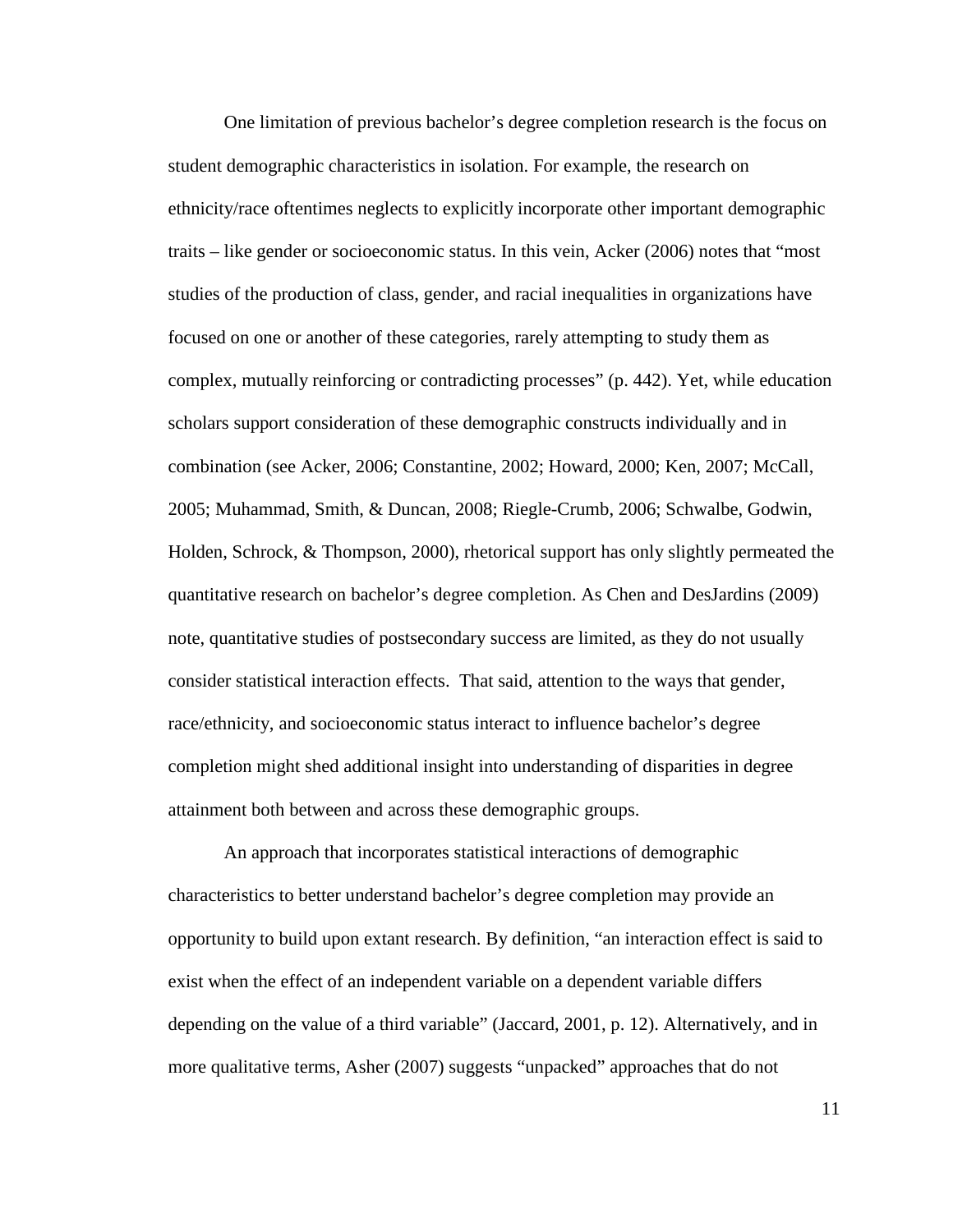One limitation of previous bachelor's degree completion research is the focus on student demographic characteristics in isolation. For example, the research on ethnicity/race oftentimes neglects to explicitly incorporate other important demographic traits – like gender or socioeconomic status. In this vein, Acker (2006) notes that "most studies of the production of class, gender, and racial inequalities in organizations have focused on one or another of these categories, rarely attempting to study them as complex, mutually reinforcing or contradicting processes" (p. 442). Yet, while education scholars support consideration of these demographic constructs individually and in combination (see Acker, 2006; Constantine, 2002; Howard, 2000; Ken, 2007; McCall, 2005; Muhammad, Smith, & Duncan, 2008; Riegle-Crumb, 2006; Schwalbe, Godwin, Holden, Schrock, & Thompson, 2000), rhetorical support has only slightly permeated the quantitative research on bachelor's degree completion. As Chen and DesJardins (2009) note, quantitative studies of postsecondary success are limited, as they do not usually consider statistical interaction effects. That said, attention to the ways that gender, race/ethnicity, and socioeconomic status interact to influence bachelor's degree completion might shed additional insight into understanding of disparities in degree attainment both between and across these demographic groups.

An approach that incorporates statistical interactions of demographic characteristics to better understand bachelor's degree completion may provide an opportunity to build upon extant research. By definition, "an interaction effect is said to exist when the effect of an independent variable on a dependent variable differs depending on the value of a third variable" (Jaccard, 2001, p. 12). Alternatively, and in more qualitative terms, Asher (2007) suggests "unpacked" approaches that do not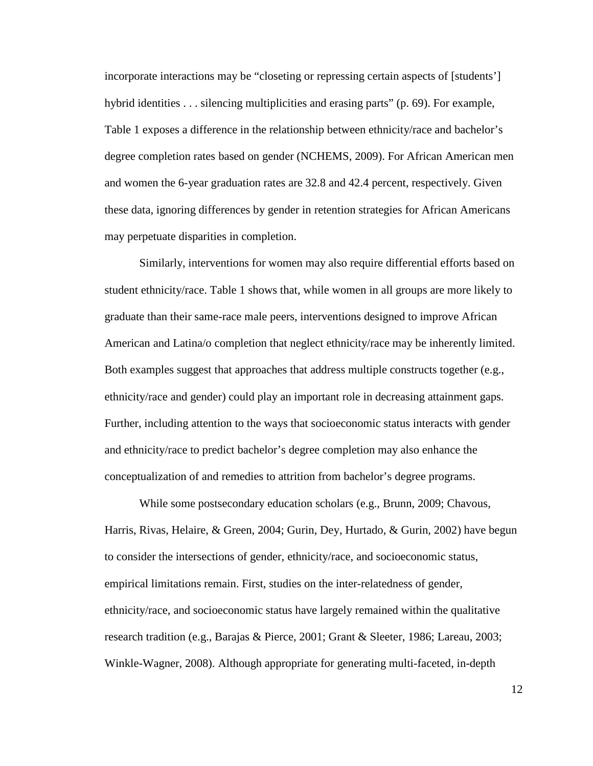incorporate interactions may be "closeting or repressing certain aspects of [students'] hybrid identities . . . silencing multiplicities and erasing parts" (p. 69). For example, Table 1 exposes a difference in the relationship between ethnicity/race and bachelor's degree completion rates based on gender (NCHEMS, 2009). For African American men and women the 6-year graduation rates are 32.8 and 42.4 percent, respectively. Given these data, ignoring differences by gender in retention strategies for African Americans may perpetuate disparities in completion.

Similarly, interventions for women may also require differential efforts based on student ethnicity/race. Table 1 shows that, while women in all groups are more likely to graduate than their same-race male peers, interventions designed to improve African American and Latina/o completion that neglect ethnicity/race may be inherently limited. Both examples suggest that approaches that address multiple constructs together (e.g., ethnicity/race and gender) could play an important role in decreasing attainment gaps. Further, including attention to the ways that socioeconomic status interacts with gender and ethnicity/race to predict bachelor's degree completion may also enhance the conceptualization of and remedies to attrition from bachelor's degree programs.

While some postsecondary education scholars (e.g., Brunn, 2009; Chavous, Harris, Rivas, Helaire, & Green, 2004; Gurin, Dey, Hurtado, & Gurin, 2002) have begun to consider the intersections of gender, ethnicity/race, and socioeconomic status, empirical limitations remain. First, studies on the inter-relatedness of gender, ethnicity/race, and socioeconomic status have largely remained within the qualitative research tradition (e.g., Barajas & Pierce, 2001; Grant & Sleeter, 1986; Lareau, 2003; Winkle-Wagner, 2008). Although appropriate for generating multi-faceted, in-depth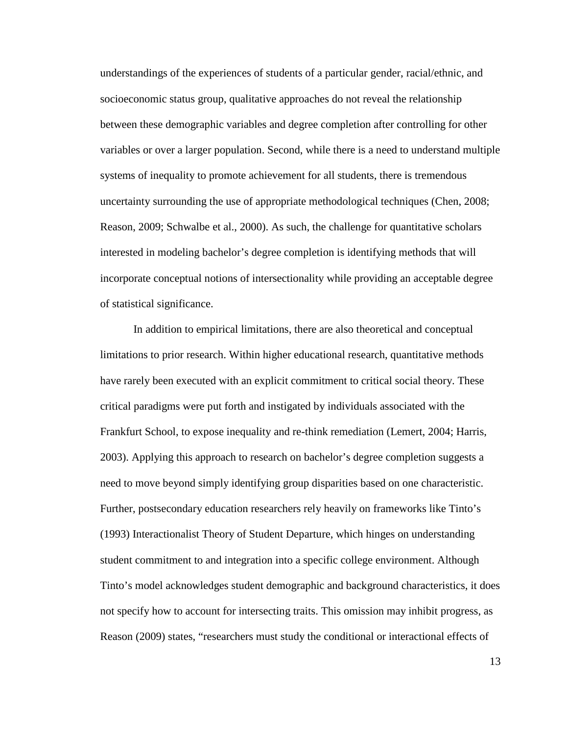understandings of the experiences of students of a particular gender, racial/ethnic, and socioeconomic status group, qualitative approaches do not reveal the relationship between these demographic variables and degree completion after controlling for other variables or over a larger population. Second, while there is a need to understand multiple systems of inequality to promote achievement for all students, there is tremendous uncertainty surrounding the use of appropriate methodological techniques (Chen, 2008; Reason, 2009; Schwalbe et al., 2000). As such, the challenge for quantitative scholars interested in modeling bachelor's degree completion is identifying methods that will incorporate conceptual notions of intersectionality while providing an acceptable degree of statistical significance.

In addition to empirical limitations, there are also theoretical and conceptual limitations to prior research. Within higher educational research, quantitative methods have rarely been executed with an explicit commitment to critical social theory. These critical paradigms were put forth and instigated by individuals associated with the Frankfurt School, to expose inequality and re-think remediation (Lemert, 2004; Harris, 2003). Applying this approach to research on bachelor's degree completion suggests a need to move beyond simply identifying group disparities based on one characteristic. Further, postsecondary education researchers rely heavily on frameworks like Tinto's (1993) Interactionalist Theory of Student Departure, which hinges on understanding student commitment to and integration into a specific college environment. Although Tinto's model acknowledges student demographic and background characteristics, it does not specify how to account for intersecting traits. This omission may inhibit progress, as Reason (2009) states, "researchers must study the conditional or interactional effects of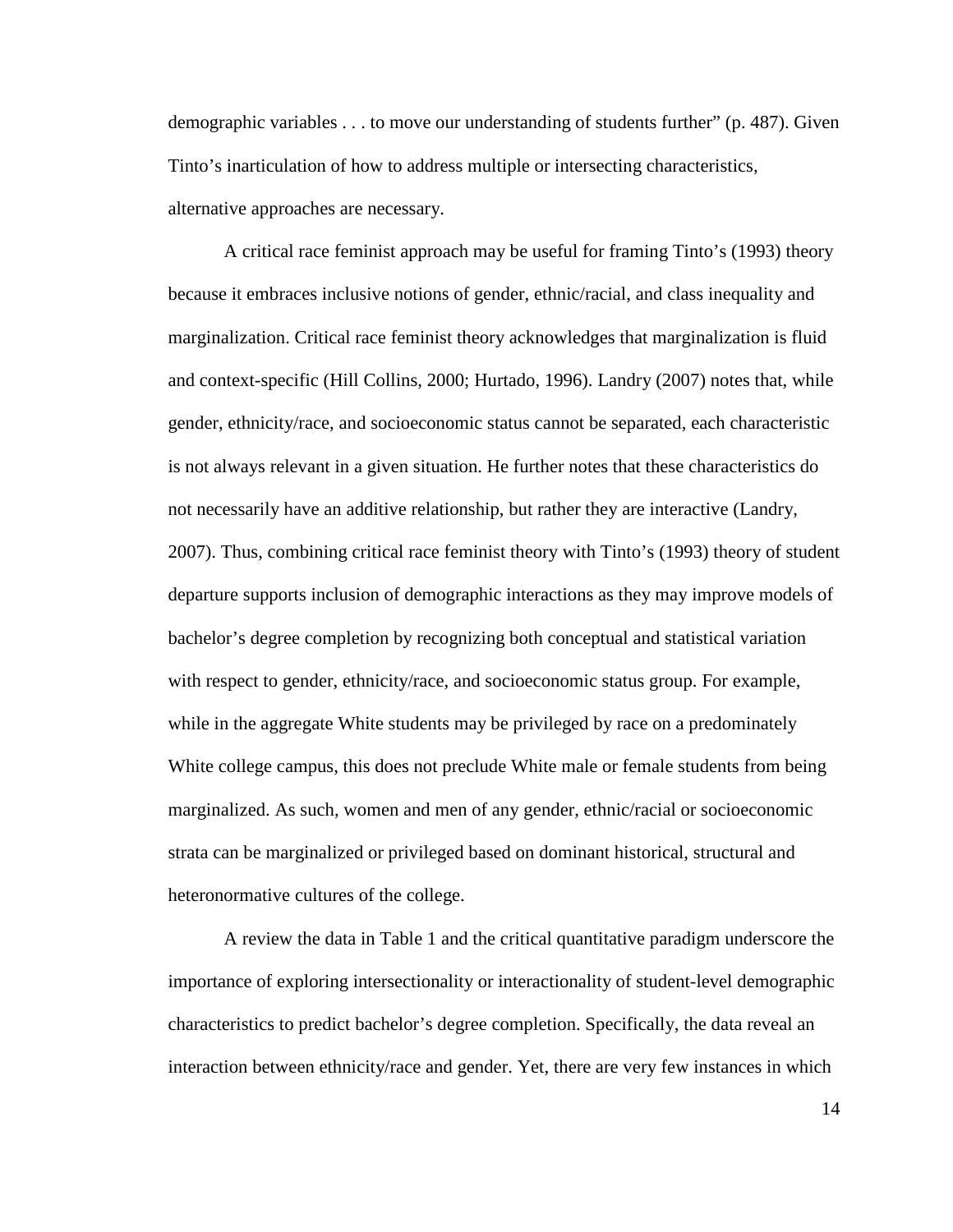demographic variables . . . to move our understanding of students further" (p. 487). Given Tinto's inarticulation of how to address multiple or intersecting characteristics, alternative approaches are necessary.

A critical race feminist approach may be useful for framing Tinto's (1993) theory because it embraces inclusive notions of gender, ethnic/racial, and class inequality and marginalization. Critical race feminist theory acknowledges that marginalization is fluid and context-specific (Hill Collins, 2000; Hurtado, 1996). Landry (2007) notes that, while gender, ethnicity/race, and socioeconomic status cannot be separated, each characteristic is not always relevant in a given situation. He further notes that these characteristics do not necessarily have an additive relationship, but rather they are interactive (Landry, 2007). Thus, combining critical race feminist theory with Tinto's (1993) theory of student departure supports inclusion of demographic interactions as they may improve models of bachelor's degree completion by recognizing both conceptual and statistical variation with respect to gender, ethnicity/race, and socioeconomic status group. For example, while in the aggregate White students may be privileged by race on a predominately White college campus, this does not preclude White male or female students from being marginalized. As such, women and men of any gender, ethnic/racial or socioeconomic strata can be marginalized or privileged based on dominant historical, structural and heteronormative cultures of the college.

A review the data in Table 1 and the critical quantitative paradigm underscore the importance of exploring intersectionality or interactionality of student-level demographic characteristics to predict bachelor's degree completion. Specifically, the data reveal an interaction between ethnicity/race and gender. Yet, there are very few instances in which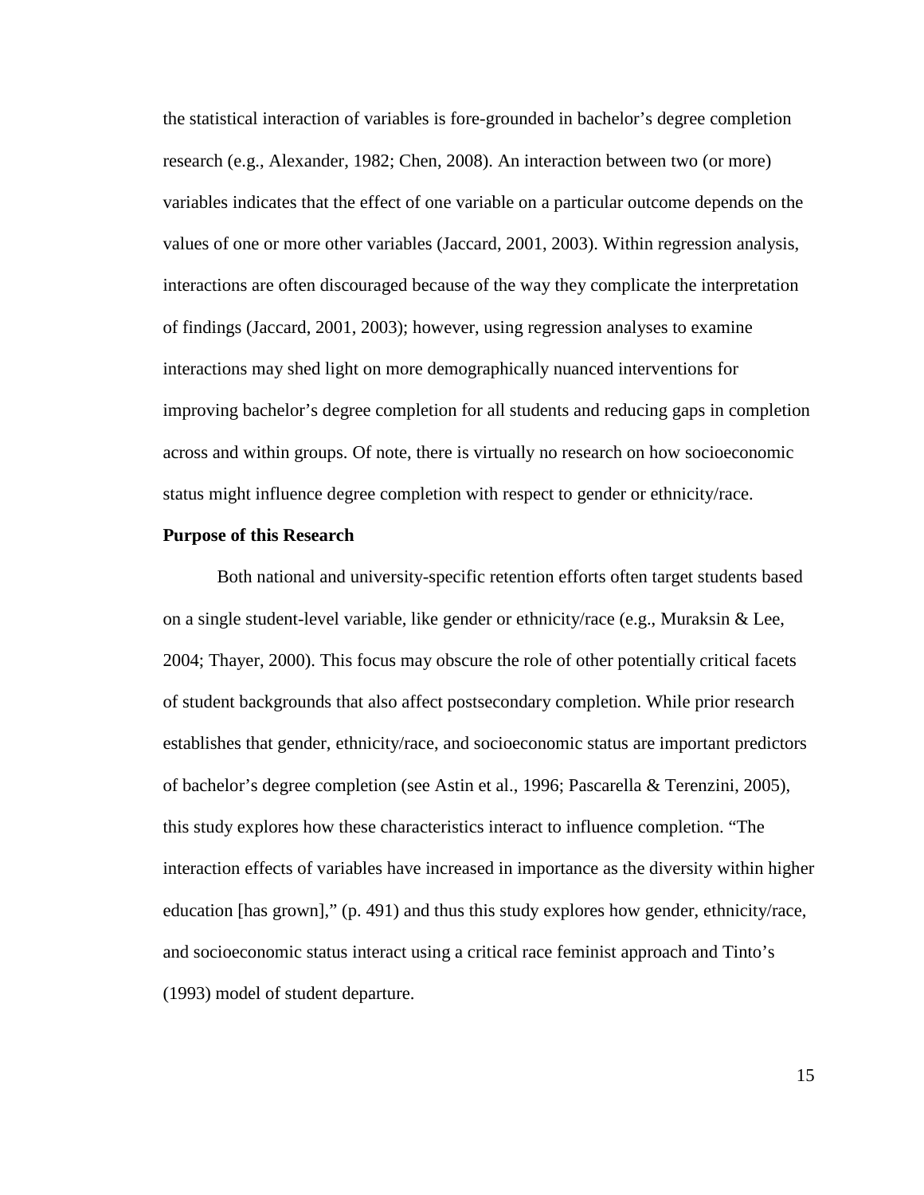the statistical interaction of variables is fore-grounded in bachelor's degree completion research (e.g., Alexander, 1982; Chen, 2008). An interaction between two (or more) variables indicates that the effect of one variable on a particular outcome depends on the values of one or more other variables (Jaccard, 2001, 2003). Within regression analysis, interactions are often discouraged because of the way they complicate the interpretation of findings (Jaccard, 2001, 2003); however, using regression analyses to examine interactions may shed light on more demographically nuanced interventions for improving bachelor's degree completion for all students and reducing gaps in completion across and within groups. Of note, there is virtually no research on how socioeconomic status might influence degree completion with respect to gender or ethnicity/race.

**Purpose of this Research**

Both national and university-specific retention efforts often target students based on a single student-level variable, like gender or ethnicity/race (e.g., Muraksin & Lee, 2004; Thayer, 2000). This focus may obscure the role of other potentially critical facets of student backgrounds that also affect postsecondary completion. While prior research establishes that gender, ethnicity/race, and socioeconomic status are important predictors of bachelor's degree completion (see Astin et al., 1996; Pascarella & Terenzini, 2005), this study explores how these characteristics interact to influence completion. "The interaction effects of variables have increased in importance as the diversity within higher education [has grown]," (p. 491) and thus this study explores how gender, ethnicity/race, and socioeconomic status interact using a critical race feminist approach and Tinto's (1993) model of student departure.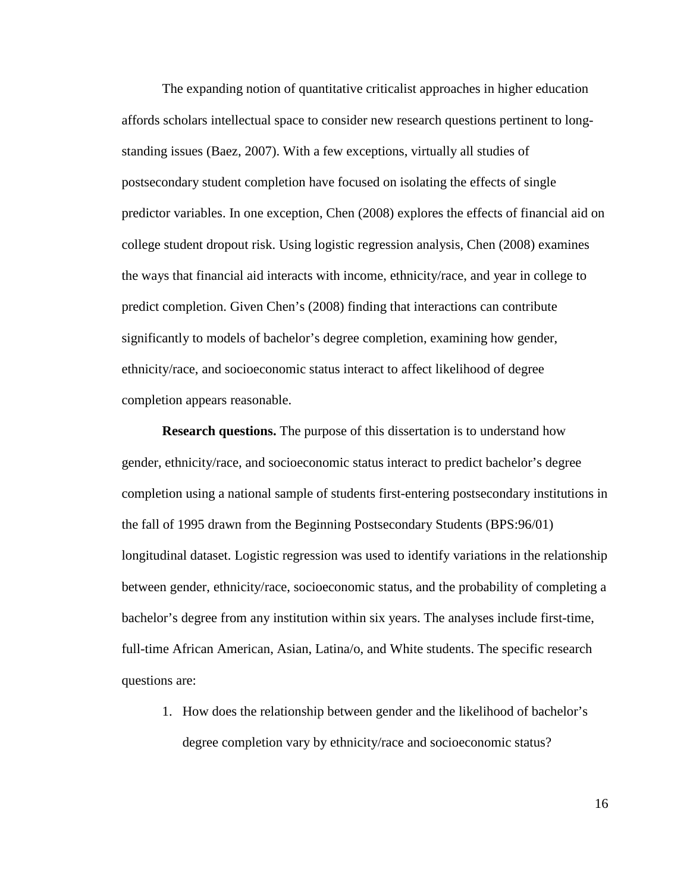The expanding notion of quantitative criticalist approaches in higher education affords scholars intellectual space to consider new research questions pertinent to long-standing issues (Baez, 2007). With a few exceptions, virtually all studies of postsecondary student completion have focused on isolating the effects of single predictor variables. In one exception, Chen (2008) explores the effects of financial aid on college student dropout risk. Using logistic regression analysis, Chen (2008) examines the ways that financial aid interacts with income, ethnicity/race, and year in college to predict completion. Given Chen's (2008) finding that interactions can contribute significantly to models of bachelor's degree completion, examining how gender, ethnicity/race, and socioeconomic status interact to affect likelihood of degree completion appears reasonable.

**Research questions.** The purpose of this dissertation is to understand how gender, ethnicity/race, and socioeconomic status interact to predict bachelor's degree completion using a national sample of students first-entering postsecondary institutions in the fall of 1995 drawn from the Beginning Postsecondary Students (BPS:96/01) longitudinal dataset. Logistic regression was used to identify variations in the relationship between gender, ethnicity/race, socioeconomic status, and the probability of completing a bachelor's degree from any institution within six years. The analyses include first-time, full-time African American, Asian, Latina/o, and White students. The specific research questions are:

1. How does the relationship between gender and the likelihood of bachelor's degree completion vary by ethnicity/race and socioeconomic status?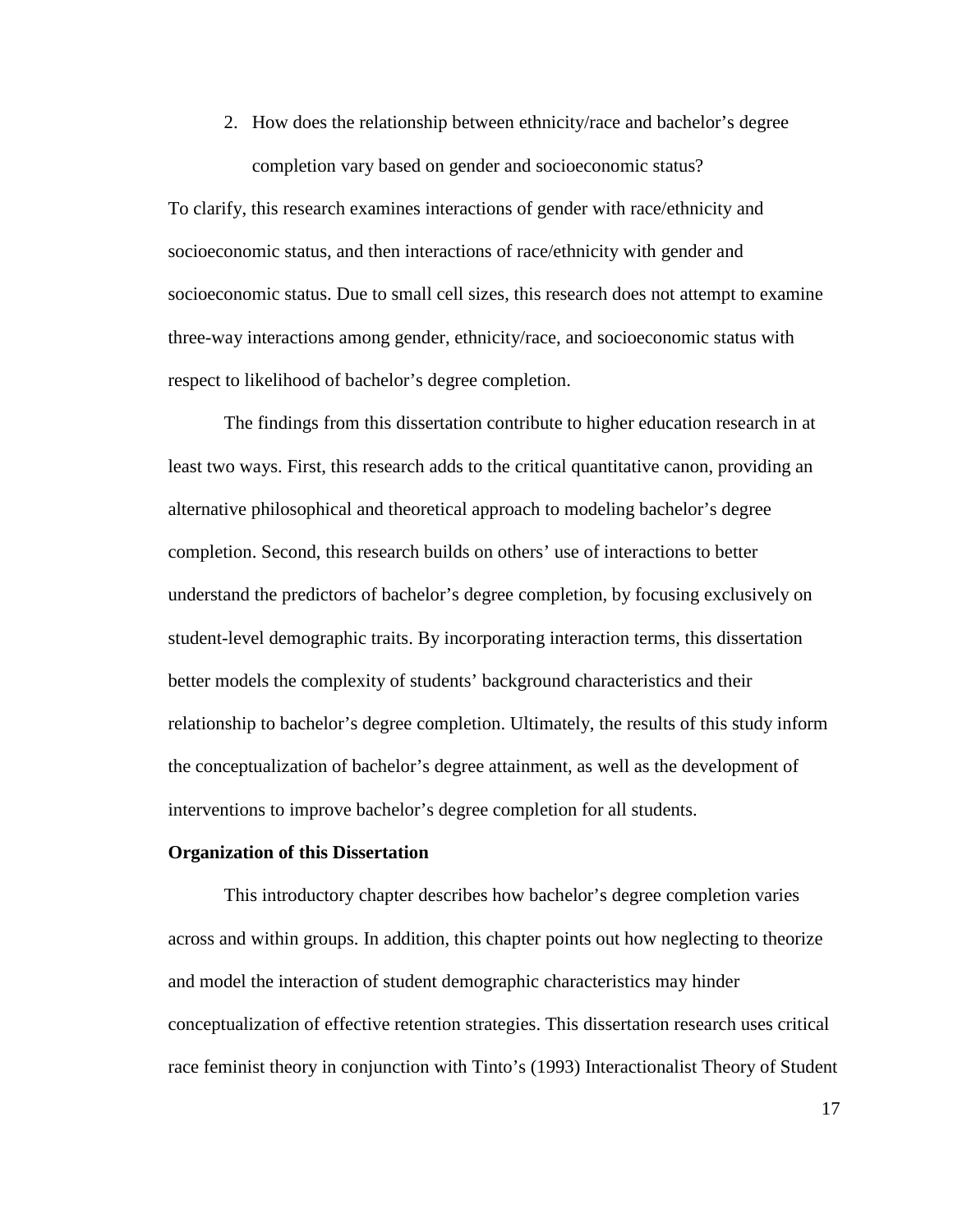2. How does the relationship between ethnicity/race and bachelor's degree completion vary based on gender and socioeconomic status?

To clarify, this research examines interactions of gender with race/ethnicity and socioeconomic status, and then interactions of race/ethnicity with gender and socioeconomic status. Due to small cell sizes, this research does not attempt to examine three-way interactions among gender, ethnicity/race, and socioeconomic status with respect to likelihood of bachelor's degree completion.

The findings from this dissertation contribute to higher education research in at least two ways. First, this research adds to the critical quantitative canon, providing an alternative philosophical and theoretical approach to modeling bachelor's degree completion. Second, this research builds on others' use of interactions to better understand the predictors of bachelor's degree completion, by focusing exclusively on student-level demographic traits. By incorporating interaction terms, this dissertation better models the complexity of students' background characteristics and their relationship to bachelor's degree completion. Ultimately, the results of this study inform the conceptualization of bachelor's degree attainment, as well as the development of interventions to improve bachelor's degree completion for all students.

**Organization of this Dissertation**

This introductory chapter describes how bachelor's degree completion varies across and within groups. In addition, this chapter points out how neglecting to theorize and model the interaction of student demographic characteristics may hinder conceptualization of effective retention strategies. This dissertation research uses critical race feminist theory in conjunction with Tinto's (1993) Interactionalist Theory of Student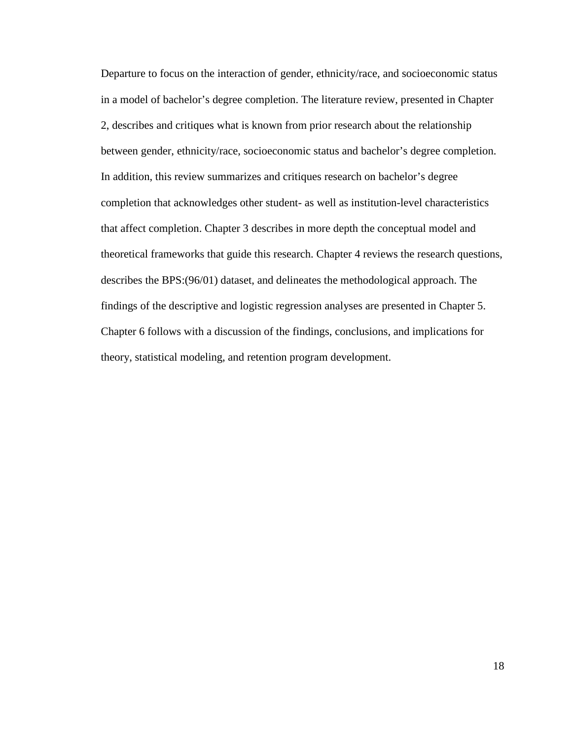Departure to focus on the interaction of gender, ethnicity/race, and socioeconomic status in a model of bachelor's degree completion. The literature review, presented in Chapter 2, describes and critiques what is known from prior research about the relationship between gender, ethnicity/race, socioeconomic status and bachelor's degree completion. In addition, this review summarizes and critiques research on bachelor's degree completion that acknowledges other student- as well as institution-level characteristics that affect completion. Chapter 3 describes in more depth the conceptual model and theoretical frameworks that guide this research. Chapter 4 reviews the research questions, describes the BPS:(96/01) dataset, and delineates the methodological approach. The findings of the descriptive and logistic regression analyses are presented in Chapter 5. Chapter 6 follows with a discussion of the findings, conclusions, and implications for theory, statistical modeling, and retention program development.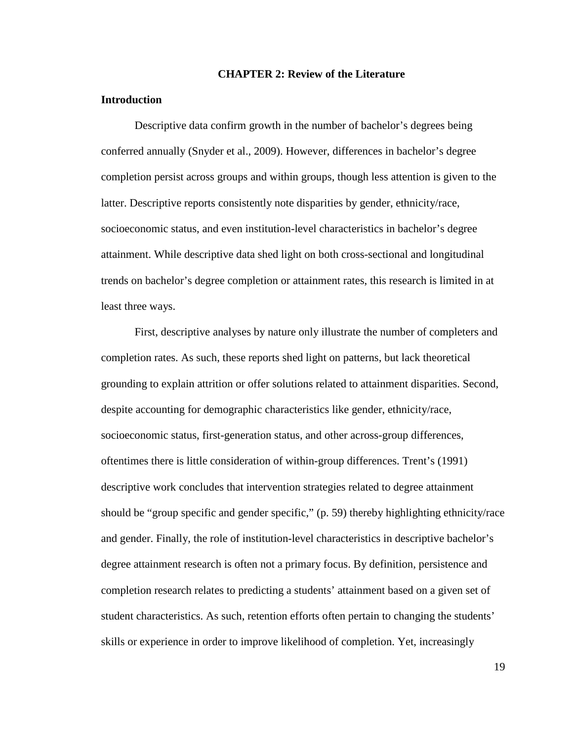# CHAPTER 2: Review of the Literature

## Introduction

Descriptive data confirm growth in the number of bachelor's degrees being conferred annually (Snyder et al., 2009). However, differences in bachelor's degree completion persist across groups and within groups, though less attention is given to the latter. Descriptive reports consistently note disparities by gender, ethnicity/race, socioeconomic status, and even institution-level characteristics in bachelor's degree attainment. While descriptive data shed light on both cross-sectional and longitudinal trends on bachelor's degree completion or attainment rates, this research is limited in at least three ways.

First, descriptive analyses by nature only illustrate the number of completers and completion rates. As such, these reports shed light on patterns, but lack theoretical grounding to explain attrition or offer solutions related to attainment disparities. Second, despite accounting for demographic characteristics like gender, ethnicity/race, socioeconomic status, first-generation status, and other across-group differences, oftentimes there is little consideration of within-group differences. Trent's (1991) descriptive work concludes that intervention strategies related to degree attainment should be "group specific and gender specific," (p. 59) thereby highlighting ethnicity/race and gender. Finally, the role of institution-level characteristics in descriptive bachelor's degree attainment research is often not a primary focus. By definition, persistence and completion research relates to predicting a students' attainment based on a given set of student characteristics. As such, retention efforts often pertain to changing the students' skills or experience in order to improve likelihood of completion. Yet, increasingly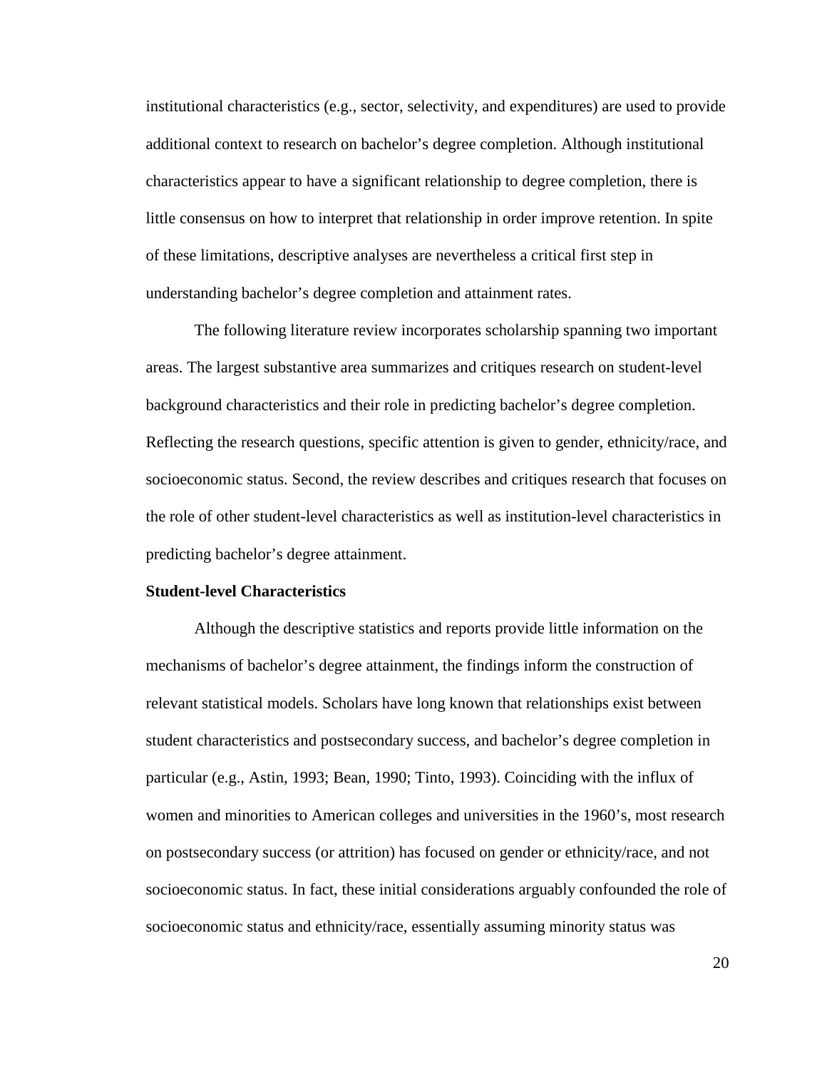institutional characteristics (e.g., sector, selectivity, and expenditures) are used to provide additional context to research on bachelor's degree completion. Although institutional characteristics appear to have a significant relationship to degree completion, there is little consensus on how to interpret that relationship in order improve retention. In spite of these limitations, descriptive analyses are nevertheless a critical first step in understanding bachelor's degree completion and attainment rates.

The following literature review incorporates scholarship spanning two important areas. The largest substantive area summarizes and critiques research on student-level background characteristics and their role in predicting bachelor's degree completion. Reflecting the research questions, specific attention is given to gender, ethnicity/race, and socioeconomic status. Second, the review describes and critiques research that focuses on the role of other student-level characteristics as well as institution-level characteristics in predicting bachelor's degree attainment.

**Student-level Characteristics**

Although the descriptive statistics and reports provide little information on the mechanisms of bachelor's degree attainment, the findings inform the construction of relevant statistical models. Scholars have long known that relationships exist between student characteristics and postsecondary success, and bachelor's degree completion in particular (e.g., Astin, 1993; Bean, 1990; Tinto, 1993). Coinciding with the influx of women and minorities to American colleges and universities in the 1960's, most research on postsecondary success (or attrition) has focused on gender or ethnicity/race, and not socioeconomic status. In fact, these initial considerations arguably confounded the role of socioeconomic status and ethnicity/race, essentially assuming minority status was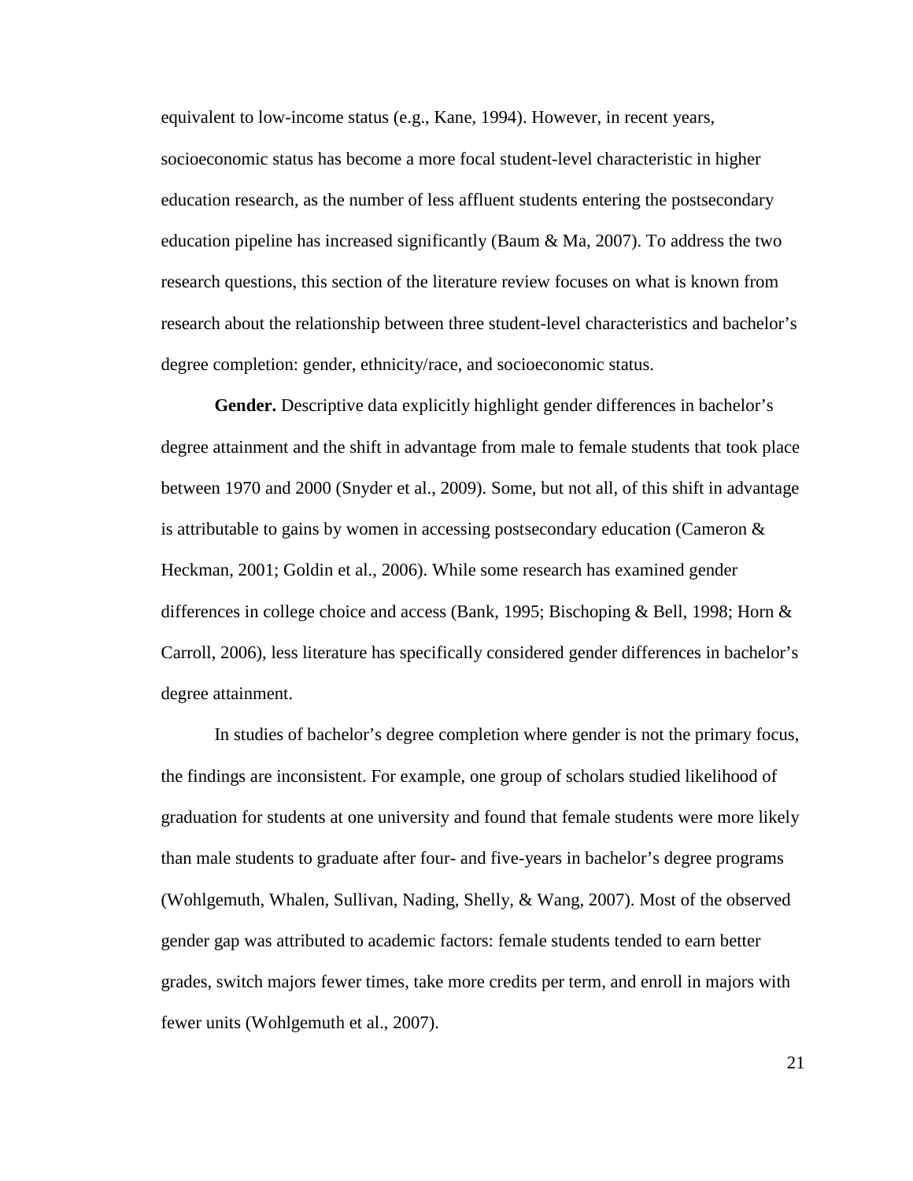equivalent to low-income status (e.g., Kane, 1994). However, in recent years, socioeconomic status has become a more focal student-level characteristic in higher education research, as the number of less affluent students entering the postsecondary education pipeline has increased significantly (Baum & Ma, 2007). To address the two research questions, this section of the literature review focuses on what is known from research about the relationship between three student-level characteristics and bachelor's degree completion: gender, ethnicity/race, and socioeconomic status.

**Gender.** Descriptive data explicitly highlight gender differences in bachelor's degree attainment and the shift in advantage from male to female students that took place between 1970 and 2000 (Snyder et al., 2009). Some, but not all, of this shift in advantage is attributable to gains by women in accessing postsecondary education (Cameron & Heckman, 2001; Goldin et al., 2006). While some research has examined gender differences in college choice and access (Bank, 1995; Bischoping & Bell, 1998; Horn & Carroll, 2006), less literature has specifically considered gender differences in bachelor's degree attainment.

In studies of bachelor's degree completion where gender is not the primary focus, the findings are inconsistent. For example, one group of scholars studied likelihood of graduation for students at one university and found that female students were more likely than male students to graduate after four- and five-years in bachelor's degree programs (Wohlgemuth, Whalen, Sullivan, Nading, Shelly, & Wang, 2007). Most of the observed gender gap was attributed to academic factors: female students tended to earn better grades, switch majors fewer times, take more credits per term, and enroll in majors with fewer units (Wohlgemuth et al., 2007).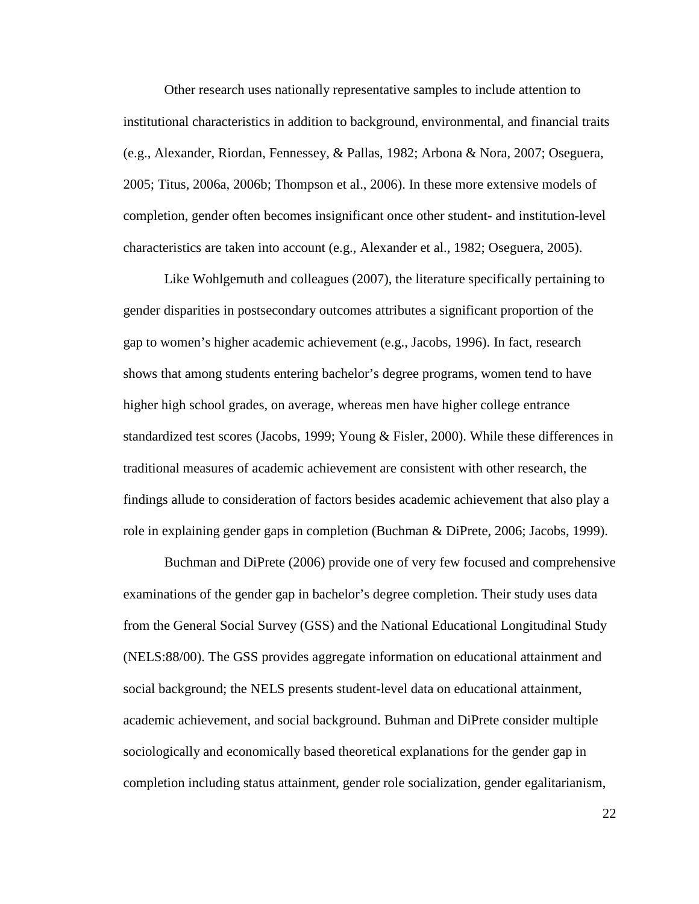Other research uses nationally representative samples to include attention to institutional characteristics in addition to background, environmental, and financial traits (e.g., Alexander, Riordan, Fennessey, & Pallas, 1982; Arbona & Nora, 2007; Oseguera, 2005; Titus, 2006a, 2006b; Thompson et al., 2006). In these more extensive models of completion, gender often becomes insignificant once other student- and institution-level characteristics are taken into account (e.g., Alexander et al., 1982; Oseguera, 2005).

Like Wohlgemuth and colleagues (2007), the literature specifically pertaining to gender disparities in postsecondary outcomes attributes a significant proportion of the gap to women's higher academic achievement (e.g., Jacobs, 1996). In fact, research shows that among students entering bachelor's degree programs, women tend to have higher high school grades, on average, whereas men have higher college entrance standardized test scores (Jacobs, 1999; Young & Fisler, 2000). While these differences in traditional measures of academic achievement are consistent with other research, the findings allude to consideration of factors besides academic achievement that also play a role in explaining gender gaps in completion (Buchman & DiPrete, 2006; Jacobs, 1999).

Buchman and DiPrete (2006) provide one of very few focused and comprehensive examinations of the gender gap in bachelor's degree completion. Their study uses data from the General Social Survey (GSS) and the National Educational Longitudinal Study (NELS:88/00). The GSS provides aggregate information on educational attainment and social background; the NELS presents student-level data on educational attainment, academic achievement, and social background. Buhman and DiPrete consider multiple sociologically and economically based theoretical explanations for the gender gap in completion including status attainment, gender role socialization, gender egalitarianism,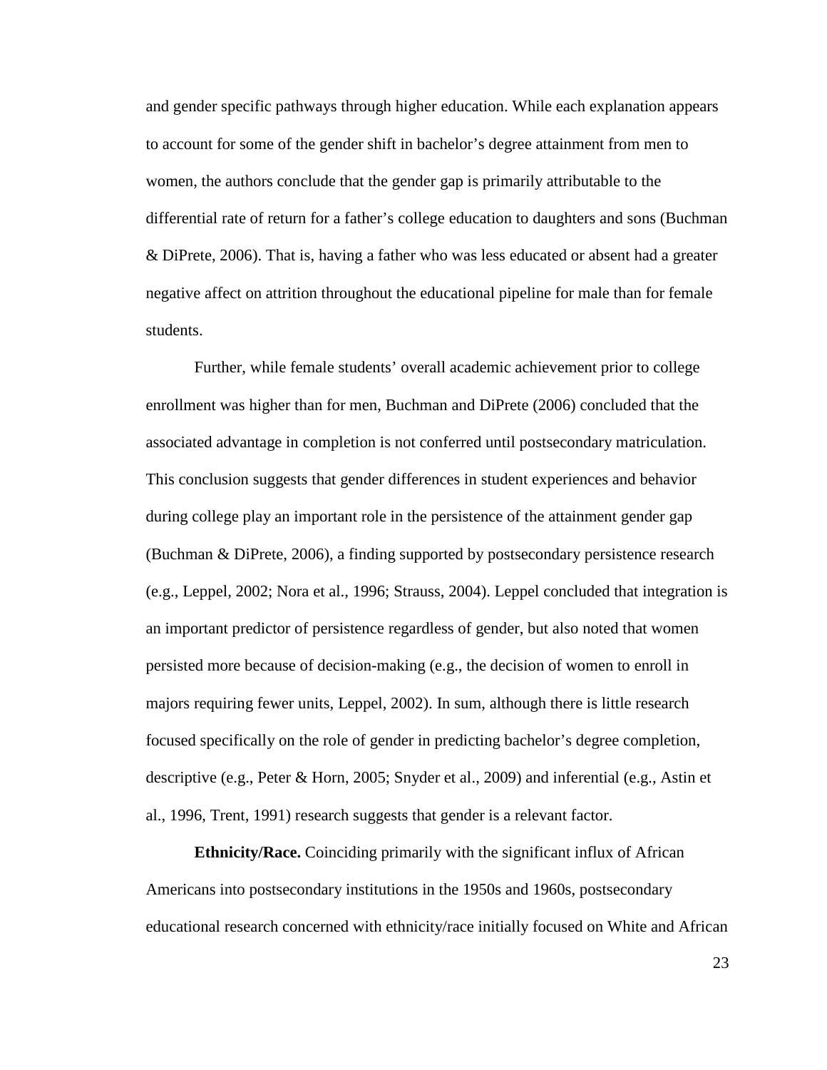and gender specific pathways through higher education. While each explanation appears to account for some of the gender shift in bachelor's degree attainment from men to women, the authors conclude that the gender gap is primarily attributable to the differential rate of return for a father's college education to daughters and sons (Buchman & DiPrete, 2006). That is, having a father who was less educated or absent had a greater negative affect on attrition throughout the educational pipeline for male than for female students.

Further, while female students' overall academic achievement prior to college enrollment was higher than for men, Buchman and DiPrete (2006) concluded that the associated advantage in completion is not conferred until postsecondary matriculation. This conclusion suggests that gender differences in student experiences and behavior during college play an important role in the persistence of the attainment gender gap (Buchman & DiPrete, 2006), a finding supported by postsecondary persistence research (e.g., Leppel, 2002; Nora et al., 1996; Strauss, 2004). Leppel concluded that integration is an important predictor of persistence regardless of gender, but also noted that women persisted more because of decision-making (e.g., the decision of women to enroll in majors requiring fewer units, Leppel, 2002). In sum, although there is little research focused specifically on the role of gender in predicting bachelor's degree completion, descriptive (e.g., Peter & Horn, 2005; Snyder et al., 2009) and inferential (e.g., Astin et al., 1996, Trent, 1991) research suggests that gender is a relevant factor.

**Ethnicity/Race.** Coinciding primarily with the significant influx of African Americans into postsecondary institutions in the 1950s and 1960s, postsecondary educational research concerned with ethnicity/race initially focused on White and African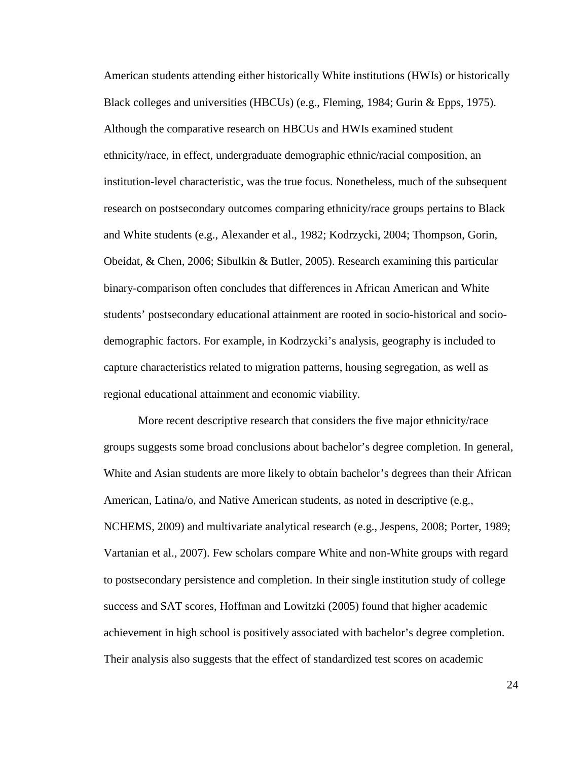American students attending either historically White institutions (HWIs) or historically Black colleges and universities (HBCUs) (e.g., Fleming, 1984; Gurin & Epps, 1975). Although the comparative research on HBCUs and HWIs examined student ethnicity/race, in effect, undergraduate demographic ethnic/racial composition, an institution-level characteristic, was the true focus. Nonetheless, much of the subsequent research on postsecondary outcomes comparing ethnicity/race groups pertains to Black and White students (e.g., Alexander et al., 1982; Kodrzycki, 2004; Thompson, Gorin, Obeidat, & Chen, 2006; Sibulkin & Butler, 2005). Research examining this particular binary-comparison often concludes that differences in African American and White students' postsecondary educational attainment are rooted in socio-historical and socio-demographic factors. For example, in Kodrzycki's analysis, geography is included to capture characteristics related to migration patterns, housing segregation, as well as regional educational attainment and economic viability.

More recent descriptive research that considers the five major ethnicity/race groups suggests some broad conclusions about bachelor's degree completion. In general, White and Asian students are more likely to obtain bachelor's degrees than their African American, Latina/o, and Native American students, as noted in descriptive (e.g., NCHEMS, 2009) and multivariate analytical research (e.g., Jespens, 2008; Porter, 1989; Vartanian et al., 2007). Few scholars compare White and non-White groups with regard to postsecondary persistence and completion. In their single institution study of college success and SAT scores, Hoffman and Lowitzki (2005) found that higher academic achievement in high school is positively associated with bachelor's degree completion. Their analysis also suggests that the effect of standardized test scores on academic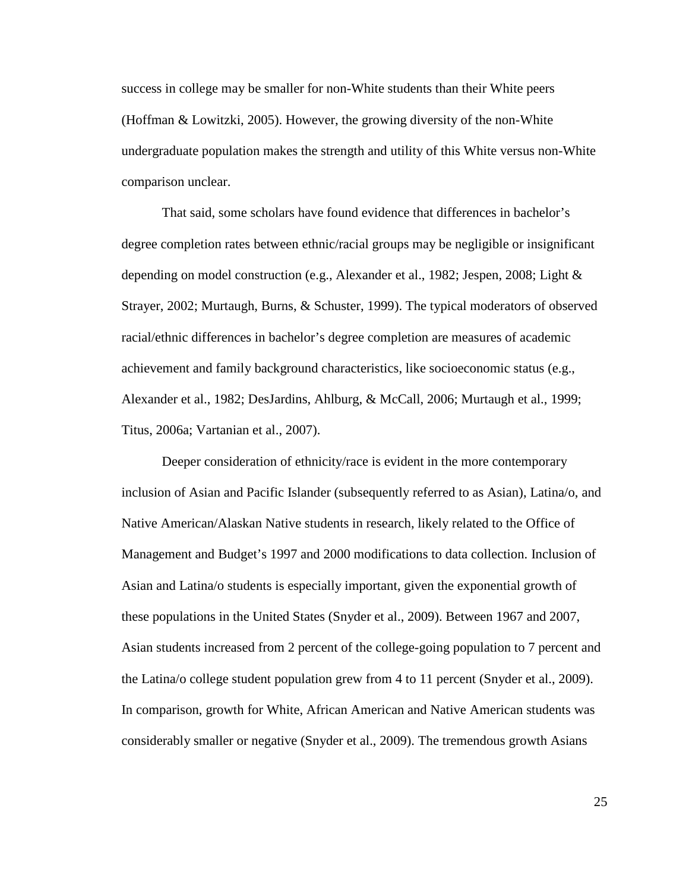success in college may be smaller for non-White students than their White peers (Hoffman & Lowitzki, 2005). However, the growing diversity of the non-White undergraduate population makes the strength and utility of this White versus non-White comparison unclear.

That said, some scholars have found evidence that differences in bachelor's degree completion rates between ethnic/racial groups may be negligible or insignificant depending on model construction (e.g., Alexander et al., 1982; Jespen, 2008; Light & Strayer, 2002; Murtaugh, Burns, & Schuster, 1999). The typical moderators of observed racial/ethnic differences in bachelor's degree completion are measures of academic achievement and family background characteristics, like socioeconomic status (e.g., Alexander et al., 1982; DesJardins, Ahlburg, & McCall, 2006; Murtaugh et al., 1999; Titus, 2006a; Vartanian et al., 2007).

Deeper consideration of ethnicity/race is evident in the more contemporary inclusion of Asian and Pacific Islander (subsequently referred to as Asian), Latina/o, and Native American/Alaskan Native students in research, likely related to the Office of Management and Budget's 1997 and 2000 modifications to data collection. Inclusion of Asian and Latina/o students is especially important, given the exponential growth of these populations in the United States (Snyder et al., 2009). Between 1967 and 2007, Asian students increased from 2 percent of the college-going population to 7 percent and the Latina/o college student population grew from 4 to 11 percent (Snyder et al., 2009). In comparison, growth for White, African American and Native American students was considerably smaller or negative (Snyder et al., 2009). The tremendous growth Asians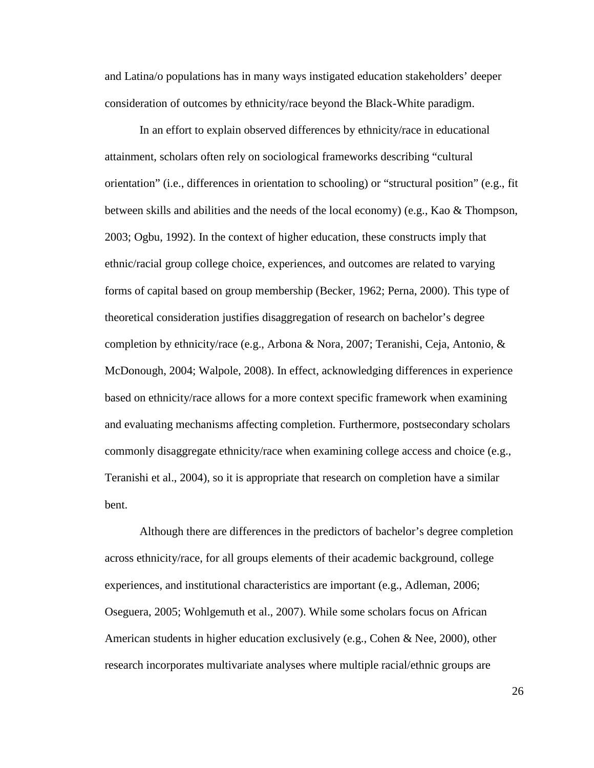and Latina/o populations has in many ways instigated education stakeholders' deeper consideration of outcomes by ethnicity/race beyond the Black-White paradigm.

In an effort to explain observed differences by ethnicity/race in educational attainment, scholars often rely on sociological frameworks describing "cultural orientation" (i.e., differences in orientation to schooling) or "structural position" (e.g., fit between skills and abilities and the needs of the local economy) (e.g., Kao & Thompson, 2003; Ogbu, 1992). In the context of higher education, these constructs imply that ethnic/racial group college choice, experiences, and outcomes are related to varying forms of capital based on group membership (Becker, 1962; Perna, 2000). This type of theoretical consideration justifies disaggregation of research on bachelor's degree completion by ethnicity/race (e.g., Arbona & Nora, 2007; Teranishi, Ceja, Antonio, & McDonough, 2004; Walpole, 2008). In effect, acknowledging differences in experience based on ethnicity/race allows for a more context specific framework when examining and evaluating mechanisms affecting completion. Furthermore, postsecondary scholars commonly disaggregate ethnicity/race when examining college access and choice (e.g., Teranishi et al., 2004), so it is appropriate that research on completion have a similar bent.

Although there are differences in the predictors of bachelor's degree completion across ethnicity/race, for all groups elements of their academic background, college experiences, and institutional characteristics are important (e.g., Adleman, 2006; Oseguera, 2005; Wohlgemuth et al., 2007). While some scholars focus on African American students in higher education exclusively (e.g., Cohen & Nee, 2000), other research incorporates multivariate analyses where multiple racial/ethnic groups are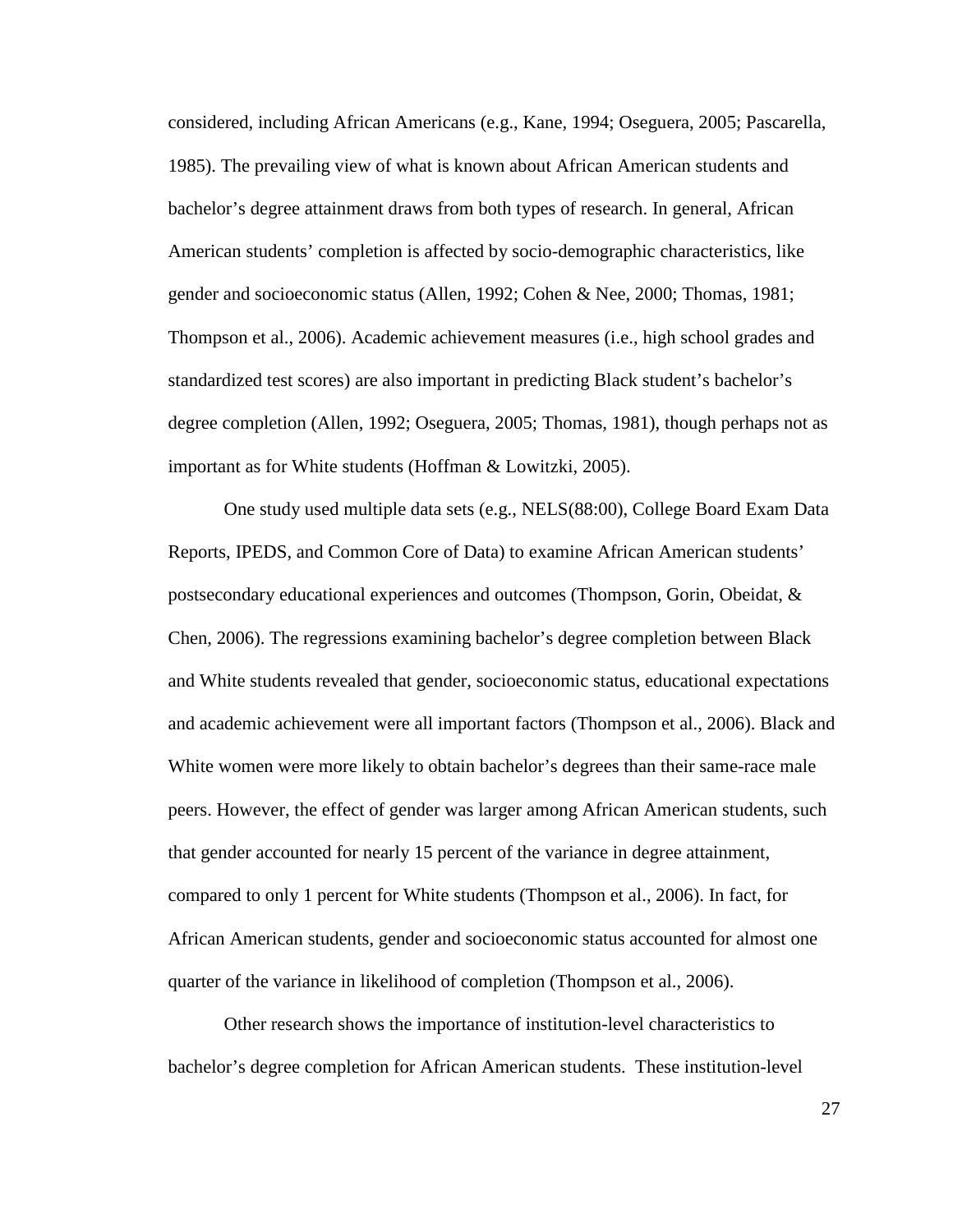considered, including African Americans (e.g., Kane, 1994; Oseguera, 2005; Pascarella, 1985). The prevailing view of what is known about African American students and bachelor's degree attainment draws from both types of research. In general, African American students' completion is affected by socio-demographic characteristics, like gender and socioeconomic status (Allen, 1992; Cohen & Nee, 2000; Thomas, 1981; Thompson et al., 2006). Academic achievement measures (i.e., high school grades and standardized test scores) are also important in predicting Black student's bachelor's degree completion (Allen, 1992; Oseguera, 2005; Thomas, 1981), though perhaps not as important as for White students (Hoffman & Lowitzki, 2005).

One study used multiple data sets (e.g., NELS(88:00), College Board Exam Data Reports, IPEDS, and Common Core of Data) to examine African American students' postsecondary educational experiences and outcomes (Thompson, Gorin, Obeidat, & Chen, 2006). The regressions examining bachelor's degree completion between Black and White students revealed that gender, socioeconomic status, educational expectations and academic achievement were all important factors (Thompson et al., 2006). Black and White women were more likely to obtain bachelor's degrees than their same-race male peers. However, the effect of gender was larger among African American students, such that gender accounted for nearly 15 percent of the variance in degree attainment, compared to only 1 percent for White students (Thompson et al., 2006). In fact, for African American students, gender and socioeconomic status accounted for almost one quarter of the variance in likelihood of completion (Thompson et al., 2006).

Other research shows the importance of institution-level characteristics to bachelor's degree completion for African American students. These institution-level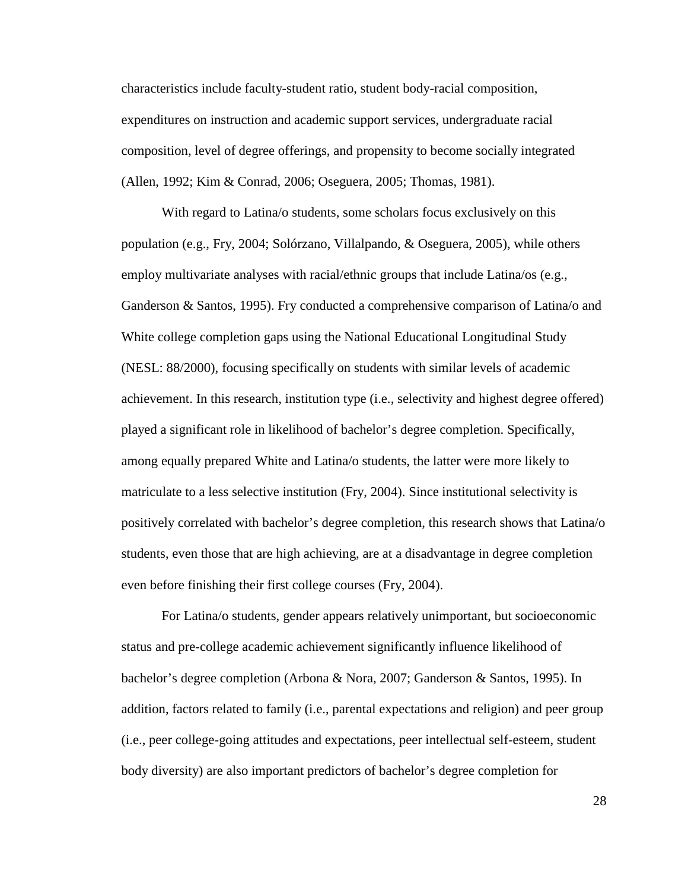characteristics include faculty-student ratio, student body-racial composition, expenditures on instruction and academic support services, undergraduate racial composition, level of degree offerings, and propensity to become socially integrated (Allen, 1992; Kim & Conrad, 2006; Oseguera, 2005; Thomas, 1981).

With regard to Latina/o students, some scholars focus exclusively on this population (e.g., Fry, 2004; Solórzano, Villalpando, & Oseguera, 2005), while others employ multivariate analyses with racial/ethnic groups that include Latina/os (e.g., Ganderson & Santos, 1995). Fry conducted a comprehensive comparison of Latina/o and White college completion gaps using the National Educational Longitudinal Study (NESL: 88/2000), focusing specifically on students with similar levels of academic achievement. In this research, institution type (i.e., selectivity and highest degree offered) played a significant role in likelihood of bachelor's degree completion. Specifically, among equally prepared White and Latina/o students, the latter were more likely to matriculate to a less selective institution (Fry, 2004). Since institutional selectivity is positively correlated with bachelor's degree completion, this research shows that Latina/o students, even those that are high achieving, are at a disadvantage in degree completion even before finishing their first college courses (Fry, 2004).

For Latina/o students, gender appears relatively unimportant, but socioeconomic status and pre-college academic achievement significantly influence likelihood of bachelor's degree completion (Arbona & Nora, 2007; Ganderson & Santos, 1995). In addition, factors related to family (i.e., parental expectations and religion) and peer group (i.e., peer college-going attitudes and expectations, peer intellectual self-esteem, student body diversity) are also important predictors of bachelor's degree completion for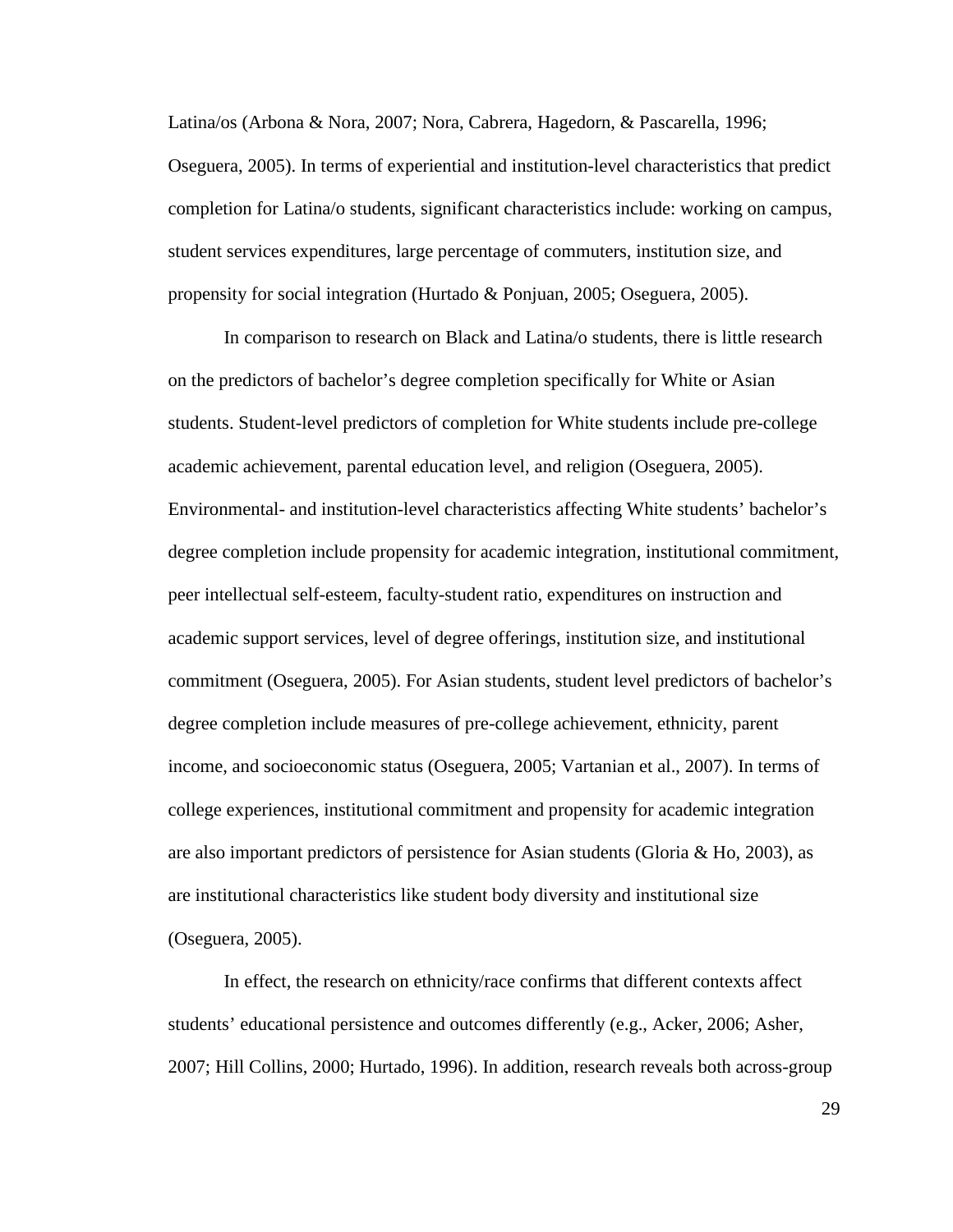Latina/os (Arbona & Nora, 2007; Nora, Cabrera, Hagedorn, & Pascarella, 1996; Oseguera, 2005). In terms of experiential and institution-level characteristics that predict completion for Latina/o students, significant characteristics include: working on campus, student services expenditures, large percentage of commuters, institution size, and propensity for social integration (Hurtado & Ponjuan, 2005; Oseguera, 2005).

In comparison to research on Black and Latina/o students, there is little research on the predictors of bachelor's degree completion specifically for White or Asian students. Student-level predictors of completion for White students include pre-college academic achievement, parental education level, and religion (Oseguera, 2005). Environmental- and institution-level characteristics affecting White students' bachelor's degree completion include propensity for academic integration, institutional commitment, peer intellectual self-esteem, faculty-student ratio, expenditures on instruction and academic support services, level of degree offerings, institution size, and institutional commitment (Oseguera, 2005). For Asian students, student level predictors of bachelor's degree completion include measures of pre-college achievement, ethnicity, parent income, and socioeconomic status (Oseguera, 2005; Vartanian et al., 2007). In terms of college experiences, institutional commitment and propensity for academic integration are also important predictors of persistence for Asian students (Gloria & Ho, 2003), as are institutional characteristics like student body diversity and institutional size (Oseguera, 2005).

In effect, the research on ethnicity/race confirms that different contexts affect students' educational persistence and outcomes differently (e.g., Acker, 2006; Asher, 2007; Hill Collins, 2000; Hurtado, 1996). In addition, research reveals both across-group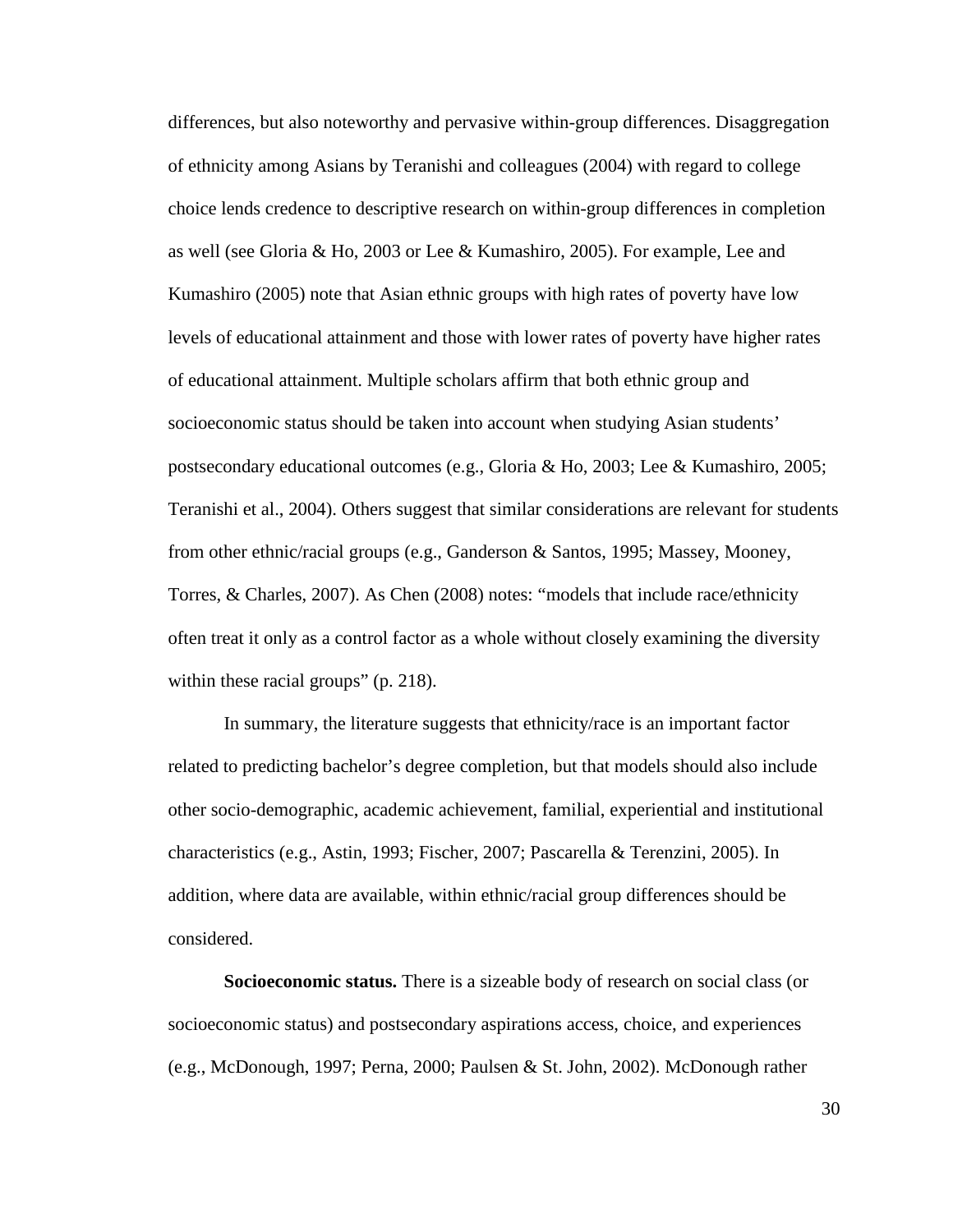differences, but also noteworthy and pervasive within-group differences. Disaggregation of ethnicity among Asians by Teranishi and colleagues (2004) with regard to college choice lends credence to descriptive research on within-group differences in completion as well (see Gloria & Ho, 2003 or Lee & Kumashiro, 2005). For example, Lee and Kumashiro (2005) note that Asian ethnic groups with high rates of poverty have low levels of educational attainment and those with lower rates of poverty have higher rates of educational attainment. Multiple scholars affirm that both ethnic group and socioeconomic status should be taken into account when studying Asian students' postsecondary educational outcomes (e.g., Gloria & Ho, 2003; Lee & Kumashiro, 2005; Teranishi et al., 2004). Others suggest that similar considerations are relevant for students from other ethnic/racial groups (e.g., Ganderson & Santos, 1995; Massey, Mooney, Torres, & Charles, 2007). As Chen (2008) notes: "models that include race/ethnicity often treat it only as a control factor as a whole without closely examining the diversity within these racial groups" (p. 218).

In summary, the literature suggests that ethnicity/race is an important factor related to predicting bachelor's degree completion, but that models should also include other socio-demographic, academic achievement, familial, experiential and institutional characteristics (e.g., Astin, 1993; Fischer, 2007; Pascarella & Terenzini, 2005). In addition, where data are available, within ethnic/racial group differences should be considered.

**Socioeconomic status.** There is a sizeable body of research on social class (or socioeconomic status) and postsecondary aspirations access, choice, and experiences (e.g., McDonough, 1997; Perna, 2000; Paulsen & St. John, 2002). McDonough rather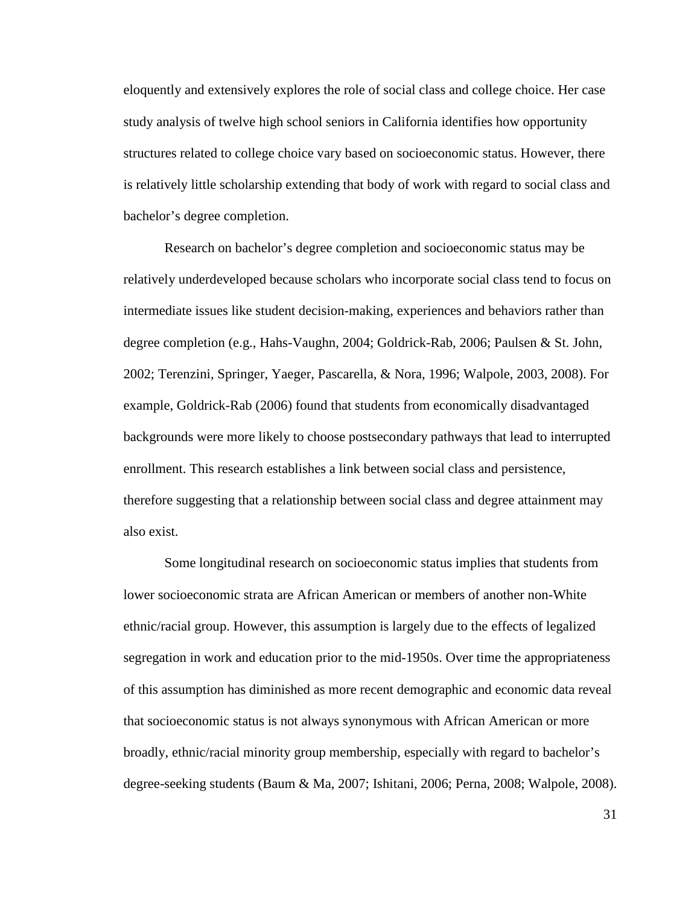eloquently and extensively explores the role of social class and college choice. Her case study analysis of twelve high school seniors in California identifies how opportunity structures related to college choice vary based on socioeconomic status. However, there is relatively little scholarship extending that body of work with regard to social class and bachelor's degree completion.

Research on bachelor's degree completion and socioeconomic status may be relatively underdeveloped because scholars who incorporate social class tend to focus on intermediate issues like student decision-making, experiences and behaviors rather than degree completion (e.g., Hahs-Vaughn, 2004; Goldrick-Rab, 2006; Paulsen & St. John, 2002; Terenzini, Springer, Yaeger, Pascarella, & Nora, 1996; Walpole, 2003, 2008). For example, Goldrick-Rab (2006) found that students from economically disadvantaged backgrounds were more likely to choose postsecondary pathways that lead to interrupted enrollment. This research establishes a link between social class and persistence, therefore suggesting that a relationship between social class and degree attainment may also exist.

Some longitudinal research on socioeconomic status implies that students from lower socioeconomic strata are African American or members of another non-White ethnic/racial group. However, this assumption is largely due to the effects of legalized segregation in work and education prior to the mid-1950s. Over time the appropriateness of this assumption has diminished as more recent demographic and economic data reveal that socioeconomic status is not always synonymous with African American or more broadly, ethnic/racial minority group membership, especially with regard to bachelor's degree-seeking students (Baum & Ma, 2007; Ishitani, 2006; Perna, 2008; Walpole, 2008).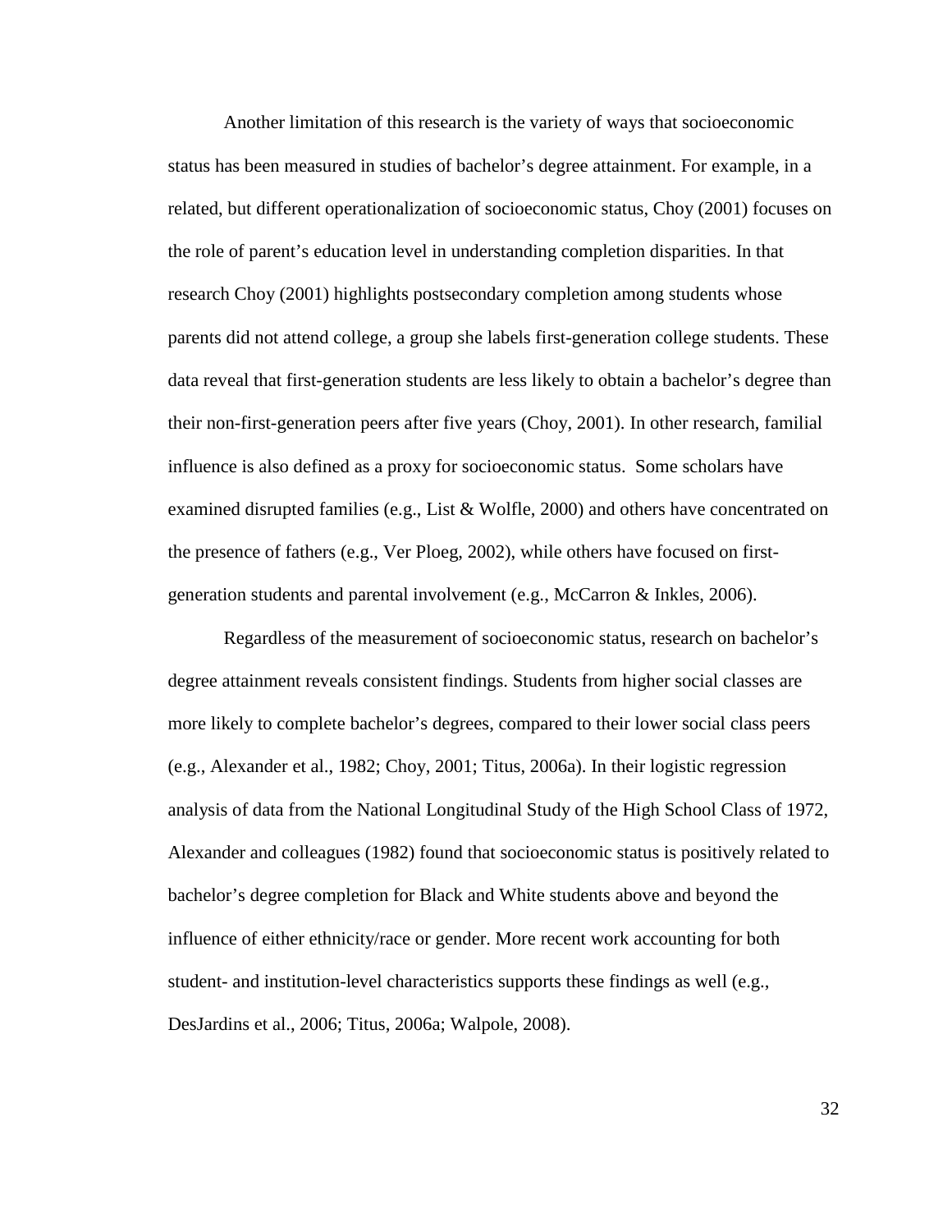Another limitation of this research is the variety of ways that socioeconomic status has been measured in studies of bachelor's degree attainment. For example, in a related, but different operationalization of socioeconomic status, Choy (2001) focuses on the role of parent's education level in understanding completion disparities. In that research Choy (2001) highlights postsecondary completion among students whose parents did not attend college, a group she labels first-generation college students. These data reveal that first-generation students are less likely to obtain a bachelor's degree than their non-first-generation peers after five years (Choy, 2001). In other research, familial influence is also defined as a proxy for socioeconomic status. Some scholars have examined disrupted families (e.g., List & Wolfle, 2000) and others have concentrated on the presence of fathers (e.g., Ver Ploeg, 2002), while others have focused on first-generation students and parental involvement (e.g., McCarron & Inkles, 2006).

Regardless of the measurement of socioeconomic status, research on bachelor's degree attainment reveals consistent findings. Students from higher social classes are more likely to complete bachelor's degrees, compared to their lower social class peers (e.g., Alexander et al., 1982; Choy, 2001; Titus, 2006a). In their logistic regression analysis of data from the National Longitudinal Study of the High School Class of 1972, Alexander and colleagues (1982) found that socioeconomic status is positively related to bachelor's degree completion for Black and White students above and beyond the influence of either ethnicity/race or gender. More recent work accounting for both student- and institution-level characteristics supports these findings as well (e.g., DesJardins et al., 2006; Titus, 2006a; Walpole, 2008).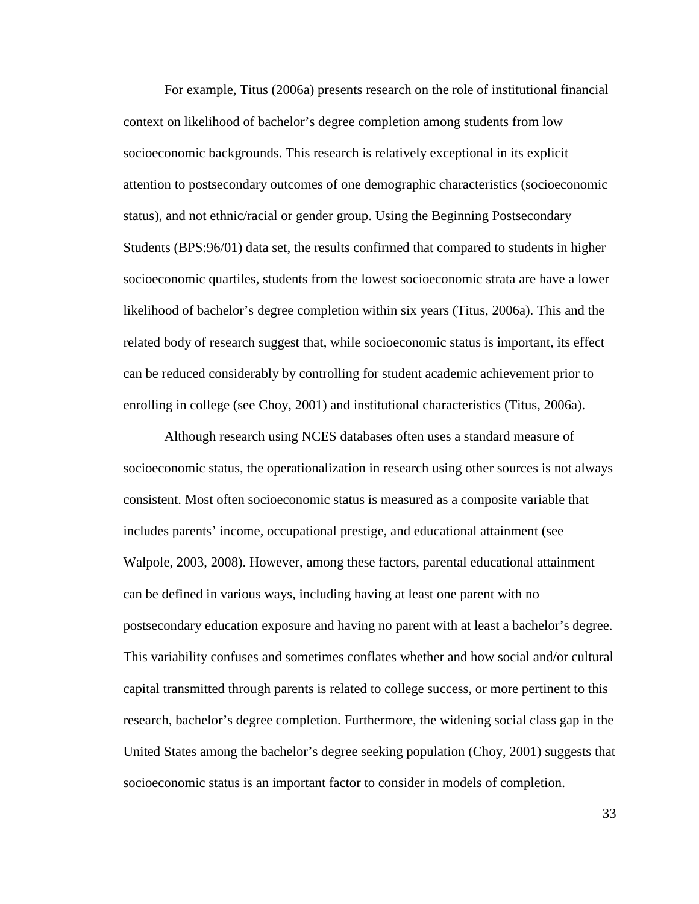For example, Titus (2006a) presents research on the role of institutional financial context on likelihood of bachelor's degree completion among students from low socioeconomic backgrounds. This research is relatively exceptional in its explicit attention to postsecondary outcomes of one demographic characteristics (socioeconomic status), and not ethnic/racial or gender group. Using the Beginning Postsecondary Students (BPS:96/01) data set, the results confirmed that compared to students in higher socioeconomic quartiles, students from the lowest socioeconomic strata are have a lower likelihood of bachelor's degree completion within six years (Titus, 2006a). This and the related body of research suggest that, while socioeconomic status is important, its effect can be reduced considerably by controlling for student academic achievement prior to enrolling in college (see Choy, 2001) and institutional characteristics (Titus, 2006a).

Although research using NCES databases often uses a standard measure of socioeconomic status, the operationalization in research using other sources is not always consistent. Most often socioeconomic status is measured as a composite variable that includes parents' income, occupational prestige, and educational attainment (see Walpole, 2003, 2008). However, among these factors, parental educational attainment can be defined in various ways, including having at least one parent with no postsecondary education exposure and having no parent with at least a bachelor's degree. This variability confuses and sometimes conflates whether and how social and/or cultural capital transmitted through parents is related to college success, or more pertinent to this research, bachelor's degree completion. Furthermore, the widening social class gap in the United States among the bachelor's degree seeking population (Choy, 2001) suggests that socioeconomic status is an important factor to consider in models of completion.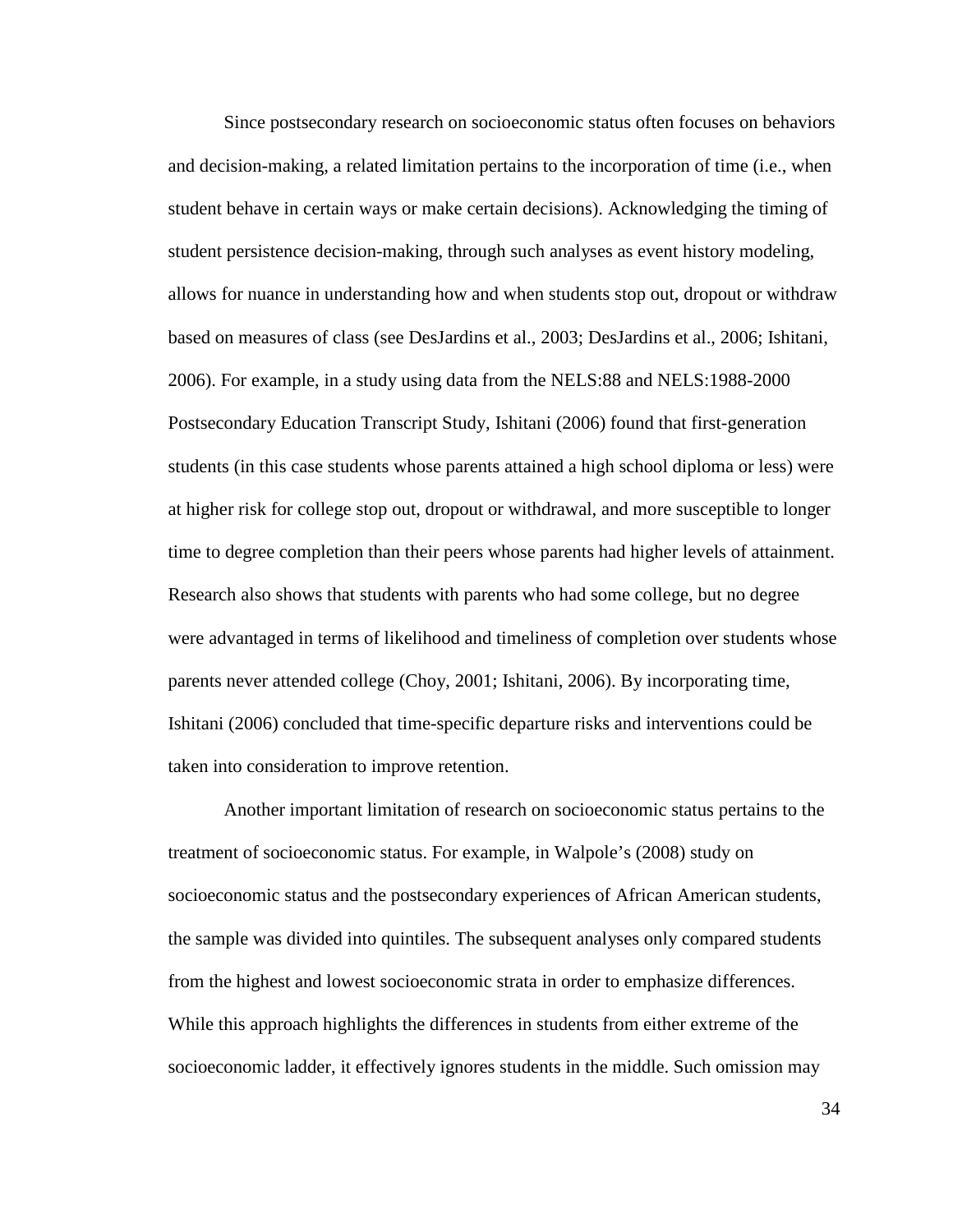Since postsecondary research on socioeconomic status often focuses on behaviors and decision-making, a related limitation pertains to the incorporation of time (i.e., when student behave in certain ways or make certain decisions). Acknowledging the timing of student persistence decision-making, through such analyses as event history modeling, allows for nuance in understanding how and when students stop out, dropout or withdraw based on measures of class (see DesJardins et al., 2003; DesJardins et al., 2006; Ishitani, 2006). For example, in a study using data from the NELS:88 and NELS:1988-2000 Postsecondary Education Transcript Study, Ishitani (2006) found that first-generation students (in this case students whose parents attained a high school diploma or less) were at higher risk for college stop out, dropout or withdrawal, and more susceptible to longer time to degree completion than their peers whose parents had higher levels of attainment. Research also shows that students with parents who had some college, but no degree were advantaged in terms of likelihood and timeliness of completion over students whose parents never attended college (Choy, 2001; Ishitani, 2006). By incorporating time, Ishitani (2006) concluded that time-specific departure risks and interventions could be taken into consideration to improve retention.

Another important limitation of research on socioeconomic status pertains to the treatment of socioeconomic status. For example, in Walpole's (2008) study on socioeconomic status and the postsecondary experiences of African American students, the sample was divided into quintiles. The subsequent analyses only compared students from the highest and lowest socioeconomic strata in order to emphasize differences. While this approach highlights the differences in students from either extreme of the socioeconomic ladder, it effectively ignores students in the middle. Such omission may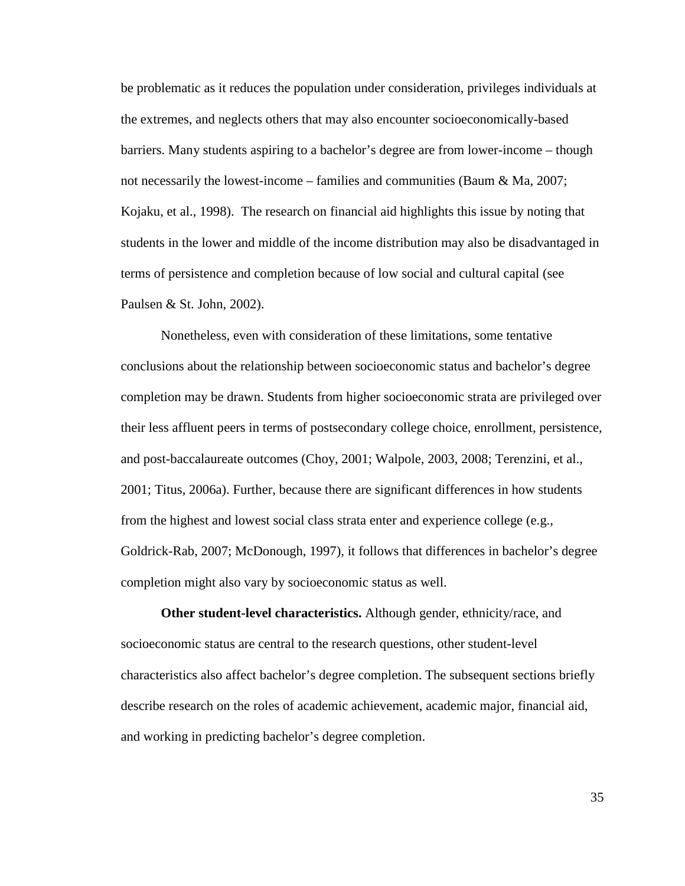be problematic as it reduces the population under consideration, privileges individuals at the extremes, and neglects others that may also encounter socioeconomically-based barriers. Many students aspiring to a bachelor's degree are from lower-income – though not necessarily the lowest-income – families and communities (Baum & Ma, 2007; Kojaku, et al., 1998). The research on financial aid highlights this issue by noting that students in the lower and middle of the income distribution may also be disadvantaged in terms of persistence and completion because of low social and cultural capital (see Paulsen & St. John, 2002).

Nonetheless, even with consideration of these limitations, some tentative conclusions about the relationship between socioeconomic status and bachelor's degree completion may be drawn. Students from higher socioeconomic strata are privileged over their less affluent peers in terms of postsecondary college choice, enrollment, persistence, and post-baccalaureate outcomes (Choy, 2001; Walpole, 2003, 2008; Terenzini, et al., 2001; Titus, 2006a). Further, because there are significant differences in how students from the highest and lowest social class strata enter and experience college (e.g., Goldrick-Rab, 2007; McDonough, 1997), it follows that differences in bachelor's degree completion might also vary by socioeconomic status as well.

**Other student-level characteristics.** Although gender, ethnicity/race, and socioeconomic status are central to the research questions, other student-level characteristics also affect bachelor's degree completion. The subsequent sections briefly describe research on the roles of academic achievement, academic major, financial aid, and working in predicting bachelor's degree completion.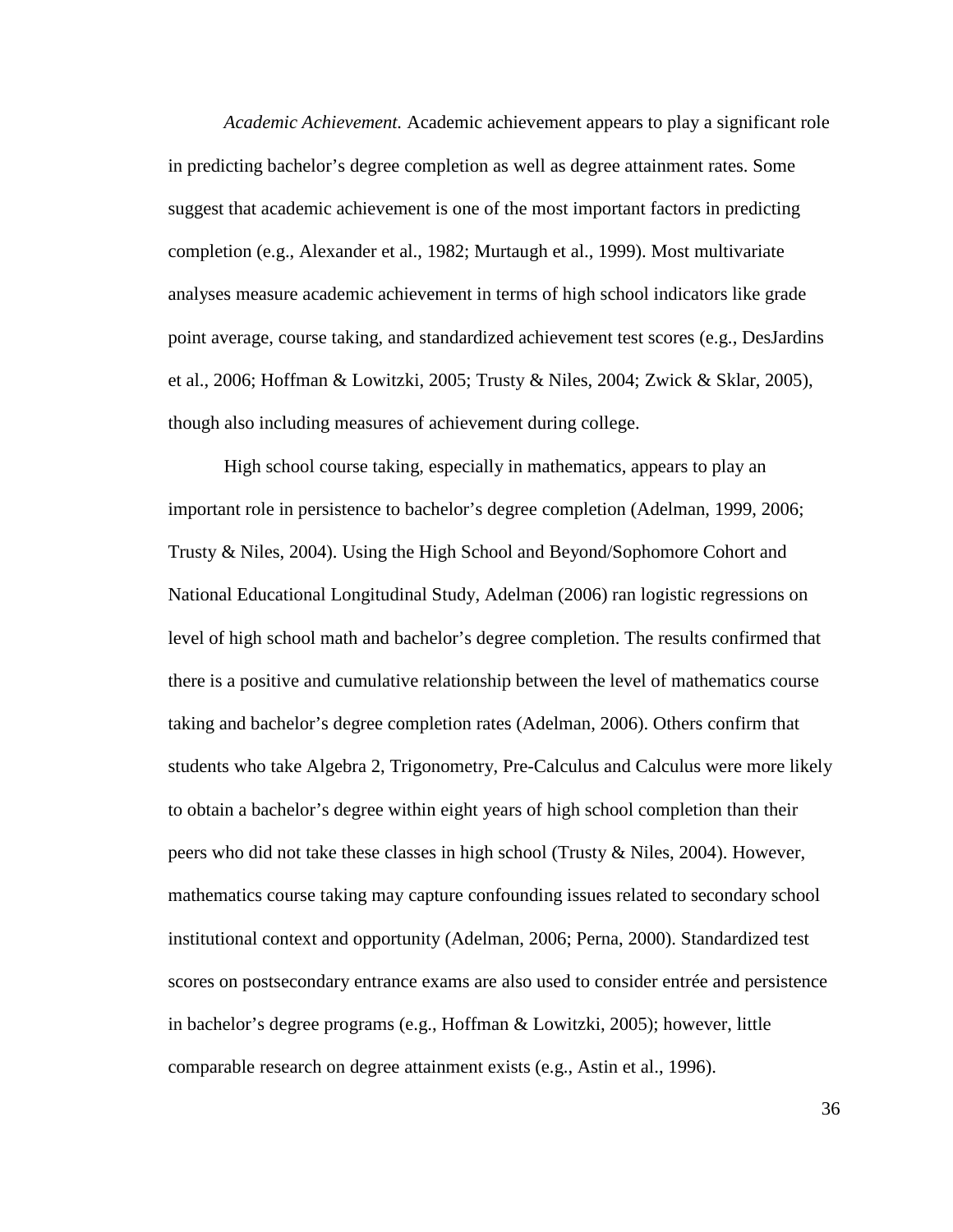*Academic Achievement.* Academic achievement appears to play a significant role in predicting bachelor's degree completion as well as degree attainment rates. Some suggest that academic achievement is one of the most important factors in predicting completion (e.g., Alexander et al., 1982; Murtaugh et al., 1999). Most multivariate analyses measure academic achievement in terms of high school indicators like grade point average, course taking, and standardized achievement test scores (e.g., DesJardins et al., 2006; Hoffman & Lowitzki, 2005; Trusty & Niles, 2004; Zwick & Sklar, 2005), though also including measures of achievement during college.

High school course taking, especially in mathematics, appears to play an important role in persistence to bachelor's degree completion (Adelman, 1999, 2006; Trusty & Niles, 2004). Using the High School and Beyond/Sophomore Cohort and National Educational Longitudinal Study, Adelman (2006) ran logistic regressions on level of high school math and bachelor's degree completion. The results confirmed that there is a positive and cumulative relationship between the level of mathematics course taking and bachelor's degree completion rates (Adelman, 2006). Others confirm that students who take Algebra 2, Trigonometry, Pre-Calculus and Calculus were more likely to obtain a bachelor's degree within eight years of high school completion than their peers who did not take these classes in high school (Trusty & Niles, 2004). However, mathematics course taking may capture confounding issues related to secondary school institutional context and opportunity (Adelman, 2006; Perna, 2000). Standardized test scores on postsecondary entrance exams are also used to consider entrée and persistence in bachelor's degree programs (e.g., Hoffman & Lowitzki, 2005); however, little comparable research on degree attainment exists (e.g., Astin et al., 1996).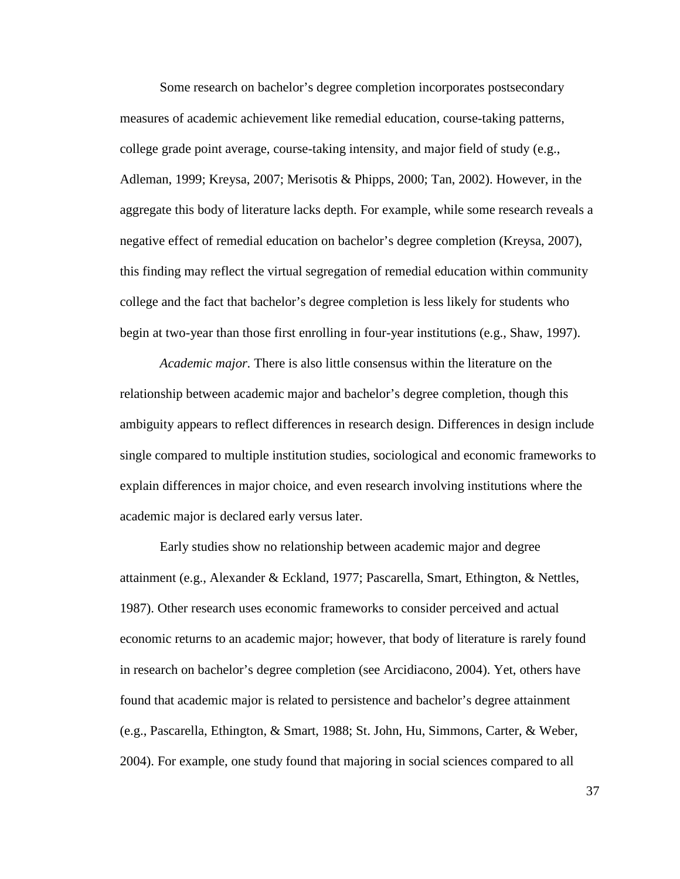Some research on bachelor's degree completion incorporates postsecondary measures of academic achievement like remedial education, course-taking patterns, college grade point average, course-taking intensity, and major field of study (e.g., Adleman, 1999; Kreysa, 2007; Merisotis & Phipps, 2000; Tan, 2002). However, in the aggregate this body of literature lacks depth. For example, while some research reveals a negative effect of remedial education on bachelor's degree completion (Kreysa, 2007), this finding may reflect the virtual segregation of remedial education within community college and the fact that bachelor's degree completion is less likely for students who begin at two-year than those first enrolling in four-year institutions (e.g., Shaw, 1997).

*Academic major.* There is also little consensus within the literature on the relationship between academic major and bachelor's degree completion, though this ambiguity appears to reflect differences in research design. Differences in design include single compared to multiple institution studies, sociological and economic frameworks to explain differences in major choice, and even research involving institutions where the academic major is declared early versus later.

Early studies show no relationship between academic major and degree attainment (e.g., Alexander & Eckland, 1977; Pascarella, Smart, Ethington, & Nettles, 1987). Other research uses economic frameworks to consider perceived and actual economic returns to an academic major; however, that body of literature is rarely found in research on bachelor's degree completion (see Arcidiacono, 2004). Yet, others have found that academic major is related to persistence and bachelor's degree attainment (e.g., Pascarella, Ethington, & Smart, 1988; St. John, Hu, Simmons, Carter, & Weber, 2004). For example, one study found that majoring in social sciences compared to all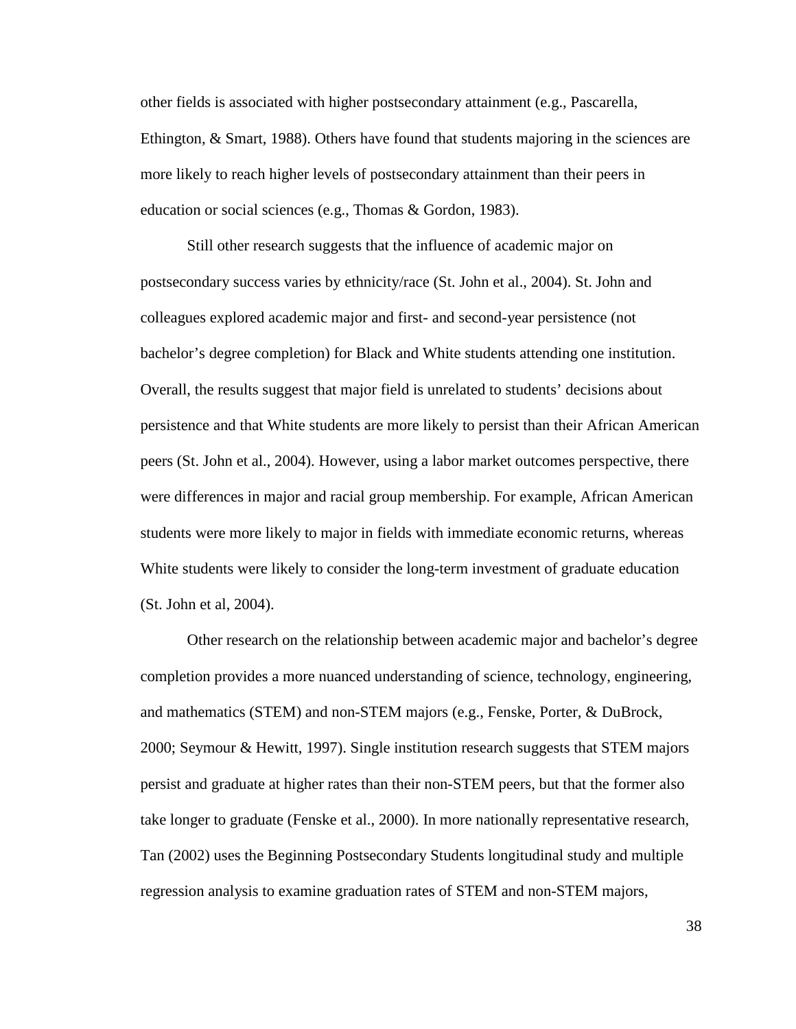other fields is associated with higher postsecondary attainment (e.g., Pascarella, Ethington, & Smart, 1988). Others have found that students majoring in the sciences are more likely to reach higher levels of postsecondary attainment than their peers in education or social sciences (e.g., Thomas & Gordon, 1983).

Still other research suggests that the influence of academic major on postsecondary success varies by ethnicity/race (St. John et al., 2004). St. John and colleagues explored academic major and first- and second-year persistence (not bachelor's degree completion) for Black and White students attending one institution. Overall, the results suggest that major field is unrelated to students' decisions about persistence and that White students are more likely to persist than their African American peers (St. John et al., 2004). However, using a labor market outcomes perspective, there were differences in major and racial group membership. For example, African American students were more likely to major in fields with immediate economic returns, whereas White students were likely to consider the long-term investment of graduate education (St. John et al, 2004).

Other research on the relationship between academic major and bachelor's degree completion provides a more nuanced understanding of science, technology, engineering, and mathematics (STEM) and non-STEM majors (e.g., Fenske, Porter, & DuBrock, 2000; Seymour & Hewitt, 1997). Single institution research suggests that STEM majors persist and graduate at higher rates than their non-STEM peers, but that the former also take longer to graduate (Fenske et al., 2000). In more nationally representative research, Tan (2002) uses the Beginning Postsecondary Students longitudinal study and multiple regression analysis to examine graduation rates of STEM and non-STEM majors,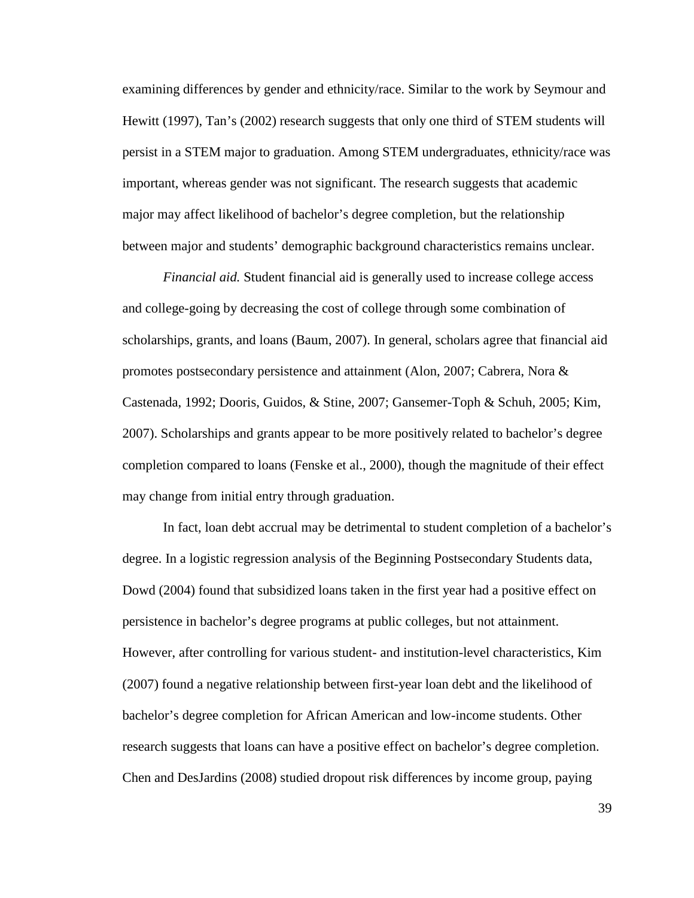examining differences by gender and ethnicity/race. Similar to the work by Seymour and Hewitt (1997), Tan's (2002) research suggests that only one third of STEM students will persist in a STEM major to graduation. Among STEM undergraduates, ethnicity/race was important, whereas gender was not significant. The research suggests that academic major may affect likelihood of bachelor's degree completion, but the relationship between major and students' demographic background characteristics remains unclear.

*Financial aid.* Student financial aid is generally used to increase college access and college-going by decreasing the cost of college through some combination of scholarships, grants, and loans (Baum, 2007). In general, scholars agree that financial aid promotes postsecondary persistence and attainment (Alon, 2007; Cabrera, Nora & Castenada, 1992; Dooris, Guidos, & Stine, 2007; Gansemer-Toph & Schuh, 2005; Kim, 2007). Scholarships and grants appear to be more positively related to bachelor's degree completion compared to loans (Fenske et al., 2000), though the magnitude of their effect may change from initial entry through graduation.

In fact, loan debt accrual may be detrimental to student completion of a bachelor's degree. In a logistic regression analysis of the Beginning Postsecondary Students data, Dowd (2004) found that subsidized loans taken in the first year had a positive effect on persistence in bachelor's degree programs at public colleges, but not attainment. However, after controlling for various student- and institution-level characteristics, Kim (2007) found a negative relationship between first-year loan debt and the likelihood of bachelor's degree completion for African American and low-income students. Other research suggests that loans can have a positive effect on bachelor's degree completion. Chen and DesJardins (2008) studied dropout risk differences by income group, paying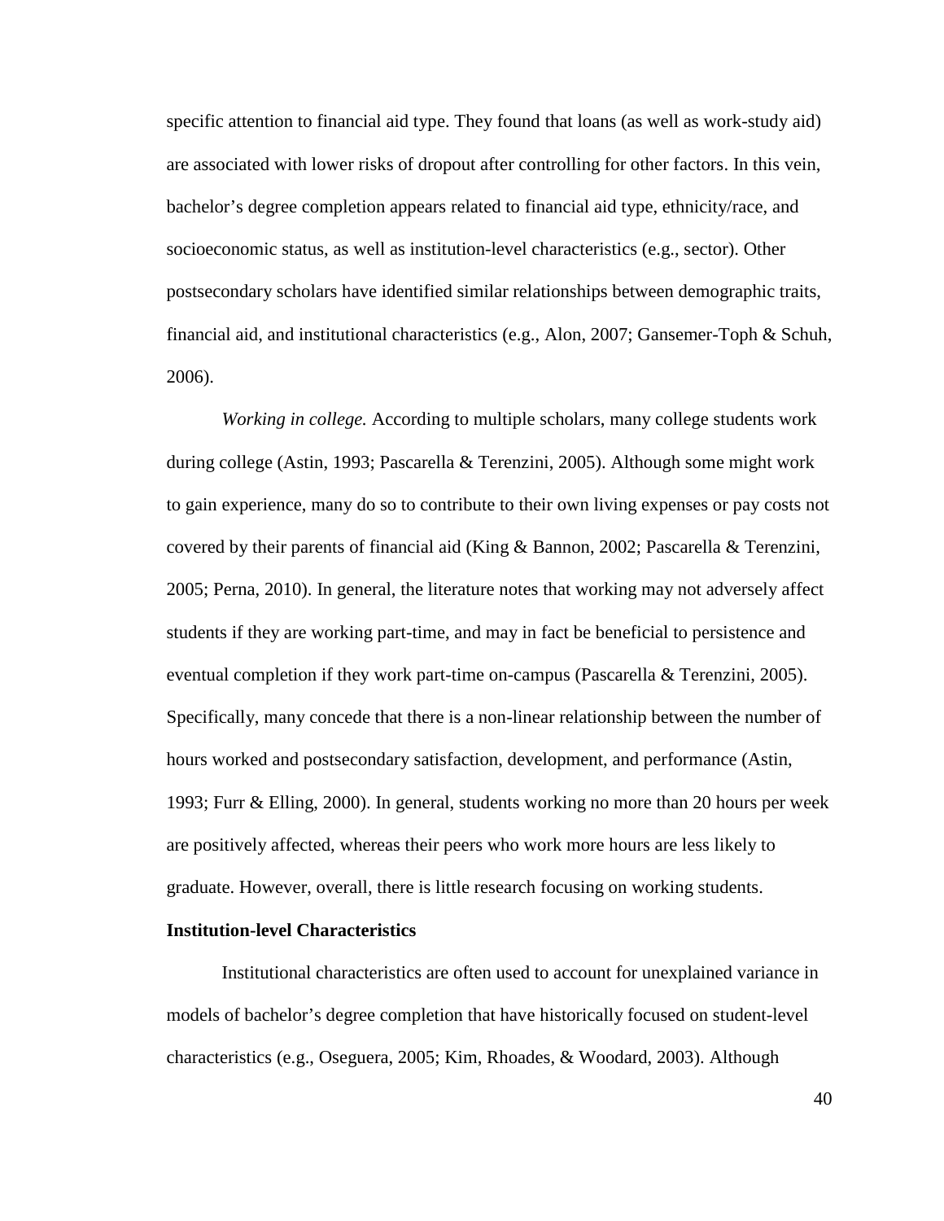specific attention to financial aid type. They found that loans (as well as work-study aid) are associated with lower risks of dropout after controlling for other factors. In this vein, bachelor's degree completion appears related to financial aid type, ethnicity/race, and socioeconomic status, as well as institution-level characteristics (e.g., sector). Other postsecondary scholars have identified similar relationships between demographic traits, financial aid, and institutional characteristics (e.g., Alon, 2007; Gansemer-Toph & Schuh, 2006).

*Working in college.* According to multiple scholars, many college students work during college (Astin, 1993; Pascarella & Terenzini, 2005). Although some might work to gain experience, many do so to contribute to their own living expenses or pay costs not covered by their parents of financial aid (King & Bannon, 2002; Pascarella & Terenzini, 2005; Perna, 2010). In general, the literature notes that working may not adversely affect students if they are working part-time, and may in fact be beneficial to persistence and eventual completion if they work part-time on-campus (Pascarella & Terenzini, 2005). Specifically, many concede that there is a non-linear relationship between the number of hours worked and postsecondary satisfaction, development, and performance (Astin, 1993; Furr & Elling, 2000). In general, students working no more than 20 hours per week are positively affected, whereas their peers who work more hours are less likely to graduate. However, overall, there is little research focusing on working students.

**Institution-level Characteristics**

Institutional characteristics are often used to account for unexplained variance in models of bachelor's degree completion that have historically focused on student-level characteristics (e.g., Oseguera, 2005; Kim, Rhoades, & Woodard, 2003). Although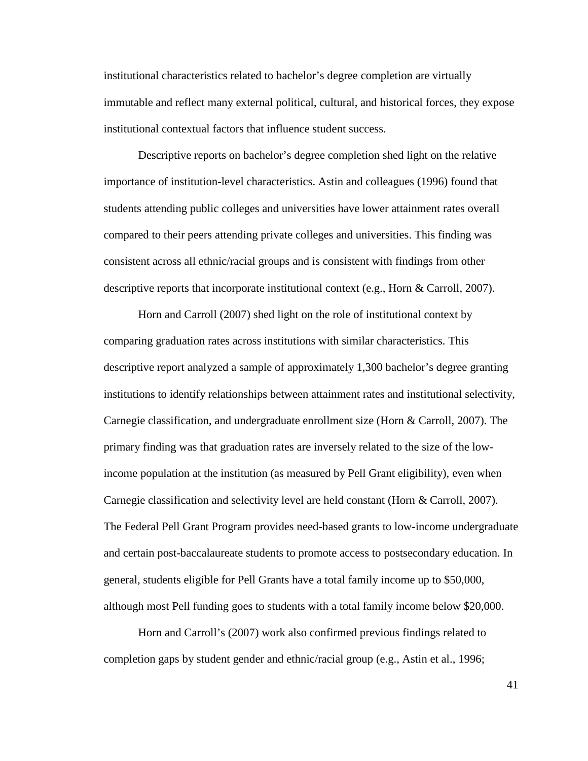institutional characteristics related to bachelor's degree completion are virtually immutable and reflect many external political, cultural, and historical forces, they expose institutional contextual factors that influence student success.

Descriptive reports on bachelor's degree completion shed light on the relative importance of institution-level characteristics. Astin and colleagues (1996) found that students attending public colleges and universities have lower attainment rates overall compared to their peers attending private colleges and universities. This finding was consistent across all ethnic/racial groups and is consistent with findings from other descriptive reports that incorporate institutional context (e.g., Horn & Carroll, 2007).

Horn and Carroll (2007) shed light on the role of institutional context by comparing graduation rates across institutions with similar characteristics. This descriptive report analyzed a sample of approximately 1,300 bachelor's degree granting institutions to identify relationships between attainment rates and institutional selectivity, Carnegie classification, and undergraduate enrollment size (Horn & Carroll, 2007). The primary finding was that graduation rates are inversely related to the size of the low-income population at the institution (as measured by Pell Grant eligibility), even when Carnegie classification and selectivity level are held constant (Horn & Carroll, 2007). The Federal Pell Grant Program provides need-based grants to low-income undergraduate and certain post-baccalaureate students to promote access to postsecondary education. In general, students eligible for Pell Grants have a total family income up to $50,000, although most Pell funding goes to students with a total family income below $20,000.

Horn and Carroll's (2007) work also confirmed previous findings related to completion gaps by student gender and ethnic/racial group (e.g., Astin et al., 1996;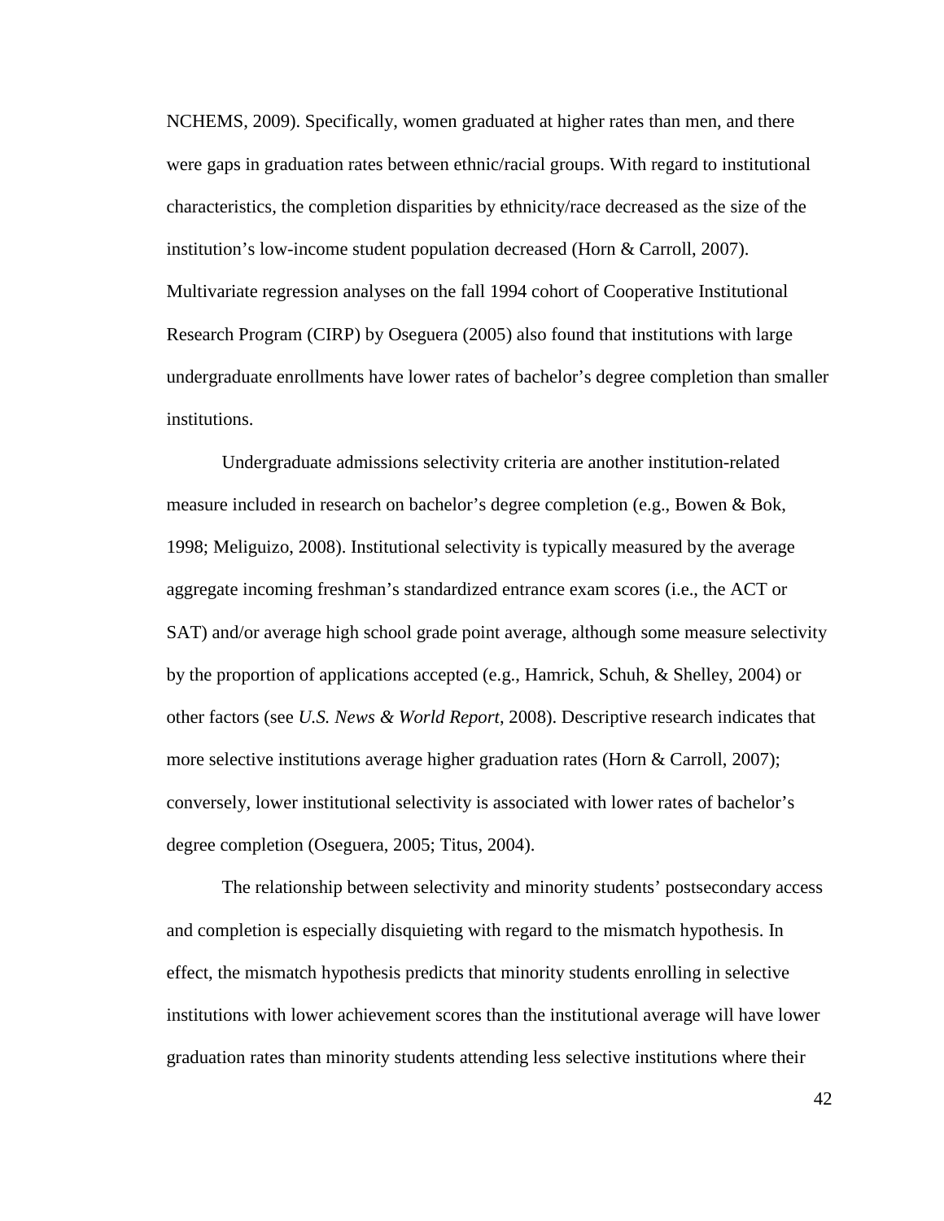NCHEMS, 2009). Specifically, women graduated at higher rates than men, and there were gaps in graduation rates between ethnic/racial groups. With regard to institutional characteristics, the completion disparities by ethnicity/race decreased as the size of the institution's low-income student population decreased (Horn & Carroll, 2007). Multivariate regression analyses on the fall 1994 cohort of Cooperative Institutional Research Program (CIRP) by Oseguera (2005) also found that institutions with large undergraduate enrollments have lower rates of bachelor's degree completion than smaller institutions.

Undergraduate admissions selectivity criteria are another institution-related measure included in research on bachelor's degree completion (e.g., Bowen & Bok, 1998; Meliguizo, 2008). Institutional selectivity is typically measured by the average aggregate incoming freshman's standardized entrance exam scores (i.e., the ACT or SAT) and/or average high school grade point average, although some measure selectivity by the proportion of applications accepted (e.g., Hamrick, Schuh, & Shelley, 2004) or other factors (see *U.S. News & World Report*, 2008). Descriptive research indicates that more selective institutions average higher graduation rates (Horn & Carroll, 2007); conversely, lower institutional selectivity is associated with lower rates of bachelor's degree completion (Oseguera, 2005; Titus, 2004).

The relationship between selectivity and minority students' postsecondary access and completion is especially disquieting with regard to the mismatch hypothesis. In effect, the mismatch hypothesis predicts that minority students enrolling in selective institutions with lower achievement scores than the institutional average will have lower graduation rates than minority students attending less selective institutions where their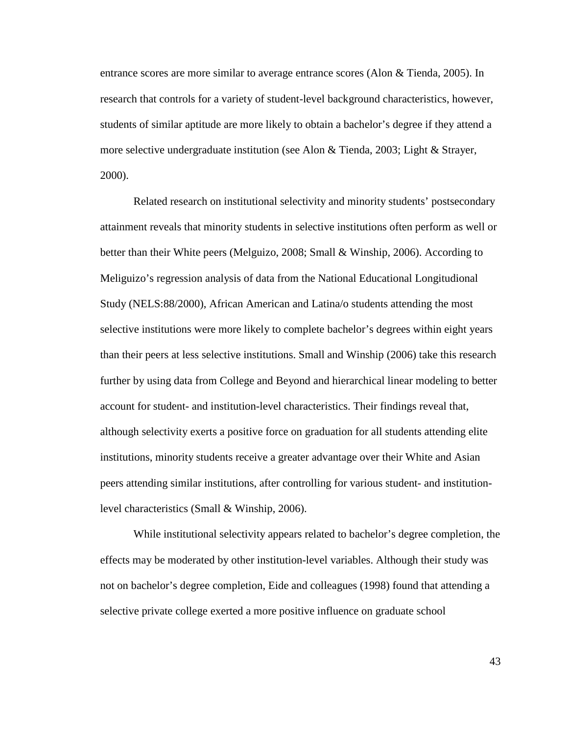entrance scores are more similar to average entrance scores (Alon & Tienda, 2005). In research that controls for a variety of student-level background characteristics, however, students of similar aptitude are more likely to obtain a bachelor's degree if they attend a more selective undergraduate institution (see Alon & Tienda, 2003; Light & Strayer, 2000).

Related research on institutional selectivity and minority students' postsecondary attainment reveals that minority students in selective institutions often perform as well or better than their White peers (Melguizo, 2008; Small & Winship, 2006). According to Meliguizo's regression analysis of data from the National Educational Longitudional Study (NELS:88/2000), African American and Latina/o students attending the most selective institutions were more likely to complete bachelor's degrees within eight years than their peers at less selective institutions. Small and Winship (2006) take this research further by using data from College and Beyond and hierarchical linear modeling to better account for student- and institution-level characteristics. Their findings reveal that, although selectivity exerts a positive force on graduation for all students attending elite institutions, minority students receive a greater advantage over their White and Asian peers attending similar institutions, after controlling for various student- and institution-level characteristics (Small & Winship, 2006).

While institutional selectivity appears related to bachelor's degree completion, the effects may be moderated by other institution-level variables. Although their study was not on bachelor's degree completion, Eide and colleagues (1998) found that attending a selective private college exerted a more positive influence on graduate school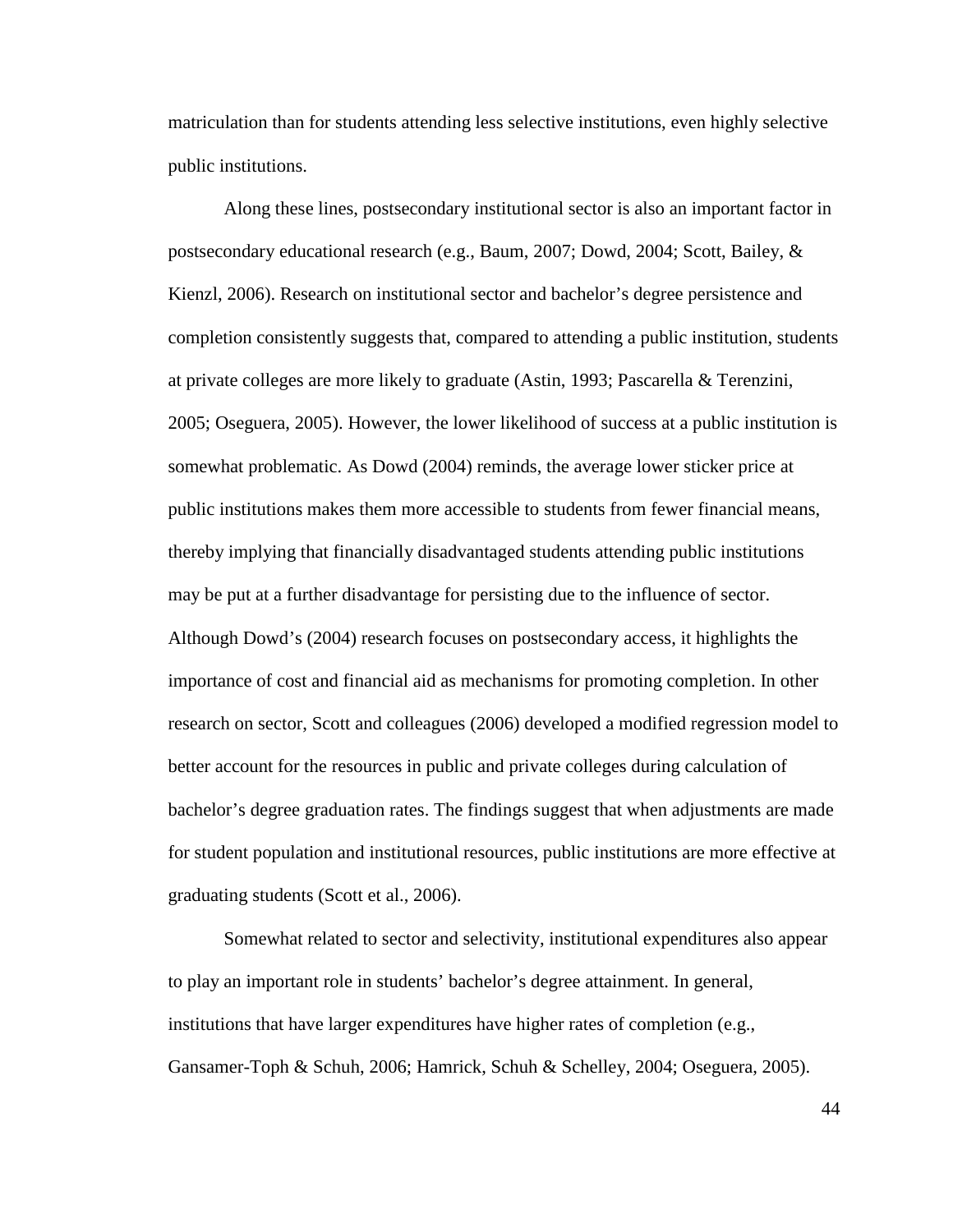matriculation than for students attending less selective institutions, even highly selective public institutions.

Along these lines, postsecondary institutional sector is also an important factor in postsecondary educational research (e.g., Baum, 2007; Dowd, 2004; Scott, Bailey, & Kienzl, 2006). Research on institutional sector and bachelor's degree persistence and completion consistently suggests that, compared to attending a public institution, students at private colleges are more likely to graduate (Astin, 1993; Pascarella & Terenzini, 2005; Oseguera, 2005). However, the lower likelihood of success at a public institution is somewhat problematic. As Dowd (2004) reminds, the average lower sticker price at public institutions makes them more accessible to students from fewer financial means, thereby implying that financially disadvantaged students attending public institutions may be put at a further disadvantage for persisting due to the influence of sector. Although Dowd's (2004) research focuses on postsecondary access, it highlights the importance of cost and financial aid as mechanisms for promoting completion. In other research on sector, Scott and colleagues (2006) developed a modified regression model to better account for the resources in public and private colleges during calculation of bachelor's degree graduation rates. The findings suggest that when adjustments are made for student population and institutional resources, public institutions are more effective at graduating students (Scott et al., 2006).

Somewhat related to sector and selectivity, institutional expenditures also appear to play an important role in students' bachelor's degree attainment. In general, institutions that have larger expenditures have higher rates of completion (e.g., Gansamer-Toph & Schuh, 2006; Hamrick, Schuh & Schelley, 2004; Oseguera, 2005).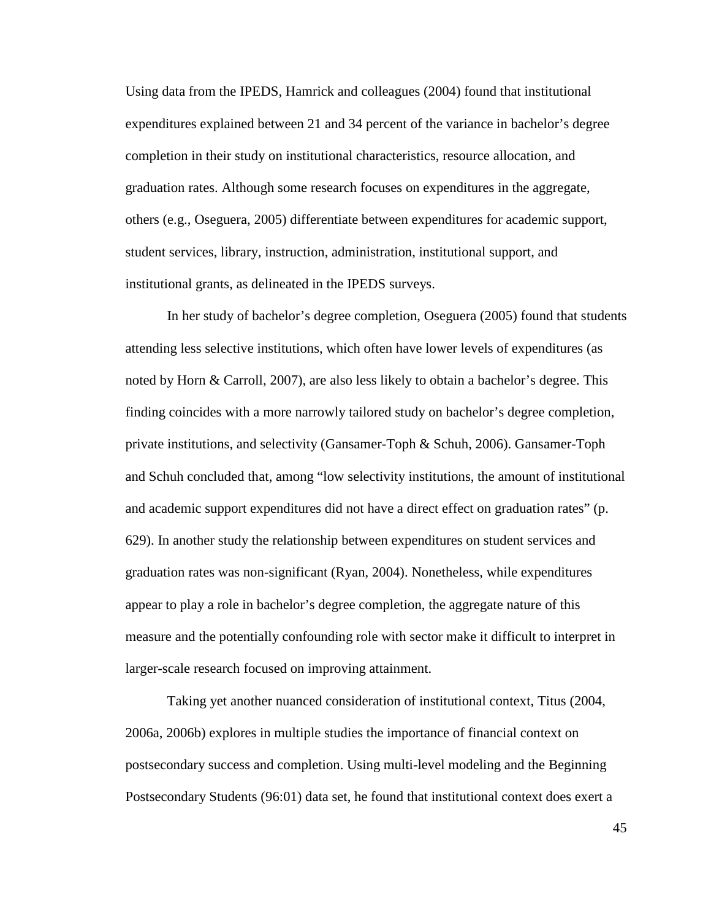Using data from the IPEDS, Hamrick and colleagues (2004) found that institutional expenditures explained between 21 and 34 percent of the variance in bachelor's degree completion in their study on institutional characteristics, resource allocation, and graduation rates. Although some research focuses on expenditures in the aggregate, others (e.g., Oseguera, 2005) differentiate between expenditures for academic support, student services, library, instruction, administration, institutional support, and institutional grants, as delineated in the IPEDS surveys.

In her study of bachelor's degree completion, Oseguera (2005) found that students attending less selective institutions, which often have lower levels of expenditures (as noted by Horn & Carroll, 2007), are also less likely to obtain a bachelor's degree. This finding coincides with a more narrowly tailored study on bachelor's degree completion, private institutions, and selectivity (Gansamer-Toph & Schuh, 2006). Gansamer-Toph and Schuh concluded that, among "low selectivity institutions, the amount of institutional and academic support expenditures did not have a direct effect on graduation rates" (p. 629). In another study the relationship between expenditures on student services and graduation rates was non-significant (Ryan, 2004). Nonetheless, while expenditures appear to play a role in bachelor's degree completion, the aggregate nature of this measure and the potentially confounding role with sector make it difficult to interpret in larger-scale research focused on improving attainment.

Taking yet another nuanced consideration of institutional context, Titus (2004, 2006a, 2006b) explores in multiple studies the importance of financial context on postsecondary success and completion. Using multi-level modeling and the Beginning Postsecondary Students (96:01) data set, he found that institutional context does exert a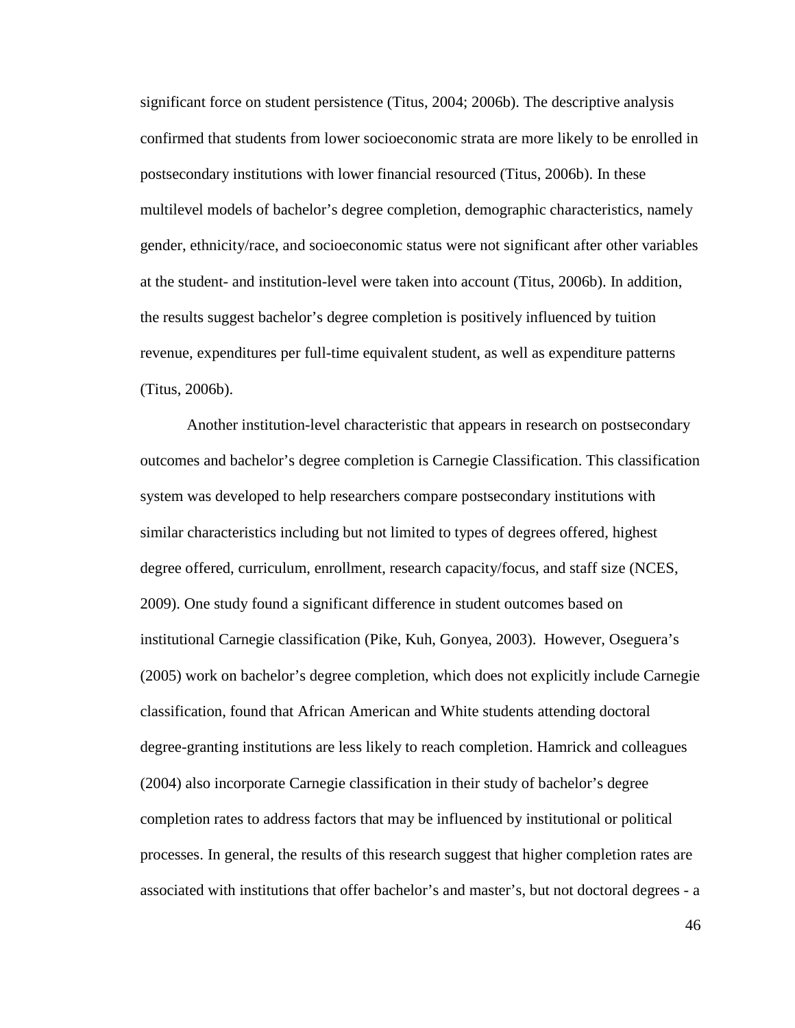significant force on student persistence (Titus, 2004; 2006b). The descriptive analysis confirmed that students from lower socioeconomic strata are more likely to be enrolled in postsecondary institutions with lower financial resourced (Titus, 2006b). In these multilevel models of bachelor's degree completion, demographic characteristics, namely gender, ethnicity/race, and socioeconomic status were not significant after other variables at the student- and institution-level were taken into account (Titus, 2006b). In addition, the results suggest bachelor's degree completion is positively influenced by tuition revenue, expenditures per full-time equivalent student, as well as expenditure patterns (Titus, 2006b).

Another institution-level characteristic that appears in research on postsecondary outcomes and bachelor's degree completion is Carnegie Classification. This classification system was developed to help researchers compare postsecondary institutions with similar characteristics including but not limited to types of degrees offered, highest degree offered, curriculum, enrollment, research capacity/focus, and staff size (NCES, 2009). One study found a significant difference in student outcomes based on institutional Carnegie classification (Pike, Kuh, Gonyea, 2003). However, Oseguera's (2005) work on bachelor's degree completion, which does not explicitly include Carnegie classification, found that African American and White students attending doctoral degree-granting institutions are less likely to reach completion. Hamrick and colleagues (2004) also incorporate Carnegie classification in their study of bachelor's degree completion rates to address factors that may be influenced by institutional or political processes. In general, the results of this research suggest that higher completion rates are associated with institutions that offer bachelor's and master's, but not doctoral degrees - a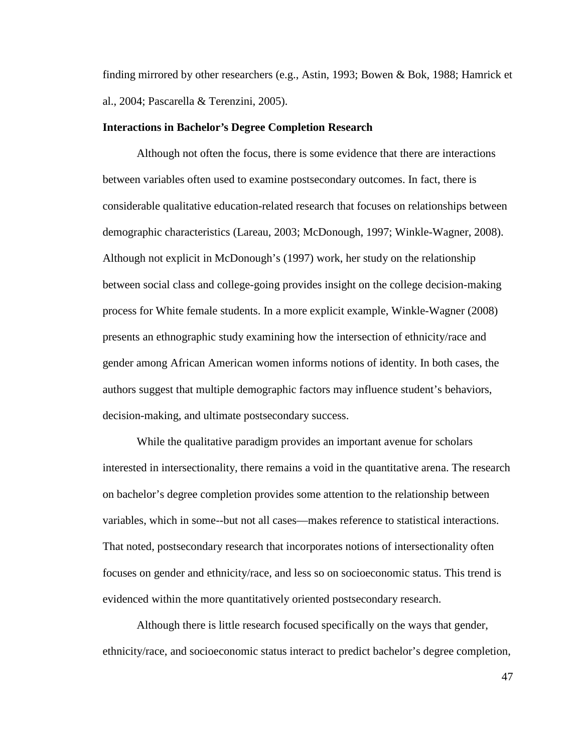finding mirrored by other researchers (e.g., Astin, 1993; Bowen & Bok, 1988; Hamrick et al., 2004; Pascarella & Terenzini, 2005).

**Interactions in Bachelor's Degree Completion Research**

Although not often the focus, there is some evidence that there are interactions between variables often used to examine postsecondary outcomes. In fact, there is considerable qualitative education-related research that focuses on relationships between demographic characteristics (Lareau, 2003; McDonough, 1997; Winkle-Wagner, 2008). Although not explicit in McDonough's (1997) work, her study on the relationship between social class and college-going provides insight on the college decision-making process for White female students. In a more explicit example, Winkle-Wagner (2008) presents an ethnographic study examining how the intersection of ethnicity/race and gender among African American women informs notions of identity. In both cases, the authors suggest that multiple demographic factors may influence student's behaviors, decision-making, and ultimate postsecondary success.

While the qualitative paradigm provides an important avenue for scholars interested in intersectionality, there remains a void in the quantitative arena. The research on bachelor's degree completion provides some attention to the relationship between variables, which in some--but not all cases—makes reference to statistical interactions. That noted, postsecondary research that incorporates notions of intersectionality often focuses on gender and ethnicity/race, and less so on socioeconomic status. This trend is evidenced within the more quantitatively oriented postsecondary research.

Although there is little research focused specifically on the ways that gender, ethnicity/race, and socioeconomic status interact to predict bachelor's degree completion,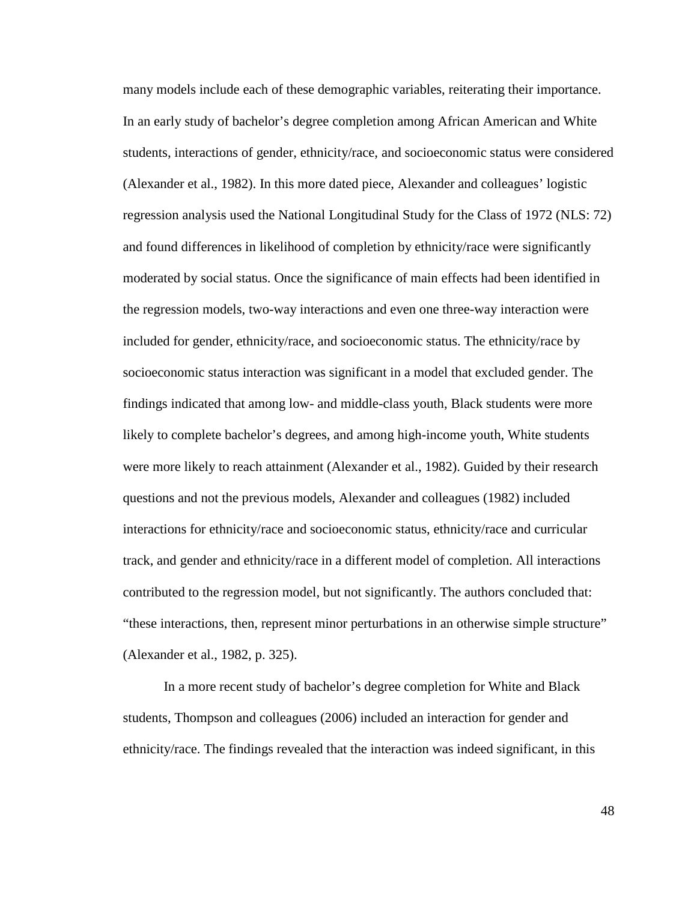many models include each of these demographic variables, reiterating their importance. In an early study of bachelor's degree completion among African American and White students, interactions of gender, ethnicity/race, and socioeconomic status were considered (Alexander et al., 1982). In this more dated piece, Alexander and colleagues' logistic regression analysis used the National Longitudinal Study for the Class of 1972 (NLS: 72) and found differences in likelihood of completion by ethnicity/race were significantly moderated by social status. Once the significance of main effects had been identified in the regression models, two-way interactions and even one three-way interaction were included for gender, ethnicity/race, and socioeconomic status. The ethnicity/race by socioeconomic status interaction was significant in a model that excluded gender. The findings indicated that among low- and middle-class youth, Black students were more likely to complete bachelor's degrees, and among high-income youth, White students were more likely to reach attainment (Alexander et al., 1982). Guided by their research questions and not the previous models, Alexander and colleagues (1982) included interactions for ethnicity/race and socioeconomic status, ethnicity/race and curricular track, and gender and ethnicity/race in a different model of completion. All interactions contributed to the regression model, but not significantly. The authors concluded that: "these interactions, then, represent minor perturbations in an otherwise simple structure" (Alexander et al., 1982, p. 325).

In a more recent study of bachelor's degree completion for White and Black students, Thompson and colleagues (2006) included an interaction for gender and ethnicity/race. The findings revealed that the interaction was indeed significant, in this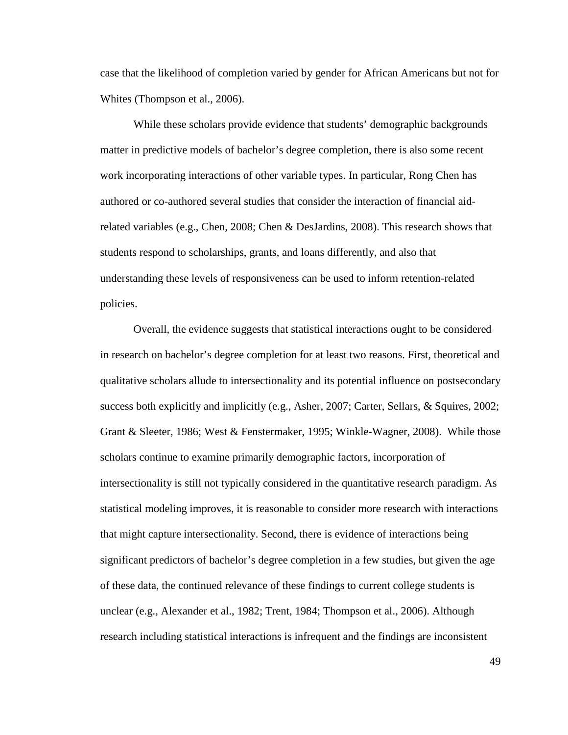case that the likelihood of completion varied by gender for African Americans but not for Whites (Thompson et al., 2006).

While these scholars provide evidence that students' demographic backgrounds matter in predictive models of bachelor's degree completion, there is also some recent work incorporating interactions of other variable types. In particular, Rong Chen has authored or co-authored several studies that consider the interaction of financial aid-related variables (e.g., Chen, 2008; Chen & DesJardins, 2008). This research shows that students respond to scholarships, grants, and loans differently, and also that understanding these levels of responsiveness can be used to inform retention-related policies.

Overall, the evidence suggests that statistical interactions ought to be considered in research on bachelor's degree completion for at least two reasons. First, theoretical and qualitative scholars allude to intersectionality and its potential influence on postsecondary success both explicitly and implicitly (e.g., Asher, 2007; Carter, Sellars, & Squires, 2002; Grant & Sleeter, 1986; West & Fenstermaker, 1995; Winkle-Wagner, 2008). While those scholars continue to examine primarily demographic factors, incorporation of intersectionality is still not typically considered in the quantitative research paradigm. As statistical modeling improves, it is reasonable to consider more research with interactions that might capture intersectionality. Second, there is evidence of interactions being significant predictors of bachelor's degree completion in a few studies, but given the age of these data, the continued relevance of these findings to current college students is unclear (e.g., Alexander et al., 1982; Trent, 1984; Thompson et al., 2006). Although research including statistical interactions is infrequent and the findings are inconsistent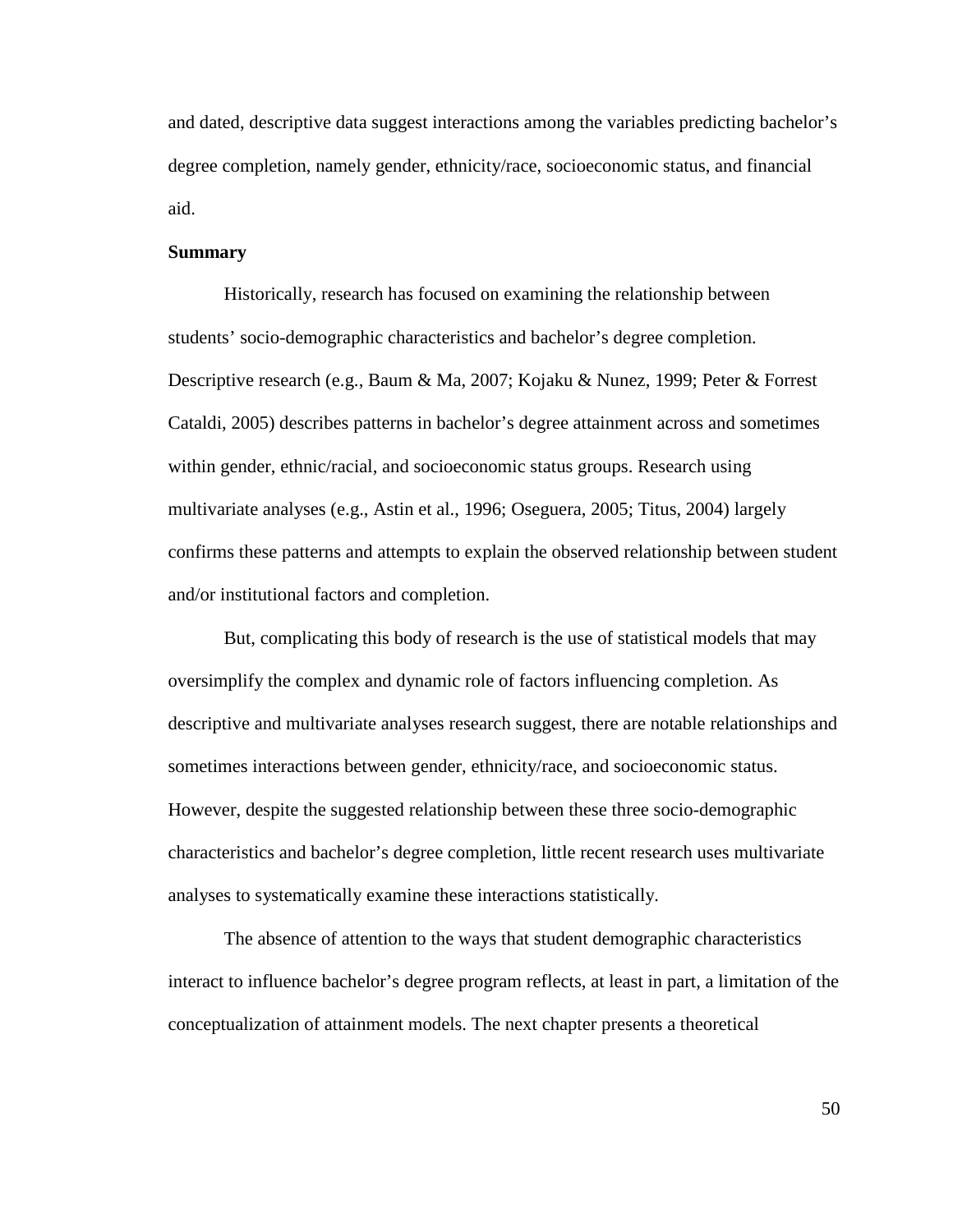and dated, descriptive data suggest interactions among the variables predicting bachelor's degree completion, namely gender, ethnicity/race, socioeconomic status, and financial aid.

**Summary**

Historically, research has focused on examining the relationship between students' socio-demographic characteristics and bachelor's degree completion. Descriptive research (e.g., Baum & Ma, 2007; Kojaku & Nunez, 1999; Peter & Forrest Cataldi, 2005) describes patterns in bachelor's degree attainment across and sometimes within gender, ethnic/racial, and socioeconomic status groups. Research using multivariate analyses (e.g., Astin et al., 1996; Oseguera, 2005; Titus, 2004) largely confirms these patterns and attempts to explain the observed relationship between student and/or institutional factors and completion.

But, complicating this body of research is the use of statistical models that may oversimplify the complex and dynamic role of factors influencing completion. As descriptive and multivariate analyses research suggest, there are notable relationships and sometimes interactions between gender, ethnicity/race, and socioeconomic status. However, despite the suggested relationship between these three socio-demographic characteristics and bachelor's degree completion, little recent research uses multivariate analyses to systematically examine these interactions statistically.

The absence of attention to the ways that student demographic characteristics interact to influence bachelor's degree program reflects, at least in part, a limitation of the conceptualization of attainment models. The next chapter presents a theoretical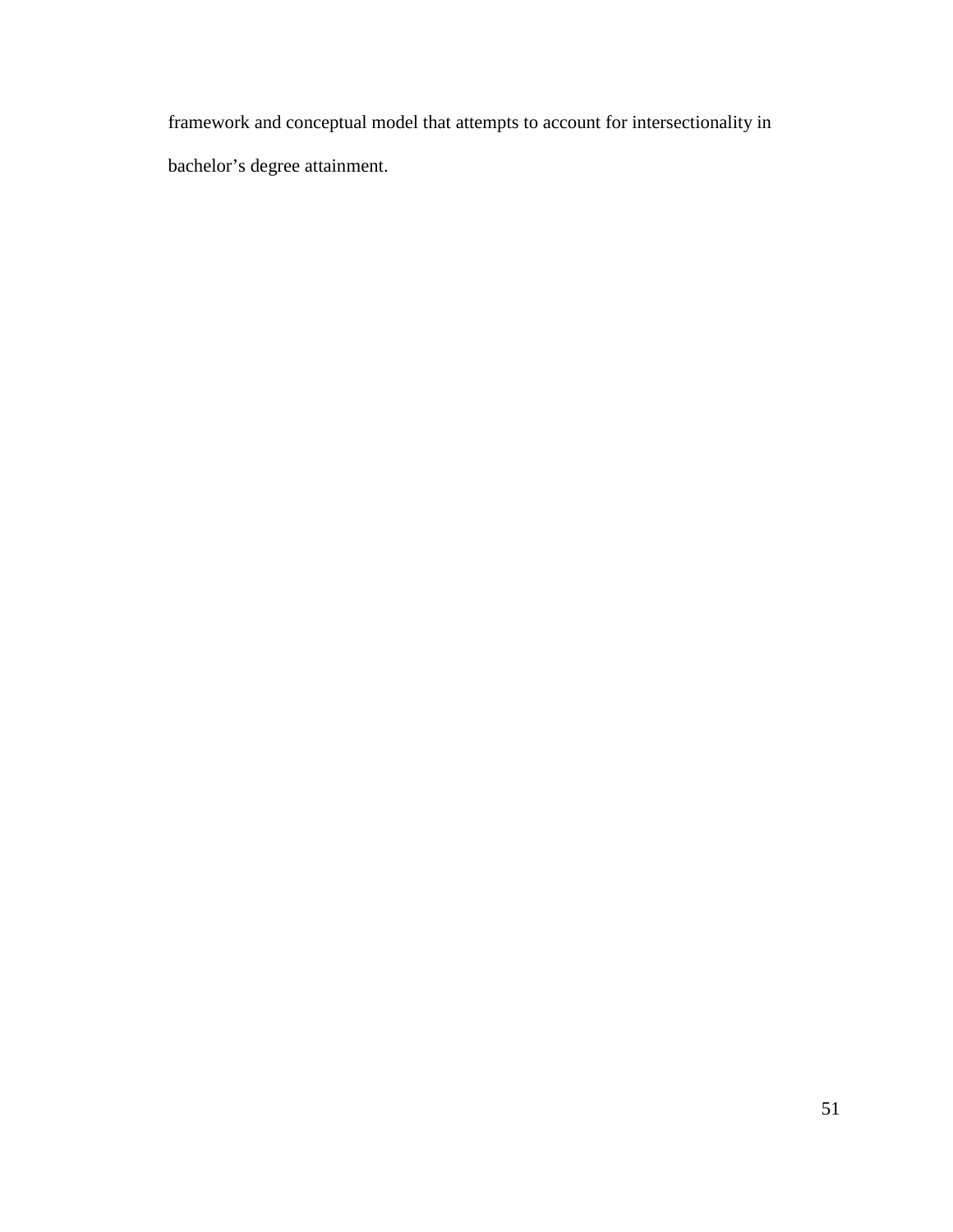framework and conceptual model that attempts to account for intersectionality in bachelor's degree attainment.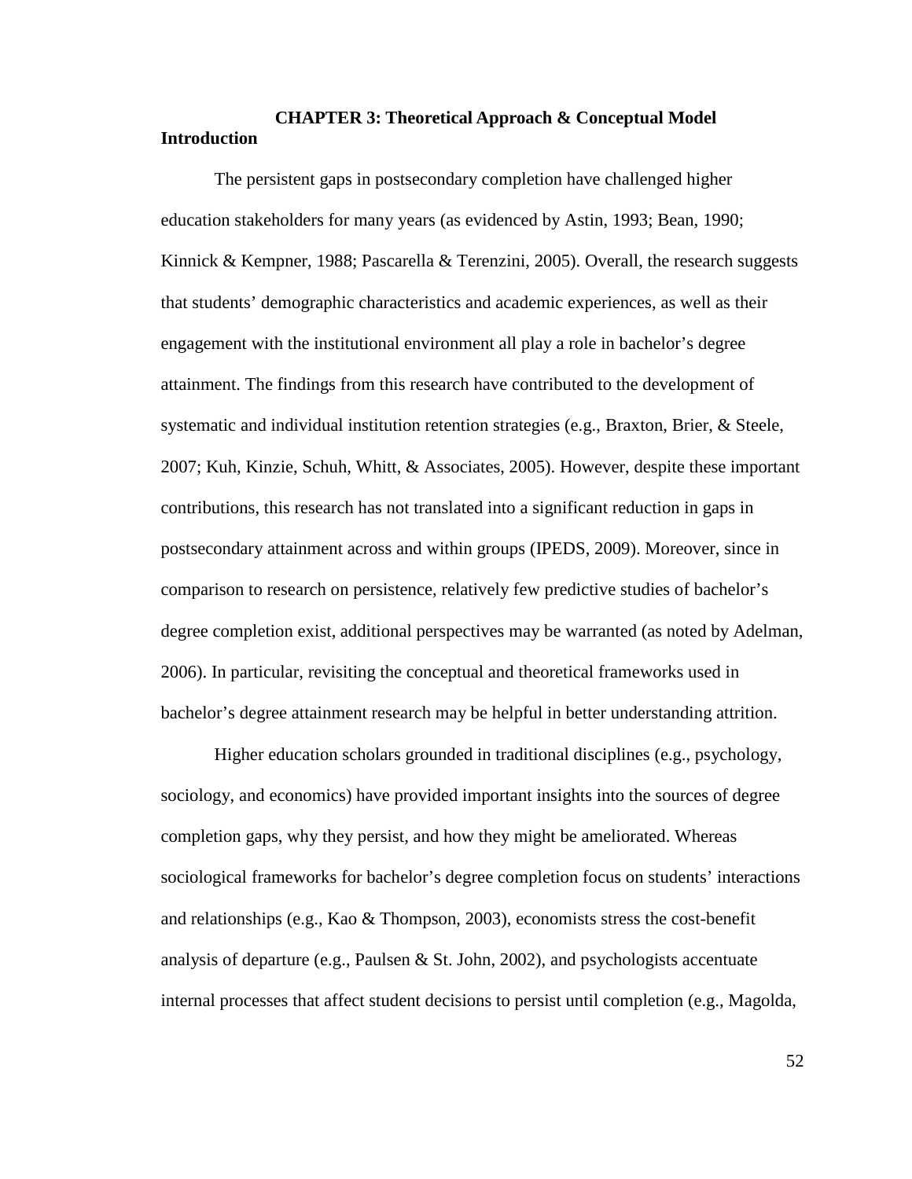# CHAPTER 3: Theoretical Approach & Conceptual Model

## Introduction

The persistent gaps in postsecondary completion have challenged higher education stakeholders for many years (as evidenced by Astin, 1993; Bean, 1990; Kinnick & Kempner, 1988; Pascarella & Terenzini, 2005). Overall, the research suggests that students' demographic characteristics and academic experiences, as well as their engagement with the institutional environment all play a role in bachelor's degree attainment. The findings from this research have contributed to the development of systematic and individual institution retention strategies (e.g., Braxton, Brier, & Steele, 2007; Kuh, Kinzie, Schuh, Whitt, & Associates, 2005). However, despite these important contributions, this research has not translated into a significant reduction in gaps in postsecondary attainment across and within groups (IPEDS, 2009). Moreover, since in comparison to research on persistence, relatively few predictive studies of bachelor's degree completion exist, additional perspectives may be warranted (as noted by Adelman, 2006). In particular, revisiting the conceptual and theoretical frameworks used in bachelor's degree attainment research may be helpful in better understanding attrition.

Higher education scholars grounded in traditional disciplines (e.g., psychology, sociology, and economics) have provided important insights into the sources of degree completion gaps, why they persist, and how they might be ameliorated. Whereas sociological frameworks for bachelor's degree completion focus on students' interactions and relationships (e.g., Kao & Thompson, 2003), economists stress the cost-benefit analysis of departure (e.g., Paulsen & St. John, 2002), and psychologists accentuate internal processes that affect student decisions to persist until completion (e.g., Magolda,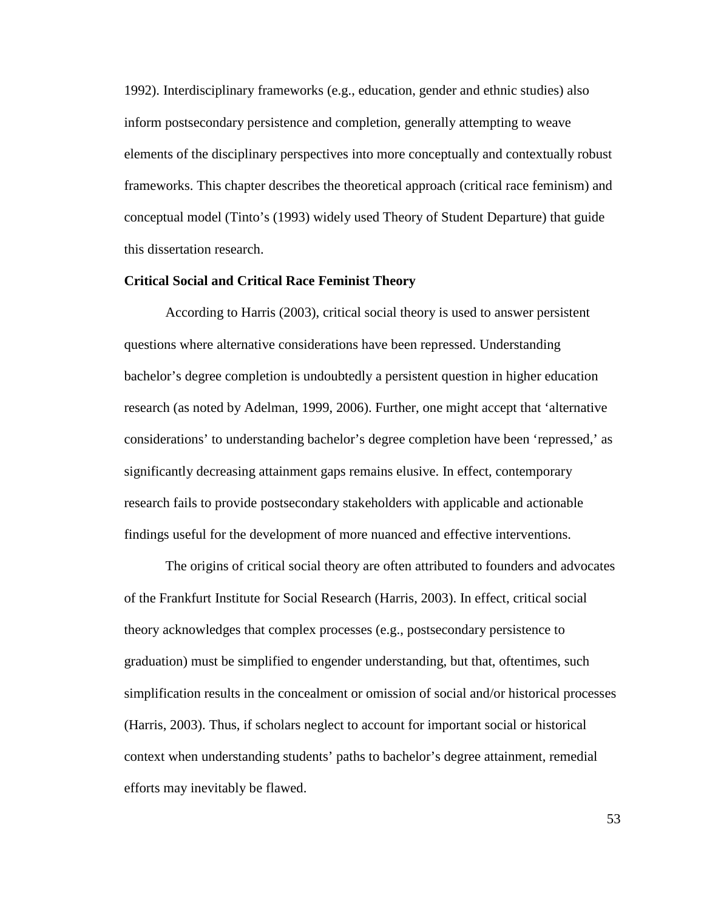1992). Interdisciplinary frameworks (e.g., education, gender and ethnic studies) also inform postsecondary persistence and completion, generally attempting to weave elements of the disciplinary perspectives into more conceptually and contextually robust frameworks. This chapter describes the theoretical approach (critical race feminism) and conceptual model (Tinto's (1993) widely used Theory of Student Departure) that guide this dissertation research.

**Critical Social and Critical Race Feminist Theory**

According to Harris (2003), critical social theory is used to answer persistent questions where alternative considerations have been repressed. Understanding bachelor's degree completion is undoubtedly a persistent question in higher education research (as noted by Adelman, 1999, 2006). Further, one might accept that 'alternative considerations' to understanding bachelor's degree completion have been 'repressed,' as significantly decreasing attainment gaps remains elusive. In effect, contemporary research fails to provide postsecondary stakeholders with applicable and actionable findings useful for the development of more nuanced and effective interventions.

The origins of critical social theory are often attributed to founders and advocates of the Frankfurt Institute for Social Research (Harris, 2003). In effect, critical social theory acknowledges that complex processes (e.g., postsecondary persistence to graduation) must be simplified to engender understanding, but that, oftentimes, such simplification results in the concealment or omission of social and/or historical processes (Harris, 2003). Thus, if scholars neglect to account for important social or historical context when understanding students' paths to bachelor's degree attainment, remedial efforts may inevitably be flawed.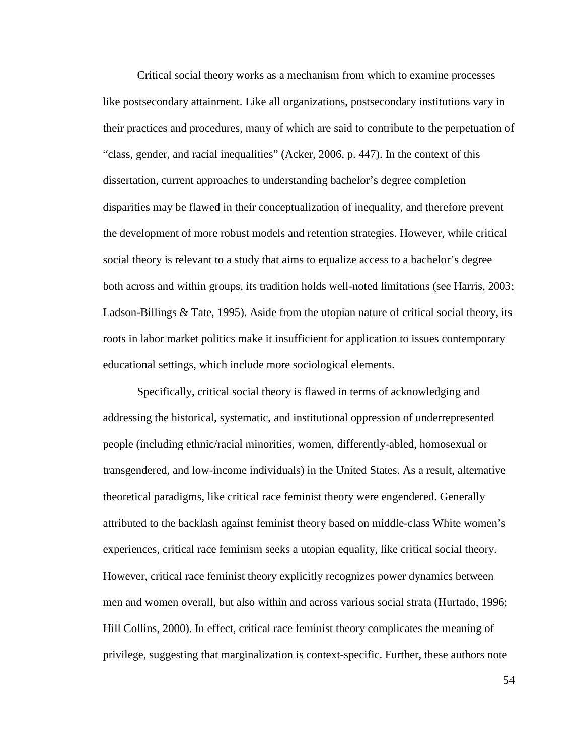Critical social theory works as a mechanism from which to examine processes like postsecondary attainment. Like all organizations, postsecondary institutions vary in their practices and procedures, many of which are said to contribute to the perpetuation of "class, gender, and racial inequalities" (Acker, 2006, p. 447). In the context of this dissertation, current approaches to understanding bachelor's degree completion disparities may be flawed in their conceptualization of inequality, and therefore prevent the development of more robust models and retention strategies. However, while critical social theory is relevant to a study that aims to equalize access to a bachelor's degree both across and within groups, its tradition holds well-noted limitations (see Harris, 2003; Ladson-Billings & Tate, 1995). Aside from the utopian nature of critical social theory, its roots in labor market politics make it insufficient for application to issues contemporary educational settings, which include more sociological elements.

Specifically, critical social theory is flawed in terms of acknowledging and addressing the historical, systematic, and institutional oppression of underrepresented people (including ethnic/racial minorities, women, differently-abled, homosexual or transgendered, and low-income individuals) in the United States. As a result, alternative theoretical paradigms, like critical race feminist theory were engendered. Generally attributed to the backlash against feminist theory based on middle-class White women's experiences, critical race feminism seeks a utopian equality, like critical social theory. However, critical race feminist theory explicitly recognizes power dynamics between men and women overall, but also within and across various social strata (Hurtado, 1996; Hill Collins, 2000). In effect, critical race feminist theory complicates the meaning of privilege, suggesting that marginalization is context-specific. Further, these authors note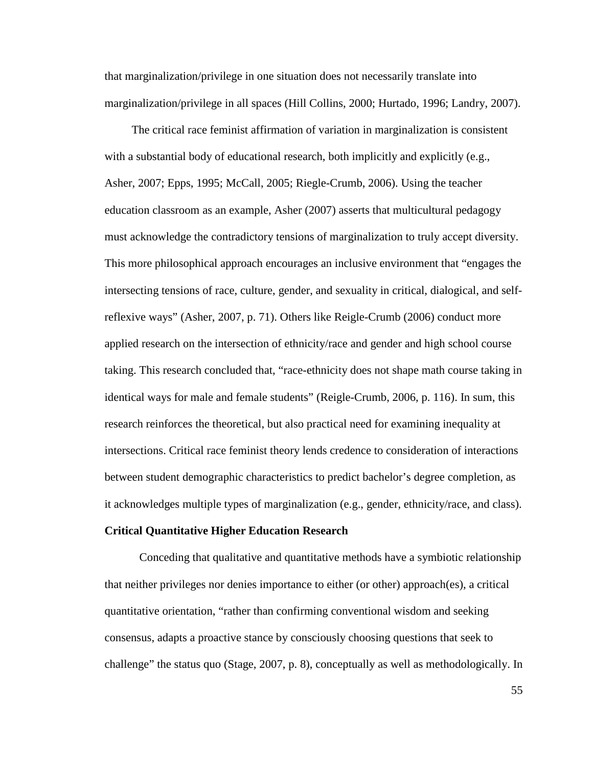that marginalization/privilege in one situation does not necessarily translate into marginalization/privilege in all spaces (Hill Collins, 2000; Hurtado, 1996; Landry, 2007).

The critical race feminist affirmation of variation in marginalization is consistent with a substantial body of educational research, both implicitly and explicitly (e.g., Asher, 2007; Epps, 1995; McCall, 2005; Riegle-Crumb, 2006). Using the teacher education classroom as an example, Asher (2007) asserts that multicultural pedagogy must acknowledge the contradictory tensions of marginalization to truly accept diversity. This more philosophical approach encourages an inclusive environment that "engages the intersecting tensions of race, culture, gender, and sexuality in critical, dialogical, and self-reflexive ways" (Asher, 2007, p. 71). Others like Reigle-Crumb (2006) conduct more applied research on the intersection of ethnicity/race and gender and high school course taking. This research concluded that, "race-ethnicity does not shape math course taking in identical ways for male and female students" (Reigle-Crumb, 2006, p. 116). In sum, this research reinforces the theoretical, but also practical need for examining inequality at intersections. Critical race feminist theory lends credence to consideration of interactions between student demographic characteristics to predict bachelor's degree completion, as it acknowledges multiple types of marginalization (e.g., gender, ethnicity/race, and class).

**Critical Quantitative Higher Education Research**

Conceding that qualitative and quantitative methods have a symbiotic relationship that neither privileges nor denies importance to either (or other) approach(es), a critical quantitative orientation, "rather than confirming conventional wisdom and seeking consensus, adapts a proactive stance by consciously choosing questions that seek to challenge" the status quo (Stage, 2007, p. 8), conceptually as well as methodologically. In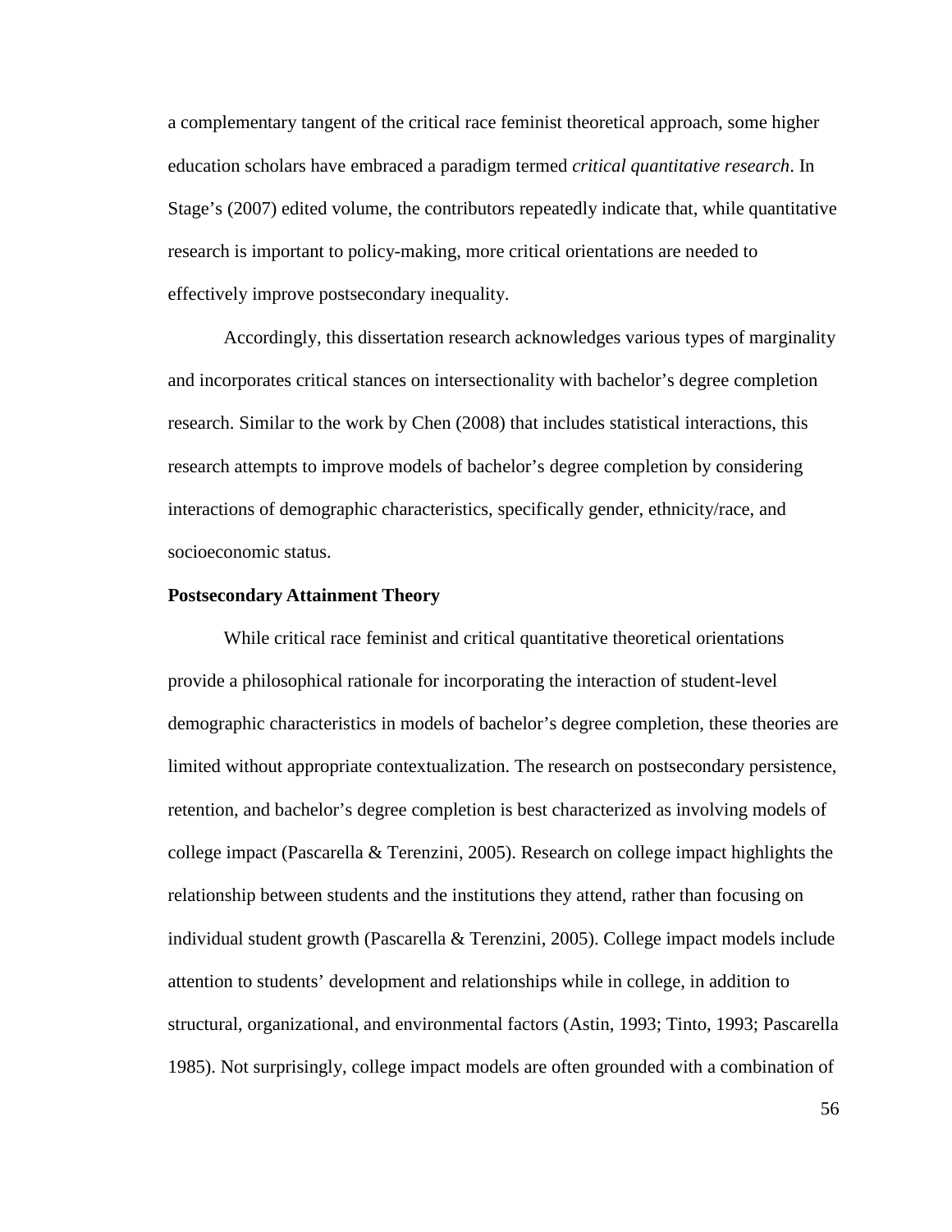a complementary tangent of the critical race feminist theoretical approach, some higher education scholars have embraced a paradigm termed *critical quantitative research*. In Stage's (2007) edited volume, the contributors repeatedly indicate that, while quantitative research is important to policy-making, more critical orientations are needed to effectively improve postsecondary inequality.

Accordingly, this dissertation research acknowledges various types of marginality and incorporates critical stances on intersectionality with bachelor's degree completion research. Similar to the work by Chen (2008) that includes statistical interactions, this research attempts to improve models of bachelor's degree completion by considering interactions of demographic characteristics, specifically gender, ethnicity/race, and socioeconomic status.

**Postsecondary Attainment Theory**

While critical race feminist and critical quantitative theoretical orientations provide a philosophical rationale for incorporating the interaction of student-level demographic characteristics in models of bachelor's degree completion, these theories are limited without appropriate contextualization. The research on postsecondary persistence, retention, and bachelor's degree completion is best characterized as involving models of college impact (Pascarella & Terenzini, 2005). Research on college impact highlights the relationship between students and the institutions they attend, rather than focusing on individual student growth (Pascarella & Terenzini, 2005). College impact models include attention to students' development and relationships while in college, in addition to structural, organizational, and environmental factors (Astin, 1993; Tinto, 1993; Pascarella 1985). Not surprisingly, college impact models are often grounded with a combination of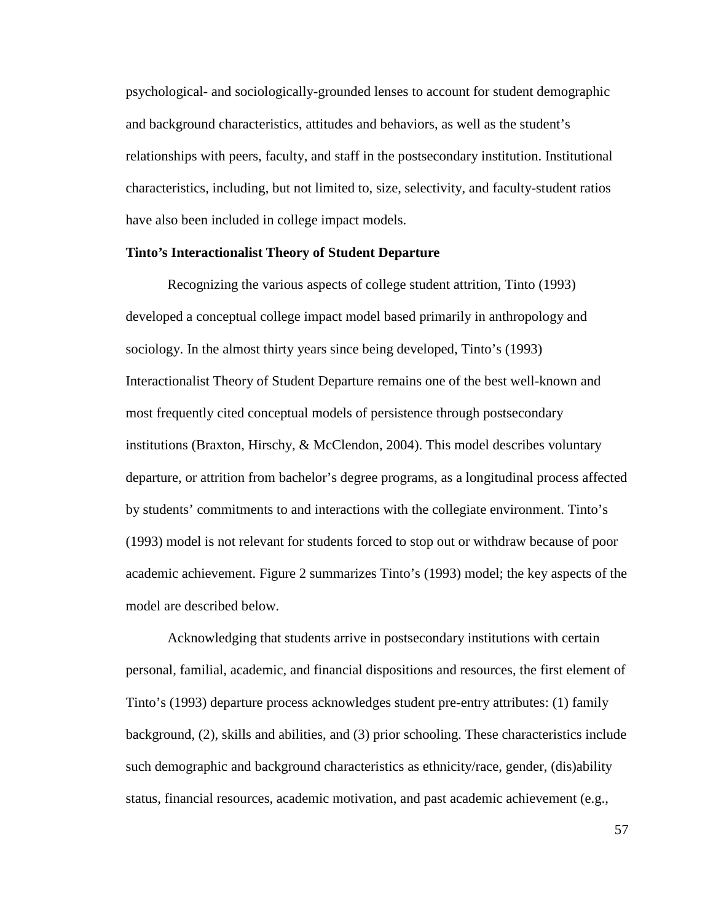psychological- and sociologically-grounded lenses to account for student demographic and background characteristics, attitudes and behaviors, as well as the student's relationships with peers, faculty, and staff in the postsecondary institution. Institutional characteristics, including, but not limited to, size, selectivity, and faculty-student ratios have also been included in college impact models.

### Tinto's Interactionalist Theory of Student Departure

Recognizing the various aspects of college student attrition, Tinto (1993) developed a conceptual college impact model based primarily in anthropology and sociology. In the almost thirty years since being developed, Tinto's (1993) Interactionalist Theory of Student Departure remains one of the best well-known and most frequently cited conceptual models of persistence through postsecondary institutions (Braxton, Hirschy, & McClendon, 2004). This model describes voluntary departure, or attrition from bachelor's degree programs, as a longitudinal process affected by students' commitments to and interactions with the collegiate environment. Tinto's (1993) model is not relevant for students forced to stop out or withdraw because of poor academic achievement. Figure 2 summarizes Tinto's (1993) model; the key aspects of the model are described below.

Acknowledging that students arrive in postsecondary institutions with certain personal, familial, academic, and financial dispositions and resources, the first element of Tinto's (1993) departure process acknowledges student pre-entry attributes: (1) family background, (2), skills and abilities, and (3) prior schooling. These characteristics include such demographic and background characteristics as ethnicity/race, gender, (dis)ability status, financial resources, academic motivation, and past academic achievement (e.g.,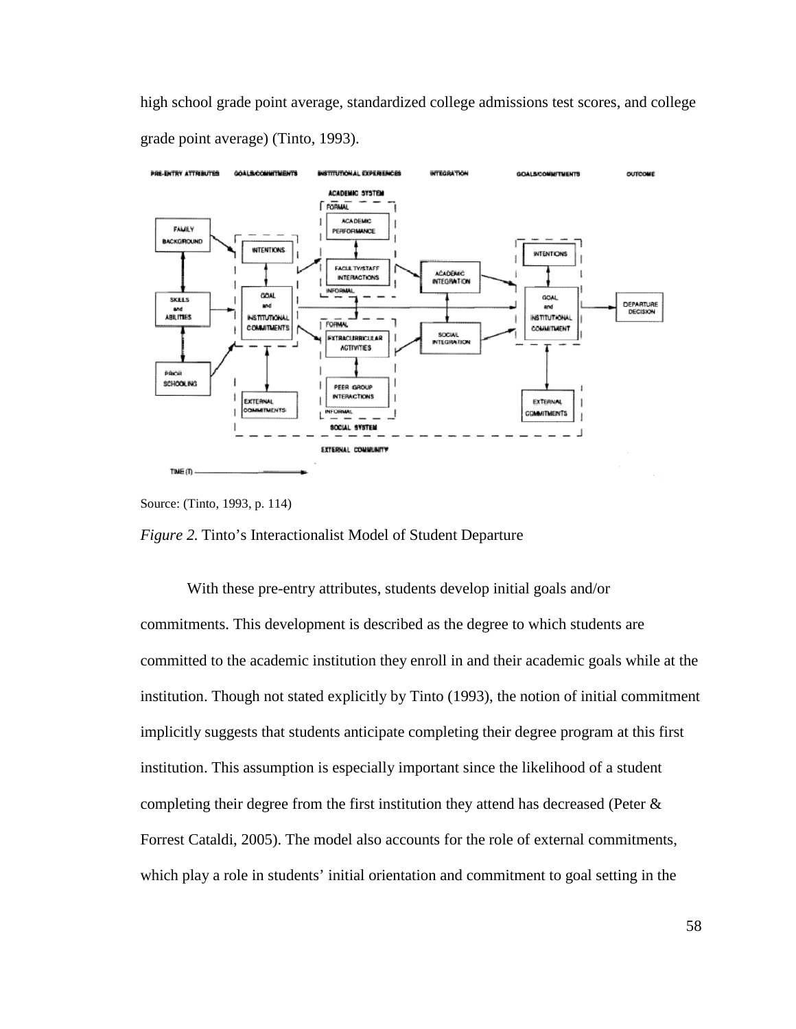high school grade point average, standardized college admissions test scores, and college grade point average) (Tinto, 1993).

Source: (Tinto, 1993, p. 114)

*Figure 2.* Tinto's Interactionalist Model of Student Departure

With these pre-entry attributes, students develop initial goals and/or commitments. This development is described as the degree to which students are committed to the academic institution they enroll in and their academic goals while at the institution. Though not stated explicitly by Tinto (1993), the notion of initial commitment implicitly suggests that students anticipate completing their degree program at this first institution. This assumption is especially important since the likelihood of a student completing their degree from the first institution they attend has decreased (Peter & Forrest Cataldi, 2005). The model also accounts for the role of external commitments, which play a role in students' initial orientation and commitment to goal setting in the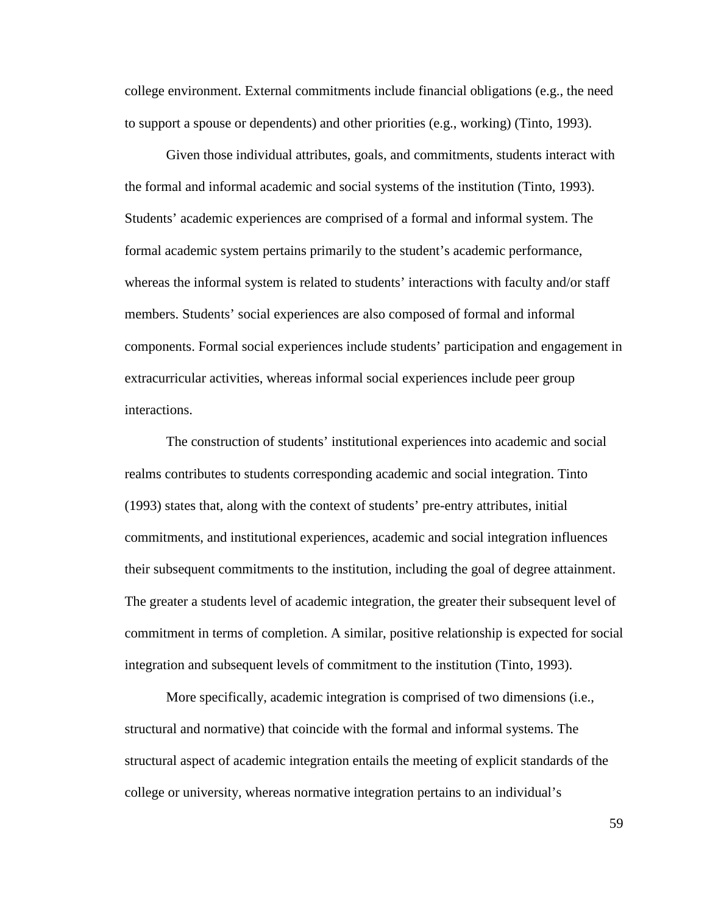college environment. External commitments include financial obligations (e.g., the need to support a spouse or dependents) and other priorities (e.g., working) (Tinto, 1993).

Given those individual attributes, goals, and commitments, students interact with the formal and informal academic and social systems of the institution (Tinto, 1993). Students' academic experiences are comprised of a formal and informal system. The formal academic system pertains primarily to the student's academic performance, whereas the informal system is related to students' interactions with faculty and/or staff members. Students' social experiences are also composed of formal and informal components. Formal social experiences include students' participation and engagement in extracurricular activities, whereas informal social experiences include peer group interactions.

The construction of students' institutional experiences into academic and social realms contributes to students corresponding academic and social integration. Tinto (1993) states that, along with the context of students' pre-entry attributes, initial commitments, and institutional experiences, academic and social integration influences their subsequent commitments to the institution, including the goal of degree attainment. The greater a students level of academic integration, the greater their subsequent level of commitment in terms of completion. A similar, positive relationship is expected for social integration and subsequent levels of commitment to the institution (Tinto, 1993).

More specifically, academic integration is comprised of two dimensions (i.e., structural and normative) that coincide with the formal and informal systems. The structural aspect of academic integration entails the meeting of explicit standards of the college or university, whereas normative integration pertains to an individual's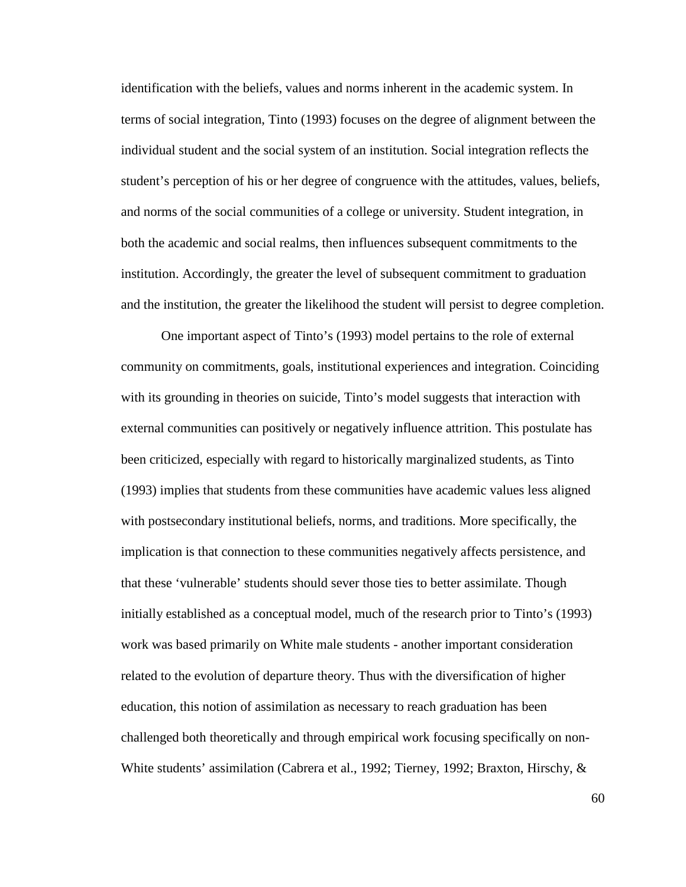identification with the beliefs, values and norms inherent in the academic system. In terms of social integration, Tinto (1993) focuses on the degree of alignment between the individual student and the social system of an institution. Social integration reflects the student's perception of his or her degree of congruence with the attitudes, values, beliefs, and norms of the social communities of a college or university. Student integration, in both the academic and social realms, then influences subsequent commitments to the institution. Accordingly, the greater the level of subsequent commitment to graduation and the institution, the greater the likelihood the student will persist to degree completion.

One important aspect of Tinto's (1993) model pertains to the role of external community on commitments, goals, institutional experiences and integration. Coinciding with its grounding in theories on suicide, Tinto's model suggests that interaction with external communities can positively or negatively influence attrition. This postulate has been criticized, especially with regard to historically marginalized students, as Tinto (1993) implies that students from these communities have academic values less aligned with postsecondary institutional beliefs, norms, and traditions. More specifically, the implication is that connection to these communities negatively affects persistence, and that these 'vulnerable' students should sever those ties to better assimilate. Though initially established as a conceptual model, much of the research prior to Tinto's (1993) work was based primarily on White male students - another important consideration related to the evolution of departure theory. Thus with the diversification of higher education, this notion of assimilation as necessary to reach graduation has been challenged both theoretically and through empirical work focusing specifically on non-White students' assimilation (Cabrera et al., 1992; Tierney, 1992; Braxton, Hirschy, &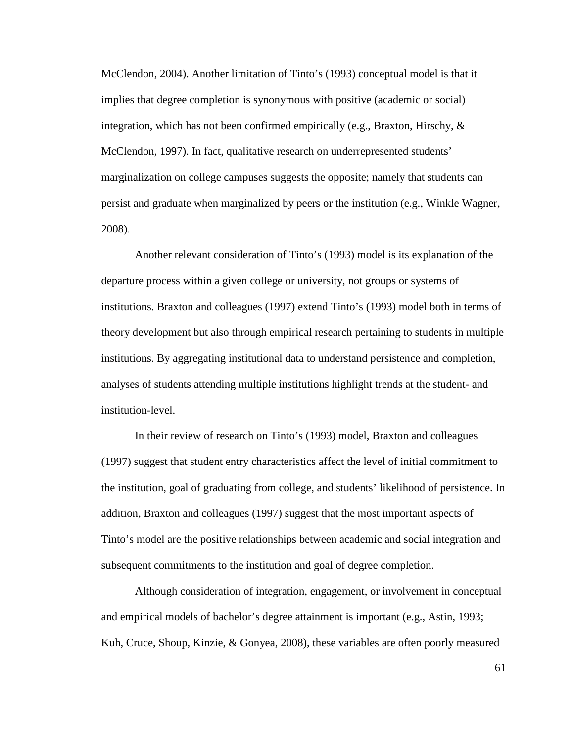McClendon, 2004). Another limitation of Tinto's (1993) conceptual model is that it implies that degree completion is synonymous with positive (academic or social) integration, which has not been confirmed empirically (e.g., Braxton, Hirschy, & McClendon, 1997). In fact, qualitative research on underrepresented students' marginalization on college campuses suggests the opposite; namely that students can persist and graduate when marginalized by peers or the institution (e.g., Winkle Wagner, 2008).

Another relevant consideration of Tinto's (1993) model is its explanation of the departure process within a given college or university, not groups or systems of institutions. Braxton and colleagues (1997) extend Tinto's (1993) model both in terms of theory development but also through empirical research pertaining to students in multiple institutions. By aggregating institutional data to understand persistence and completion, analyses of students attending multiple institutions highlight trends at the student- and institution-level.

In their review of research on Tinto's (1993) model, Braxton and colleagues (1997) suggest that student entry characteristics affect the level of initial commitment to the institution, goal of graduating from college, and students' likelihood of persistence. In addition, Braxton and colleagues (1997) suggest that the most important aspects of Tinto's model are the positive relationships between academic and social integration and subsequent commitments to the institution and goal of degree completion.

Although consideration of integration, engagement, or involvement in conceptual and empirical models of bachelor's degree attainment is important (e.g., Astin, 1993; Kuh, Cruce, Shoup, Kinzie, & Gonyea, 2008), these variables are often poorly measured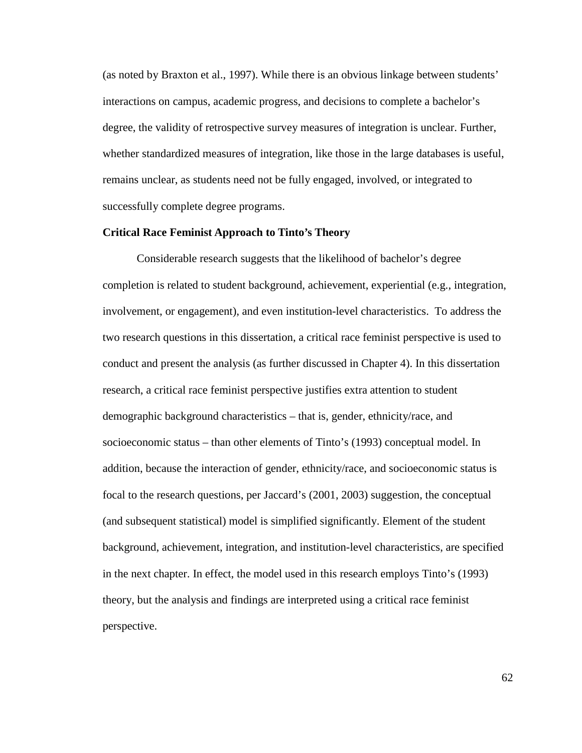(as noted by Braxton et al., 1997). While there is an obvious linkage between students' interactions on campus, academic progress, and decisions to complete a bachelor's degree, the validity of retrospective survey measures of integration is unclear. Further, whether standardized measures of integration, like those in the large databases is useful, remains unclear, as students need not be fully engaged, involved, or integrated to successfully complete degree programs.

### Critical Race Feminist Approach to Tinto's Theory

Considerable research suggests that the likelihood of bachelor's degree completion is related to student background, achievement, experiential (e.g., integration, involvement, or engagement), and even institution-level characteristics. To address the two research questions in this dissertation, a critical race feminist perspective is used to conduct and present the analysis (as further discussed in Chapter 4). In this dissertation research, a critical race feminist perspective justifies extra attention to student demographic background characteristics – that is, gender, ethnicity/race, and socioeconomic status – than other elements of Tinto's (1993) conceptual model. In addition, because the interaction of gender, ethnicity/race, and socioeconomic status is focal to the research questions, per Jaccard's (2001, 2003) suggestion, the conceptual (and subsequent statistical) model is simplified significantly. Element of the student background, achievement, integration, and institution-level characteristics, are specified in the next chapter. In effect, the model used in this research employs Tinto's (1993) theory, but the analysis and findings are interpreted using a critical race feminist perspective.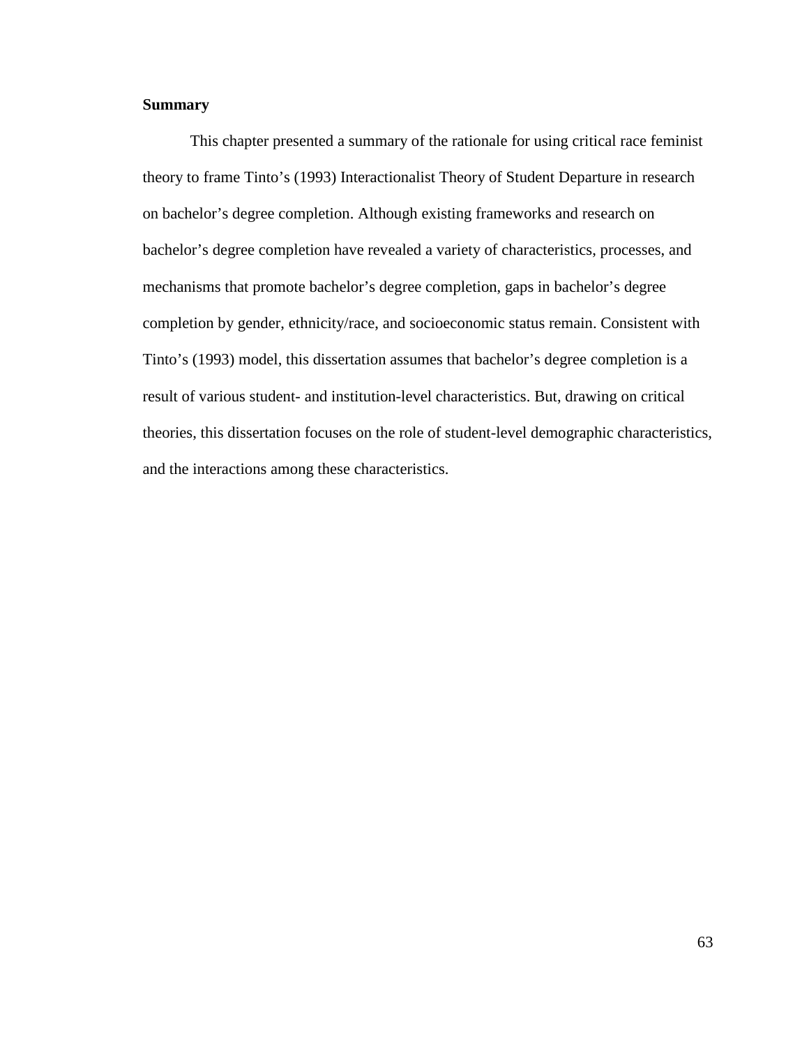**Summary**

This chapter presented a summary of the rationale for using critical race feminist theory to frame Tinto's (1993) Interactionalist Theory of Student Departure in research on bachelor's degree completion. Although existing frameworks and research on bachelor's degree completion have revealed a variety of characteristics, processes, and mechanisms that promote bachelor's degree completion, gaps in bachelor's degree completion by gender, ethnicity/race, and socioeconomic status remain. Consistent with Tinto's (1993) model, this dissertation assumes that bachelor's degree completion is a result of various student- and institution-level characteristics. But, drawing on critical theories, this dissertation focuses on the role of student-level demographic characteristics, and the interactions among these characteristics.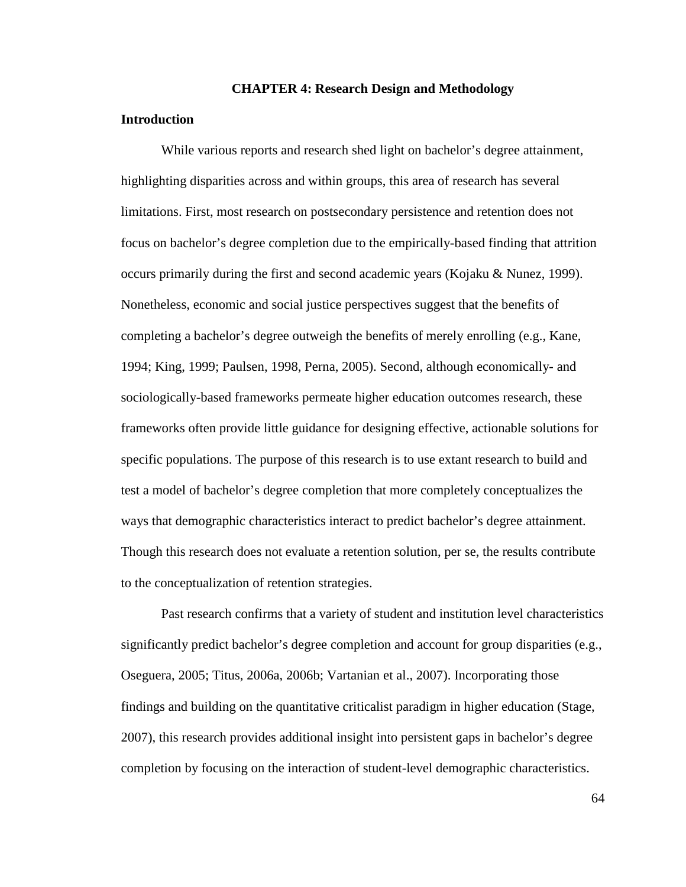# CHAPTER 4: Research Design and Methodology

## Introduction

While various reports and research shed light on bachelor's degree attainment, highlighting disparities across and within groups, this area of research has several limitations. First, most research on postsecondary persistence and retention does not focus on bachelor's degree completion due to the empirically-based finding that attrition occurs primarily during the first and second academic years (Kojaku & Nunez, 1999). Nonetheless, economic and social justice perspectives suggest that the benefits of completing a bachelor's degree outweigh the benefits of merely enrolling (e.g., Kane, 1994; King, 1999; Paulsen, 1998, Perna, 2005). Second, although economically- and sociologically-based frameworks permeate higher education outcomes research, these frameworks often provide little guidance for designing effective, actionable solutions for specific populations. The purpose of this research is to use extant research to build and test a model of bachelor's degree completion that more completely conceptualizes the ways that demographic characteristics interact to predict bachelor's degree attainment. Though this research does not evaluate a retention solution, per se, the results contribute to the conceptualization of retention strategies.

Past research confirms that a variety of student and institution level characteristics significantly predict bachelor's degree completion and account for group disparities (e.g., Oseguera, 2005; Titus, 2006a, 2006b; Vartanian et al., 2007). Incorporating those findings and building on the quantitative criticalist paradigm in higher education (Stage, 2007), this research provides additional insight into persistent gaps in bachelor's degree completion by focusing on the interaction of student-level demographic characteristics.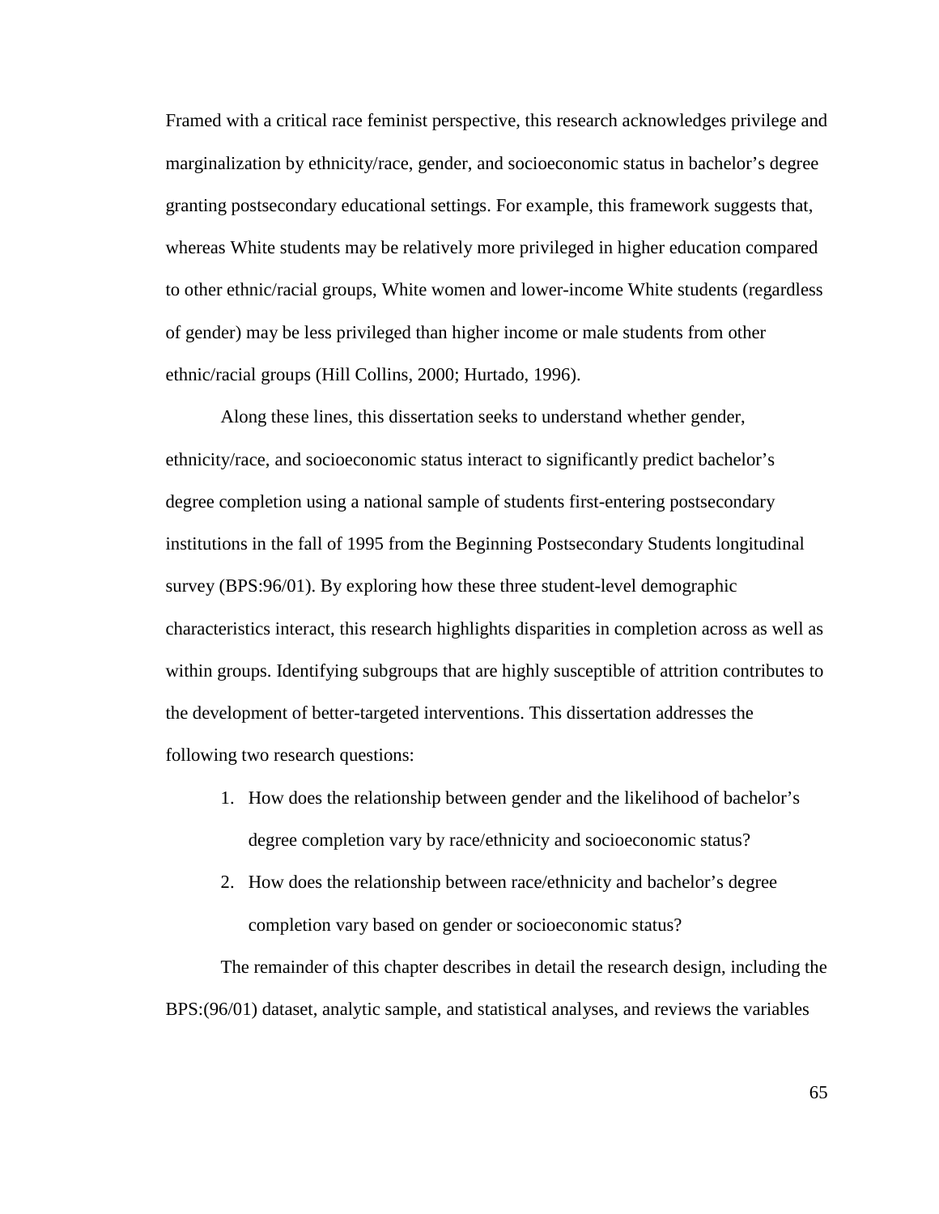Framed with a critical race feminist perspective, this research acknowledges privilege and marginalization by ethnicity/race, gender, and socioeconomic status in bachelor's degree granting postsecondary educational settings. For example, this framework suggests that, whereas White students may be relatively more privileged in higher education compared to other ethnic/racial groups, White women and lower-income White students (regardless of gender) may be less privileged than higher income or male students from other ethnic/racial groups (Hill Collins, 2000; Hurtado, 1996).

Along these lines, this dissertation seeks to understand whether gender, ethnicity/race, and socioeconomic status interact to significantly predict bachelor's degree completion using a national sample of students first-entering postsecondary institutions in the fall of 1995 from the Beginning Postsecondary Students longitudinal survey (BPS:96/01). By exploring how these three student-level demographic characteristics interact, this research highlights disparities in completion across as well as within groups. Identifying subgroups that are highly susceptible of attrition contributes to the development of better-targeted interventions. This dissertation addresses the following two research questions:

1. How does the relationship between gender and the likelihood of bachelor's degree completion vary by race/ethnicity and socioeconomic status?
2. How does the relationship between race/ethnicity and bachelor's degree completion vary based on gender or socioeconomic status?

The remainder of this chapter describes in detail the research design, including the BPS:(96/01) dataset, analytic sample, and statistical analyses, and reviews the variables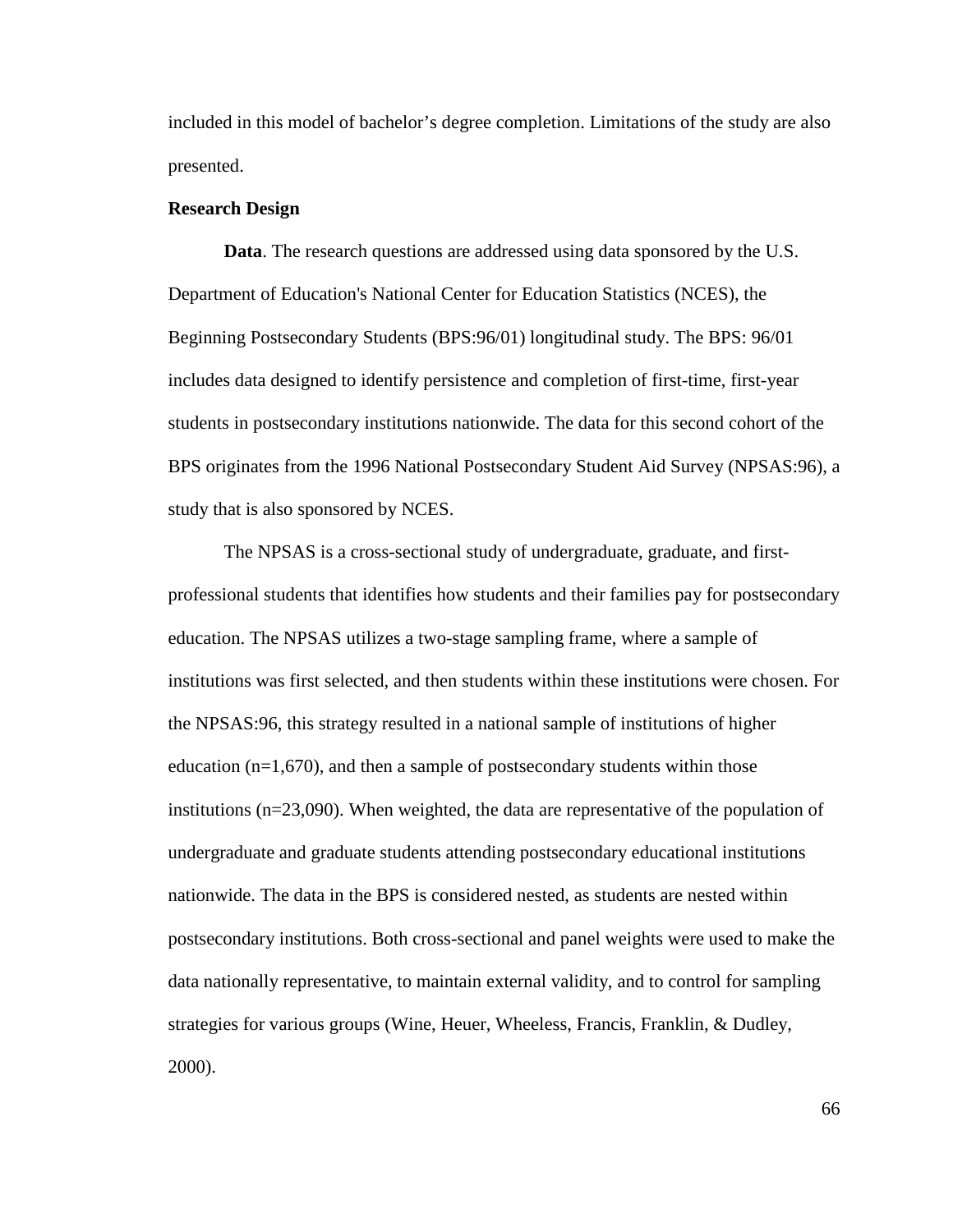included in this model of bachelor's degree completion. Limitations of the study are also presented.

## Research Design

**Data**. The research questions are addressed using data sponsored by the U.S. Department of Education's National Center for Education Statistics (NCES), the Beginning Postsecondary Students (BPS:96/01) longitudinal study. The BPS: 96/01 includes data designed to identify persistence and completion of first-time, first-year students in postsecondary institutions nationwide. The data for this second cohort of the BPS originates from the 1996 National Postsecondary Student Aid Survey (NPSAS:96), a study that is also sponsored by NCES.

The NPSAS is a cross-sectional study of undergraduate, graduate, and first-professional students that identifies how students and their families pay for postsecondary education. The NPSAS utilizes a two-stage sampling frame, where a sample of institutions was first selected, and then students within these institutions were chosen. For the NPSAS:96, this strategy resulted in a national sample of institutions of higher education (n=1,670), and then a sample of postsecondary students within those institutions (n=23,090). When weighted, the data are representative of the population of undergraduate and graduate students attending postsecondary educational institutions nationwide. The data in the BPS is considered nested, as students are nested within postsecondary institutions. Both cross-sectional and panel weights were used to make the data nationally representative, to maintain external validity, and to control for sampling strategies for various groups (Wine, Heuer, Wheeless, Francis, Franklin, & Dudley, 2000).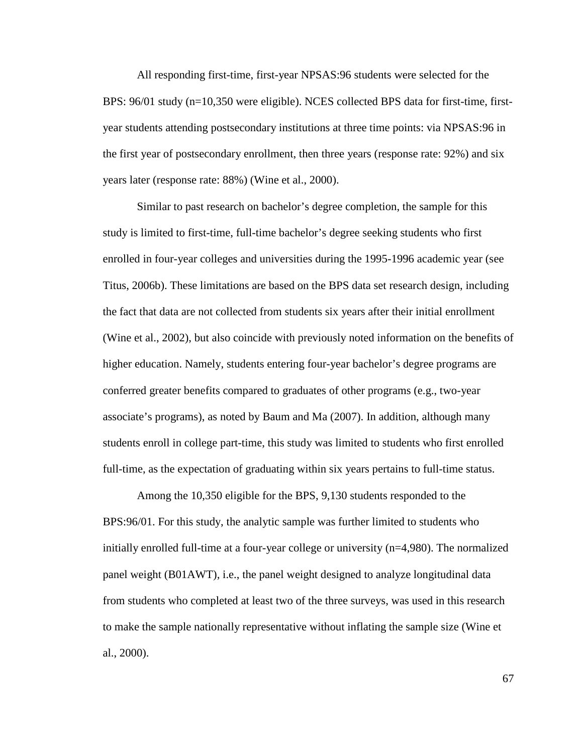All responding first-time, first-year NPSAS:96 students were selected for the BPS: 96/01 study (n=10,350 were eligible). NCES collected BPS data for first-time, first-year students attending postsecondary institutions at three time points: via NPSAS:96 in the first year of postsecondary enrollment, then three years (response rate: 92%) and six years later (response rate: 88%) (Wine et al., 2000).

Similar to past research on bachelor's degree completion, the sample for this study is limited to first-time, full-time bachelor's degree seeking students who first enrolled in four-year colleges and universities during the 1995-1996 academic year (see Titus, 2006b). These limitations are based on the BPS data set research design, including the fact that data are not collected from students six years after their initial enrollment (Wine et al., 2002), but also coincide with previously noted information on the benefits of higher education. Namely, students entering four-year bachelor's degree programs are conferred greater benefits compared to graduates of other programs (e.g., two-year associate's programs), as noted by Baum and Ma (2007). In addition, although many students enroll in college part-time, this study was limited to students who first enrolled full-time, as the expectation of graduating within six years pertains to full-time status.

Among the 10,350 eligible for the BPS, 9,130 students responded to the BPS:96/01. For this study, the analytic sample was further limited to students who initially enrolled full-time at a four-year college or university (n=4,980). The normalized panel weight (B01AWT), i.e., the panel weight designed to analyze longitudinal data from students who completed at least two of the three surveys, was used in this research to make the sample nationally representative without inflating the sample size (Wine et al., 2000).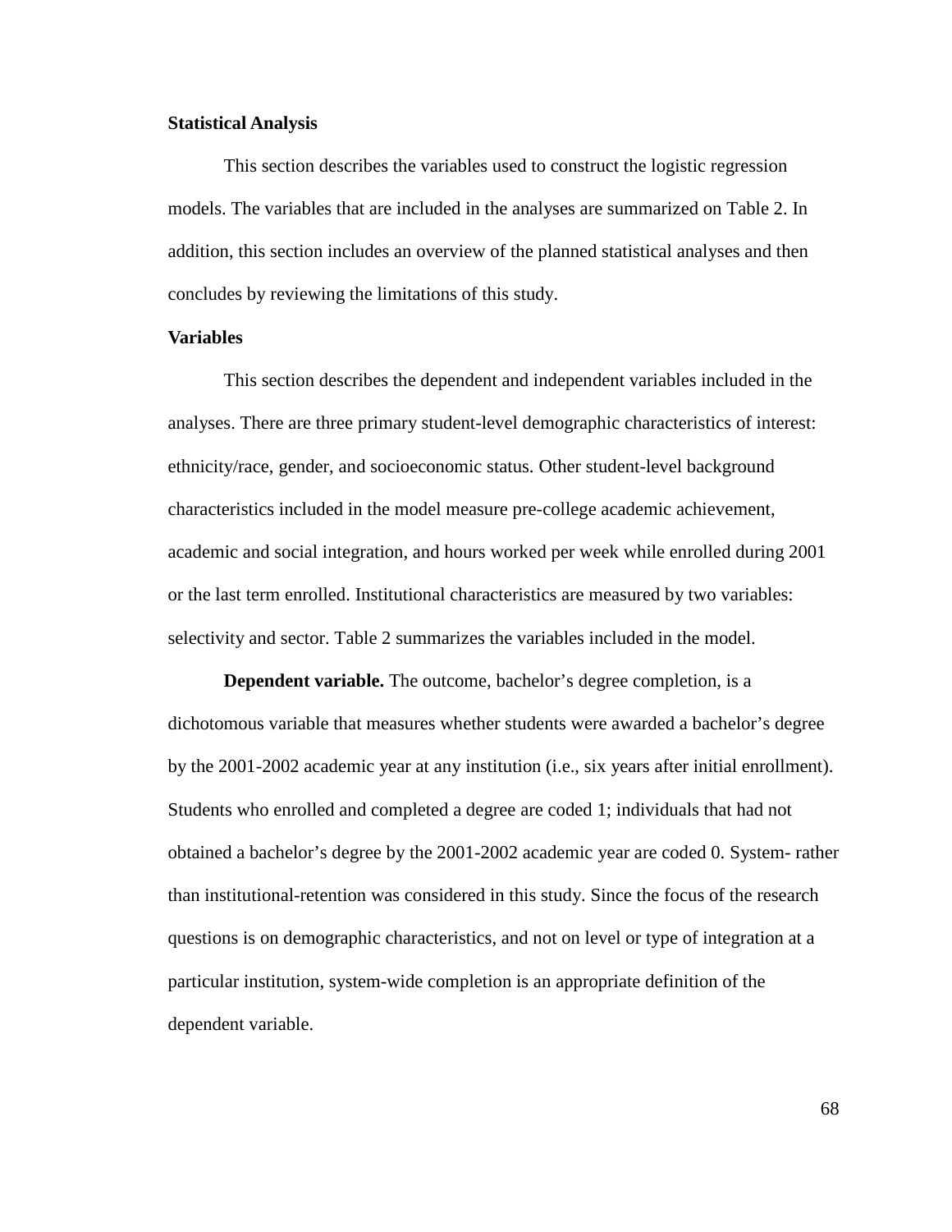## Statistical Analysis

This section describes the variables used to construct the logistic regression models. The variables that are included in the analyses are summarized on Table 2. In addition, this section includes an overview of the planned statistical analyses and then concludes by reviewing the limitations of this study.

## Variables

This section describes the dependent and independent variables included in the analyses. There are three primary student-level demographic characteristics of interest: ethnicity/race, gender, and socioeconomic status. Other student-level background characteristics included in the model measure pre-college academic achievement, academic and social integration, and hours worked per week while enrolled during 2001 or the last term enrolled. Institutional characteristics are measured by two variables: selectivity and sector. Table 2 summarizes the variables included in the model.

**Dependent variable.** The outcome, bachelor's degree completion, is a dichotomous variable that measures whether students were awarded a bachelor's degree by the 2001-2002 academic year at any institution (i.e., six years after initial enrollment). Students who enrolled and completed a degree are coded 1; individuals that had not obtained a bachelor's degree by the 2001-2002 academic year are coded 0. System- rather than institutional-retention was considered in this study. Since the focus of the research questions is on demographic characteristics, and not on level or type of integration at a particular institution, system-wide completion is an appropriate definition of the dependent variable.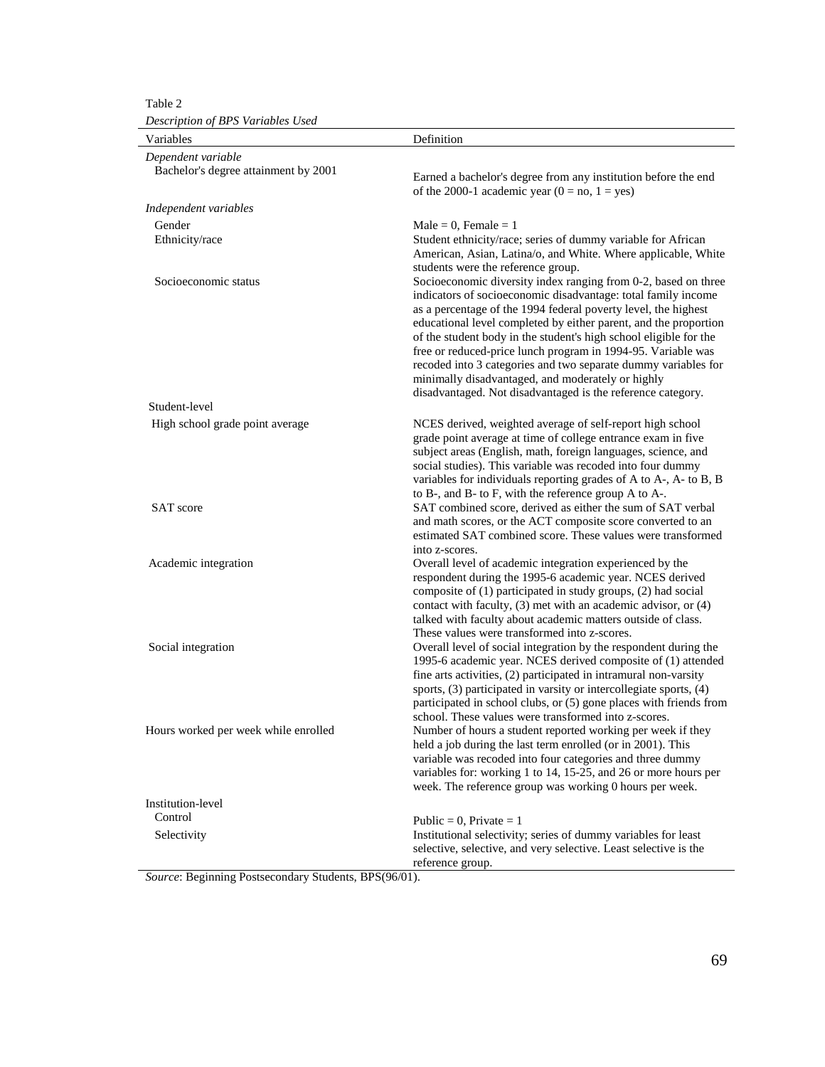Table 2

*Description of BPS Variables Used*

| Variables | Definition |
|---|---|
| *Dependent variable* | |
| Bachelor's degree attainment by 2001 | Earned a bachelor's degree from any institution before the end of the 2000-1 academic year (0 = no, 1 = yes) |
| *Independent variables* | |
| Gender | Male = 0, Female = 1 |
| Ethnicity/race | Student ethnicity/race; series of dummy variable for African American, Asian, Latina/o, and White. Where applicable, White students were the reference group. |
| Socioeconomic status | Socioeconomic diversity index ranging from 0-2, based on three indicators of socioeconomic disadvantage: total family income as a percentage of the 1994 federal poverty level, the highest educational level completed by either parent, and the proportion of the student body in the student's high school eligible for the free or reduced-price lunch program in 1994-95. Variable was recoded into 3 categories and two separate dummy variables for minimally disadvantaged, and moderately or highly disadvantaged. Not disadvantaged is the reference category. |
| Student-level | |
| High school grade point average | NCES derived, weighted average of self-report high school grade point average at time of college entrance exam in five subject areas (English, math, foreign languages, science, and social studies). This variable was recoded into four dummy variables for individuals reporting grades of A to A-, A- to B, B to B-, and B- to F, with the reference group A to A-. |
| SAT score | SAT combined score, derived as either the sum of SAT verbal and math scores, or the ACT composite score converted to an estimated SAT combined score. These values were transformed into z-scores. |
| Academic integration | Overall level of academic integration experienced by the respondent during the 1995-6 academic year. NCES derived composite of (1) participated in study groups, (2) had social contact with faculty, (3) met with an academic advisor, or (4) talked with faculty about academic matters outside of class. These values were transformed into z-scores. |
| Social integration | Overall level of social integration by the respondent during the 1995-6 academic year. NCES derived composite of (1) attended fine arts activities, (2) participated in intramural non-varsity sports, (3) participated in varsity or intercollegiate sports, (4) participated in school clubs, or (5) gone places with friends from school. These values were transformed into z-scores. |
| Hours worked per week while enrolled | Number of hours a student reported working per week if they held a job during the last term enrolled (or in 2001). This variable was recoded into four categories and three dummy variables for: working 1 to 14, 15-25, and 26 or more hours per week. The reference group was working 0 hours per week. |
| Institution-level | |
| Control | Public = 0, Private = 1 |
| Selectivity | Institutional selectivity; series of dummy variables for least selective, selective, and very selective. Least selective is the reference group. |

*Source*: Beginning Postsecondary Students, BPS(96/01).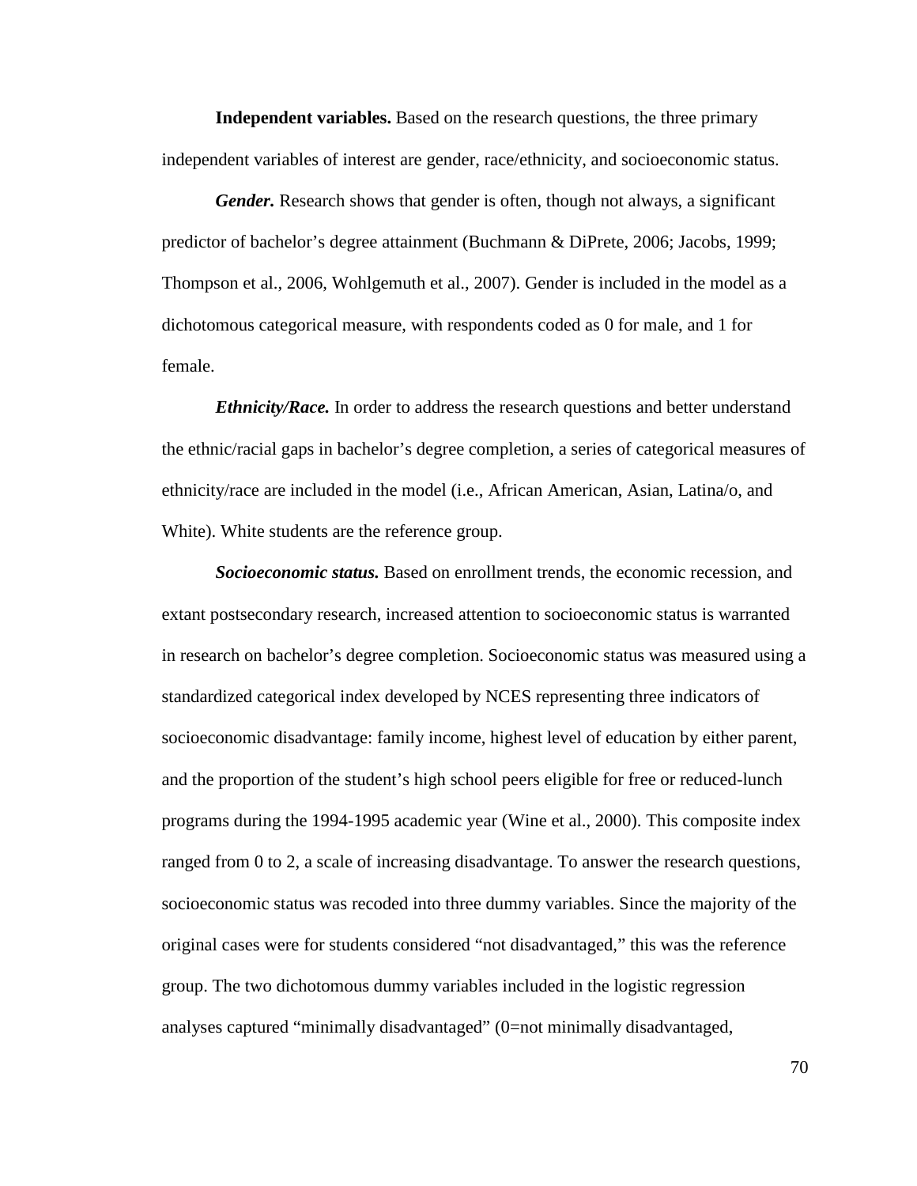**Independent variables.** Based on the research questions, the three primary independent variables of interest are gender, race/ethnicity, and socioeconomic status.

***Gender.*** Research shows that gender is often, though not always, a significant predictor of bachelor's degree attainment (Buchmann & DiPrete, 2006; Jacobs, 1999; Thompson et al., 2006, Wohlgemuth et al., 2007). Gender is included in the model as a dichotomous categorical measure, with respondents coded as 0 for male, and 1 for female.

***Ethnicity/Race.*** In order to address the research questions and better understand the ethnic/racial gaps in bachelor's degree completion, a series of categorical measures of ethnicity/race are included in the model (i.e., African American, Asian, Latina/o, and White). White students are the reference group.

***Socioeconomic status.*** Based on enrollment trends, the economic recession, and extant postsecondary research, increased attention to socioeconomic status is warranted in research on bachelor's degree completion. Socioeconomic status was measured using a standardized categorical index developed by NCES representing three indicators of socioeconomic disadvantage: family income, highest level of education by either parent, and the proportion of the student's high school peers eligible for free or reduced-lunch programs during the 1994-1995 academic year (Wine et al., 2000). This composite index ranged from 0 to 2, a scale of increasing disadvantage. To answer the research questions, socioeconomic status was recoded into three dummy variables. Since the majority of the original cases were for students considered "not disadvantaged," this was the reference group. The two dichotomous dummy variables included in the logistic regression analyses captured "minimally disadvantaged" (0=not minimally disadvantaged,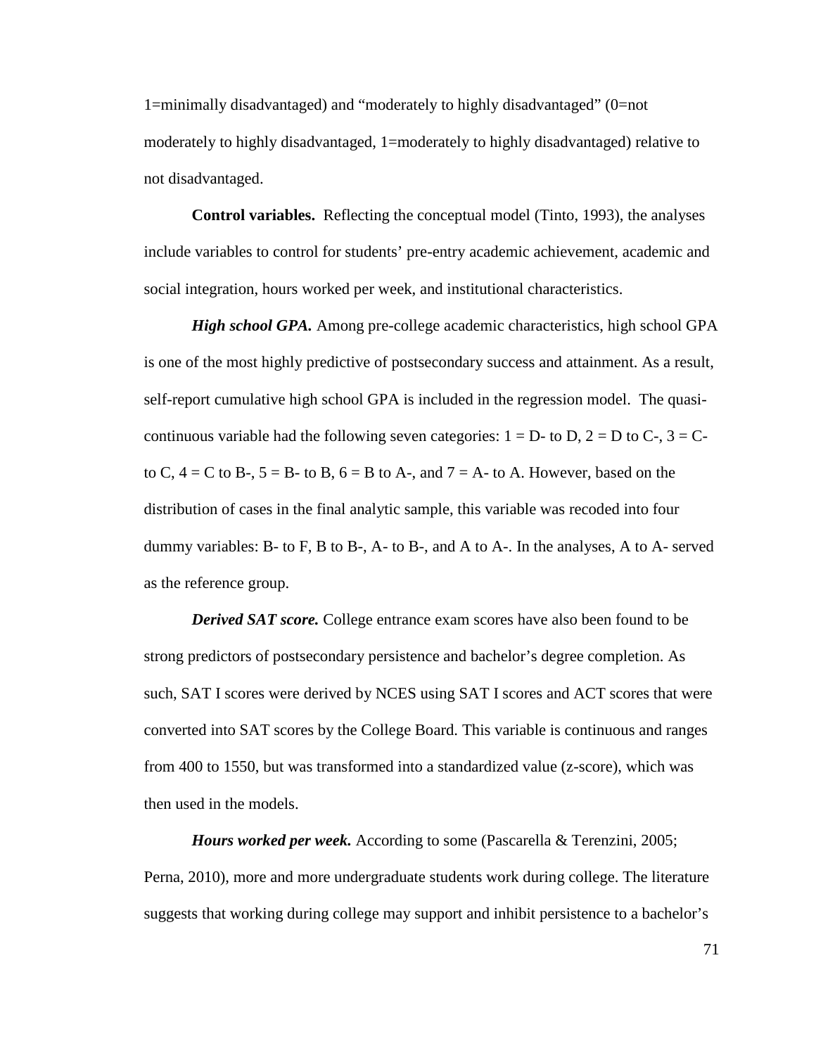1=minimally disadvantaged) and "moderately to highly disadvantaged" (0=not moderately to highly disadvantaged, 1=moderately to highly disadvantaged) relative to not disadvantaged.

**Control variables.** Reflecting the conceptual model (Tinto, 1993), the analyses include variables to control for students' pre-entry academic achievement, academic and social integration, hours worked per week, and institutional characteristics.

***High school GPA.*** Among pre-college academic characteristics, high school GPA is one of the most highly predictive of postsecondary success and attainment. As a result, self-report cumulative high school GPA is included in the regression model. The quasi-continuous variable had the following seven categories: 1 = D- to D, 2 = D to C-, 3 = C- to C, 4 = C to B-, 5 = B- to B, 6 = B to A-, and 7 = A- to A. However, based on the distribution of cases in the final analytic sample, this variable was recoded into four dummy variables: B- to F, B to B-, A- to B-, and A to A-. In the analyses, A to A- served as the reference group.

***Derived SAT score.*** College entrance exam scores have also been found to be strong predictors of postsecondary persistence and bachelor's degree completion. As such, SAT I scores were derived by NCES using SAT I scores and ACT scores that were converted into SAT scores by the College Board. This variable is continuous and ranges from 400 to 1550, but was transformed into a standardized value (z-score), which was then used in the models.

***Hours worked per week.*** According to some (Pascarella & Terenzini, 2005; Perna, 2010), more and more undergraduate students work during college. The literature suggests that working during college may support and inhibit persistence to a bachelor's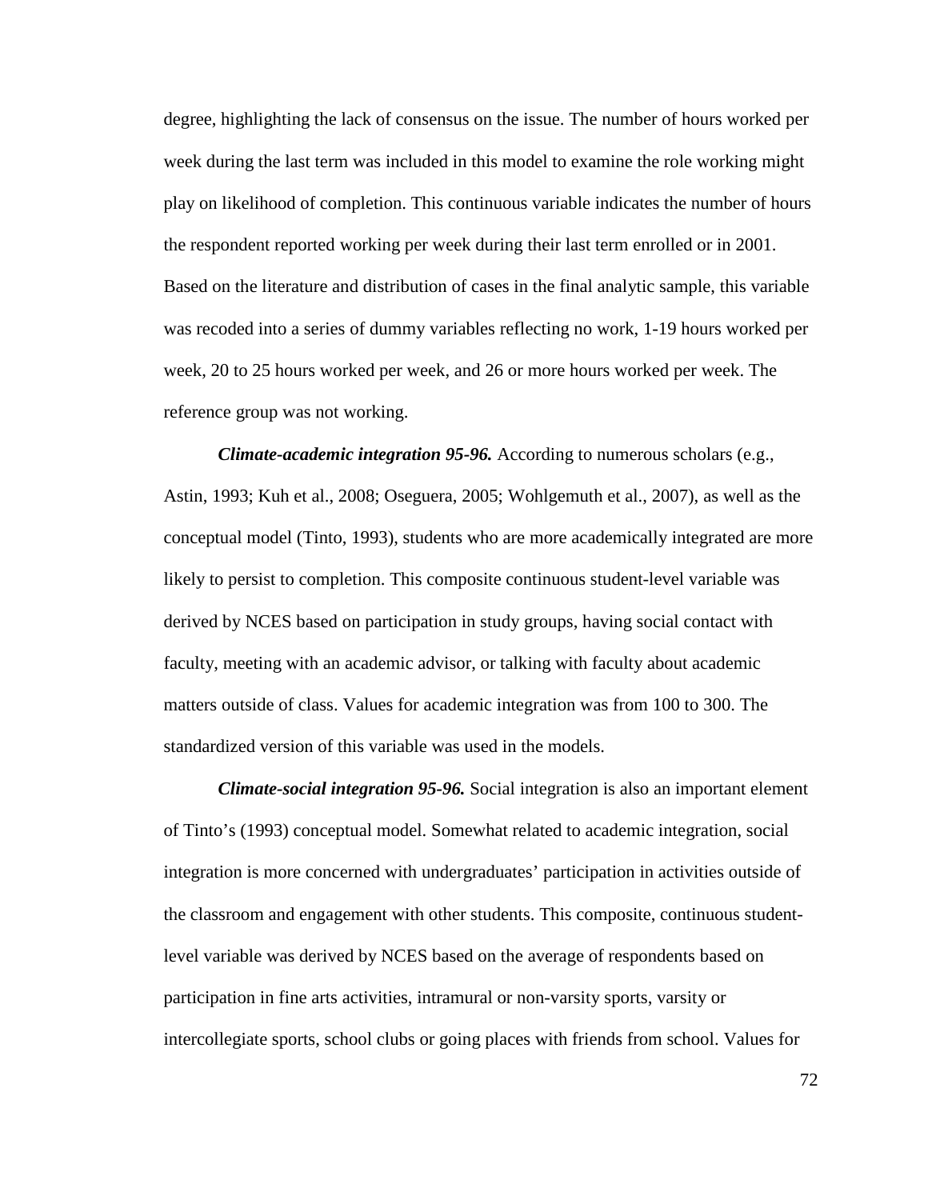degree, highlighting the lack of consensus on the issue. The number of hours worked per week during the last term was included in this model to examine the role working might play on likelihood of completion. This continuous variable indicates the number of hours the respondent reported working per week during their last term enrolled or in 2001. Based on the literature and distribution of cases in the final analytic sample, this variable was recoded into a series of dummy variables reflecting no work, 1-19 hours worked per week, 20 to 25 hours worked per week, and 26 or more hours worked per week. The reference group was not working.

***Climate-academic integration 95-96.*** According to numerous scholars (e.g., Astin, 1993; Kuh et al., 2008; Oseguera, 2005; Wohlgemuth et al., 2007), as well as the conceptual model (Tinto, 1993), students who are more academically integrated are more likely to persist to completion. This composite continuous student-level variable was derived by NCES based on participation in study groups, having social contact with faculty, meeting with an academic advisor, or talking with faculty about academic matters outside of class. Values for academic integration was from 100 to 300. The standardized version of this variable was used in the models.

***Climate-social integration 95-96.*** Social integration is also an important element of Tinto's (1993) conceptual model. Somewhat related to academic integration, social integration is more concerned with undergraduates' participation in activities outside of the classroom and engagement with other students. This composite, continuous student-level variable was derived by NCES based on the average of respondents based on participation in fine arts activities, intramural or non-varsity sports, varsity or intercollegiate sports, school clubs or going places with friends from school. Values for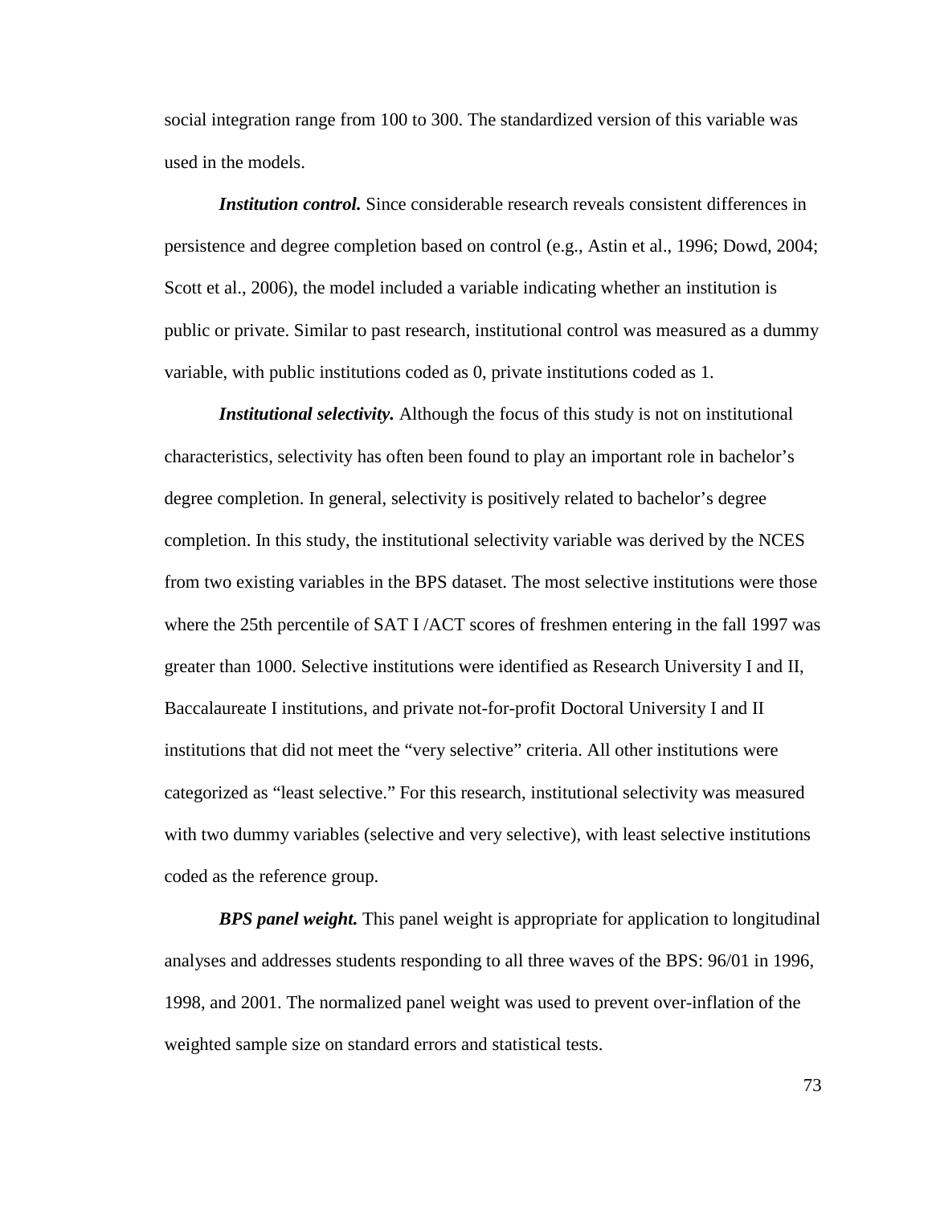social integration range from 100 to 300. The standardized version of this variable was used in the models.

***Institution control.*** Since considerable research reveals consistent differences in persistence and degree completion based on control (e.g., Astin et al., 1996; Dowd, 2004; Scott et al., 2006), the model included a variable indicating whether an institution is public or private. Similar to past research, institutional control was measured as a dummy variable, with public institutions coded as 0, private institutions coded as 1.

***Institutional selectivity.*** Although the focus of this study is not on institutional characteristics, selectivity has often been found to play an important role in bachelor's degree completion. In general, selectivity is positively related to bachelor's degree completion. In this study, the institutional selectivity variable was derived by the NCES from two existing variables in the BPS dataset. The most selective institutions were those where the 25th percentile of SAT I /ACT scores of freshmen entering in the fall 1997 was greater than 1000. Selective institutions were identified as Research University I and II, Baccalaureate I institutions, and private not-for-profit Doctoral University I and II institutions that did not meet the "very selective" criteria. All other institutions were categorized as "least selective." For this research, institutional selectivity was measured with two dummy variables (selective and very selective), with least selective institutions coded as the reference group.

***BPS panel weight.*** This panel weight is appropriate for application to longitudinal analyses and addresses students responding to all three waves of the BPS: 96/01 in 1996, 1998, and 2001. The normalized panel weight was used to prevent over-inflation of the weighted sample size on standard errors and statistical tests.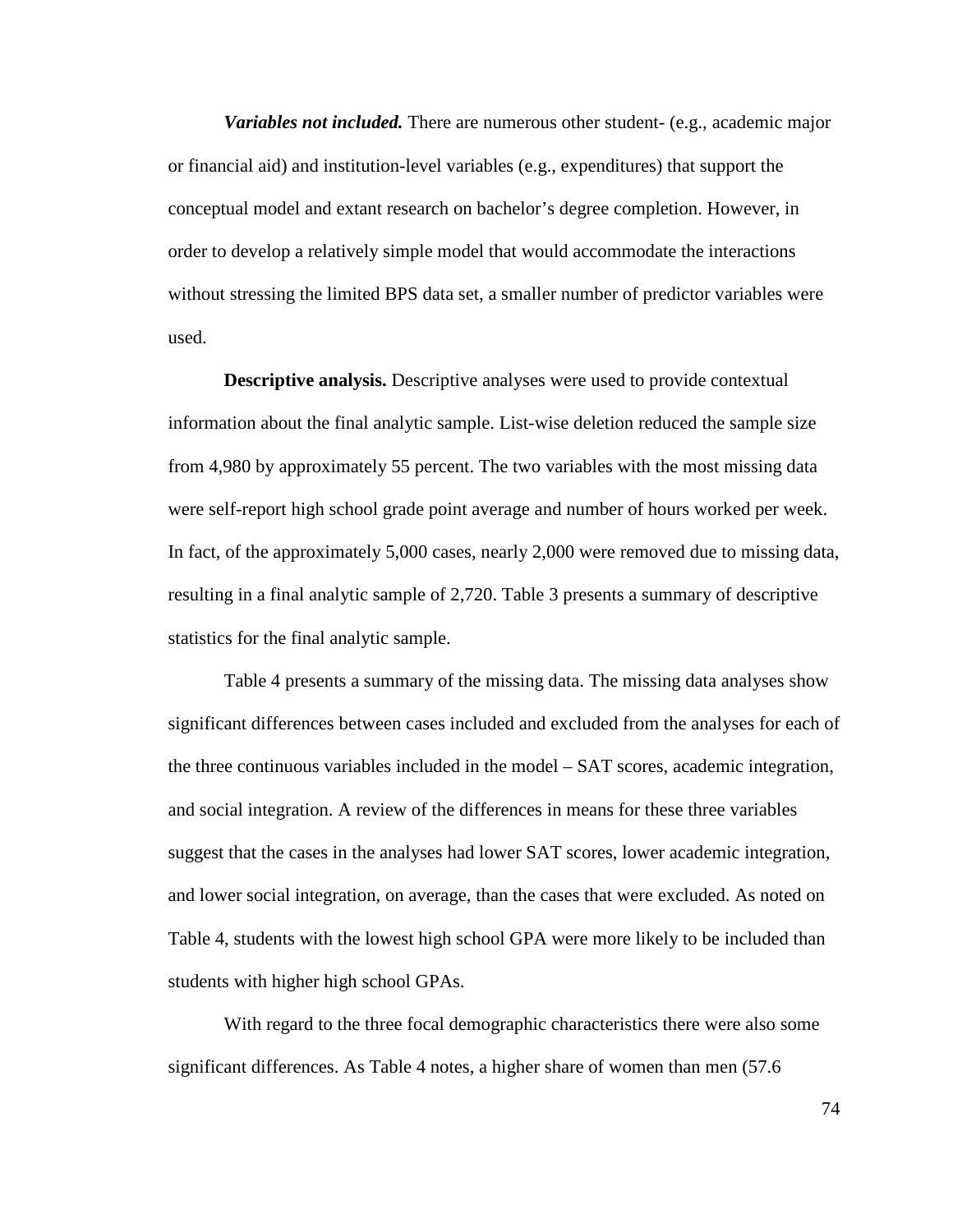***Variables not included.*** There are numerous other student- (e.g., academic major or financial aid) and institution-level variables (e.g., expenditures) that support the conceptual model and extant research on bachelor's degree completion. However, in order to develop a relatively simple model that would accommodate the interactions without stressing the limited BPS data set, a smaller number of predictor variables were used.

**Descriptive analysis.** Descriptive analyses were used to provide contextual information about the final analytic sample. List-wise deletion reduced the sample size from 4,980 by approximately 55 percent. The two variables with the most missing data were self-report high school grade point average and number of hours worked per week. In fact, of the approximately 5,000 cases, nearly 2,000 were removed due to missing data, resulting in a final analytic sample of 2,720. Table 3 presents a summary of descriptive statistics for the final analytic sample.

Table 4 presents a summary of the missing data. The missing data analyses show significant differences between cases included and excluded from the analyses for each of the three continuous variables included in the model – SAT scores, academic integration, and social integration. A review of the differences in means for these three variables suggest that the cases in the analyses had lower SAT scores, lower academic integration, and lower social integration, on average, than the cases that were excluded. As noted on Table 4, students with the lowest high school GPA were more likely to be included than students with higher high school GPAs.

With regard to the three focal demographic characteristics there were also some significant differences. As Table 4 notes, a higher share of women than men (57.6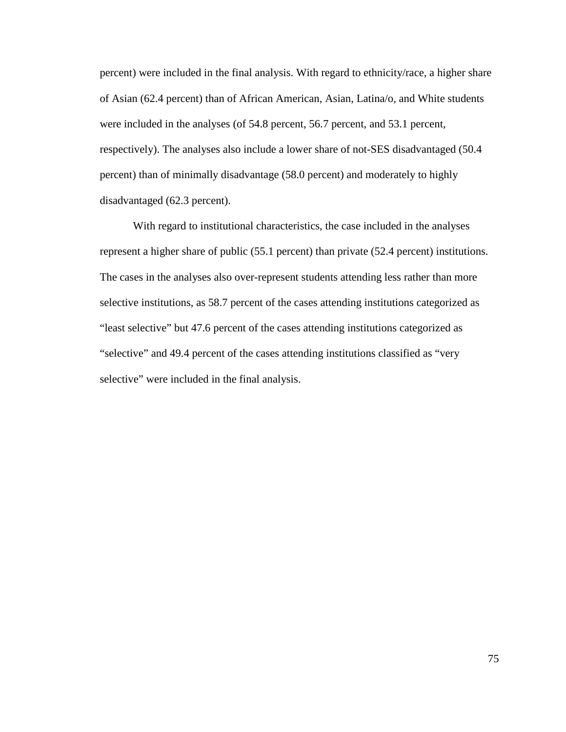percent) were included in the final analysis. With regard to ethnicity/race, a higher share of Asian (62.4 percent) than of African American, Asian, Latina/o, and White students were included in the analyses (of 54.8 percent, 56.7 percent, and 53.1 percent, respectively). The analyses also include a lower share of not-SES disadvantaged (50.4 percent) than of minimally disadvantage (58.0 percent) and moderately to highly disadvantaged (62.3 percent).

With regard to institutional characteristics, the case included in the analyses represent a higher share of public (55.1 percent) than private (52.4 percent) institutions. The cases in the analyses also over-represent students attending less rather than more selective institutions, as 58.7 percent of the cases attending institutions categorized as "least selective" but 47.6 percent of the cases attending institutions categorized as "selective" and 49.4 percent of the cases attending institutions classified as "very selective" were included in the final analysis.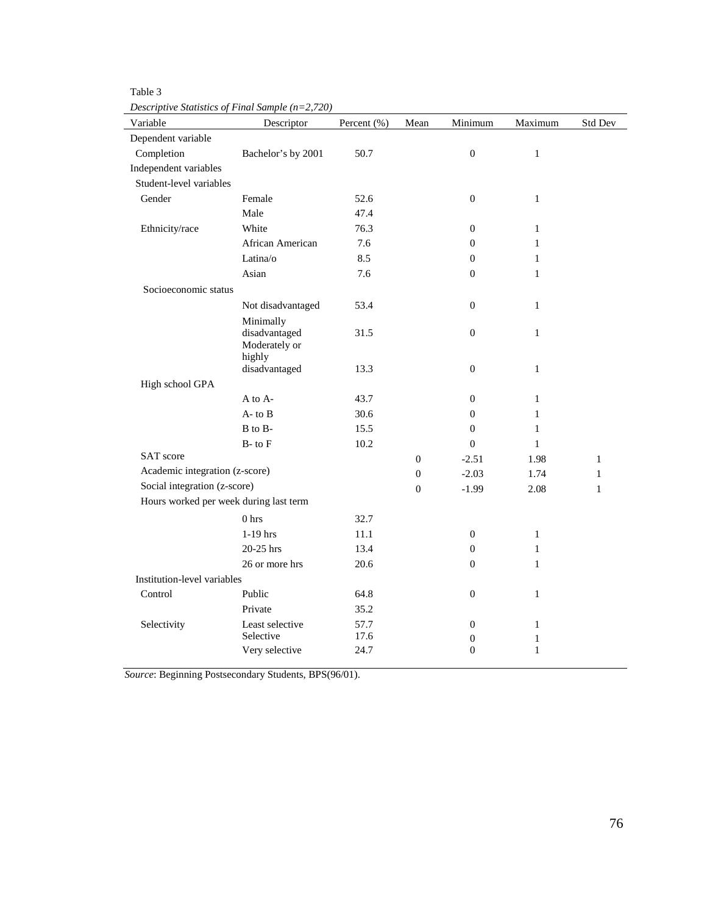Table 3

*Descriptive Statistics of Final Sample (n=2,720)*

| Variable | Descriptor | Percent (%) | Mean | Minimum | Maximum | Std Dev |
|---|---|---|---|---|---|---|
| Dependent variable | | | | | | |
| Completion | Bachelor's by 2001 | 50.7 | | 0 | 1 | |
| Independent variables | | | | | | |
| Student-level variables | | | | | | |
| Gender | Female | 52.6 | | 0 | 1 | |
| | Male | 47.4 | | | | |
| Ethnicity/race | White | 76.3 | | 0 | 1 | |
| | African American | 7.6 | | 0 | 1 | |
| | Latina/o | 8.5 | | 0 | 1 | |
| | Asian | 7.6 | | 0 | 1 | |
| Socioeconomic status | | | | | | |
| | Not disadvantaged | 53.4 | | 0 | 1 | |
| | Minimally disadvantaged | 31.5 | | 0 | 1 | |
| | Moderately or highly disadvantaged | 13.3 | | 0 | 1 | |
| High school GPA | | | | | | |
| | A to A- | 43.7 | | 0 | 1 | |
| | A- to B | 30.6 | | 0 | 1 | |
| | B to B- | 15.5 | | 0 | 1 | |
| | B- to F | 10.2 | | 0 | 1 | |
| SAT score | | | 0 | -2.51 | 1.98 | 1 |
| Academic integration (z-score) | | | 0 | -2.03 | 1.74 | 1 |
| Social integration (z-score) | | | 0 | -1.99 | 2.08 | 1 |
| Hours worked per week during last term | | | | | | |
| | 0 hrs | 32.7 | | | | |
| | 1-19 hrs | 11.1 | | 0 | 1 | |
| | 20-25 hrs | 13.4 | | 0 | 1 | |
| | 26 or more hrs | 20.6 | | 0 | 1 | |
| Institution-level variables | | | | | | |
| Control | Public | 64.8 | | 0 | 1 | |
| | Private | 35.2 | | | | |
| Selectivity | Least selective | 57.7 | | 0 | 1 | |
| | Selective | 17.6 | | 0 | 1 | |
| | Very selective | 24.7 | | 0 | 1 | |

*Source*: Beginning Postsecondary Students, BPS(96/01).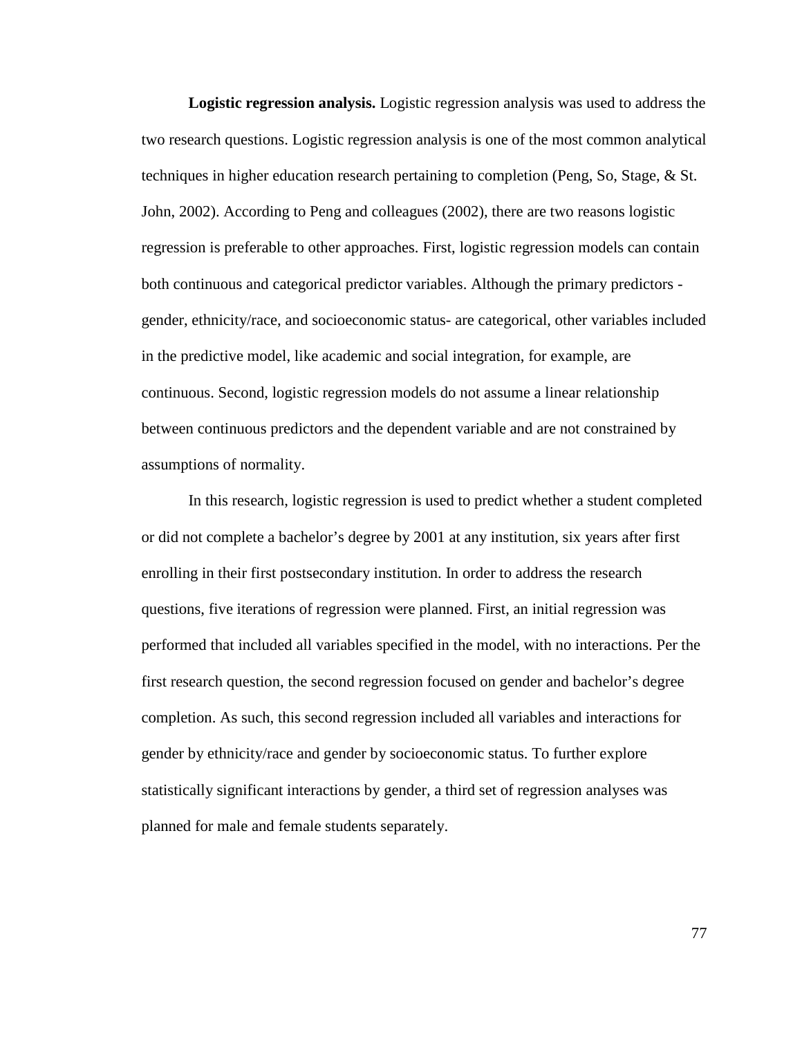**Logistic regression analysis.** Logistic regression analysis was used to address the two research questions. Logistic regression analysis is one of the most common analytical techniques in higher education research pertaining to completion (Peng, So, Stage, & St. John, 2002). According to Peng and colleagues (2002), there are two reasons logistic regression is preferable to other approaches. First, logistic regression models can contain both continuous and categorical predictor variables. Although the primary predictors - gender, ethnicity/race, and socioeconomic status- are categorical, other variables included in the predictive model, like academic and social integration, for example, are continuous. Second, logistic regression models do not assume a linear relationship between continuous predictors and the dependent variable and are not constrained by assumptions of normality.

In this research, logistic regression is used to predict whether a student completed or did not complete a bachelor's degree by 2001 at any institution, six years after first enrolling in their first postsecondary institution. In order to address the research questions, five iterations of regression were planned. First, an initial regression was performed that included all variables specified in the model, with no interactions. Per the first research question, the second regression focused on gender and bachelor's degree completion. As such, this second regression included all variables and interactions for gender by ethnicity/race and gender by socioeconomic status. To further explore statistically significant interactions by gender, a third set of regression analyses was planned for male and female students separately.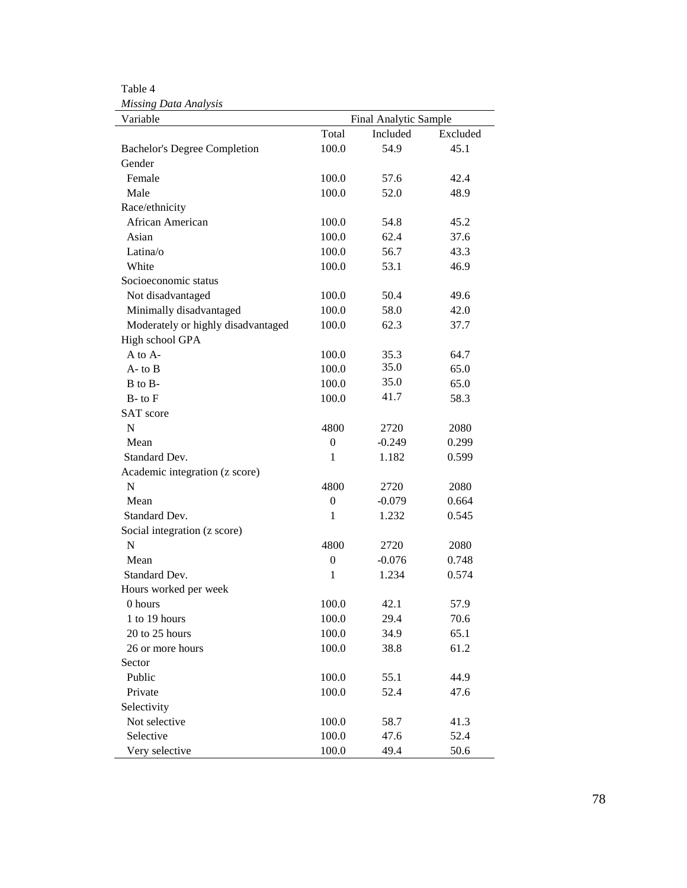Table 4

*Missing Data Analysis*

| Variable | Final Analytic Sample | | |
|---|---|---|---|
| | Total | Included | Excluded |
| Bachelor's Degree Completion | 100.0 | 54.9 | 45.1 |
| Gender | | | |
| Female | 100.0 | 57.6 | 42.4 |
| Male | 100.0 | 52.0 | 48.9 |
| Race/ethnicity | | | |
| African American | 100.0 | 54.8 | 45.2 |
| Asian | 100.0 | 62.4 | 37.6 |
| Latina/o | 100.0 | 56.7 | 43.3 |
| White | 100.0 | 53.1 | 46.9 |
| Socioeconomic status | | | |
| Not disadvantaged | 100.0 | 50.4 | 49.6 |
| Minimally disadvantaged | 100.0 | 58.0 | 42.0 |
| Moderately or highly disadvantaged | 100.0 | 62.3 | 37.7 |
| High school GPA | | | |
| A to A- | 100.0 | 35.3 | 64.7 |
| A- to B | 100.0 | 35.0 | 65.0 |
| B to B- | 100.0 | 35.0 | 65.0 |
| B- to F | 100.0 | 41.7 | 58.3 |
| SAT score | | | |
| N | 4800 | 2720 | 2080 |
| Mean | 0 | -0.249 | 0.299 |
| Standard Dev. | 1 | 1.182 | 0.599 |
| Academic integration (z score) | | | |
| N | 4800 | 2720 | 2080 |
| Mean | 0 | -0.079 | 0.664 |
| Standard Dev. | 1 | 1.232 | 0.545 |
| Social integration (z score) | | | |
| N | 4800 | 2720 | 2080 |
| Mean | 0 | -0.076 | 0.748 |
| Standard Dev. | 1 | 1.234 | 0.574 |
| Hours worked per week | | | |
| 0 hours | 100.0 | 42.1 | 57.9 |
| 1 to 19 hours | 100.0 | 29.4 | 70.6 |
| 20 to 25 hours | 100.0 | 34.9 | 65.1 |
| 26 or more hours | 100.0 | 38.8 | 61.2 |
| Sector | | | |
| Public | 100.0 | 55.1 | 44.9 |
| Private | 100.0 | 52.4 | 47.6 |
| Selectivity | | | |
| Not selective | 100.0 | 58.7 | 41.3 |
| Selective | 100.0 | 47.6 | 52.4 |
| Very selective | 100.0 | 49.4 | 50.6 |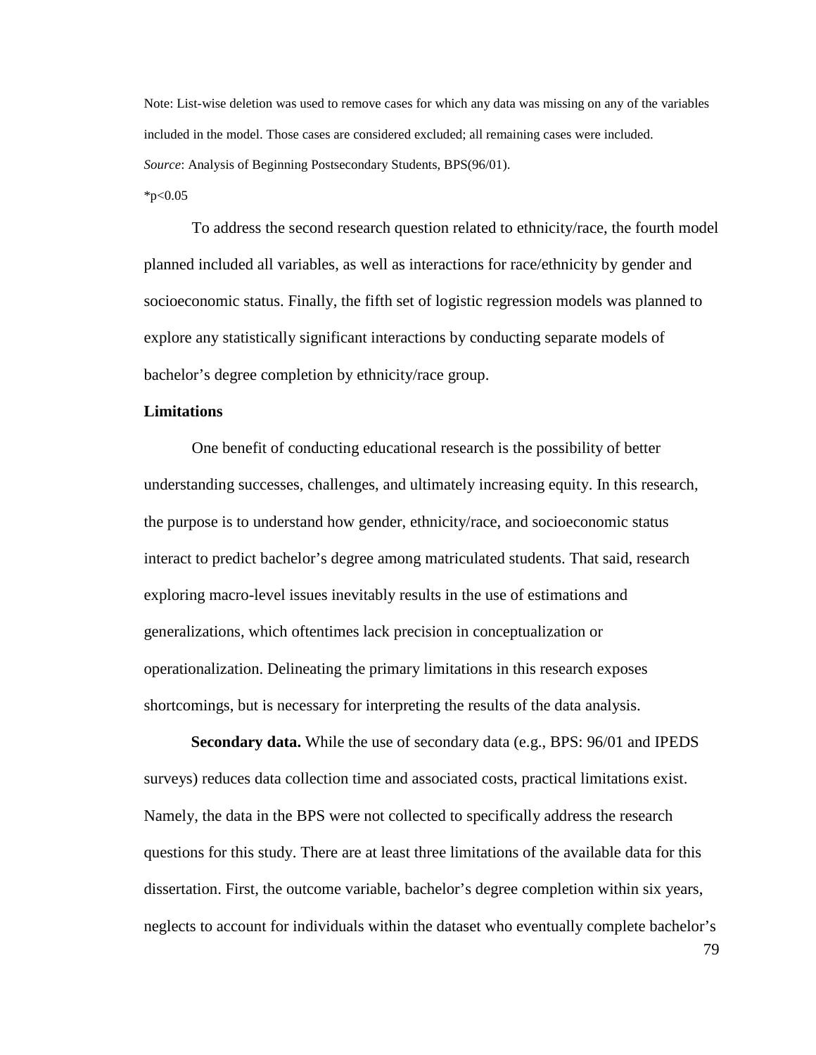Note: List-wise deletion was used to remove cases for which any data was missing on any of the variables included in the model. Those cases are considered excluded; all remaining cases were included.

*Source*: Analysis of Beginning Postsecondary Students, BPS(96/01).

*$p<0.05$

To address the second research question related to ethnicity/race, the fourth model planned included all variables, as well as interactions for race/ethnicity by gender and socioeconomic status. Finally, the fifth set of logistic regression models was planned to explore any statistically significant interactions by conducting separate models of bachelor's degree completion by ethnicity/race group.

### Limitations

One benefit of conducting educational research is the possibility of better understanding successes, challenges, and ultimately increasing equity. In this research, the purpose is to understand how gender, ethnicity/race, and socioeconomic status interact to predict bachelor's degree among matriculated students. That said, research exploring macro-level issues inevitably results in the use of estimations and generalizations, which oftentimes lack precision in conceptualization or operationalization. Delineating the primary limitations in this research exposes shortcomings, but is necessary for interpreting the results of the data analysis.

**Secondary data.** While the use of secondary data (e.g., BPS: 96/01 and IPEDS surveys) reduces data collection time and associated costs, practical limitations exist. Namely, the data in the BPS were not collected to specifically address the research questions for this study. There are at least three limitations of the available data for this dissertation. First, the outcome variable, bachelor's degree completion within six years, neglects to account for individuals within the dataset who eventually complete bachelor's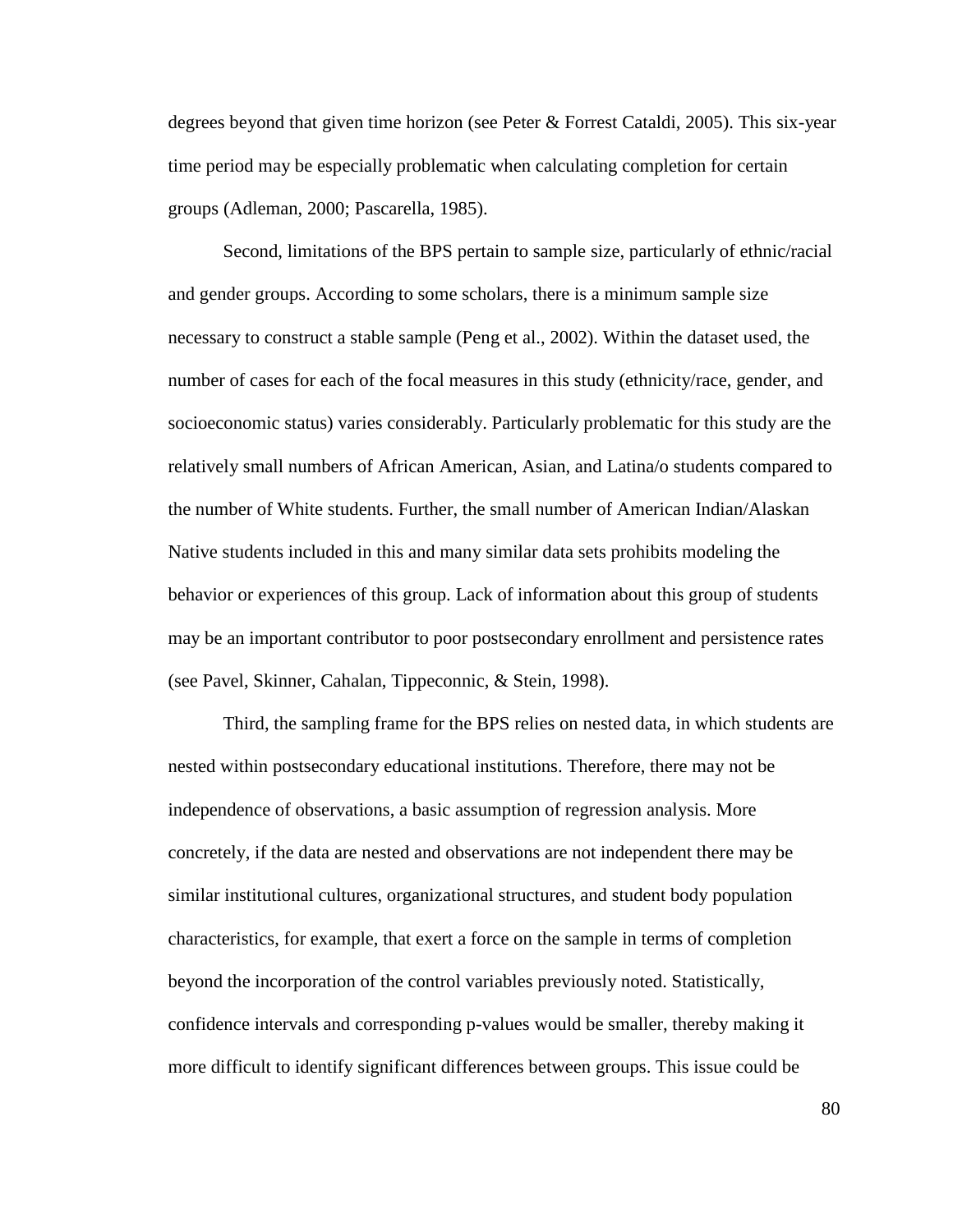degrees beyond that given time horizon (see Peter & Forrest Cataldi, 2005). This six-year time period may be especially problematic when calculating completion for certain groups (Adleman, 2000; Pascarella, 1985).

Second, limitations of the BPS pertain to sample size, particularly of ethnic/racial and gender groups. According to some scholars, there is a minimum sample size necessary to construct a stable sample (Peng et al., 2002). Within the dataset used, the number of cases for each of the focal measures in this study (ethnicity/race, gender, and socioeconomic status) varies considerably. Particularly problematic for this study are the relatively small numbers of African American, Asian, and Latina/o students compared to the number of White students. Further, the small number of American Indian/Alaskan Native students included in this and many similar data sets prohibits modeling the behavior or experiences of this group. Lack of information about this group of students may be an important contributor to poor postsecondary enrollment and persistence rates (see Pavel, Skinner, Cahalan, Tippeconnic, & Stein, 1998).

Third, the sampling frame for the BPS relies on nested data, in which students are nested within postsecondary educational institutions. Therefore, there may not be independence of observations, a basic assumption of regression analysis. More concretely, if the data are nested and observations are not independent there may be similar institutional cultures, organizational structures, and student body population characteristics, for example, that exert a force on the sample in terms of completion beyond the incorporation of the control variables previously noted. Statistically, confidence intervals and corresponding p-values would be smaller, thereby making it more difficult to identify significant differences between groups. This issue could be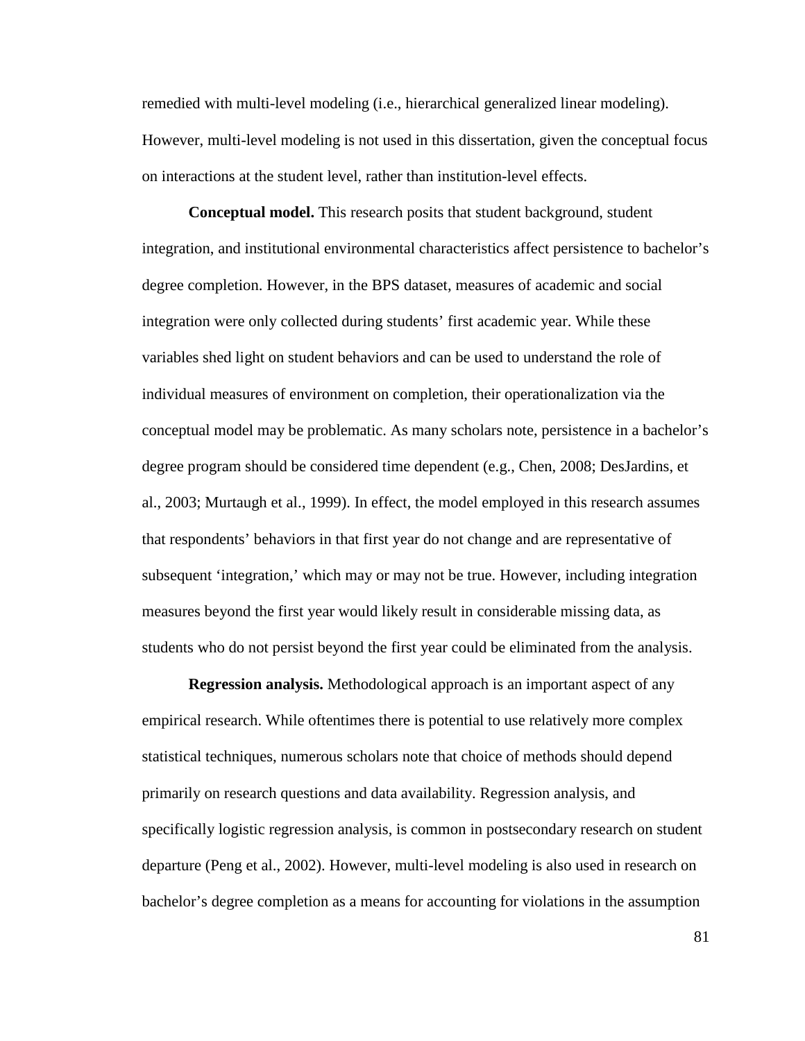remedied with multi-level modeling (i.e., hierarchical generalized linear modeling). However, multi-level modeling is not used in this dissertation, given the conceptual focus on interactions at the student level, rather than institution-level effects.

**Conceptual model.** This research posits that student background, student integration, and institutional environmental characteristics affect persistence to bachelor's degree completion. However, in the BPS dataset, measures of academic and social integration were only collected during students' first academic year. While these variables shed light on student behaviors and can be used to understand the role of individual measures of environment on completion, their operationalization via the conceptual model may be problematic. As many scholars note, persistence in a bachelor's degree program should be considered time dependent (e.g., Chen, 2008; DesJardins, et al., 2003; Murtaugh et al., 1999). In effect, the model employed in this research assumes that respondents' behaviors in that first year do not change and are representative of subsequent 'integration,' which may or may not be true. However, including integration measures beyond the first year would likely result in considerable missing data, as students who do not persist beyond the first year could be eliminated from the analysis.

**Regression analysis.** Methodological approach is an important aspect of any empirical research. While oftentimes there is potential to use relatively more complex statistical techniques, numerous scholars note that choice of methods should depend primarily on research questions and data availability. Regression analysis, and specifically logistic regression analysis, is common in postsecondary research on student departure (Peng et al., 2002). However, multi-level modeling is also used in research on bachelor's degree completion as a means for accounting for violations in the assumption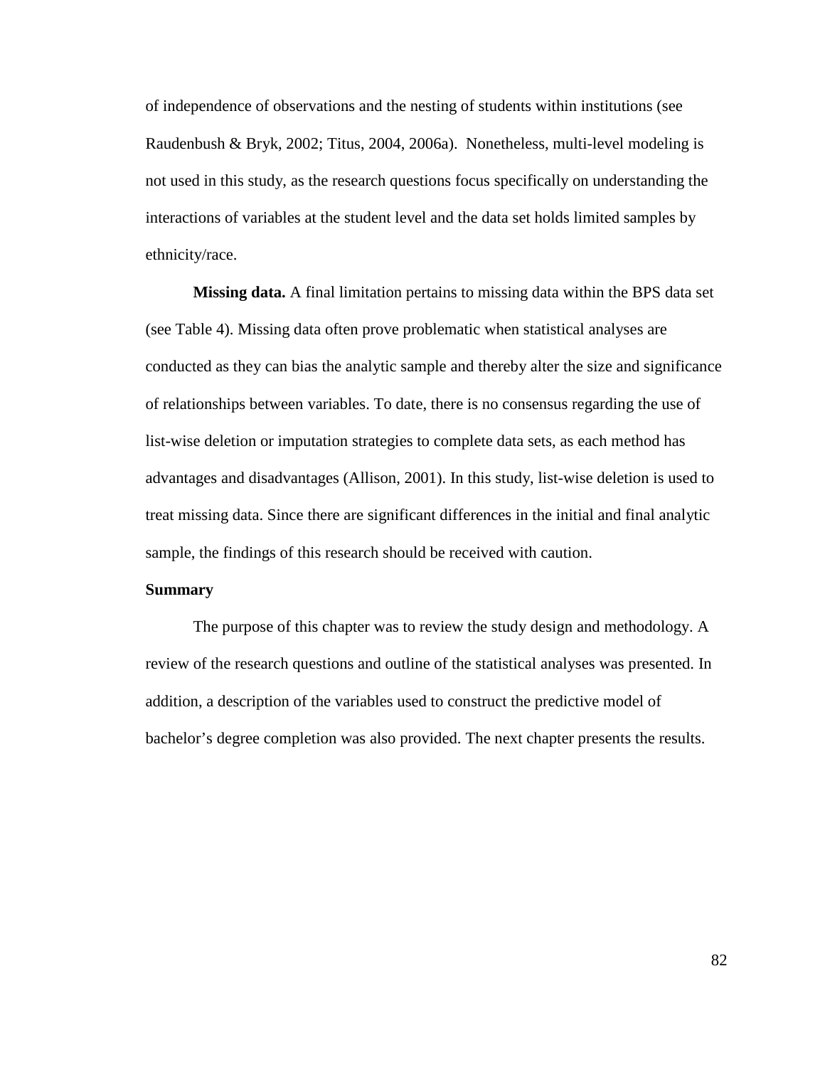of independence of observations and the nesting of students within institutions (see Raudenbush & Bryk, 2002; Titus, 2004, 2006a). Nonetheless, multi-level modeling is not used in this study, as the research questions focus specifically on understanding the interactions of variables at the student level and the data set holds limited samples by ethnicity/race.

**Missing data.** A final limitation pertains to missing data within the BPS data set (see Table 4). Missing data often prove problematic when statistical analyses are conducted as they can bias the analytic sample and thereby alter the size and significance of relationships between variables. To date, there is no consensus regarding the use of list-wise deletion or imputation strategies to complete data sets, as each method has advantages and disadvantages (Allison, 2001). In this study, list-wise deletion is used to treat missing data. Since there are significant differences in the initial and final analytic sample, the findings of this research should be received with caution.

### Summary

The purpose of this chapter was to review the study design and methodology. A review of the research questions and outline of the statistical analyses was presented. In addition, a description of the variables used to construct the predictive model of bachelor's degree completion was also provided. The next chapter presents the results.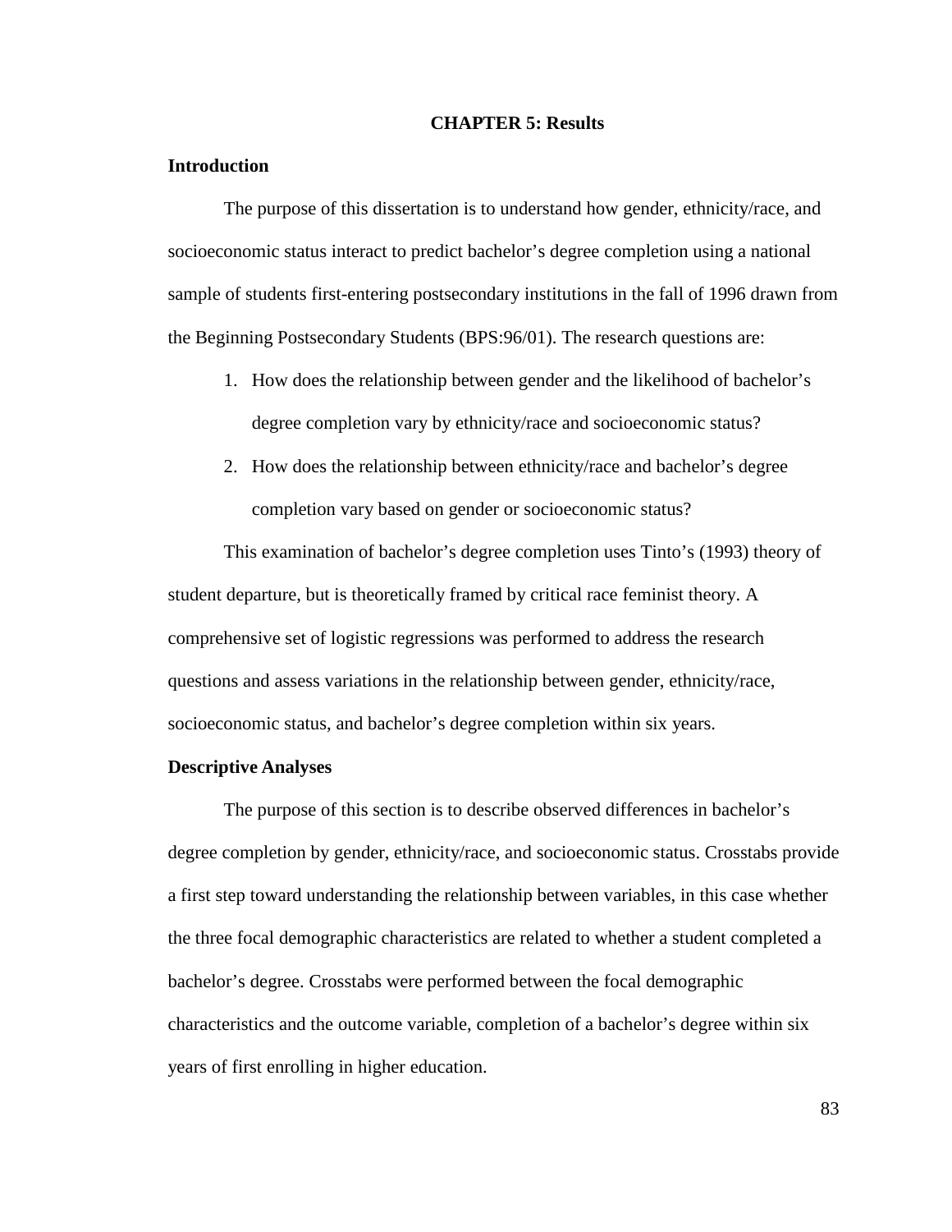# CHAPTER 5: Results

## Introduction

The purpose of this dissertation is to understand how gender, ethnicity/race, and socioeconomic status interact to predict bachelor's degree completion using a national sample of students first-entering postsecondary institutions in the fall of 1996 drawn from the Beginning Postsecondary Students (BPS:96/01). The research questions are:

1. How does the relationship between gender and the likelihood of bachelor's degree completion vary by ethnicity/race and socioeconomic status?
2. How does the relationship between ethnicity/race and bachelor's degree completion vary based on gender or socioeconomic status?

This examination of bachelor's degree completion uses Tinto's (1993) theory of student departure, but is theoretically framed by critical race feminist theory. A comprehensive set of logistic regressions was performed to address the research questions and assess variations in the relationship between gender, ethnicity/race, socioeconomic status, and bachelor's degree completion within six years.

## Descriptive Analyses

The purpose of this section is to describe observed differences in bachelor's degree completion by gender, ethnicity/race, and socioeconomic status. Crosstabs provide a first step toward understanding the relationship between variables, in this case whether the three focal demographic characteristics are related to whether a student completed a bachelor's degree. Crosstabs were performed between the focal demographic characteristics and the outcome variable, completion of a bachelor's degree within six years of first enrolling in higher education.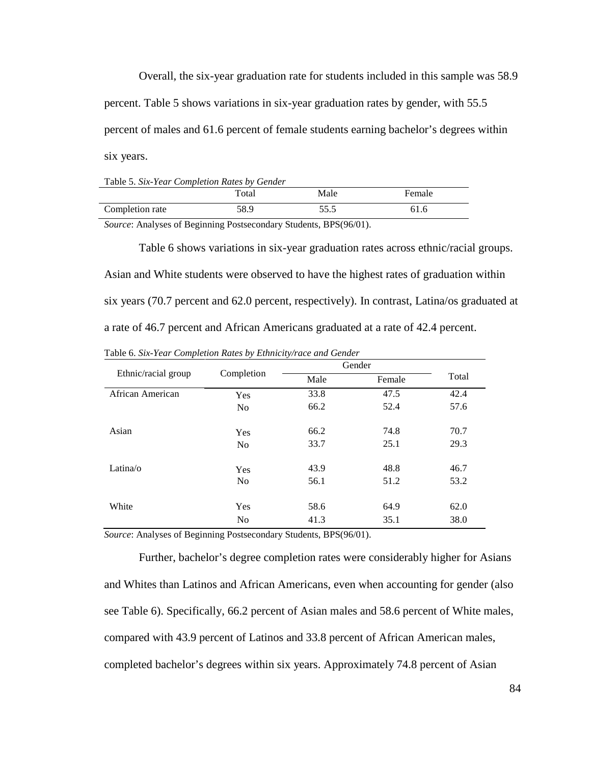Overall, the six-year graduation rate for students included in this sample was 58.9 percent. Table 5 shows variations in six-year graduation rates by gender, with 55.5 percent of males and 61.6 percent of female students earning bachelor's degrees within six years.

Table 5. *Six-Year Completion Rates by Gender*

| | Total | Male | Female |
|---|---|---|---|
| Completion rate | 58.9 | 55.5 | 61.6 |

*Source*: Analyses of Beginning Postsecondary Students, BPS(96/01).

Table 6 shows variations in six-year graduation rates across ethnic/racial groups. Asian and White students were observed to have the highest rates of graduation within six years (70.7 percent and 62.0 percent, respectively). In contrast, Latina/os graduated at a rate of 46.7 percent and African Americans graduated at a rate of 42.4 percent.

Table 6. *Six-Year Completion Rates by Ethnicity/race and Gender*

| Ethnic/racial group | Completion | Gender | | Total |
|---|---|---|---|---|
| | | Male | Female | |
| African American | Yes | 33.8 | 47.5 | 42.4 |
| | No | 66.2 | 52.4 | 57.6 |
| Asian | Yes | 66.2 | 74.8 | 70.7 |
| | No | 33.7 | 25.1 | 29.3 |
| Latina/o | Yes | 43.9 | 48.8 | 46.7 |
| | No | 56.1 | 51.2 | 53.2 |
| White | Yes | 58.6 | 64.9 | 62.0 |
| | No | 41.3 | 35.1 | 38.0 |

*Source*: Analyses of Beginning Postsecondary Students, BPS(96/01).

Further, bachelor's degree completion rates were considerably higher for Asians and Whites than Latinos and African Americans, even when accounting for gender (also see Table 6). Specifically, 66.2 percent of Asian males and 58.6 percent of White males, compared with 43.9 percent of Latinos and 33.8 percent of African American males, completed bachelor's degrees within six years. Approximately 74.8 percent of Asian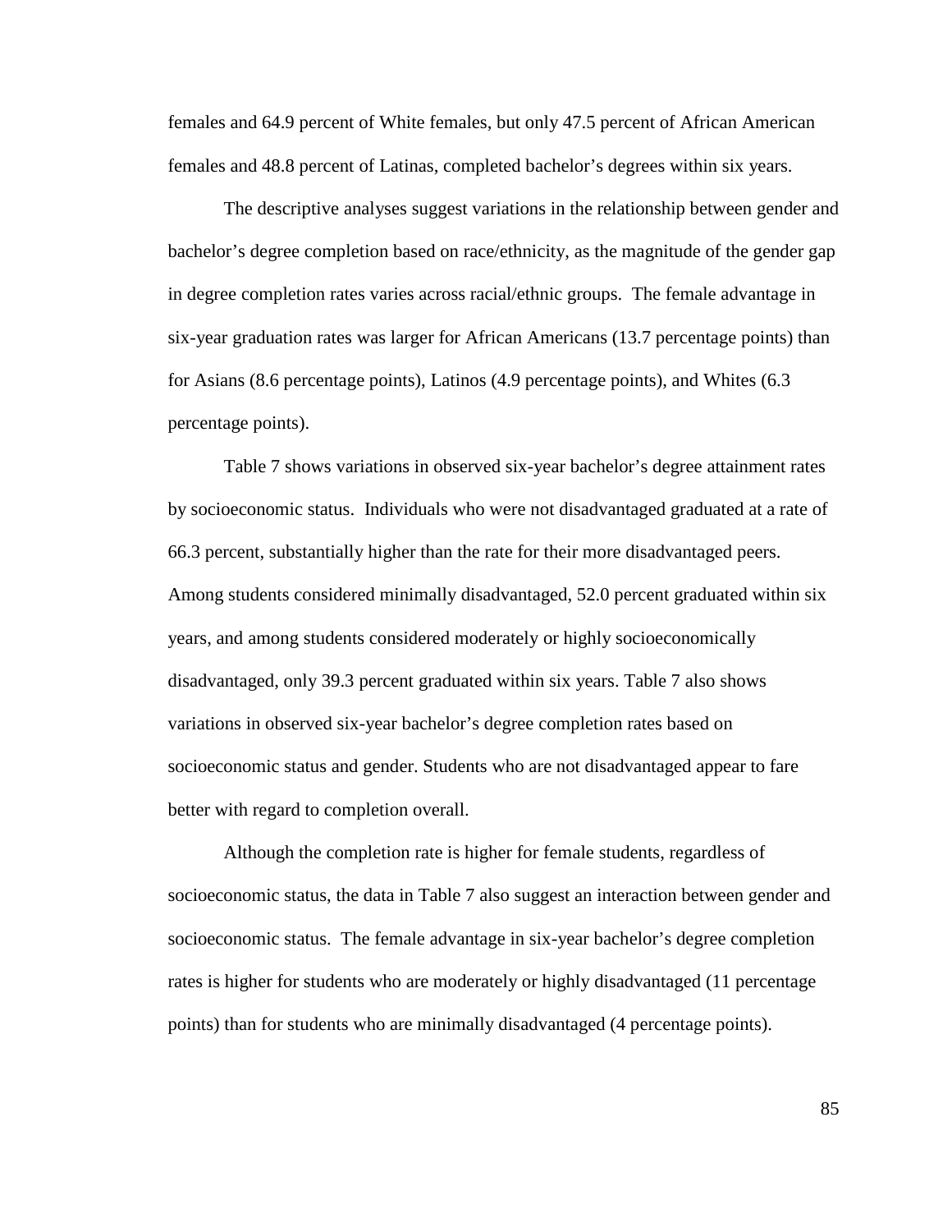females and 64.9 percent of White females, but only 47.5 percent of African American females and 48.8 percent of Latinas, completed bachelor's degrees within six years.

The descriptive analyses suggest variations in the relationship between gender and bachelor's degree completion based on race/ethnicity, as the magnitude of the gender gap in degree completion rates varies across racial/ethnic groups. The female advantage in six-year graduation rates was larger for African Americans (13.7 percentage points) than for Asians (8.6 percentage points), Latinos (4.9 percentage points), and Whites (6.3 percentage points).

Table 7 shows variations in observed six-year bachelor's degree attainment rates by socioeconomic status. Individuals who were not disadvantaged graduated at a rate of 66.3 percent, substantially higher than the rate for their more disadvantaged peers. Among students considered minimally disadvantaged, 52.0 percent graduated within six years, and among students considered moderately or highly socioeconomically disadvantaged, only 39.3 percent graduated within six years. Table 7 also shows variations in observed six-year bachelor's degree completion rates based on socioeconomic status and gender. Students who are not disadvantaged appear to fare better with regard to completion overall.

Although the completion rate is higher for female students, regardless of socioeconomic status, the data in Table 7 also suggest an interaction between gender and socioeconomic status. The female advantage in six-year bachelor's degree completion rates is higher for students who are moderately or highly disadvantaged (11 percentage points) than for students who are minimally disadvantaged (4 percentage points).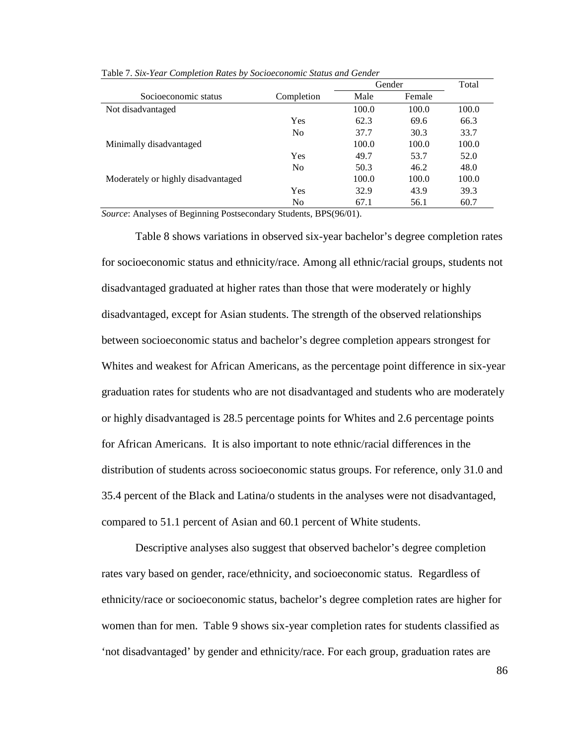Table 7. *Six-Year Completion Rates by Socioeconomic Status and Gender*

| Socioeconomic status | Completion | Gender | | Total |
|---|---|---|---|---|
| | | Male | Female | |
| Not disadvantaged | | 100.0 | 100.0 | 100.0 |
| | Yes | 62.3 | 69.6 | 66.3 |
| | No | 37.7 | 30.3 | 33.7 |
| Minimally disadvantaged | | 100.0 | 100.0 | 100.0 |
| | Yes | 49.7 | 53.7 | 52.0 |
| | No | 50.3 | 46.2 | 48.0 |
| Moderately or highly disadvantaged | | 100.0 | 100.0 | 100.0 |
| | Yes | 32.9 | 43.9 | 39.3 |
| | No | 67.1 | 56.1 | 60.7 |

*Source*: Analyses of Beginning Postsecondary Students, BPS(96/01).

Table 8 shows variations in observed six-year bachelor's degree completion rates for socioeconomic status and ethnicity/race. Among all ethnic/racial groups, students not disadvantaged graduated at higher rates than those that were moderately or highly disadvantaged, except for Asian students. The strength of the observed relationships between socioeconomic status and bachelor's degree completion appears strongest for Whites and weakest for African Americans, as the percentage point difference in six-year graduation rates for students who are not disadvantaged and students who are moderately or highly disadvantaged is 28.5 percentage points for Whites and 2.6 percentage points for African Americans. It is also important to note ethnic/racial differences in the distribution of students across socioeconomic status groups. For reference, only 31.0 and 35.4 percent of the Black and Latina/o students in the analyses were not disadvantaged, compared to 51.1 percent of Asian and 60.1 percent of White students.

Descriptive analyses also suggest that observed bachelor's degree completion rates vary based on gender, race/ethnicity, and socioeconomic status. Regardless of ethnicity/race or socioeconomic status, bachelor's degree completion rates are higher for women than for men. Table 9 shows six-year completion rates for students classified as 'not disadvantaged' by gender and ethnicity/race. For each group, graduation rates are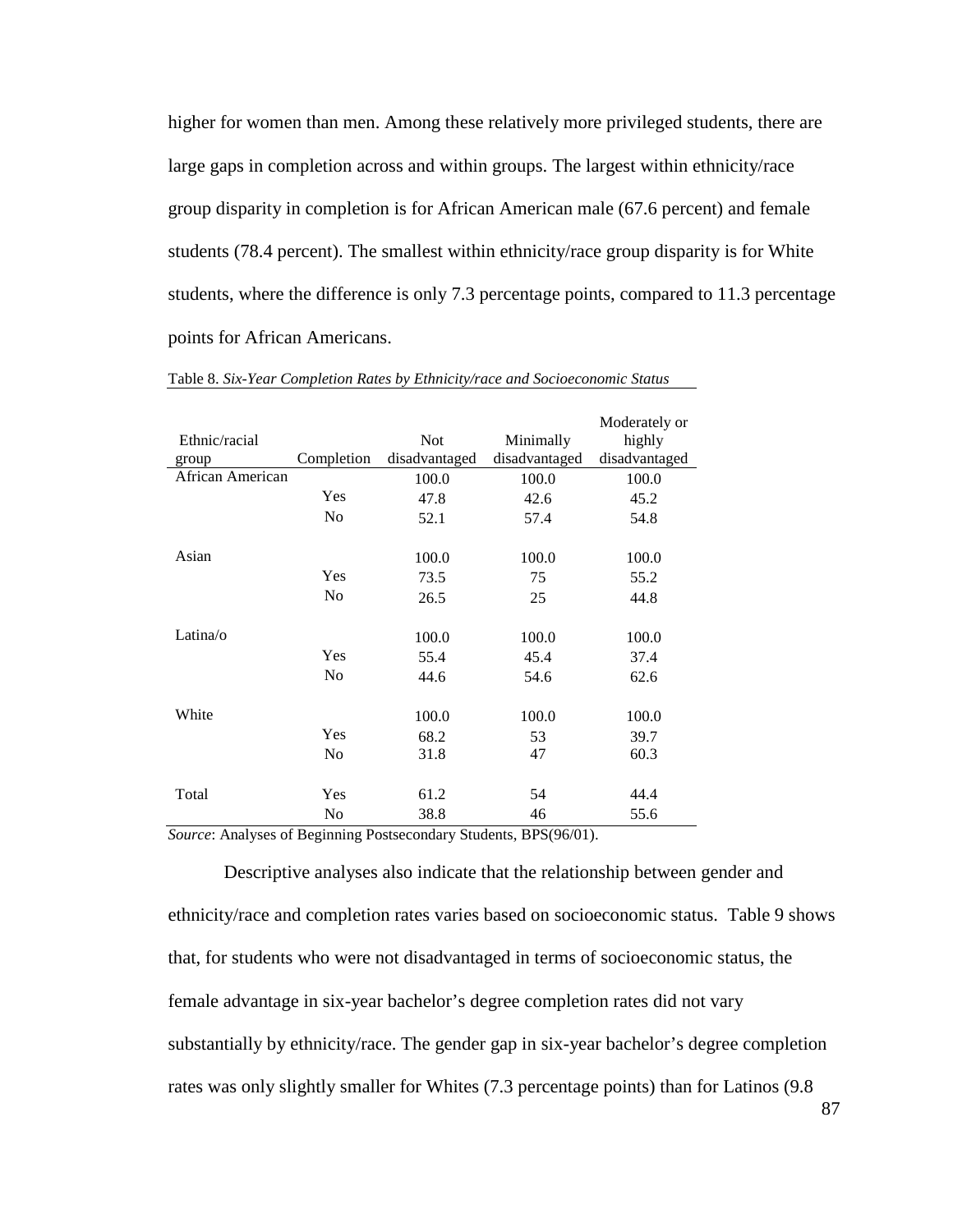higher for women than men. Among these relatively more privileged students, there are large gaps in completion across and within groups. The largest within ethnicity/race group disparity in completion is for African American male (67.6 percent) and female students (78.4 percent). The smallest within ethnicity/race group disparity is for White students, where the difference is only 7.3 percentage points, compared to 11.3 percentage points for African Americans.

Table 8. *Six-Year Completion Rates by Ethnicity/race and Socioeconomic Status*

| Ethnic/racial group | Completion | Not disadvantaged | Minimally disadvantaged | Moderately or highly disadvantaged |
|---|---|---|---|---|
| African American | | 100.0 | 100.0 | 100.0 |
| | Yes | 47.8 | 42.6 | 45.2 |
| | No | 52.1 | 57.4 | 54.8 |
| Asian | | 100.0 | 100.0 | 100.0 |
| | Yes | 73.5 | 75 | 55.2 |
| | No | 26.5 | 25 | 44.8 |
| Latina/o | | 100.0 | 100.0 | 100.0 |
| | Yes | 55.4 | 45.4 | 37.4 |
| | No | 44.6 | 54.6 | 62.6 |
| White | | 100.0 | 100.0 | 100.0 |
| | Yes | 68.2 | 53 | 39.7 |
| | No | 31.8 | 47 | 60.3 |
| Total | Yes | 61.2 | 54 | 44.4 |
| | No | 38.8 | 46 | 55.6 |

*Source*: Analyses of Beginning Postsecondary Students, BPS(96/01).

Descriptive analyses also indicate that the relationship between gender and ethnicity/race and completion rates varies based on socioeconomic status. Table 9 shows that, for students who were not disadvantaged in terms of socioeconomic status, the female advantage in six-year bachelor's degree completion rates did not vary substantially by ethnicity/race. The gender gap in six-year bachelor's degree completion rates was only slightly smaller for Whites (7.3 percentage points) than for Latinos (9.8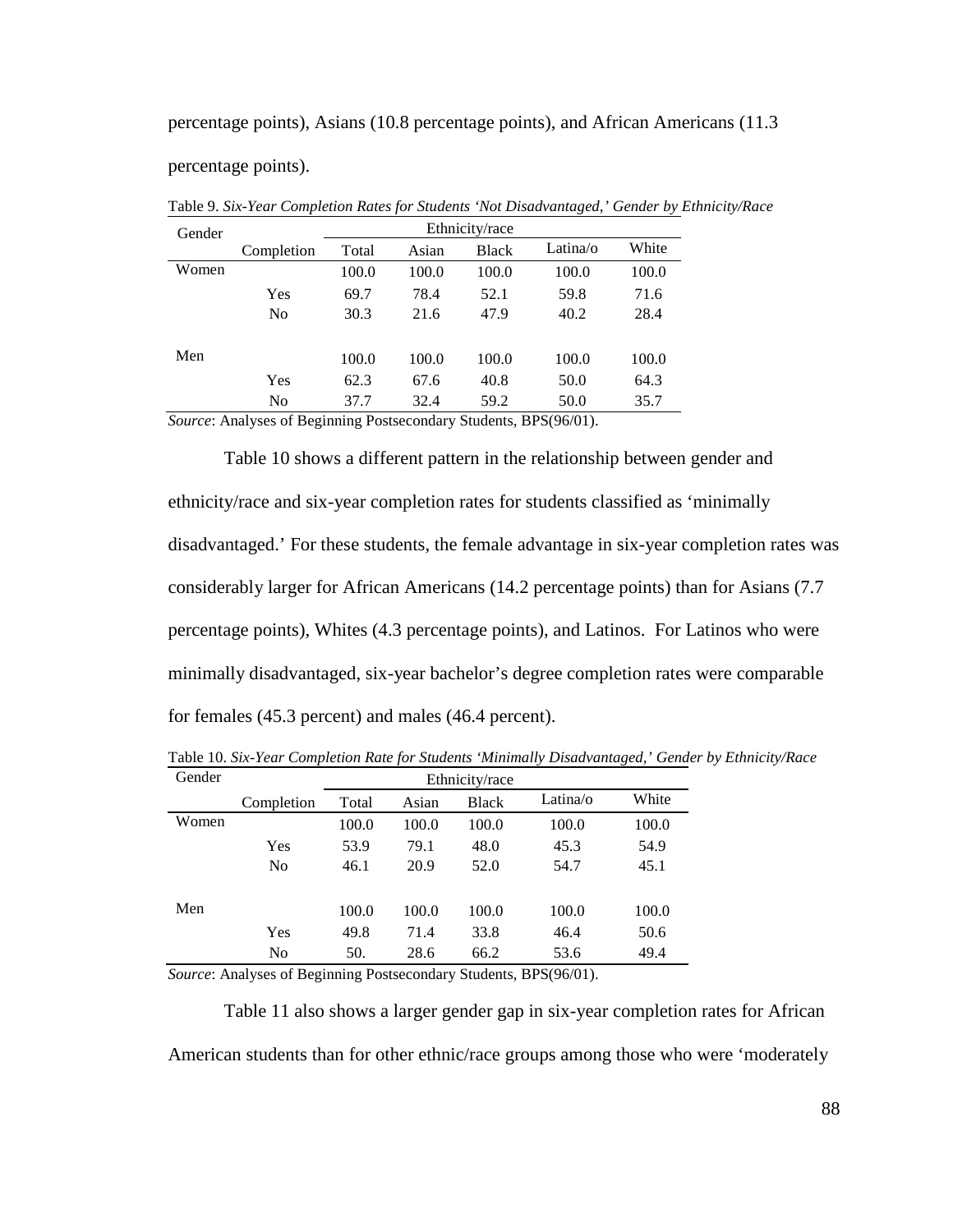percentage points), Asians (10.8 percentage points), and African Americans (11.3 percentage points).

Table 9. *Six-Year Completion Rates for Students 'Not Disadvantaged,' Gender by Ethnicity/Race*

| Gender | | Ethnicity/race | | | | |
|---|---|---|---|---|---|---|
| | Completion | Total | Asian | Black | Latina/o | White |
| Women | | 100.0 | 100.0 | 100.0 | 100.0 | 100.0 |
| | Yes | 69.7 | 78.4 | 52.1 | 59.8 | 71.6 |
| | No | 30.3 | 21.6 | 47.9 | 40.2 | 28.4 |
| Men | | 100.0 | 100.0 | 100.0 | 100.0 | 100.0 |
| | Yes | 62.3 | 67.6 | 40.8 | 50.0 | 64.3 |
| | No | 37.7 | 32.4 | 59.2 | 50.0 | 35.7 |

*Source*: Analyses of Beginning Postsecondary Students, BPS(96/01).

Table 10 shows a different pattern in the relationship between gender and ethnicity/race and six-year completion rates for students classified as 'minimally disadvantaged.' For these students, the female advantage in six-year completion rates was considerably larger for African Americans (14.2 percentage points) than for Asians (7.7 percentage points), Whites (4.3 percentage points), and Latinos. For Latinos who were minimally disadvantaged, six-year bachelor's degree completion rates were comparable for females (45.3 percent) and males (46.4 percent).

Table 10. *Six-Year Completion Rate for Students 'Minimally Disadvantaged,' Gender by Ethnicity/Race*

| Gender | | Ethnicity/race | | | | |
|---|---|---|---|---|---|---|
| | Completion | Total | Asian | Black | Latina/o | White |
| Women | | 100.0 | 100.0 | 100.0 | 100.0 | 100.0 |
| | Yes | 53.9 | 79.1 | 48.0 | 45.3 | 54.9 |
| | No | 46.1 | 20.9 | 52.0 | 54.7 | 45.1 |
| Men | | 100.0 | 100.0 | 100.0 | 100.0 | 100.0 |
| | Yes | 49.8 | 71.4 | 33.8 | 46.4 | 50.6 |
| | No | 50. | 28.6 | 66.2 | 53.6 | 49.4 |

*Source*: Analyses of Beginning Postsecondary Students, BPS(96/01).

Table 11 also shows a larger gender gap in six-year completion rates for African American students than for other ethnic/race groups among those who were 'moderately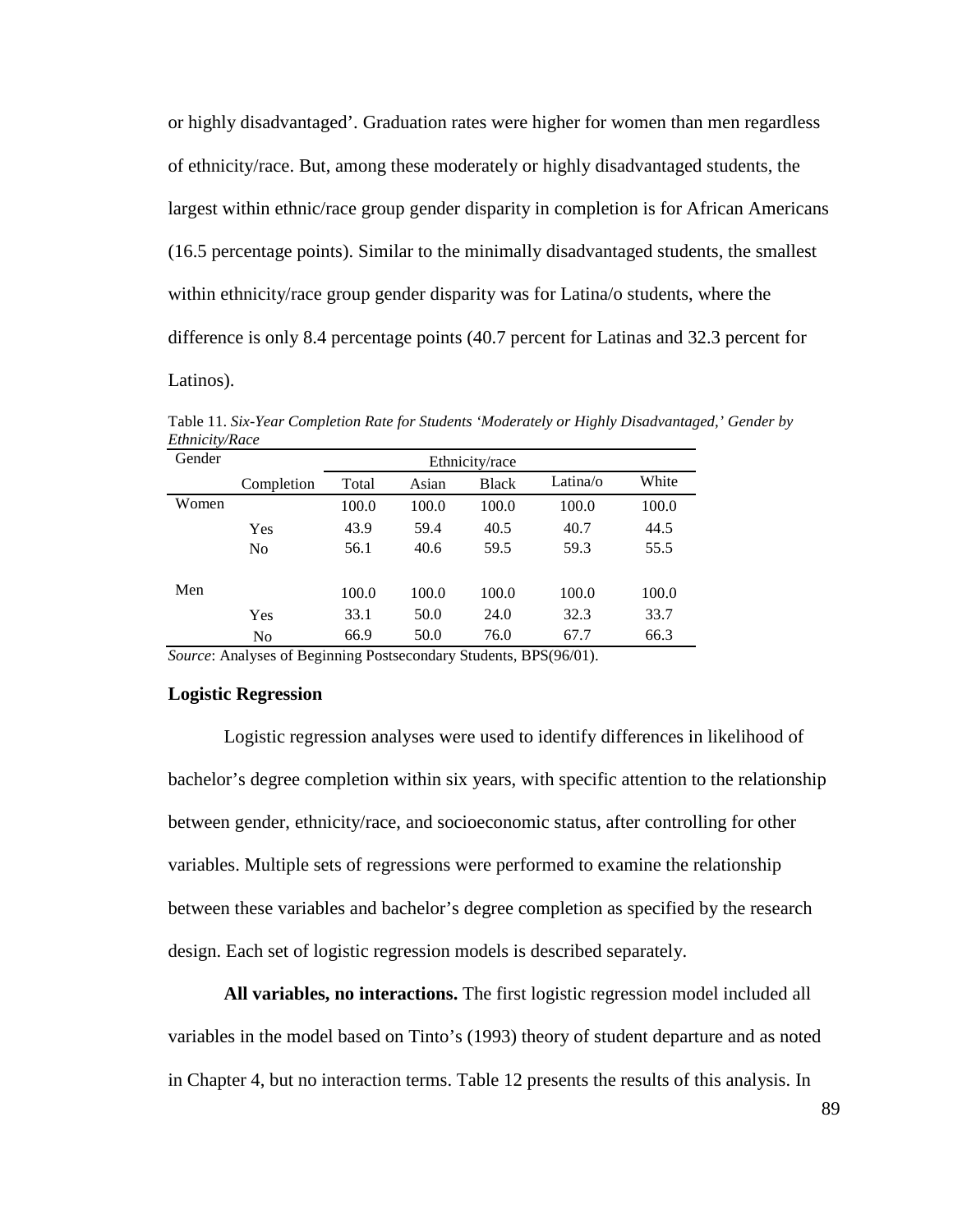or highly disadvantaged'. Graduation rates were higher for women than men regardless of ethnicity/race. But, among these moderately or highly disadvantaged students, the largest within ethnic/race group gender disparity in completion is for African Americans (16.5 percentage points). Similar to the minimally disadvantaged students, the smallest within ethnicity/race group gender disparity was for Latina/o students, where the difference is only 8.4 percentage points (40.7 percent for Latinas and 32.3 percent for Latinos).

Table 11. *Six-Year Completion Rate for Students 'Moderately or Highly Disadvantaged,' Gender by Ethnicity/Race*

| Gender | | Ethnicity/race | | | | |
|---|---|---|---|---|---|---|
| | Completion | Total | Asian | Black | Latina/o | White |
| Women | | 100.0 | 100.0 | 100.0 | 100.0 | 100.0 |
| | Yes | 43.9 | 59.4 | 40.5 | 40.7 | 44.5 |
| | No | 56.1 | 40.6 | 59.5 | 59.3 | 55.5 |
| Men | | 100.0 | 100.0 | 100.0 | 100.0 | 100.0 |
| | Yes | 33.1 | 50.0 | 24.0 | 32.3 | 33.7 |
| | No | 66.9 | 50.0 | 76.0 | 67.7 | 66.3 |

*Source*: Analyses of Beginning Postsecondary Students, BPS(96/01).

## Logistic Regression

Logistic regression analyses were used to identify differences in likelihood of bachelor's degree completion within six years, with specific attention to the relationship between gender, ethnicity/race, and socioeconomic status, after controlling for other variables. Multiple sets of regressions were performed to examine the relationship between these variables and bachelor's degree completion as specified by the research design. Each set of logistic regression models is described separately.

**All variables, no interactions.** The first logistic regression model included all variables in the model based on Tinto's (1993) theory of student departure and as noted in Chapter 4, but no interaction terms. Table 12 presents the results of this analysis. In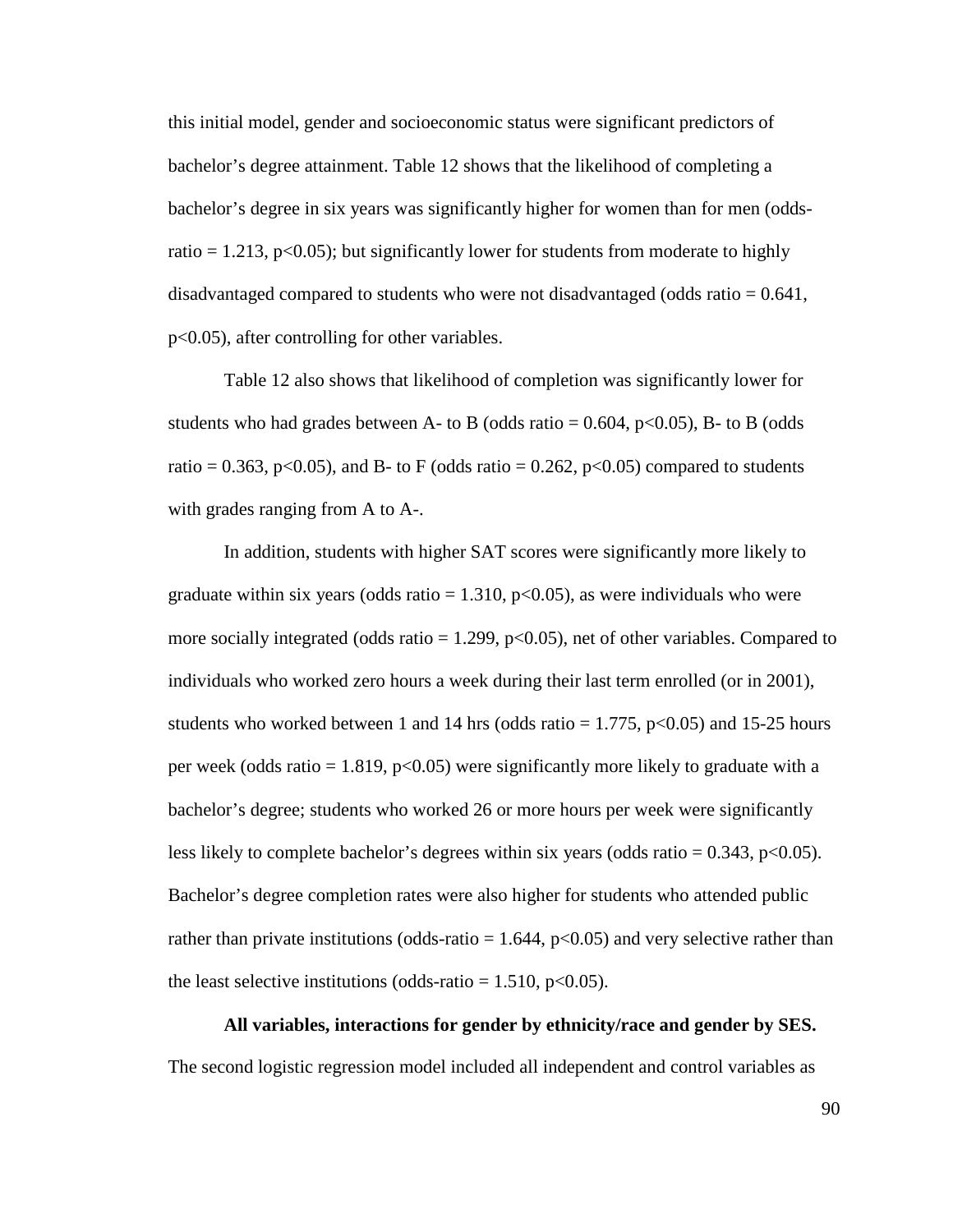this initial model, gender and socioeconomic status were significant predictors of bachelor's degree attainment. Table 12 shows that the likelihood of completing a bachelor's degree in six years was significantly higher for women than for men (odds-ratio = 1.213, $p<0.05$); but significantly lower for students from moderate to highly disadvantaged compared to students who were not disadvantaged (odds ratio = 0.641, $p<0.05$), after controlling for other variables.

Table 12 also shows that likelihood of completion was significantly lower for students who had grades between A- to B (odds ratio = 0.604, $p<0.05$), B- to B (odds ratio = 0.363, $p<0.05$), and B- to F (odds ratio = 0.262, $p<0.05$) compared to students with grades ranging from A to A-.

In addition, students with higher SAT scores were significantly more likely to graduate within six years (odds ratio = 1.310, $p<0.05$), as were individuals who were more socially integrated (odds ratio = 1.299, $p<0.05$), net of other variables. Compared to individuals who worked zero hours a week during their last term enrolled (or in 2001), students who worked between 1 and 14 hrs (odds ratio = 1.775, $p<0.05$) and 15-25 hours per week (odds ratio = 1.819, $p<0.05$) were significantly more likely to graduate with a bachelor's degree; students who worked 26 or more hours per week were significantly less likely to complete bachelor's degrees within six years (odds ratio = 0.343, $p<0.05$). Bachelor's degree completion rates were also higher for students who attended public rather than private institutions (odds-ratio = 1.644, $p<0.05$) and very selective rather than the least selective institutions (odds-ratio = 1.510, $p<0.05$).

**All variables, interactions for gender by ethnicity/race and gender by SES.** The second logistic regression model included all independent and control variables as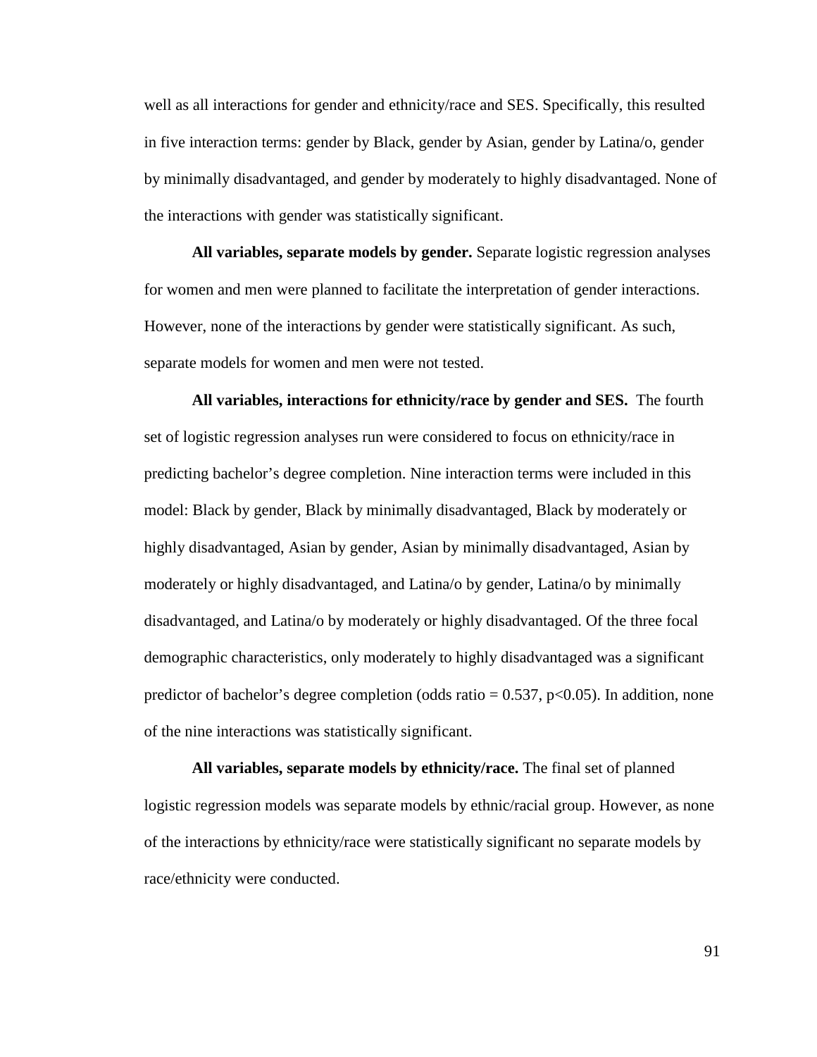well as all interactions for gender and ethnicity/race and SES. Specifically, this resulted in five interaction terms: gender by Black, gender by Asian, gender by Latina/o, gender by minimally disadvantaged, and gender by moderately to highly disadvantaged. None of the interactions with gender was statistically significant.

**All variables, separate models by gender.** Separate logistic regression analyses for women and men were planned to facilitate the interpretation of gender interactions. However, none of the interactions by gender were statistically significant. As such, separate models for women and men were not tested.

**All variables, interactions for ethnicity/race by gender and SES.** The fourth set of logistic regression analyses run were considered to focus on ethnicity/race in predicting bachelor's degree completion. Nine interaction terms were included in this model: Black by gender, Black by minimally disadvantaged, Black by moderately or highly disadvantaged, Asian by gender, Asian by minimally disadvantaged, Asian by moderately or highly disadvantaged, and Latina/o by gender, Latina/o by minimally disadvantaged, and Latina/o by moderately or highly disadvantaged. Of the three focal demographic characteristics, only moderately to highly disadvantaged was a significant predictor of bachelor's degree completion (odds ratio = 0.537, $p<0.05$). In addition, none of the nine interactions was statistically significant.

**All variables, separate models by ethnicity/race.** The final set of planned logistic regression models was separate models by ethnic/racial group. However, as none of the interactions by ethnicity/race were statistically significant no separate models by race/ethnicity were conducted.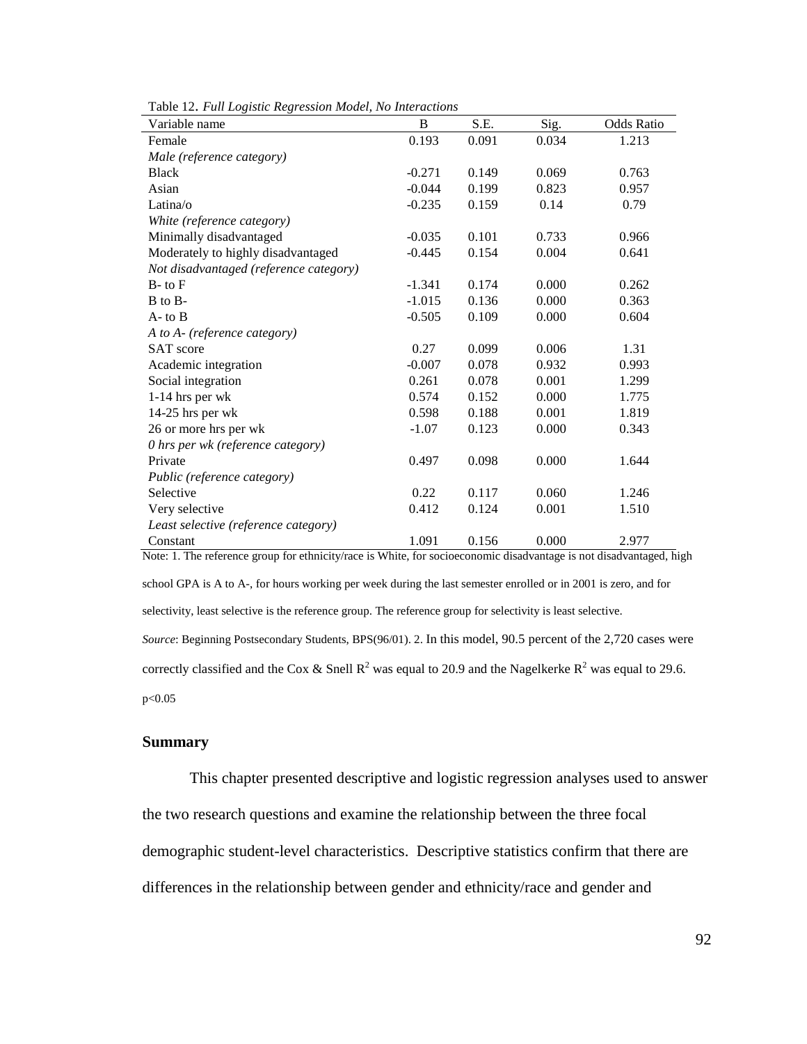Table 12. *Full Logistic Regression Model, No Interactions*

| Variable name | B | S.E. | Sig. | Odds Ratio |
|---|---|---|---|---|
| Female | 0.193 | 0.091 | 0.034 | 1.213 |
| *Male (reference category)* | | | | |
| Black | -0.271 | 0.149 | 0.069 | 0.763 |
| Asian | -0.044 | 0.199 | 0.823 | 0.957 |
| Latina/o | -0.235 | 0.159 | 0.14 | 0.79 |
| *White (reference category)* | | | | |
| Minimally disadvantaged | -0.035 | 0.101 | 0.733 | 0.966 |
| Moderately to highly disadvantaged | -0.445 | 0.154 | 0.004 | 0.641 |
| *Not disadvantaged (reference category)* | | | | |
| B- to F | -1.341 | 0.174 | 0.000 | 0.262 |
| B to B- | -1.015 | 0.136 | 0.000 | 0.363 |
| A- to B | -0.505 | 0.109 | 0.000 | 0.604 |
| *A to A- (reference category)* | | | | |
| SAT score | 0.27 | 0.099 | 0.006 | 1.31 |
| Academic integration | -0.007 | 0.078 | 0.932 | 0.993 |
| Social integration | 0.261 | 0.078 | 0.001 | 1.299 |
| 1-14 hrs per wk | 0.574 | 0.152 | 0.000 | 1.775 |
| 14-25 hrs per wk | 0.598 | 0.188 | 0.001 | 1.819 |
| 26 or more hrs per wk | -1.07 | 0.123 | 0.000 | 0.343 |
| *0 hrs per wk (reference category)* | | | | |
| Private | 0.497 | 0.098 | 0.000 | 1.644 |
| *Public (reference category)* | | | | |
| Selective | 0.22 | 0.117 | 0.060 | 1.246 |
| Very selective | 0.412 | 0.124 | 0.001 | 1.510 |
| *Least selective (reference category)* | | | | |
| Constant | 1.091 | 0.156 | 0.000 | 2.977 |

Note: 1. The reference group for ethnicity/race is White, for socioeconomic disadvantage is not disadvantaged, high school GPA is A to A-, for hours working per week during the last semester enrolled or in 2001 is zero, and for selectivity, least selective is the reference group. The reference group for selectivity is least selective.

*Source*: Beginning Postsecondary Students, BPS(96/01). 2. In this model, 90.5 percent of the 2,720 cases were correctly classified and the Cox & Snell $R^2$ was equal to 20.9 and the Nagelkerke $R^2$ was equal to 29.6.

$p<0.05$

## Summary

This chapter presented descriptive and logistic regression analyses used to answer the two research questions and examine the relationship between the three focal demographic student-level characteristics. Descriptive statistics confirm that there are differences in the relationship between gender and ethnicity/race and gender and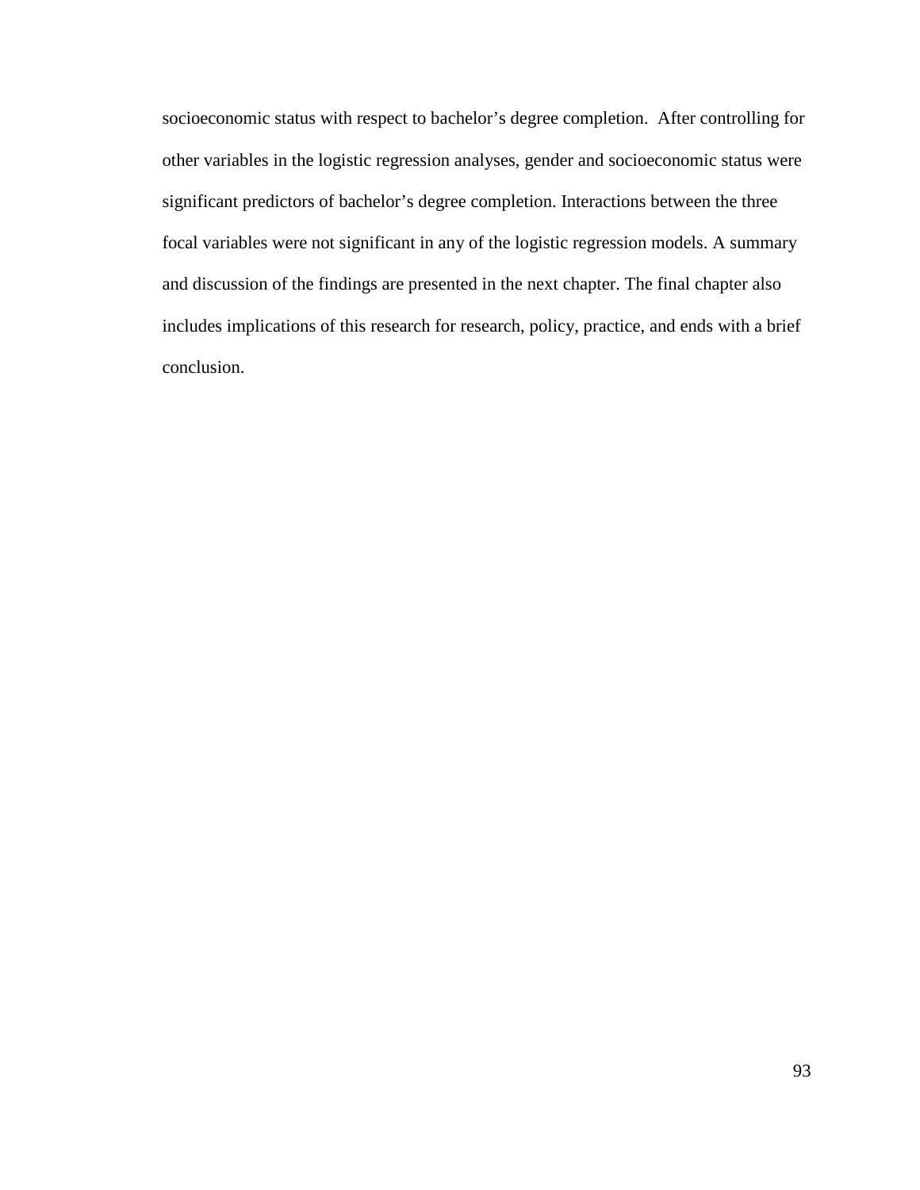socioeconomic status with respect to bachelor's degree completion. After controlling for other variables in the logistic regression analyses, gender and socioeconomic status were significant predictors of bachelor's degree completion. Interactions between the three focal variables were not significant in any of the logistic regression models. A summary and discussion of the findings are presented in the next chapter. The final chapter also includes implications of this research for research, policy, practice, and ends with a brief conclusion.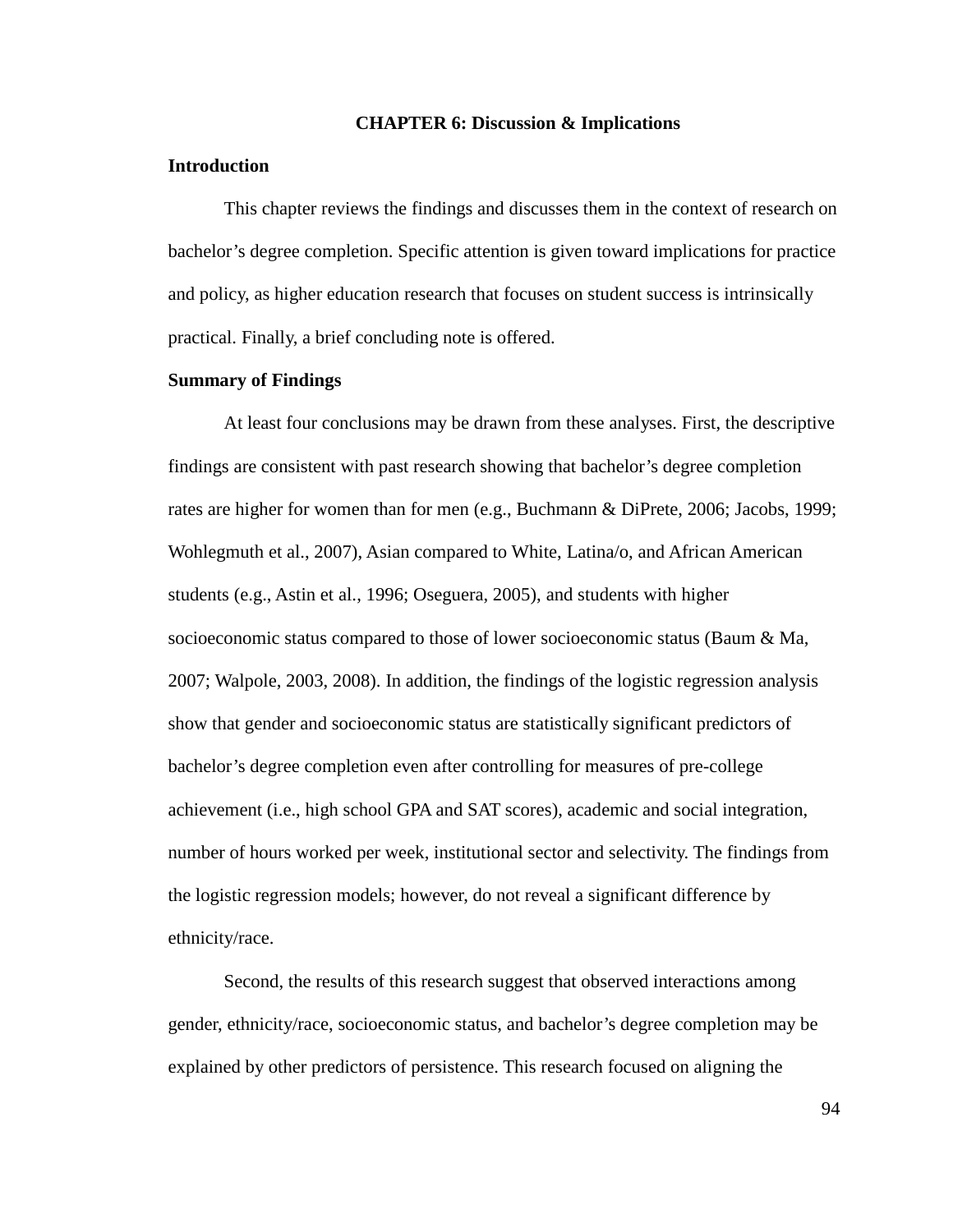# CHAPTER 6: Discussion & Implications

## Introduction

This chapter reviews the findings and discusses them in the context of research on bachelor's degree completion. Specific attention is given toward implications for practice and policy, as higher education research that focuses on student success is intrinsically practical. Finally, a brief concluding note is offered.

## Summary of Findings

At least four conclusions may be drawn from these analyses. First, the descriptive findings are consistent with past research showing that bachelor's degree completion rates are higher for women than for men (e.g., Buchmann & DiPrete, 2006; Jacobs, 1999; Wohlegmuth et al., 2007), Asian compared to White, Latina/o, and African American students (e.g., Astin et al., 1996; Oseguera, 2005), and students with higher socioeconomic status compared to those of lower socioeconomic status (Baum & Ma, 2007; Walpole, 2003, 2008). In addition, the findings of the logistic regression analysis show that gender and socioeconomic status are statistically significant predictors of bachelor's degree completion even after controlling for measures of pre-college achievement (i.e., high school GPA and SAT scores), academic and social integration, number of hours worked per week, institutional sector and selectivity. The findings from the logistic regression models; however, do not reveal a significant difference by ethnicity/race.

Second, the results of this research suggest that observed interactions among gender, ethnicity/race, socioeconomic status, and bachelor's degree completion may be explained by other predictors of persistence. This research focused on aligning the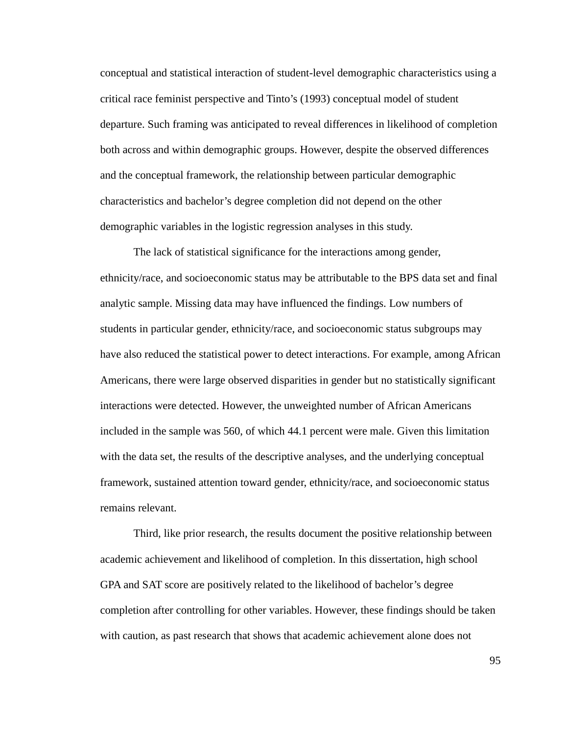conceptual and statistical interaction of student-level demographic characteristics using a critical race feminist perspective and Tinto's (1993) conceptual model of student departure. Such framing was anticipated to reveal differences in likelihood of completion both across and within demographic groups. However, despite the observed differences and the conceptual framework, the relationship between particular demographic characteristics and bachelor's degree completion did not depend on the other demographic variables in the logistic regression analyses in this study.

The lack of statistical significance for the interactions among gender, ethnicity/race, and socioeconomic status may be attributable to the BPS data set and final analytic sample. Missing data may have influenced the findings. Low numbers of students in particular gender, ethnicity/race, and socioeconomic status subgroups may have also reduced the statistical power to detect interactions. For example, among African Americans, there were large observed disparities in gender but no statistically significant interactions were detected. However, the unweighted number of African Americans included in the sample was 560, of which 44.1 percent were male. Given this limitation with the data set, the results of the descriptive analyses, and the underlying conceptual framework, sustained attention toward gender, ethnicity/race, and socioeconomic status remains relevant.

Third, like prior research, the results document the positive relationship between academic achievement and likelihood of completion. In this dissertation, high school GPA and SAT score are positively related to the likelihood of bachelor's degree completion after controlling for other variables. However, these findings should be taken with caution, as past research that shows that academic achievement alone does not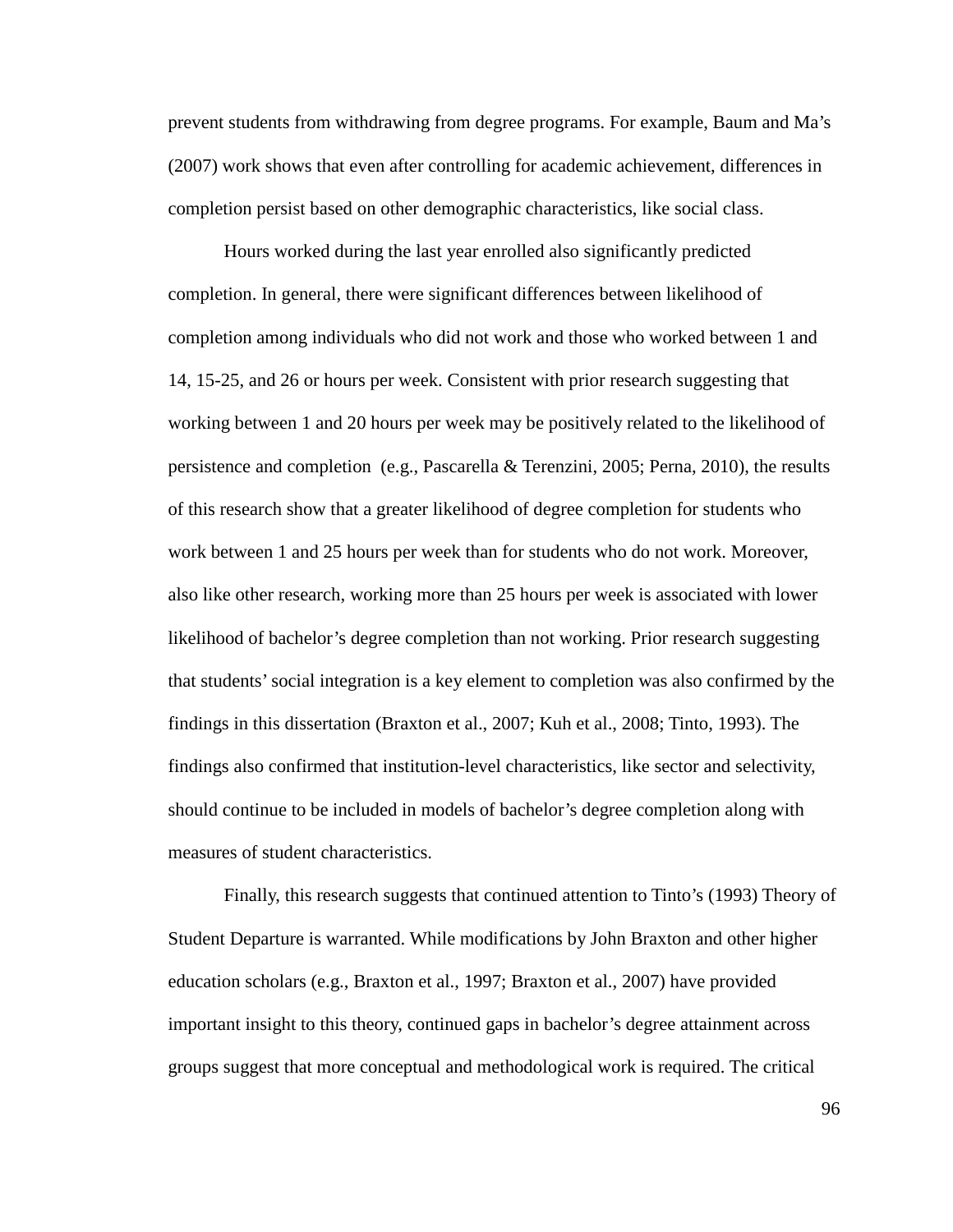prevent students from withdrawing from degree programs. For example, Baum and Ma's (2007) work shows that even after controlling for academic achievement, differences in completion persist based on other demographic characteristics, like social class.

Hours worked during the last year enrolled also significantly predicted completion. In general, there were significant differences between likelihood of completion among individuals who did not work and those who worked between 1 and 14, 15-25, and 26 or hours per week. Consistent with prior research suggesting that working between 1 and 20 hours per week may be positively related to the likelihood of persistence and completion (e.g., Pascarella & Terenzini, 2005; Perna, 2010), the results of this research show that a greater likelihood of degree completion for students who work between 1 and 25 hours per week than for students who do not work. Moreover, also like other research, working more than 25 hours per week is associated with lower likelihood of bachelor's degree completion than not working. Prior research suggesting that students' social integration is a key element to completion was also confirmed by the findings in this dissertation (Braxton et al., 2007; Kuh et al., 2008; Tinto, 1993). The findings also confirmed that institution-level characteristics, like sector and selectivity, should continue to be included in models of bachelor's degree completion along with measures of student characteristics.

Finally, this research suggests that continued attention to Tinto's (1993) Theory of Student Departure is warranted. While modifications by John Braxton and other higher education scholars (e.g., Braxton et al., 1997; Braxton et al., 2007) have provided important insight to this theory, continued gaps in bachelor's degree attainment across groups suggest that more conceptual and methodological work is required. The critical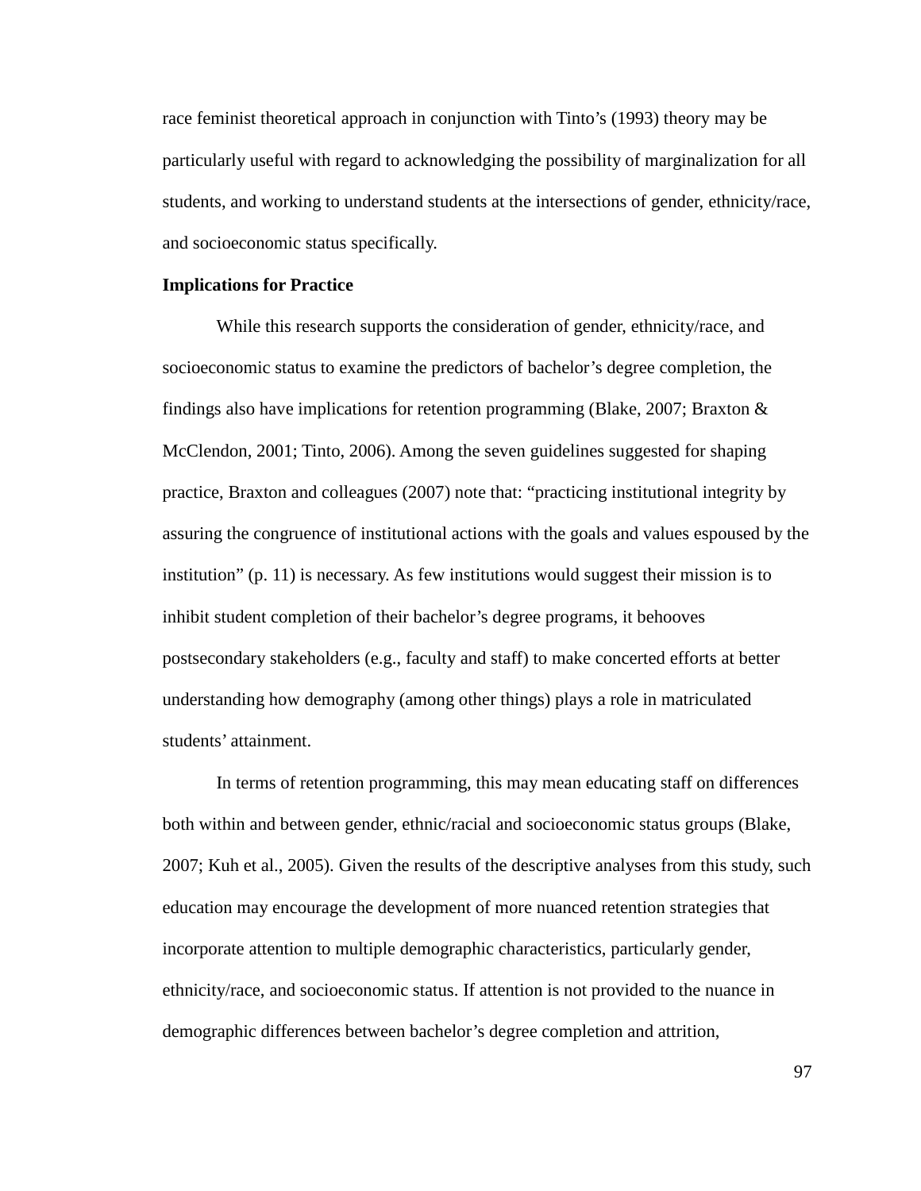race feminist theoretical approach in conjunction with Tinto's (1993) theory may be particularly useful with regard to acknowledging the possibility of marginalization for all students, and working to understand students at the intersections of gender, ethnicity/race, and socioeconomic status specifically.

**Implications for Practice**

While this research supports the consideration of gender, ethnicity/race, and socioeconomic status to examine the predictors of bachelor's degree completion, the findings also have implications for retention programming (Blake, 2007; Braxton & McClendon, 2001; Tinto, 2006). Among the seven guidelines suggested for shaping practice, Braxton and colleagues (2007) note that: "practicing institutional integrity by assuring the congruence of institutional actions with the goals and values espoused by the institution" (p. 11) is necessary. As few institutions would suggest their mission is to inhibit student completion of their bachelor's degree programs, it behooves postsecondary stakeholders (e.g., faculty and staff) to make concerted efforts at better understanding how demography (among other things) plays a role in matriculated students' attainment.

In terms of retention programming, this may mean educating staff on differences both within and between gender, ethnic/racial and socioeconomic status groups (Blake, 2007; Kuh et al., 2005). Given the results of the descriptive analyses from this study, such education may encourage the development of more nuanced retention strategies that incorporate attention to multiple demographic characteristics, particularly gender, ethnicity/race, and socioeconomic status. If attention is not provided to the nuance in demographic differences between bachelor's degree completion and attrition,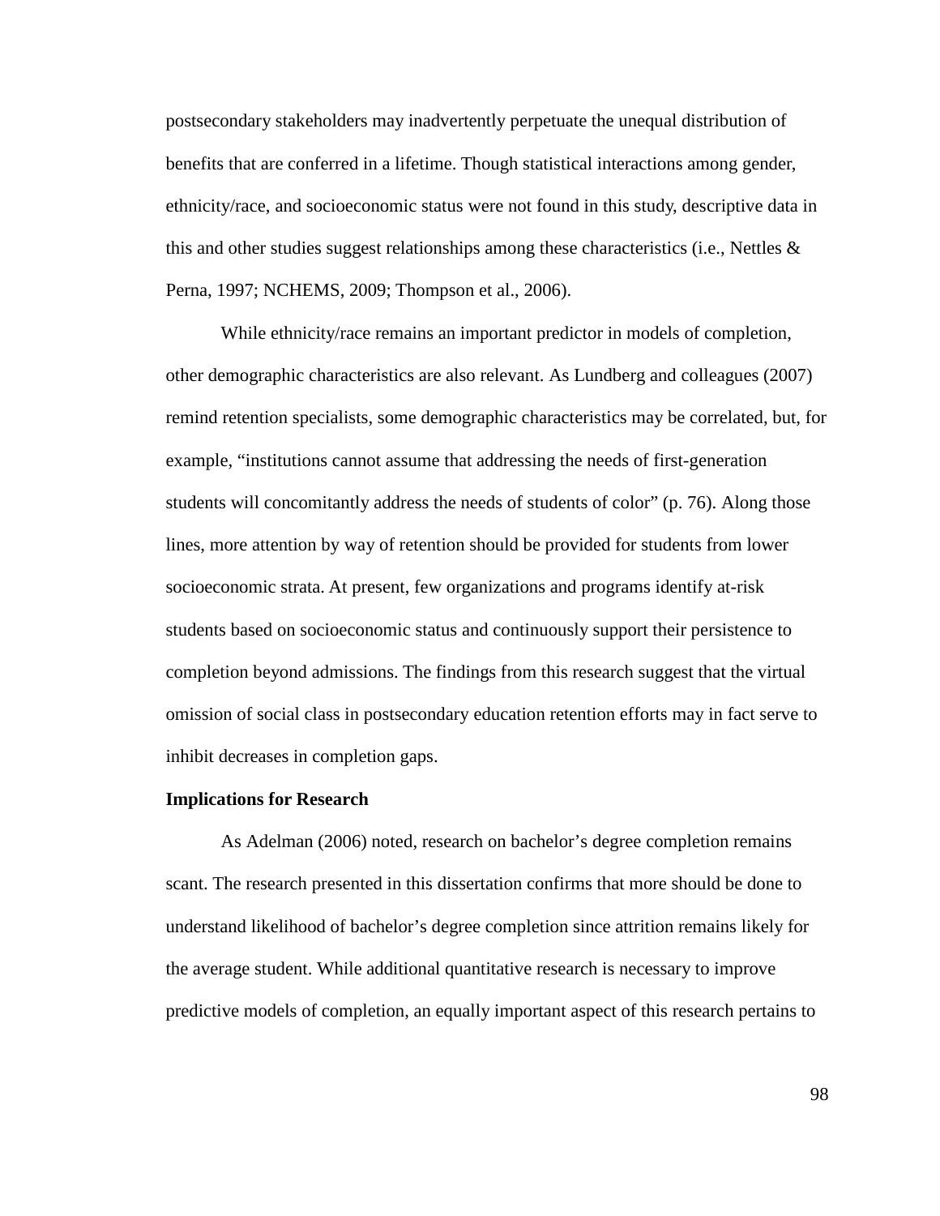postsecondary stakeholders may inadvertently perpetuate the unequal distribution of benefits that are conferred in a lifetime. Though statistical interactions among gender, ethnicity/race, and socioeconomic status were not found in this study, descriptive data in this and other studies suggest relationships among these characteristics (i.e., Nettles & Perna, 1997; NCHEMS, 2009; Thompson et al., 2006).

While ethnicity/race remains an important predictor in models of completion, other demographic characteristics are also relevant. As Lundberg and colleagues (2007) remind retention specialists, some demographic characteristics may be correlated, but, for example, "institutions cannot assume that addressing the needs of first-generation students will concomitantly address the needs of students of color" (p. 76). Along those lines, more attention by way of retention should be provided for students from lower socioeconomic strata. At present, few organizations and programs identify at-risk students based on socioeconomic status and continuously support their persistence to completion beyond admissions. The findings from this research suggest that the virtual omission of social class in postsecondary education retention efforts may in fact serve to inhibit decreases in completion gaps.

**Implications for Research**

As Adelman (2006) noted, research on bachelor's degree completion remains scant. The research presented in this dissertation confirms that more should be done to understand likelihood of bachelor's degree completion since attrition remains likely for the average student. While additional quantitative research is necessary to improve predictive models of completion, an equally important aspect of this research pertains to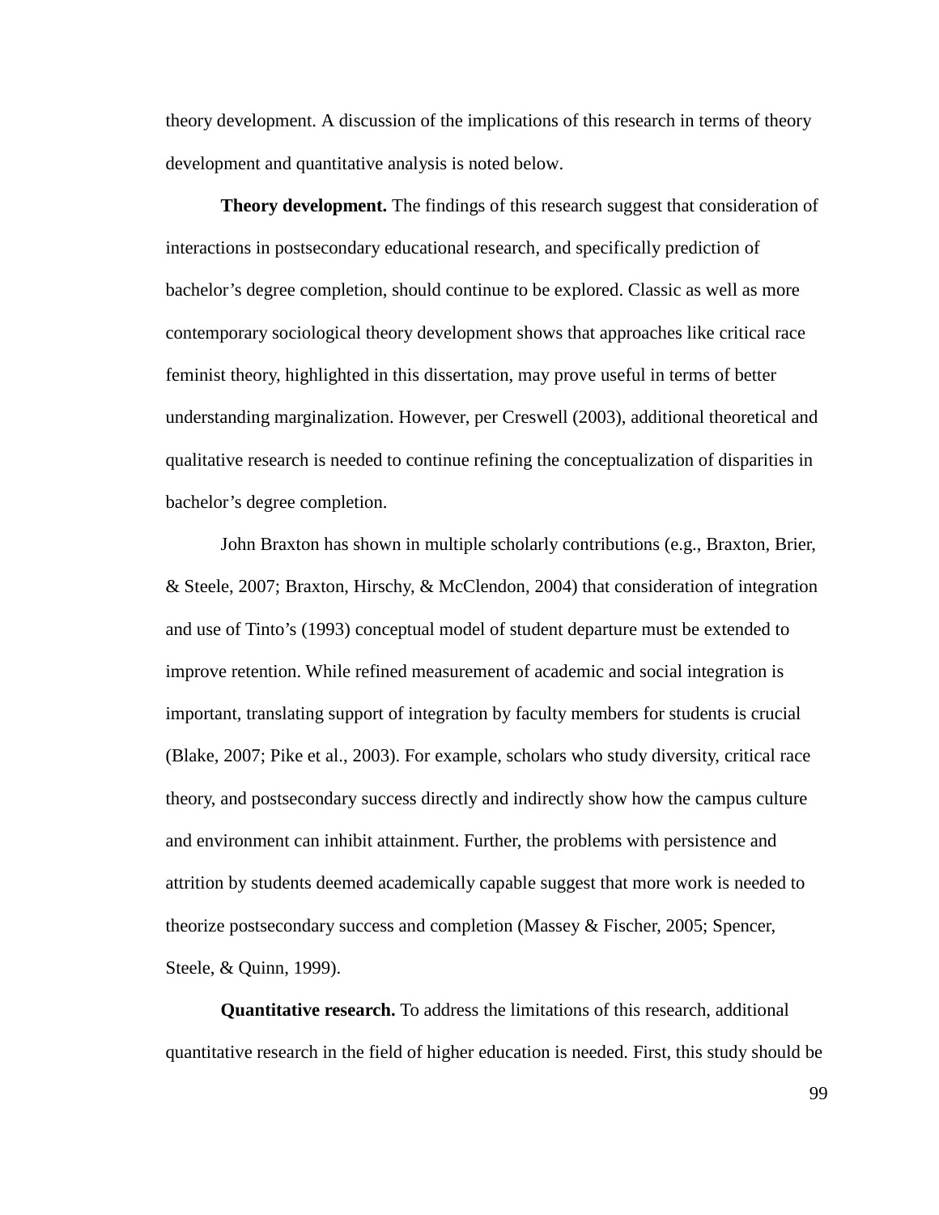theory development. A discussion of the implications of this research in terms of theory development and quantitative analysis is noted below.

**Theory development.** The findings of this research suggest that consideration of interactions in postsecondary educational research, and specifically prediction of bachelor's degree completion, should continue to be explored. Classic as well as more contemporary sociological theory development shows that approaches like critical race feminist theory, highlighted in this dissertation, may prove useful in terms of better understanding marginalization. However, per Creswell (2003), additional theoretical and qualitative research is needed to continue refining the conceptualization of disparities in bachelor's degree completion.

John Braxton has shown in multiple scholarly contributions (e.g., Braxton, Brier, & Steele, 2007; Braxton, Hirschy, & McClendon, 2004) that consideration of integration and use of Tinto's (1993) conceptual model of student departure must be extended to improve retention. While refined measurement of academic and social integration is important, translating support of integration by faculty members for students is crucial (Blake, 2007; Pike et al., 2003). For example, scholars who study diversity, critical race theory, and postsecondary success directly and indirectly show how the campus culture and environment can inhibit attainment. Further, the problems with persistence and attrition by students deemed academically capable suggest that more work is needed to theorize postsecondary success and completion (Massey & Fischer, 2005; Spencer, Steele, & Quinn, 1999).

**Quantitative research.** To address the limitations of this research, additional quantitative research in the field of higher education is needed. First, this study should be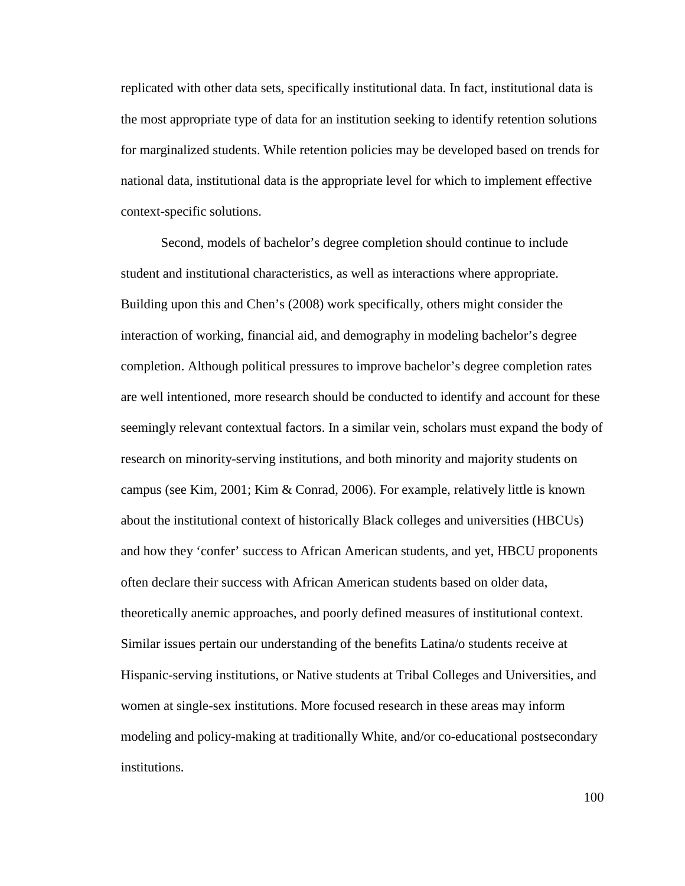replicated with other data sets, specifically institutional data. In fact, institutional data is the most appropriate type of data for an institution seeking to identify retention solutions for marginalized students. While retention policies may be developed based on trends for national data, institutional data is the appropriate level for which to implement effective context-specific solutions.

Second, models of bachelor's degree completion should continue to include student and institutional characteristics, as well as interactions where appropriate. Building upon this and Chen's (2008) work specifically, others might consider the interaction of working, financial aid, and demography in modeling bachelor's degree completion. Although political pressures to improve bachelor's degree completion rates are well intentioned, more research should be conducted to identify and account for these seemingly relevant contextual factors. In a similar vein, scholars must expand the body of research on minority-serving institutions, and both minority and majority students on campus (see Kim, 2001; Kim & Conrad, 2006). For example, relatively little is known about the institutional context of historically Black colleges and universities (HBCUs) and how they 'confer' success to African American students, and yet, HBCU proponents often declare their success with African American students based on older data, theoretically anemic approaches, and poorly defined measures of institutional context. Similar issues pertain our understanding of the benefits Latina/o students receive at Hispanic-serving institutions, or Native students at Tribal Colleges and Universities, and women at single-sex institutions. More focused research in these areas may inform modeling and policy-making at traditionally White, and/or co-educational postsecondary institutions.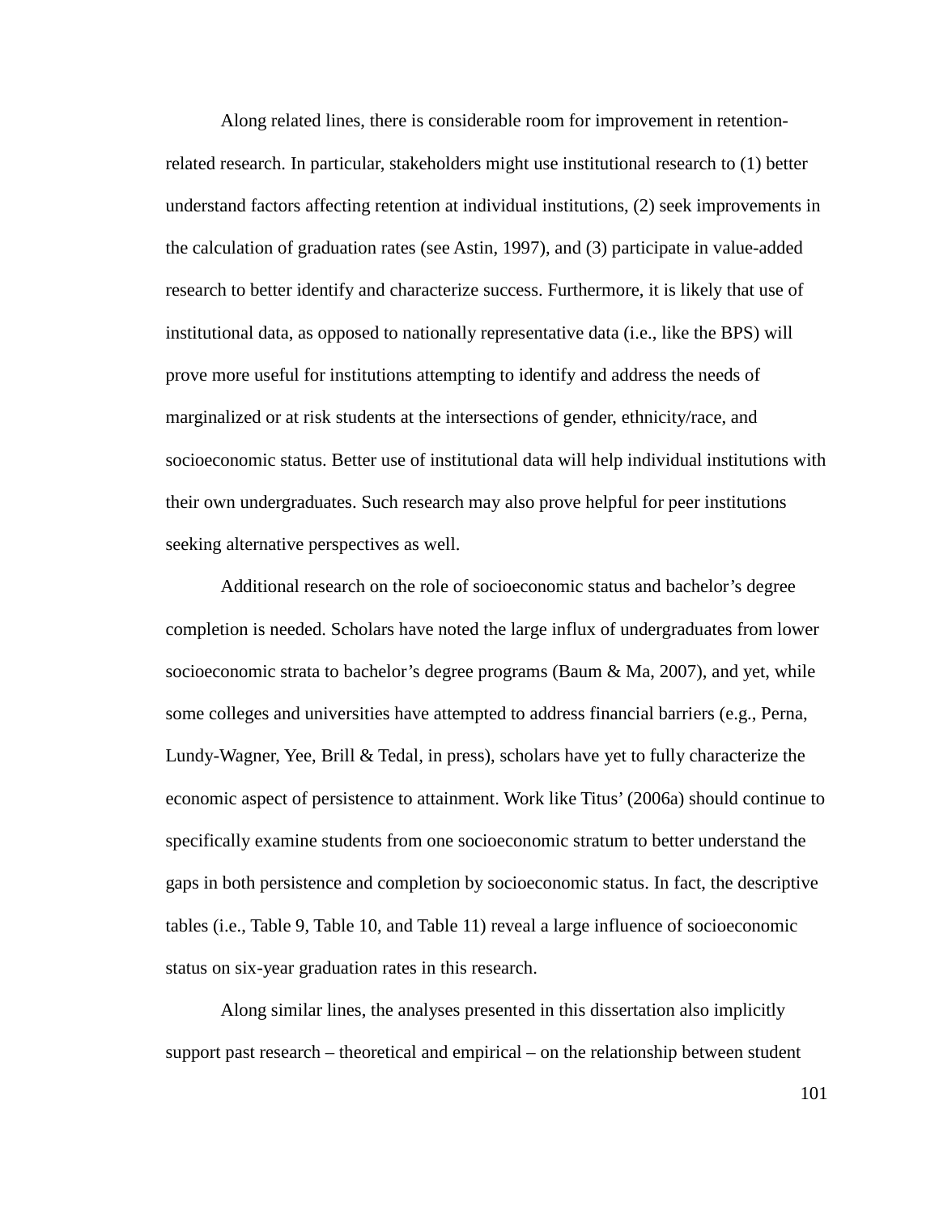Along related lines, there is considerable room for improvement in retention-related research. In particular, stakeholders might use institutional research to (1) better understand factors affecting retention at individual institutions, (2) seek improvements in the calculation of graduation rates (see Astin, 1997), and (3) participate in value-added research to better identify and characterize success. Furthermore, it is likely that use of institutional data, as opposed to nationally representative data (i.e., like the BPS) will prove more useful for institutions attempting to identify and address the needs of marginalized or at risk students at the intersections of gender, ethnicity/race, and socioeconomic status. Better use of institutional data will help individual institutions with their own undergraduates. Such research may also prove helpful for peer institutions seeking alternative perspectives as well.

Additional research on the role of socioeconomic status and bachelor's degree completion is needed. Scholars have noted the large influx of undergraduates from lower socioeconomic strata to bachelor's degree programs (Baum & Ma, 2007), and yet, while some colleges and universities have attempted to address financial barriers (e.g., Perna, Lundy-Wagner, Yee, Brill & Tedal, in press), scholars have yet to fully characterize the economic aspect of persistence to attainment. Work like Titus' (2006a) should continue to specifically examine students from one socioeconomic stratum to better understand the gaps in both persistence and completion by socioeconomic status. In fact, the descriptive tables (i.e., Table 9, Table 10, and Table 11) reveal a large influence of socioeconomic status on six-year graduation rates in this research.

Along similar lines, the analyses presented in this dissertation also implicitly support past research – theoretical and empirical – on the relationship between student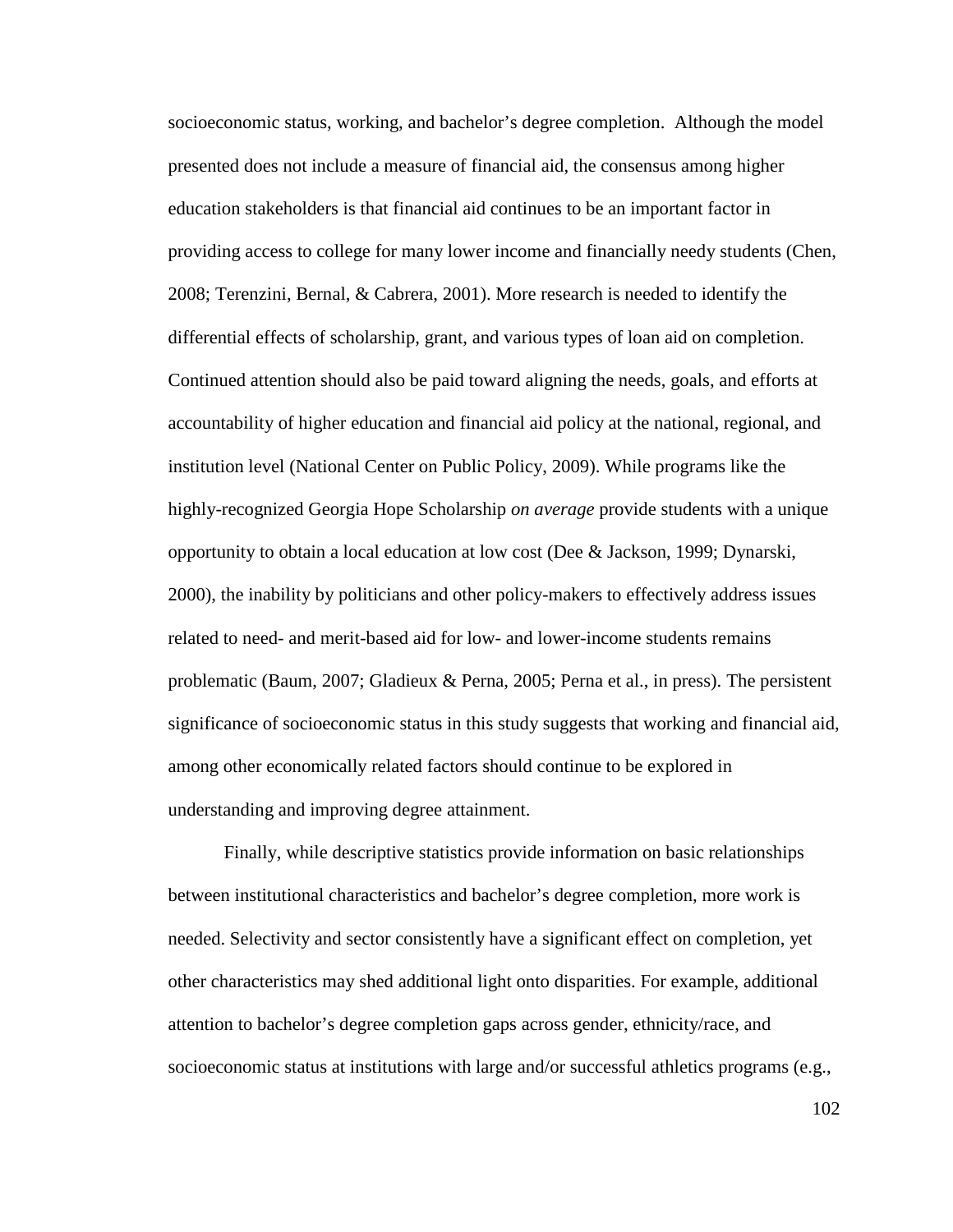socioeconomic status, working, and bachelor's degree completion. Although the model presented does not include a measure of financial aid, the consensus among higher education stakeholders is that financial aid continues to be an important factor in providing access to college for many lower income and financially needy students (Chen, 2008; Terenzini, Bernal, & Cabrera, 2001). More research is needed to identify the differential effects of scholarship, grant, and various types of loan aid on completion. Continued attention should also be paid toward aligning the needs, goals, and efforts at accountability of higher education and financial aid policy at the national, regional, and institution level (National Center on Public Policy, 2009). While programs like the highly-recognized Georgia Hope Scholarship *on average* provide students with a unique opportunity to obtain a local education at low cost (Dee & Jackson, 1999; Dynarski, 2000), the inability by politicians and other policy-makers to effectively address issues related to need- and merit-based aid for low- and lower-income students remains problematic (Baum, 2007; Gladieux & Perna, 2005; Perna et al., in press). The persistent significance of socioeconomic status in this study suggests that working and financial aid, among other economically related factors should continue to be explored in understanding and improving degree attainment.

Finally, while descriptive statistics provide information on basic relationships between institutional characteristics and bachelor's degree completion, more work is needed. Selectivity and sector consistently have a significant effect on completion, yet other characteristics may shed additional light onto disparities. For example, additional attention to bachelor's degree completion gaps across gender, ethnicity/race, and socioeconomic status at institutions with large and/or successful athletics programs (e.g.,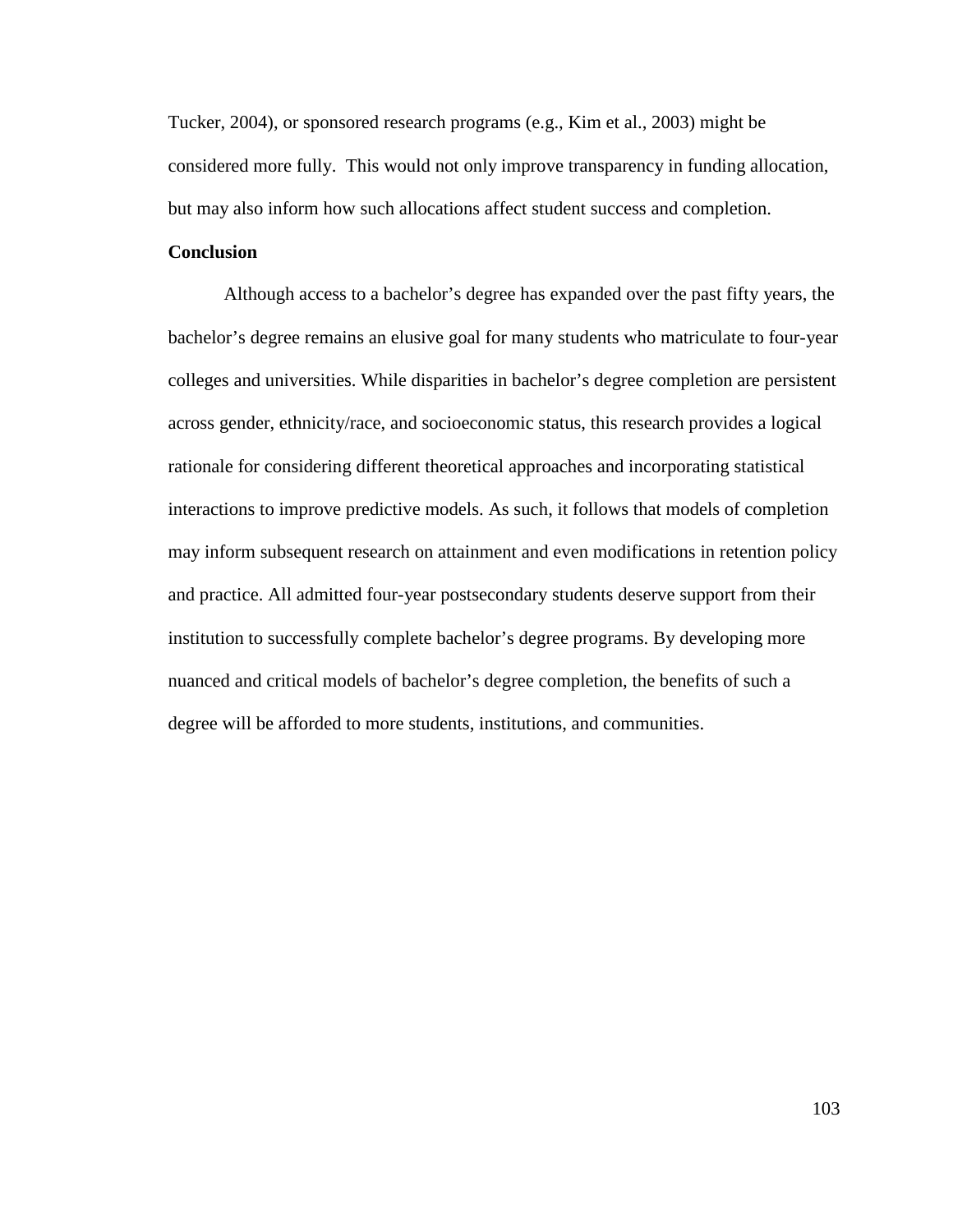Tucker, 2004), or sponsored research programs (e.g., Kim et al., 2003) might be considered more fully.  This would not only improve transparency in funding allocation, but may also inform how such allocations affect student success and completion.

**Conclusion**

Although access to a bachelor's degree has expanded over the past fifty years, the bachelor's degree remains an elusive goal for many students who matriculate to four-year colleges and universities. While disparities in bachelor's degree completion are persistent across gender, ethnicity/race, and socioeconomic status, this research provides a logical rationale for considering different theoretical approaches and incorporating statistical interactions to improve predictive models. As such, it follows that models of completion may inform subsequent research on attainment and even modifications in retention policy and practice. All admitted four-year postsecondary students deserve support from their institution to successfully complete bachelor's degree programs. By developing more nuanced and critical models of bachelor's degree completion, the benefits of such a degree will be afforded to more students, institutions, and communities.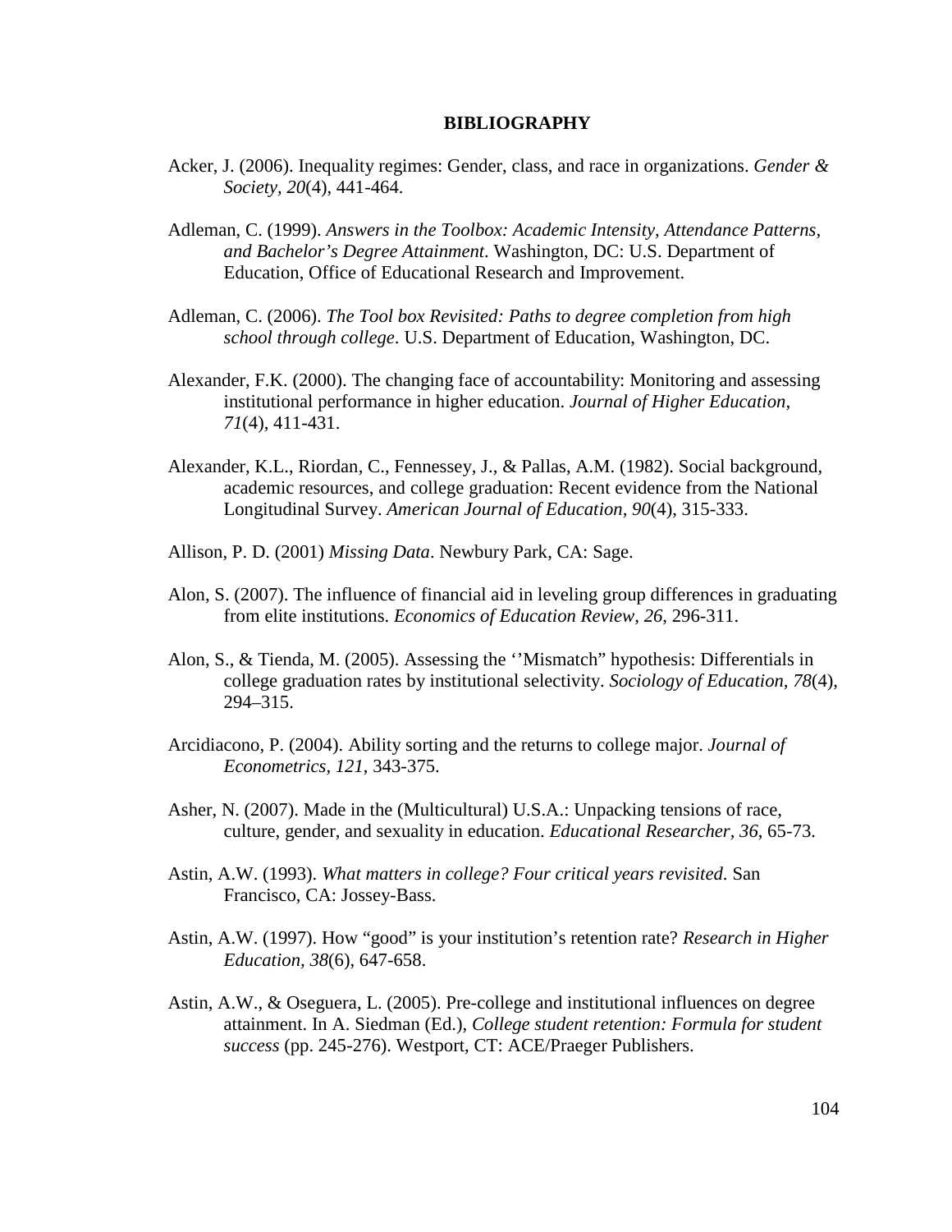## BIBLIOGRAPHY

Acker, J. (2006). Inequality regimes: Gender, class, and race in organizations. *Gender & Society*, *20*(4), 441-464.

Adleman, C. (1999). *Answers in the Toolbox: Academic Intensity, Attendance Patterns, and Bachelor's Degree Attainment*. Washington, DC: U.S. Department of Education, Office of Educational Research and Improvement.

Adleman, C. (2006). *The Tool box Revisited: Paths to degree completion from high school through college*. U.S. Department of Education, Washington, DC.

Alexander, F.K. (2000). The changing face of accountability: Monitoring and assessing institutional performance in higher education. *Journal of Higher Education, 71*(4), 411-431.

Alexander, K.L., Riordan, C., Fennessey, J., & Pallas, A.M. (1982). Social background, academic resources, and college graduation: Recent evidence from the National Longitudinal Survey. *American Journal of Education*, *90*(4), 315-333.

Allison, P. D. (2001) *Missing Data*. Newbury Park, CA: Sage.

Alon, S. (2007). The influence of financial aid in leveling group differences in graduating from elite institutions. *Economics of Education Review, 26*, 296-311.

Alon, S., & Tienda, M. (2005). Assessing the ''Mismatch" hypothesis: Differentials in college graduation rates by institutional selectivity. *Sociology of Education, 78*(4), 294–315.

Arcidiacono, P. (2004). Ability sorting and the returns to college major. *Journal of Econometrics, 121*, 343-375.

Asher, N. (2007). Made in the (Multicultural) U.S.A.: Unpacking tensions of race, culture, gender, and sexuality in education. *Educational Researcher, 36*, 65-73.

Astin, A.W. (1993). *What matters in college? Four critical years revisited.* San Francisco, CA: Jossey-Bass.

Astin, A.W. (1997). How "good" is your institution's retention rate? *Research in Higher Education, 38*(6), 647-658.

Astin, A.W., & Oseguera, L. (2005). Pre-college and institutional influences on degree attainment. In A. Siedman (Ed.), *College student retention: Formula for student success* (pp. 245-276). Westport, CT: ACE/Praeger Publishers.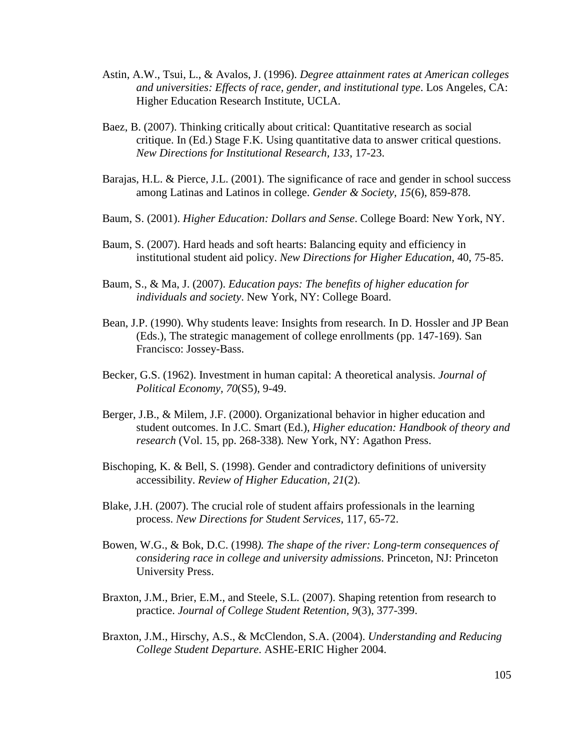Astin, A.W., Tsui, L., & Avalos, J. (1996). *Degree attainment rates at American colleges and universities: Effects of race, gender, and institutional type*. Los Angeles, CA: Higher Education Research Institute, UCLA.

Baez, B. (2007). Thinking critically about critical: Quantitative research as social critique. In (Ed.) Stage F.K. Using quantitative data to answer critical questions. *New Directions for Institutional Research, 133*, 17-23.

Barajas, H.L. & Pierce, J.L. (2001). The significance of race and gender in school success among Latinas and Latinos in college. *Gender & Society, 15*(6), 859-878.

Baum, S. (2001). *Higher Education: Dollars and Sense*. College Board: New York, NY.

Baum, S. (2007). Hard heads and soft hearts: Balancing equity and efficiency in institutional student aid policy. *New Directions for Higher Education,* 40, 75-85.

Baum, S., & Ma, J. (2007). *Education pays: The benefits of higher education for individuals and society*. New York, NY: College Board.

Bean, J.P. (1990). Why students leave: Insights from research. In D. Hossler and JP Bean (Eds.), The strategic management of college enrollments (pp. 147-169). San Francisco: Jossey-Bass.

Becker, G.S. (1962). Investment in human capital: A theoretical analysis. *Journal of Political Economy, 70*(S5), 9-49.

Berger, J.B., & Milem, J.F. (2000). Organizational behavior in higher education and student outcomes. In J.C. Smart (Ed.), *Higher education: Handbook of theory and research* (Vol. 15, pp. 268-338)*.* New York, NY: Agathon Press.

Bischoping, K. & Bell, S. (1998). Gender and contradictory definitions of university accessibility. *Review of Higher Education, 21*(2).

Blake, J.H. (2007). The crucial role of student affairs professionals in the learning process. *New Directions for Student Services,* 117, 65-72.

Bowen, W.G., & Bok, D.C. (1998*). The shape of the river: Long-term consequences of considering race in college and university admissions*. Princeton, NJ: Princeton University Press.

Braxton, J.M., Brier, E.M., and Steele, S.L. (2007). Shaping retention from research to practice. *Journal of College Student Retention, 9*(3), 377-399.

Braxton, J.M., Hirschy, A.S., & McClendon, S.A. (2004). *Understanding and Reducing College Student Departure*. ASHE-ERIC Higher 2004.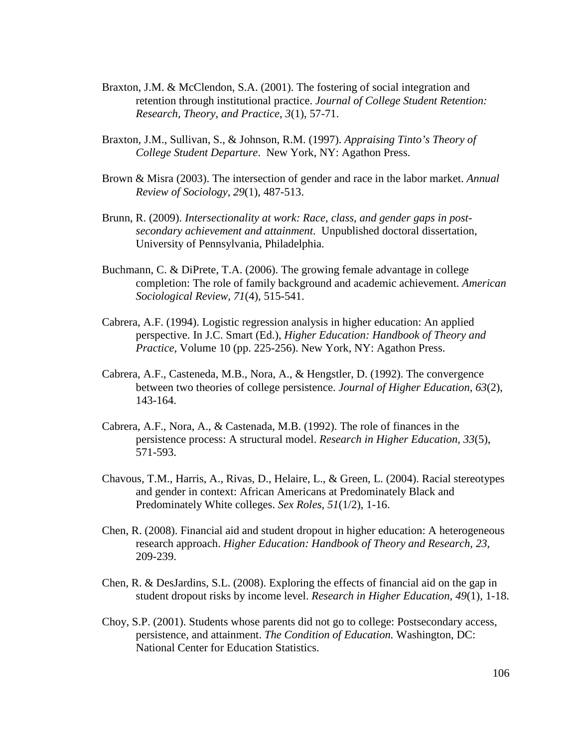Braxton, J.M. & McClendon, S.A. (2001). The fostering of social integration and retention through institutional practice. *Journal of College Student Retention: Research, Theory, and Practice, 3*(1), 57-71.

Braxton, J.M., Sullivan, S., & Johnson, R.M. (1997). *Appraising Tinto's Theory of College Student Departure*. New York, NY: Agathon Press.

Brown & Misra (2003). The intersection of gender and race in the labor market. *Annual Review of Sociology, 29*(1), 487-513.

Brunn, R. (2009). *Intersectionality at work: Race, class, and gender gaps in post-secondary achievement and attainment*. Unpublished doctoral dissertation, University of Pennsylvania, Philadelphia.

Buchmann, C. & DiPrete, T.A. (2006). The growing female advantage in college completion: The role of family background and academic achievement. *American Sociological Review, 71*(4), 515-541.

Cabrera, A.F. (1994). Logistic regression analysis in higher education: An applied perspective. In J.C. Smart (Ed.), *Higher Education: Handbook of Theory and Practice,* Volume 10 (pp. 225-256). New York, NY: Agathon Press.

Cabrera, A.F., Casteneda, M.B., Nora, A., & Hengstler, D. (1992). The convergence between two theories of college persistence. *Journal of Higher Education, 63*(2), 143-164.

Cabrera, A.F., Nora, A., & Castenada, M.B. (1992). The role of finances in the persistence process: A structural model. *Research in Higher Education, 33*(5), 571-593.

Chavous, T.M., Harris, A., Rivas, D., Helaire, L., & Green, L. (2004). Racial stereotypes and gender in context: African Americans at Predominately Black and Predominately White colleges. *Sex Roles, 51*(1/2), 1-16.

Chen, R. (2008). Financial aid and student dropout in higher education: A heterogeneous research approach. *Higher Education: Handbook of Theory and Research, 23*, 209-239.

Chen, R. & DesJardins, S.L. (2008). Exploring the effects of financial aid on the gap in student dropout risks by income level. *Research in Higher Education, 49*(1), 1-18.

Choy, S.P. (2001). Students whose parents did not go to college: Postsecondary access, persistence, and attainment. *The Condition of Education.* Washington, DC: National Center for Education Statistics.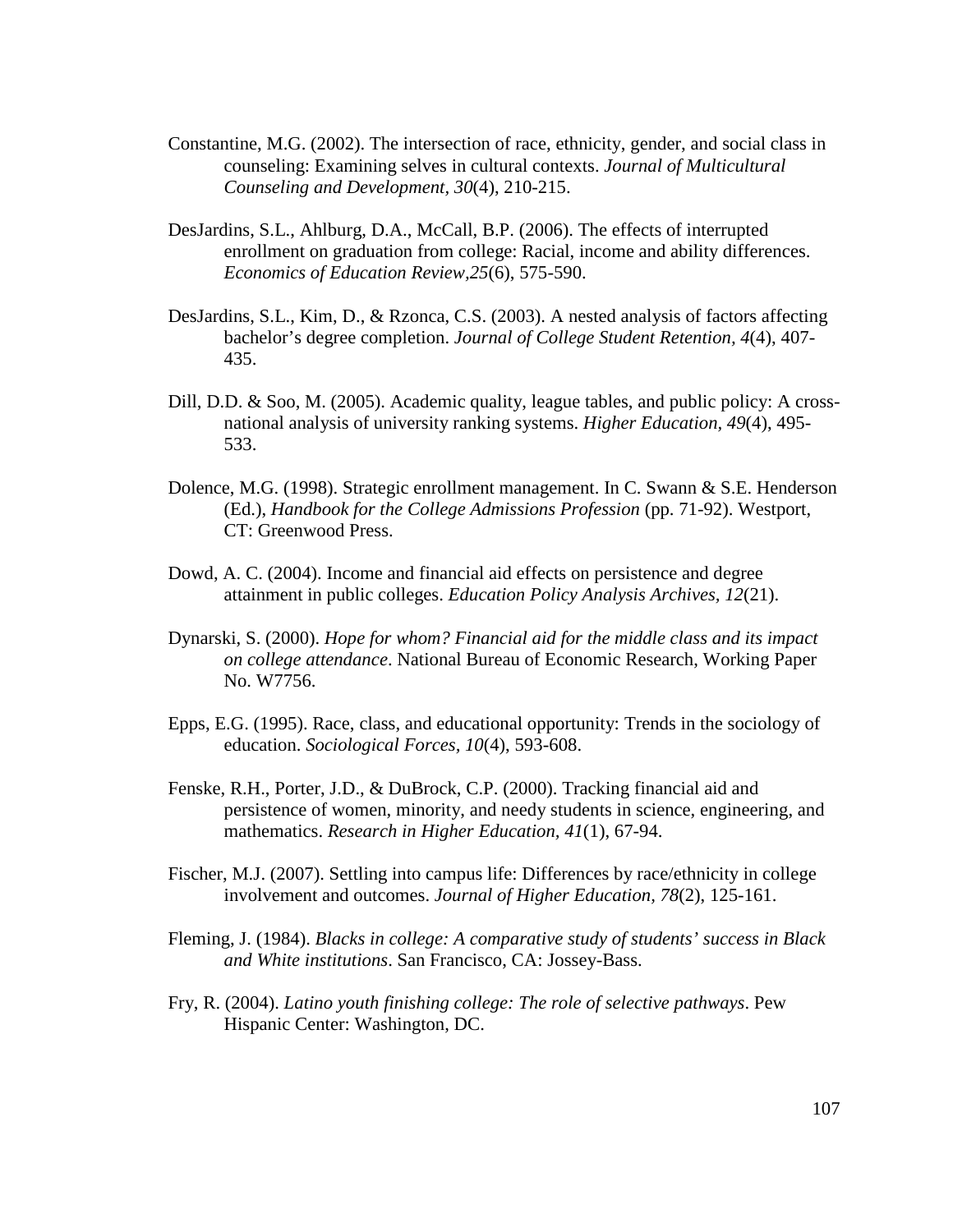Constantine, M.G. (2002). The intersection of race, ethnicity, gender, and social class in counseling: Examining selves in cultural contexts. *Journal of Multicultural Counseling and Development, 30*(4), 210-215.

DesJardins, S.L., Ahlburg, D.A., McCall, B.P. (2006). The effects of interrupted enrollment on graduation from college: Racial, income and ability differences. *Economics of Education Review,25*(6), 575-590.

DesJardins, S.L., Kim, D., & Rzonca, C.S. (2003). A nested analysis of factors affecting bachelor's degree completion. *Journal of College Student Retention, 4*(4), 407-435.

Dill, D.D. & Soo, M. (2005). Academic quality, league tables, and public policy: A cross-national analysis of university ranking systems. *Higher Education, 49*(4), 495-533.

Dolence, M.G. (1998). Strategic enrollment management. In C. Swann & S.E. Henderson (Ed.), *Handbook for the College Admissions Profession* (pp. 71-92). Westport, CT: Greenwood Press.

Dowd, A. C. (2004). Income and financial aid effects on persistence and degree attainment in public colleges. *Education Policy Analysis Archives, 12*(21).

Dynarski, S. (2000). *Hope for whom? Financial aid for the middle class and its impact on college attendance*. National Bureau of Economic Research, Working Paper No. W7756.

Epps, E.G. (1995). Race, class, and educational opportunity: Trends in the sociology of education. *Sociological Forces, 10*(4), 593-608.

Fenske, R.H., Porter, J.D., & DuBrock, C.P. (2000). Tracking financial aid and persistence of women, minority, and needy students in science, engineering, and mathematics. *Research in Higher Education, 41*(1), 67-94.

Fischer, M.J. (2007). Settling into campus life: Differences by race/ethnicity in college involvement and outcomes. *Journal of Higher Education, 78*(2), 125-161.

Fleming, J. (1984). *Blacks in college: A comparative study of students' success in Black and White institutions*. San Francisco, CA: Jossey-Bass.

Fry, R. (2004). *Latino youth finishing college: The role of selective pathways*. Pew Hispanic Center: Washington, DC.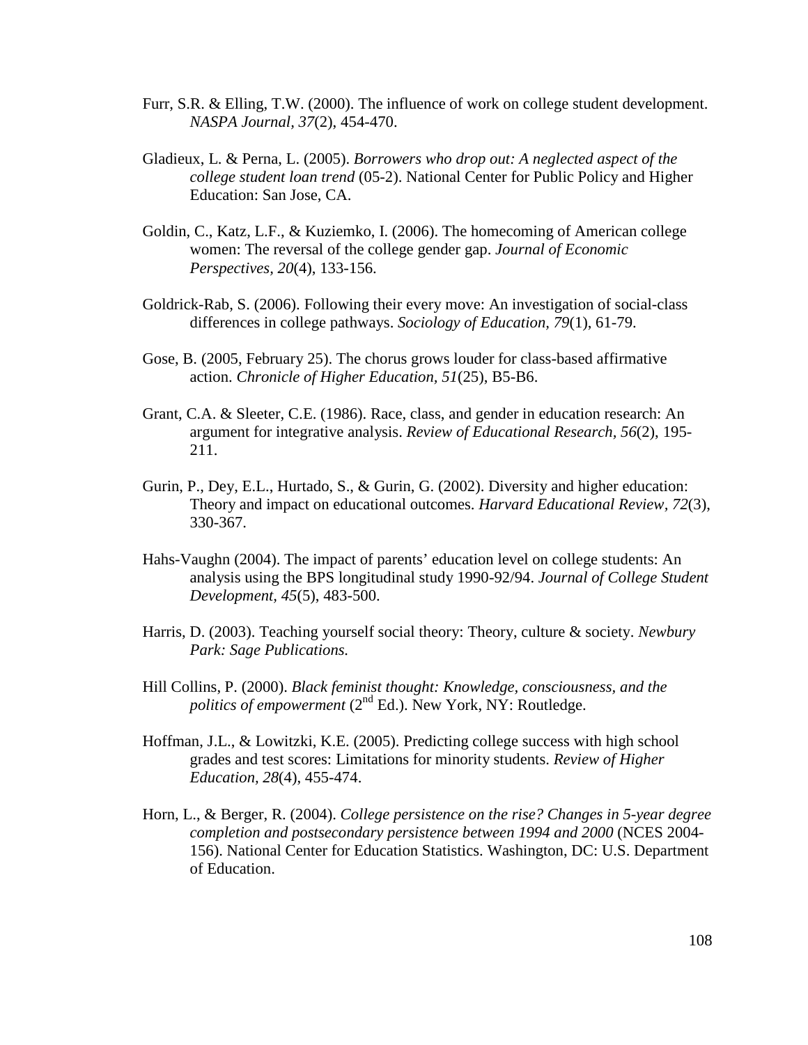Furr, S.R. & Elling, T.W. (2000). The influence of work on college student development. *NASPA Journal, 37*(2), 454-470.

Gladieux, L. & Perna, L. (2005). *Borrowers who drop out: A neglected aspect of the college student loan trend* (05-2). National Center for Public Policy and Higher Education: San Jose, CA.

Goldin, C., Katz, L.F., & Kuziemko, I. (2006). The homecoming of American college women: The reversal of the college gender gap. *Journal of Economic Perspectives, 20*(4), 133-156.

Goldrick-Rab, S. (2006). Following their every move: An investigation of social-class differences in college pathways. *Sociology of Education, 79*(1), 61-79.

Gose, B. (2005, February 25). The chorus grows louder for class-based affirmative action. *Chronicle of Higher Education, 51*(25), B5-B6.

Grant, C.A. & Sleeter, C.E. (1986). Race, class, and gender in education research: An argument for integrative analysis. *Review of Educational Research, 56*(2), 195-211.

Gurin, P., Dey, E.L., Hurtado, S., & Gurin, G. (2002). Diversity and higher education: Theory and impact on educational outcomes. *Harvard Educational Review, 72*(3), 330-367.

Hahs-Vaughn (2004). The impact of parents' education level on college students: An analysis using the BPS longitudinal study 1990-92/94. *Journal of College Student Development, 45*(5), 483-500.

Harris, D. (2003). Teaching yourself social theory: Theory, culture & society. *Newbury Park: Sage Publications.*

Hill Collins, P. (2000). *Black feminist thought: Knowledge, consciousness, and the politics of empowerment* (2nd Ed.). New York, NY: Routledge.

Hoffman, J.L., & Lowitzki, K.E. (2005). Predicting college success with high school grades and test scores: Limitations for minority students. *Review of Higher Education, 28*(4), 455-474.

Horn, L., & Berger, R. (2004). *College persistence on the rise? Changes in 5-year degree completion and postsecondary persistence between 1994 and 2000* (NCES 2004-156). National Center for Education Statistics. Washington, DC: U.S. Department of Education.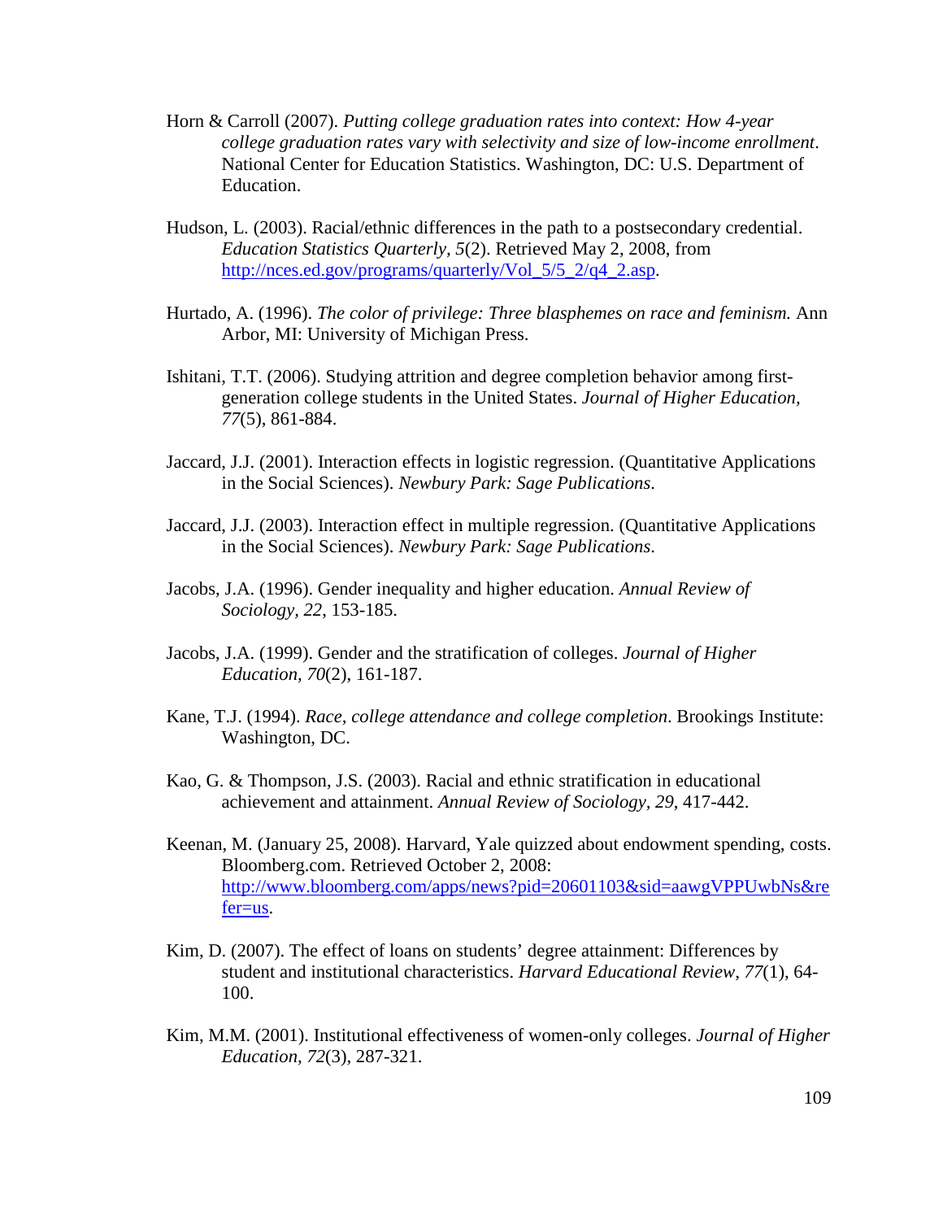Horn & Carroll (2007). *Putting college graduation rates into context: How 4-year college graduation rates vary with selectivity and size of low-income enrollment*. National Center for Education Statistics. Washington, DC: U.S. Department of Education.

Hudson, L. (2003). Racial/ethnic differences in the path to a postsecondary credential. *Education Statistics Quarterly, 5*(2). Retrieved May 2, 2008, from http://nces.ed.gov/programs/quarterly/Vol_5/5_2/q4_2.asp.

Hurtado, A. (1996). *The color of privilege: Three blasphemes on race and feminism.* Ann Arbor, MI: University of Michigan Press.

Ishitani, T.T. (2006). Studying attrition and degree completion behavior among first-generation college students in the United States. *Journal of Higher Education, 77*(5), 861-884.

Jaccard, J.J. (2001). Interaction effects in logistic regression. (Quantitative Applications in the Social Sciences). *Newbury Park: Sage Publications*.

Jaccard, J.J. (2003). Interaction effect in multiple regression. (Quantitative Applications in the Social Sciences). *Newbury Park: Sage Publications*.

Jacobs, J.A. (1996). Gender inequality and higher education. *Annual Review of Sociology, 22*, 153-185.

Jacobs, J.A. (1999). Gender and the stratification of colleges. *Journal of Higher Education, 70*(2), 161-187.

Kane, T.J. (1994). *Race, college attendance and college completion*. Brookings Institute: Washington, DC.

Kao, G. & Thompson, J.S. (2003). Racial and ethnic stratification in educational achievement and attainment. *Annual Review of Sociology, 29*, 417-442.

Keenan, M. (January 25, 2008). Harvard, Yale quizzed about endowment spending, costs. Bloomberg.com. Retrieved October 2, 2008: http://www.bloomberg.com/apps/news?pid=20601103&sid=aawgVPPUwbNs&refer=us.

Kim, D. (2007). The effect of loans on students' degree attainment: Differences by student and institutional characteristics. *Harvard Educational Review, 77*(1), 64-100.

Kim, M.M. (2001). Institutional effectiveness of women-only colleges. *Journal of Higher Education, 72*(3), 287-321.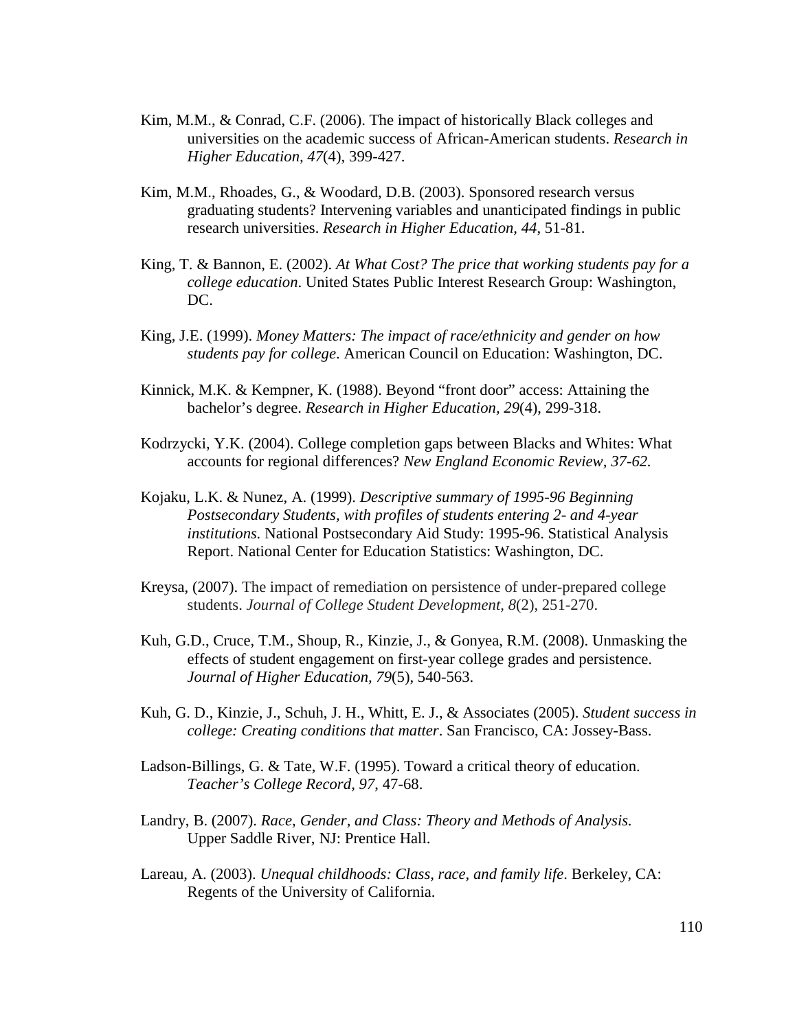Kim, M.M., & Conrad, C.F. (2006). The impact of historically Black colleges and universities on the academic success of African-American students. *Research in Higher Education, 47*(4), 399-427.

Kim, M.M., Rhoades, G., & Woodard, D.B. (2003). Sponsored research versus graduating students? Intervening variables and unanticipated findings in public research universities. *Research in Higher Education, 44*, 51-81.

King, T. & Bannon, E. (2002). *At What Cost? The price that working students pay for a college education*. United States Public Interest Research Group: Washington, DC.

King, J.E. (1999). *Money Matters: The impact of race/ethnicity and gender on how students pay for college*. American Council on Education: Washington, DC.

Kinnick, M.K. & Kempner, K. (1988). Beyond "front door" access: Attaining the bachelor's degree. *Research in Higher Education, 29*(4), 299-318.

Kodrzycki, Y.K. (2004). College completion gaps between Blacks and Whites: What accounts for regional differences? *New England Economic Review, 37-62.*

Kojaku, L.K. & Nunez, A. (1999). *Descriptive summary of 1995-96 Beginning Postsecondary Students, with profiles of students entering 2- and 4-year institutions.* National Postsecondary Aid Study: 1995-96. Statistical Analysis Report. National Center for Education Statistics: Washington, DC.

Kreysa, (2007). The impact of remediation on persistence of under-prepared college students. *Journal of College Student Development, 8*(2), 251-270.

Kuh, G.D., Cruce, T.M., Shoup, R., Kinzie, J., & Gonyea, R.M. (2008). Unmasking the effects of student engagement on first-year college grades and persistence. *Journal of Higher Education, 79*(5), 540-563.

Kuh, G. D., Kinzie, J., Schuh, J. H., Whitt, E. J., & Associates (2005). *Student success in college: Creating conditions that matter*. San Francisco, CA: Jossey-Bass.

Ladson-Billings, G. & Tate, W.F. (1995). Toward a critical theory of education. *Teacher's College Record, 97*, 47-68.

Landry, B. (2007). *Race, Gender, and Class: Theory and Methods of Analysis.* Upper Saddle River, NJ: Prentice Hall.

Lareau, A. (2003). *Unequal childhoods: Class, race, and family life*. Berkeley, CA: Regents of the University of California.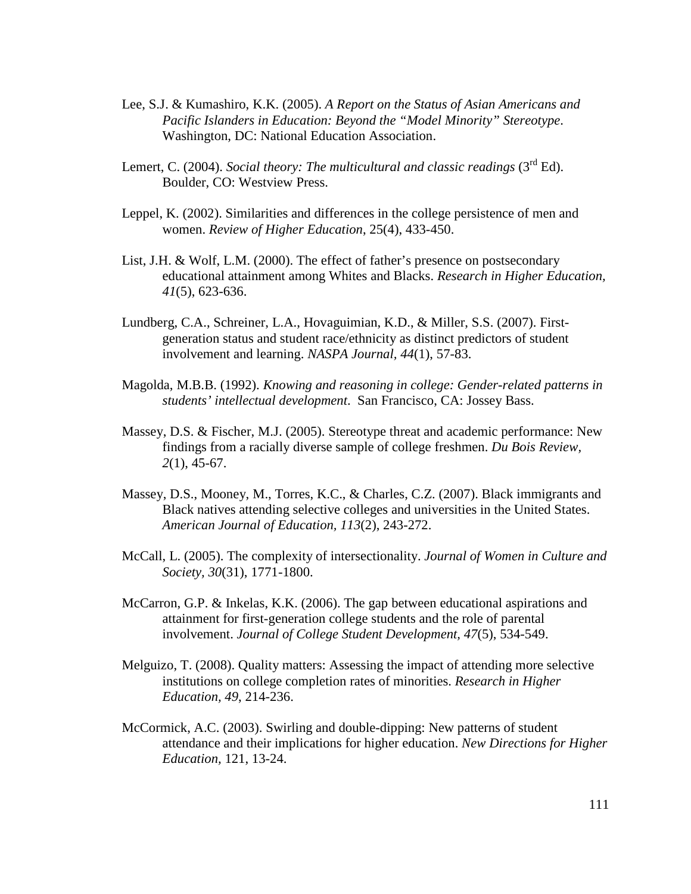Lee, S.J. & Kumashiro, K.K. (2005). *A Report on the Status of Asian Americans and Pacific Islanders in Education: Beyond the "Model Minority" Stereotype*. Washington, DC: National Education Association.

Lemert, C. (2004). *Social theory: The multicultural and classic readings* (3rd Ed). Boulder, CO: Westview Press.

Leppel, K. (2002). Similarities and differences in the college persistence of men and women. *Review of Higher Education,* 25(4), 433-450.

List, J.H. & Wolf, L.M. (2000). The effect of father's presence on postsecondary educational attainment among Whites and Blacks. *Research in Higher Education, 41*(5), 623-636.

Lundberg, C.A., Schreiner, L.A., Hovaguimian, K.D., & Miller, S.S. (2007). First-generation status and student race/ethnicity as distinct predictors of student involvement and learning. *NASPA Journal, 44*(1), 57-83.

Magolda, M.B.B. (1992). *Knowing and reasoning in college: Gender-related patterns in students' intellectual development*. San Francisco, CA: Jossey Bass.

Massey, D.S. & Fischer, M.J. (2005). Stereotype threat and academic performance: New findings from a racially diverse sample of college freshmen. *Du Bois Review, 2*(1), 45-67.

Massey, D.S., Mooney, M., Torres, K.C., & Charles, C.Z. (2007). Black immigrants and Black natives attending selective colleges and universities in the United States. *American Journal of Education, 113*(2), 243-272.

McCall, L. (2005). The complexity of intersectionality. *Journal of Women in Culture and Society, 30*(31), 1771-1800.

McCarron, G.P. & Inkelas, K.K. (2006). The gap between educational aspirations and attainment for first-generation college students and the role of parental involvement. *Journal of College Student Development, 47*(5), 534-549.

Melguizo, T. (2008). Quality matters: Assessing the impact of attending more selective institutions on college completion rates of minorities. *Research in Higher Education, 49*, 214-236.

McCormick, A.C. (2003). Swirling and double-dipping: New patterns of student attendance and their implications for higher education. *New Directions for Higher Education,* 121, 13-24.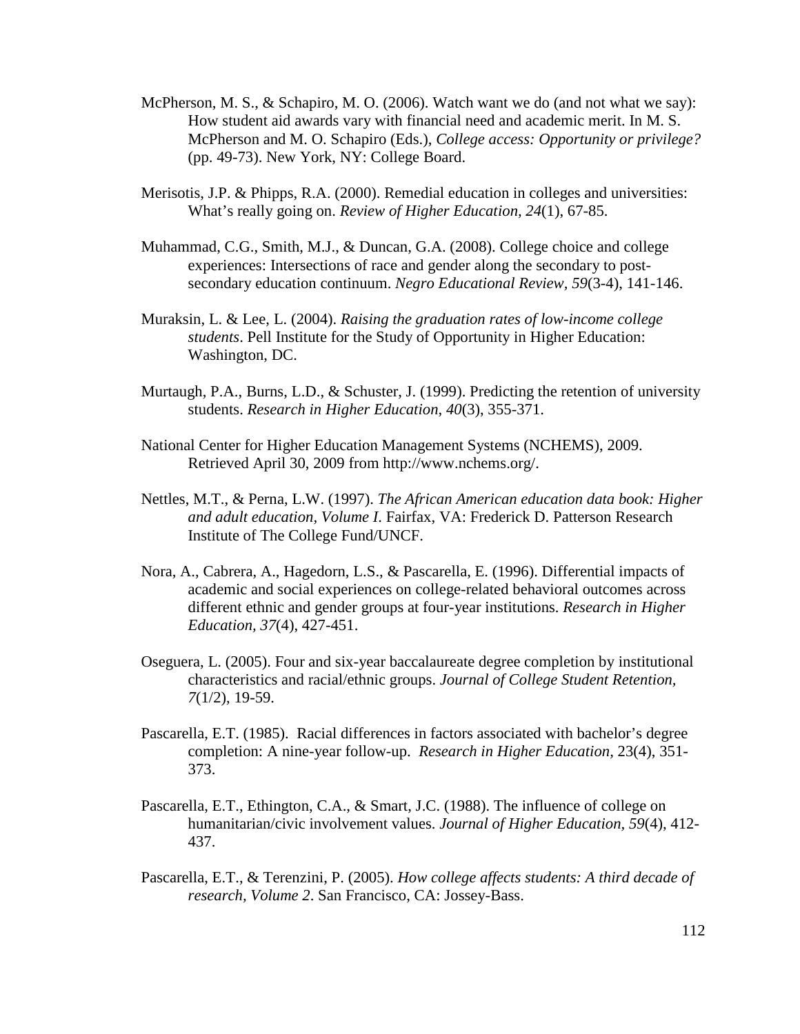McPherson, M. S., & Schapiro, M. O. (2006). Watch want we do (and not what we say): How student aid awards vary with financial need and academic merit. In M. S. McPherson and M. O. Schapiro (Eds.), *College access: Opportunity or privilege?* (pp. 49-73). New York, NY: College Board.

Merisotis, J.P. & Phipps, R.A. (2000). Remedial education in colleges and universities: What's really going on. *Review of Higher Education, 24*(1), 67-85.

Muhammad, C.G., Smith, M.J., & Duncan, G.A. (2008). College choice and college experiences: Intersections of race and gender along the secondary to post-secondary education continuum. *Negro Educational Review, 59*(3-4), 141-146.

Muraksin, L. & Lee, L. (2004). *Raising the graduation rates of low-income college students*. Pell Institute for the Study of Opportunity in Higher Education: Washington, DC.

Murtaugh, P.A., Burns, L.D., & Schuster, J. (1999). Predicting the retention of university students. *Research in Higher Education, 40*(3), 355-371.

National Center for Higher Education Management Systems (NCHEMS), 2009. Retrieved April 30, 2009 from http://www.nchems.org/.

Nettles, M.T., & Perna, L.W. (1997). *The African American education data book: Higher and adult education, Volume I*. Fairfax, VA: Frederick D. Patterson Research Institute of The College Fund/UNCF.

Nora, A., Cabrera, A., Hagedorn, L.S., & Pascarella, E. (1996). Differential impacts of academic and social experiences on college-related behavioral outcomes across different ethnic and gender groups at four-year institutions. *Research in Higher Education, 37*(4), 427-451.

Oseguera, L. (2005). Four and six-year baccalaureate degree completion by institutional characteristics and racial/ethnic groups. *Journal of College Student Retention, 7*(1/2), 19-59.

Pascarella, E.T. (1985). Racial differences in factors associated with bachelor's degree completion: A nine-year follow-up. *Research in Higher Education,* 23(4), 351-373.

Pascarella, E.T., Ethington, C.A., & Smart, J.C. (1988). The influence of college on humanitarian/civic involvement values. *Journal of Higher Education, 59*(4), 412-437.

Pascarella, E.T., & Terenzini, P. (2005). *How college affects students: A third decade of research, Volume 2*. San Francisco, CA: Jossey-Bass.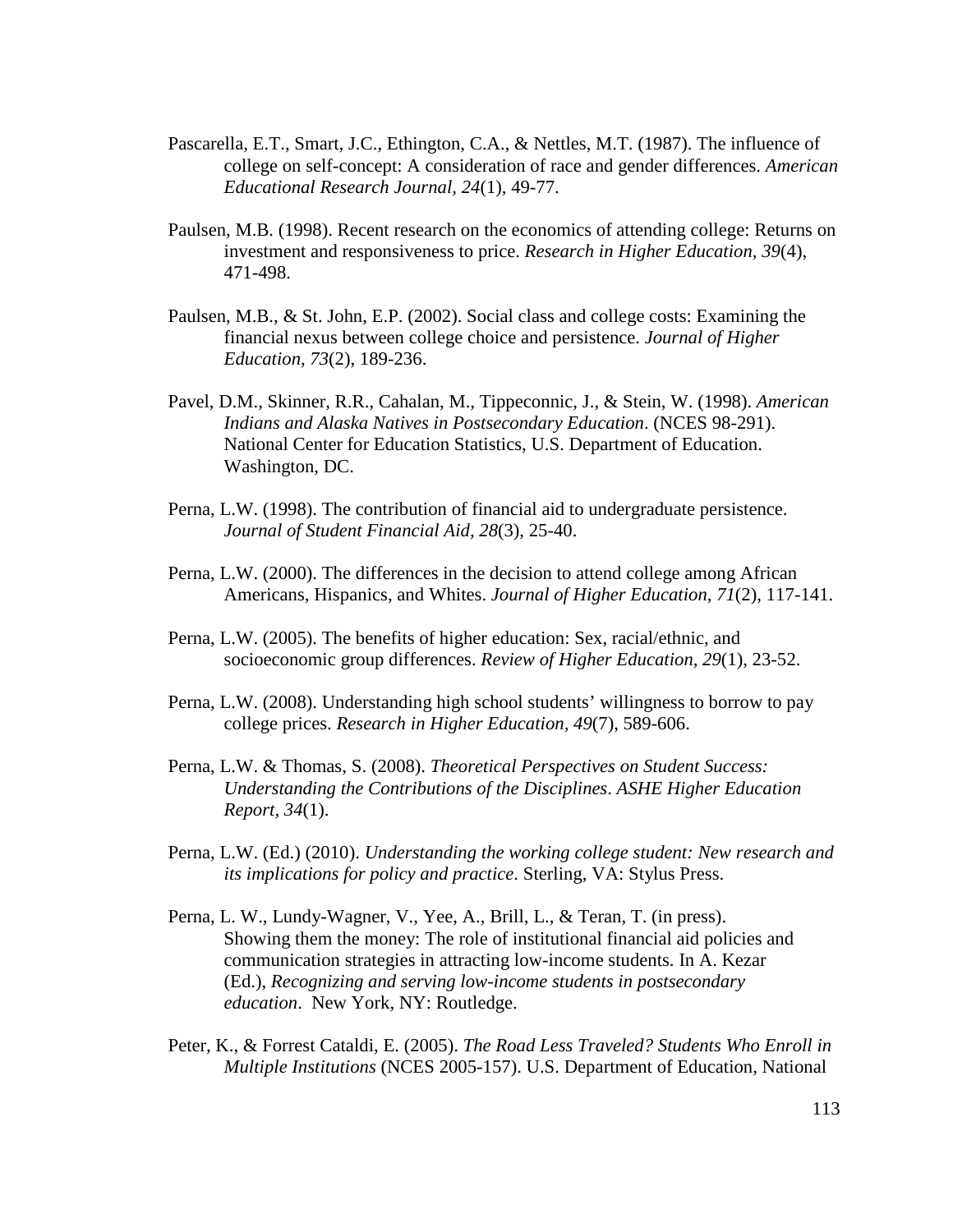Pascarella, E.T., Smart, J.C., Ethington, C.A., & Nettles, M.T. (1987). The influence of college on self-concept: A consideration of race and gender differences. *American Educational Research Journal, 24*(1), 49-77.

Paulsen, M.B. (1998). Recent research on the economics of attending college: Returns on investment and responsiveness to price. *Research in Higher Education, 39*(4), 471-498.

Paulsen, M.B., & St. John, E.P. (2002). Social class and college costs: Examining the financial nexus between college choice and persistence. *Journal of Higher Education, 73*(2), 189-236.

Pavel, D.M., Skinner, R.R., Cahalan, M., Tippeconnic, J., & Stein, W. (1998). *American Indians and Alaska Natives in Postsecondary Education*. (NCES 98-291). National Center for Education Statistics, U.S. Department of Education. Washington, DC.

Perna, L.W. (1998). The contribution of financial aid to undergraduate persistence. *Journal of Student Financial Aid, 28*(3), 25-40.

Perna, L.W. (2000). The differences in the decision to attend college among African Americans, Hispanics, and Whites. *Journal of Higher Education, 71*(2), 117-141.

Perna, L.W. (2005). The benefits of higher education: Sex, racial/ethnic, and socioeconomic group differences. *Review of Higher Education, 29*(1), 23-52.

Perna, L.W. (2008). Understanding high school students' willingness to borrow to pay college prices. *Research in Higher Education, 49*(7), 589-606.

Perna, L.W. & Thomas, S. (2008). *Theoretical Perspectives on Student Success: Understanding the Contributions of the Disciplines*. *ASHE Higher Education Report, 34*(1).

Perna, L.W. (Ed.) (2010). *Understanding the working college student: New research and its implications for policy and practice*. Sterling, VA: Stylus Press.

Perna, L. W., Lundy-Wagner, V., Yee, A., Brill, L., & Teran, T. (in press). Showing them the money: The role of institutional financial aid policies and communication strategies in attracting low-income students. In A. Kezar (Ed.), *Recognizing and serving low-income students in postsecondary education*. New York, NY: Routledge.

Peter, K., & Forrest Cataldi, E. (2005). *The Road Less Traveled? Students Who Enroll in Multiple Institutions* (NCES 2005-157). U.S. Department of Education, National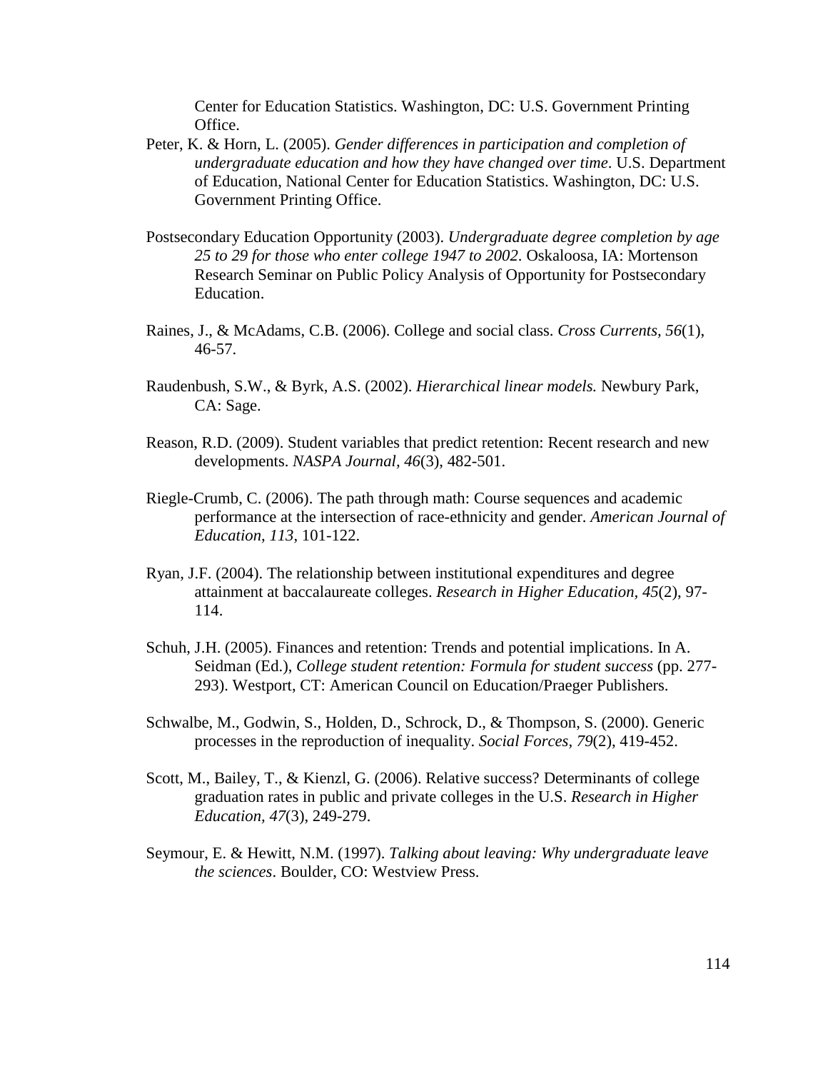Center for Education Statistics. Washington, DC: U.S. Government Printing Office.

Peter, K. & Horn, L. (2005). *Gender differences in participation and completion of undergraduate education and how they have changed over time*. U.S. Department of Education, National Center for Education Statistics. Washington, DC: U.S. Government Printing Office.

Postsecondary Education Opportunity (2003). *Undergraduate degree completion by age 25 to 29 for those who enter college 1947 to 2002*. Oskaloosa, IA: Mortenson Research Seminar on Public Policy Analysis of Opportunity for Postsecondary Education.

Raines, J., & McAdams, C.B. (2006). College and social class. *Cross Currents, 56*(1), 46-57.

Raudenbush, S.W., & Byrk, A.S. (2002). *Hierarchical linear models.* Newbury Park, CA: Sage.

Reason, R.D. (2009). Student variables that predict retention: Recent research and new developments. *NASPA Journal, 46*(3), 482-501.

Riegle-Crumb, C. (2006). The path through math: Course sequences and academic performance at the intersection of race-ethnicity and gender. *American Journal of Education, 113*, 101-122.

Ryan, J.F. (2004). The relationship between institutional expenditures and degree attainment at baccalaureate colleges. *Research in Higher Education, 45*(2), 97-114.

Schuh, J.H. (2005). Finances and retention: Trends and potential implications. In A. Seidman (Ed.), *College student retention: Formula for student success* (pp. 277-293). Westport, CT: American Council on Education/Praeger Publishers.

Schwalbe, M., Godwin, S., Holden, D., Schrock, D., & Thompson, S. (2000). Generic processes in the reproduction of inequality. *Social Forces, 79*(2), 419-452.

Scott, M., Bailey, T., & Kienzl, G. (2006). Relative success? Determinants of college graduation rates in public and private colleges in the U.S. *Research in Higher Education, 47*(3), 249-279.

Seymour, E. & Hewitt, N.M. (1997). *Talking about leaving: Why undergraduate leave the sciences*. Boulder, CO: Westview Press.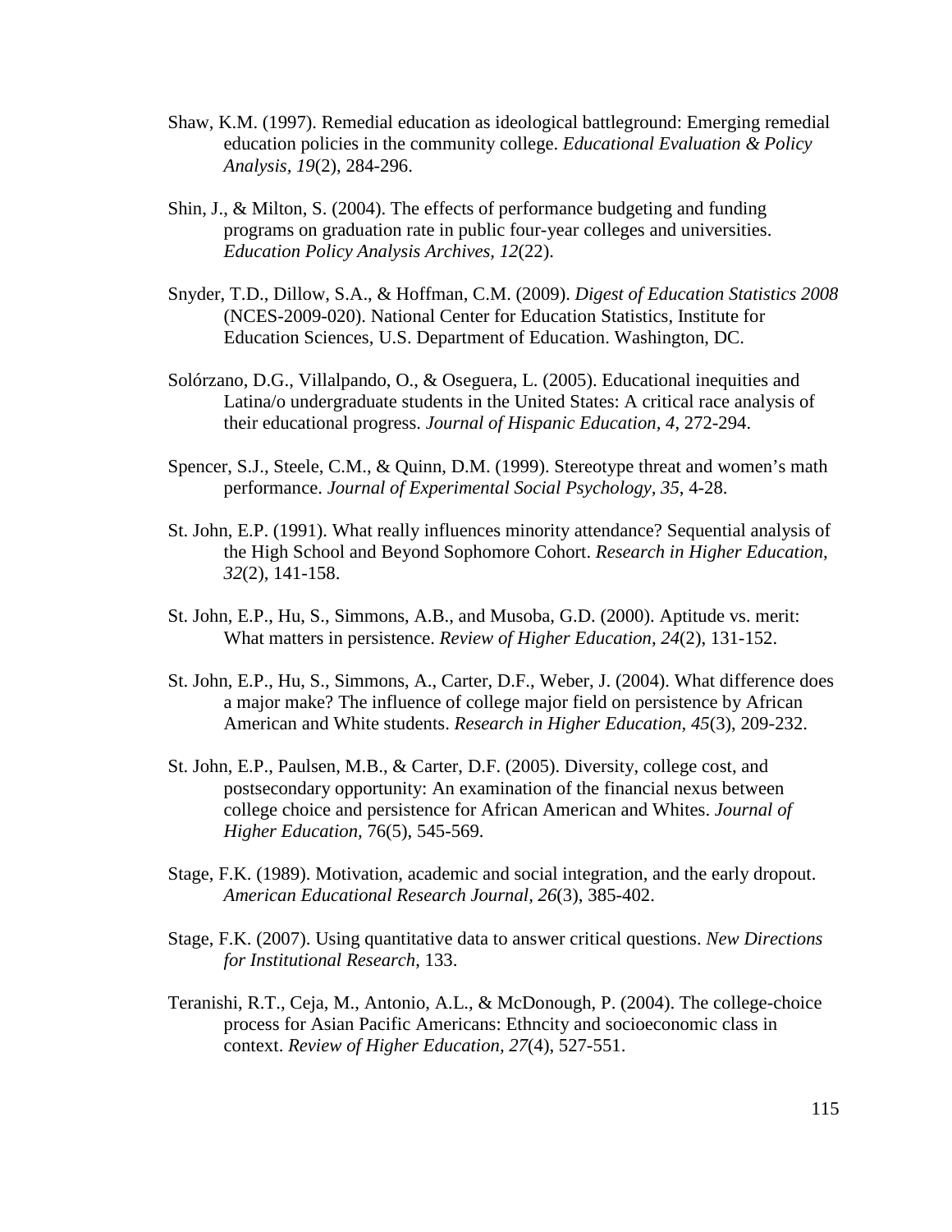Shaw, K.M. (1997). Remedial education as ideological battleground: Emerging remedial education policies in the community college. *Educational Evaluation & Policy Analysis, 19*(2), 284-296.

Shin, J., & Milton, S. (2004). The effects of performance budgeting and funding programs on graduation rate in public four-year colleges and universities. *Education Policy Analysis Archives, 12*(22).

Snyder, T.D., Dillow, S.A., & Hoffman, C.M. (2009). *Digest of Education Statistics 2008* (NCES-2009-020). National Center for Education Statistics, Institute for Education Sciences, U.S. Department of Education. Washington, DC.

Solórzano, D.G., Villalpando, O., & Oseguera, L. (2005). Educational inequities and Latina/o undergraduate students in the United States: A critical race analysis of their educational progress. *Journal of Hispanic Education, 4*, 272-294.

Spencer, S.J., Steele, C.M., & Quinn, D.M. (1999). Stereotype threat and women's math performance. *Journal of Experimental Social Psychology, 35*, 4-28.

St. John, E.P. (1991). What really influences minority attendance? Sequential analysis of the High School and Beyond Sophomore Cohort. *Research in Higher Education, 32*(2), 141-158.

St. John, E.P., Hu, S., Simmons, A.B., and Musoba, G.D. (2000). Aptitude vs. merit: What matters in persistence. *Review of Higher Education, 24*(2), 131-152.

St. John, E.P., Hu, S., Simmons, A., Carter, D.F., Weber, J. (2004). What difference does a major make? The influence of college major field on persistence by African American and White students. *Research in Higher Education, 45*(3), 209-232.

St. John, E.P., Paulsen, M.B., & Carter, D.F. (2005). Diversity, college cost, and postsecondary opportunity: An examination of the financial nexus between college choice and persistence for African American and Whites. *Journal of Higher Education,* 76(5), 545-569.

Stage, F.K. (1989). Motivation, academic and social integration, and the early dropout. *American Educational Research Journal, 26*(3), 385-402.

Stage, F.K. (2007). Using quantitative data to answer critical questions. *New Directions for Institutional Research*, 133.

Teranishi, R.T., Ceja, M., Antonio, A.L., & McDonough, P. (2004). The college-choice process for Asian Pacific Americans: Ethncity and socioeconomic class in context. *Review of Higher Education, 27*(4), 527-551.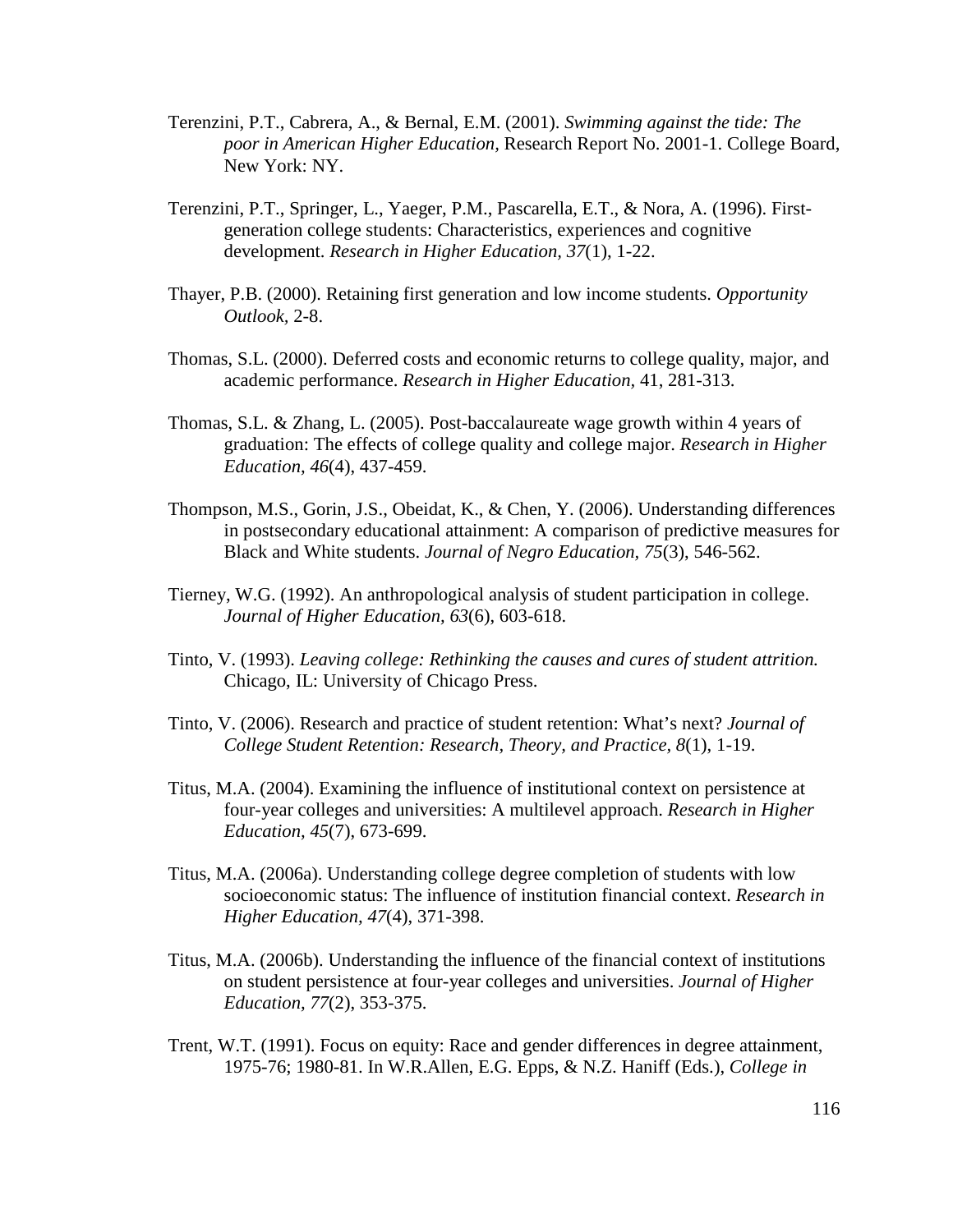Terenzini, P.T., Cabrera, A., & Bernal, E.M. (2001). *Swimming against the tide: The poor in American Higher Education,* Research Report No. 2001-1. College Board, New York: NY.

Terenzini, P.T., Springer, L., Yaeger, P.M., Pascarella, E.T., & Nora, A. (1996). First-generation college students: Characteristics, experiences and cognitive development. *Research in Higher Education, 37*(1), 1-22.

Thayer, P.B. (2000). Retaining first generation and low income students. *Opportunity Outlook*, 2-8.

Thomas, S.L. (2000). Deferred costs and economic returns to college quality, major, and academic performance. *Research in Higher Education,* 41, 281-313.

Thomas, S.L. & Zhang, L. (2005). Post-baccalaureate wage growth within 4 years of graduation: The effects of college quality and college major. *Research in Higher Education, 46*(4), 437-459.

Thompson, M.S., Gorin, J.S., Obeidat, K., & Chen, Y. (2006). Understanding differences in postsecondary educational attainment: A comparison of predictive measures for Black and White students. *Journal of Negro Education, 75*(3), 546-562.

Tierney, W.G. (1992). An anthropological analysis of student participation in college. *Journal of Higher Education, 63*(6), 603-618.

Tinto, V. (1993). *Leaving college: Rethinking the causes and cures of student attrition.* Chicago, IL: University of Chicago Press.

Tinto, V. (2006). Research and practice of student retention: What's next? *Journal of College Student Retention: Research, Theory, and Practice, 8*(1), 1-19.

Titus, M.A. (2004). Examining the influence of institutional context on persistence at four-year colleges and universities: A multilevel approach. *Research in Higher Education, 45*(7), 673-699.

Titus, M.A. (2006a). Understanding college degree completion of students with low socioeconomic status: The influence of institution financial context. *Research in Higher Education, 47*(4), 371-398.

Titus, M.A. (2006b). Understanding the influence of the financial context of institutions on student persistence at four-year colleges and universities. *Journal of Higher Education, 77*(2), 353-375.

Trent, W.T. (1991). Focus on equity: Race and gender differences in degree attainment, 1975-76; 1980-81. In W.R.Allen, E.G. Epps, & N.Z. Haniff (Eds.), *College in*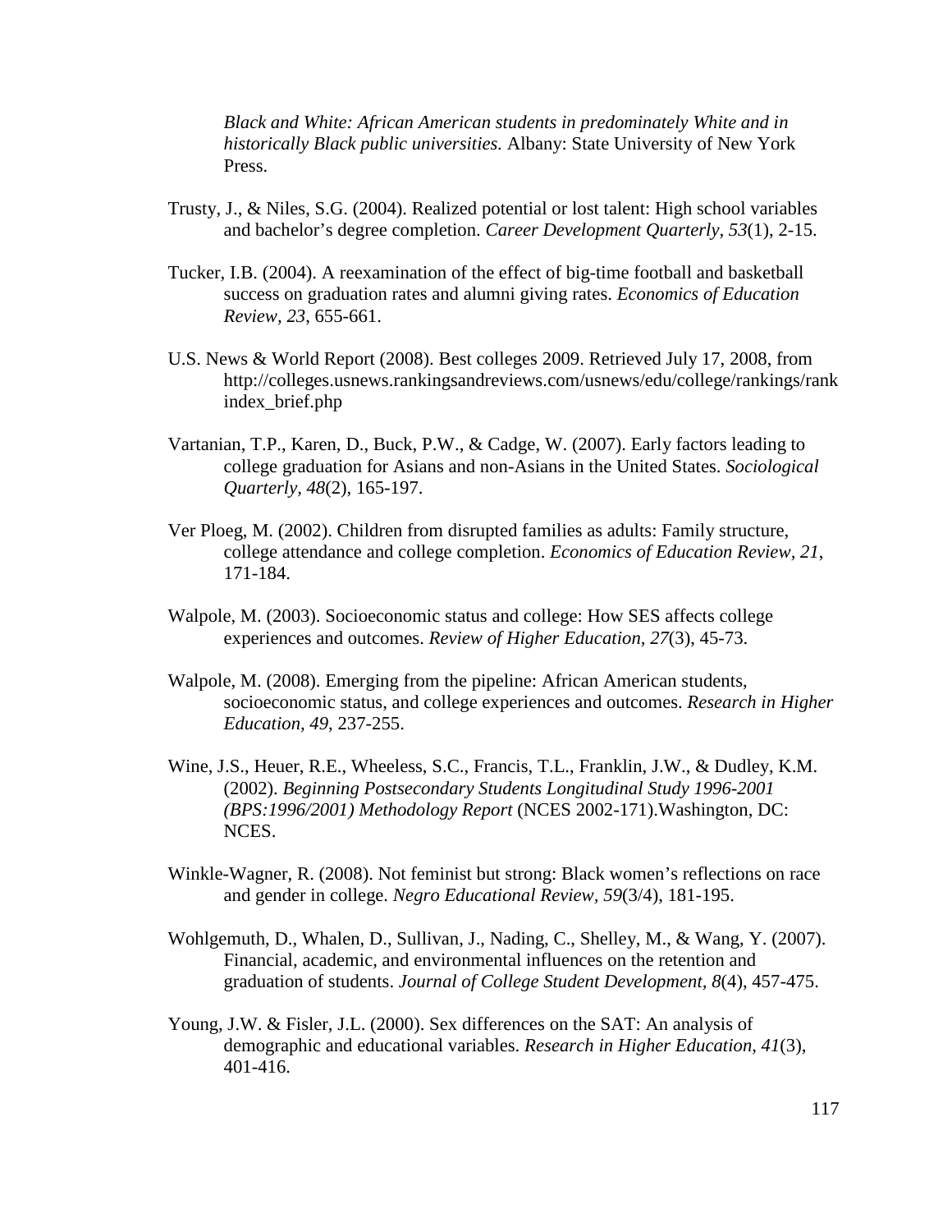*Black and White: African American students in predominately White and in historically Black public universities.* Albany: State University of New York Press.

Trusty, J., & Niles, S.G. (2004). Realized potential or lost talent: High school variables and bachelor's degree completion. *Career Development Quarterly, 53*(1), 2-15.

Tucker, I.B. (2004). A reexamination of the effect of big-time football and basketball success on graduation rates and alumni giving rates. *Economics of Education Review, 23*, 655-661.

U.S. News & World Report (2008). Best colleges 2009. Retrieved July 17, 2008, from http://colleges.usnews.rankingsandreviews.com/usnews/edu/college/rankings/rankindex_brief.php

Vartanian, T.P., Karen, D., Buck, P.W., & Cadge, W. (2007). Early factors leading to college graduation for Asians and non-Asians in the United States. *Sociological Quarterly, 48*(2), 165-197.

Ver Ploeg, M. (2002). Children from disrupted families as adults: Family structure, college attendance and college completion. *Economics of Education Review, 21*, 171-184.

Walpole, M. (2003). Socioeconomic status and college: How SES affects college experiences and outcomes. *Review of Higher Education, 27*(3), 45-73.

Walpole, M. (2008). Emerging from the pipeline: African American students, socioeconomic status, and college experiences and outcomes. *Research in Higher Education, 49*, 237-255.

Wine, J.S., Heuer, R.E., Wheeless, S.C., Francis, T.L., Franklin, J.W., & Dudley, K.M. (2002). *Beginning Postsecondary Students Longitudinal Study 1996-2001 (BPS:1996/2001) Methodology Report* (NCES 2002-171).Washington, DC: NCES.

Winkle-Wagner, R. (2008). Not feminist but strong: Black women's reflections on race and gender in college. *Negro Educational Review, 59*(3/4), 181-195.

Wohlgemuth, D., Whalen, D., Sullivan, J., Nading, C., Shelley, M., & Wang, Y. (2007). Financial, academic, and environmental influences on the retention and graduation of students. *Journal of College Student Development, 8*(4), 457-475.

Young, J.W. & Fisler, J.L. (2000). Sex differences on the SAT: An analysis of demographic and educational variables. *Research in Higher Education, 41*(3), 401-416.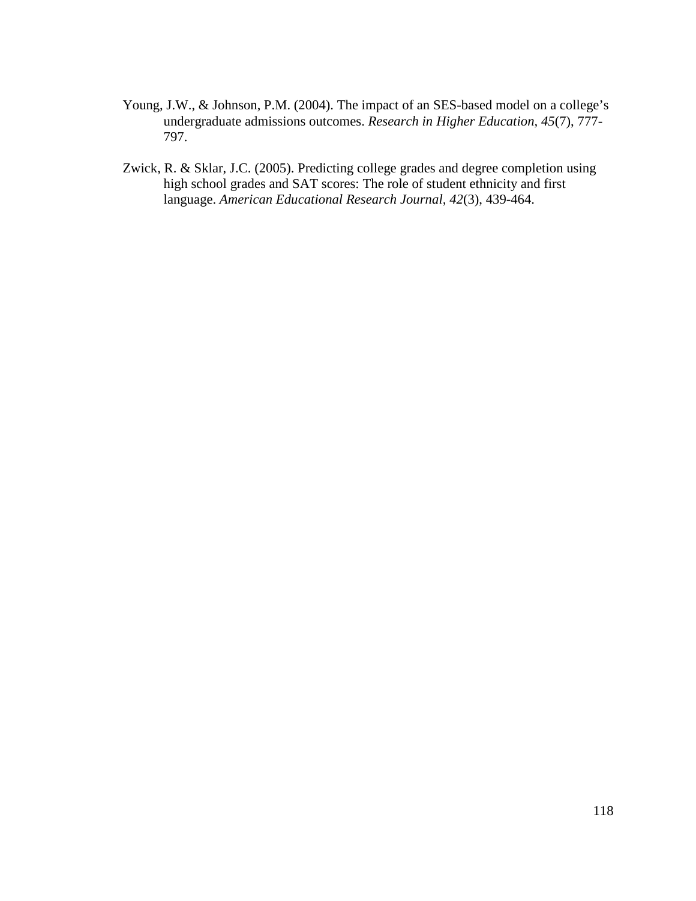Young, J.W., & Johnson, P.M. (2004). The impact of an SES-based model on a college's undergraduate admissions outcomes. *Research in Higher Education, 45*(7), 777-797.

Zwick, R. & Sklar, J.C. (2005). Predicting college grades and degree completion using high school grades and SAT scores: The role of student ethnicity and first language. *American Educational Research Journal, 42*(3), 439-464.